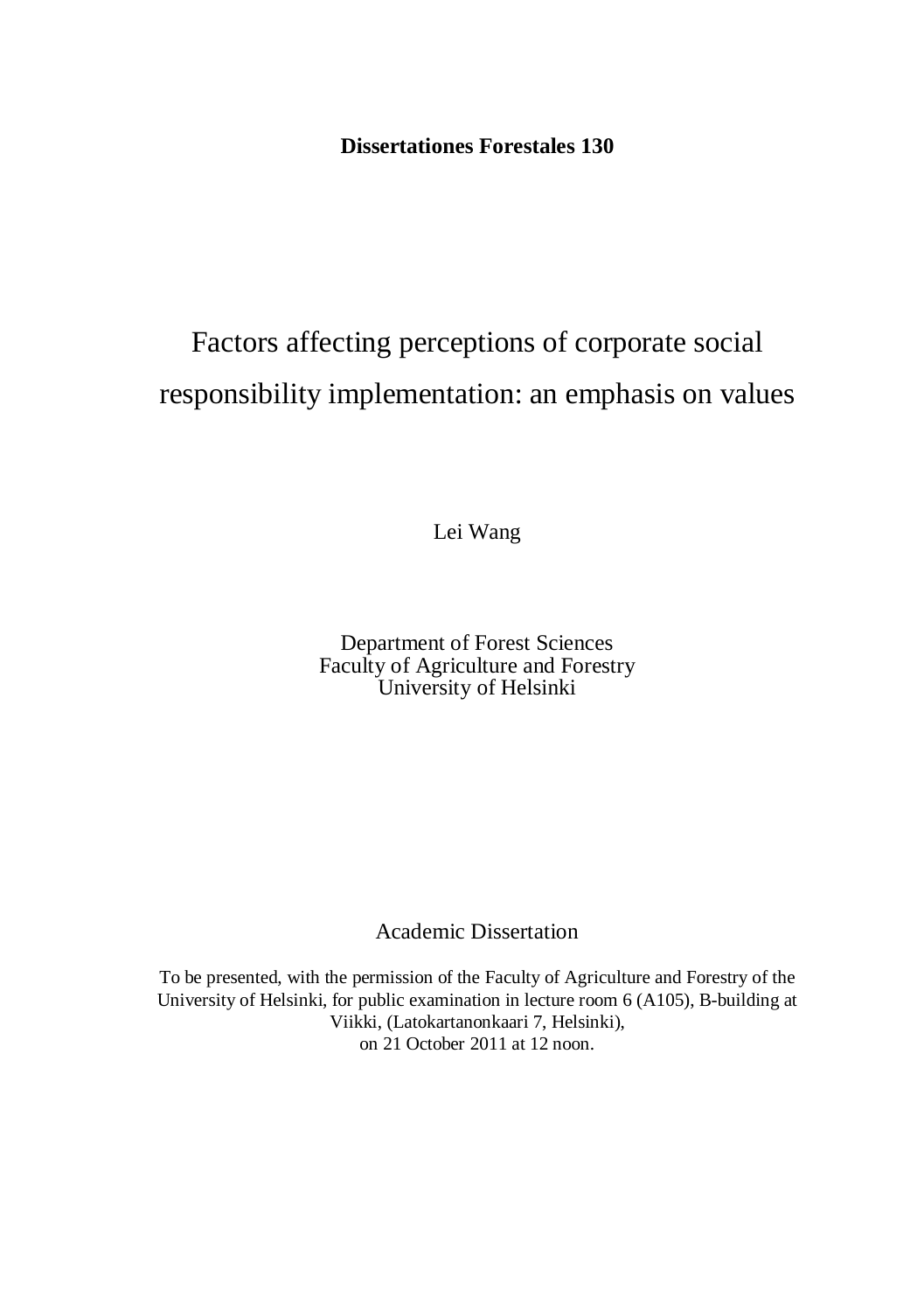**Dissertationes Forestales 130**

# Factors affecting perceptions of corporate social responsibility implementation: an emphasis on values

Lei Wang

Department of Forest Sciences
Faculty of Agriculture and Forestry
University of Helsinki

Academic Dissertation

To be presented, with the permission of the Faculty of Agriculture and Forestry of the University of Helsinki, for public examination in lecture room 6 (A105), B-building at Viikki, (Latokartanonkaari 7, Helsinki),
on 21 October 2011 at 12 noon.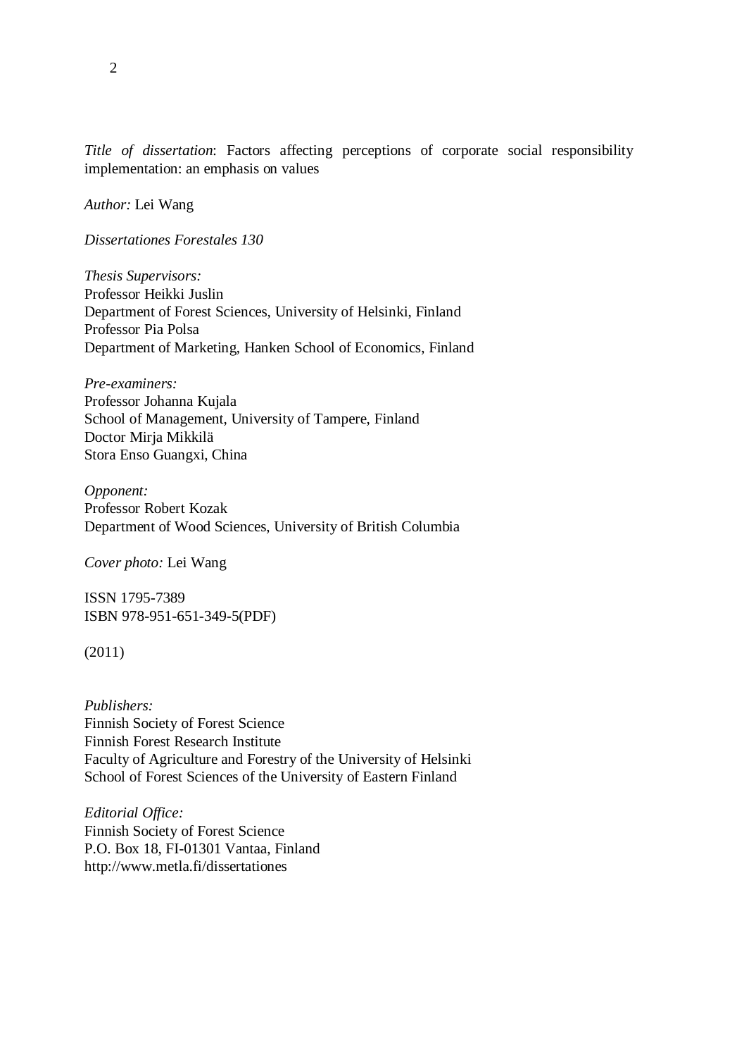*Title of dissertation*: Factors affecting perceptions of corporate social responsibility implementation: an emphasis on values

*Author:* Lei Wang

*Dissertationes Forestales 130*

*Thesis Supervisors:*
Professor Heikki Juslin
Department of Forest Sciences, University of Helsinki, Finland
Professor Pia Polsa
Department of Marketing, Hanken School of Economics, Finland

*Pre-examiners:*
Professor Johanna Kujala
School of Management, University of Tampere, Finland
Doctor Mirja Mikkilä
Stora Enso Guangxi, China

*Opponent:*
Professor Robert Kozak
Department of Wood Sciences, University of British Columbia

*Cover photo:* Lei Wang

ISSN 1795-7389
ISBN 978-951-651-349-5(PDF)

(2011)

*Publishers:*
Finnish Society of Forest Science
Finnish Forest Research Institute
Faculty of Agriculture and Forestry of the University of Helsinki
School of Forest Sciences of the University of Eastern Finland

*Editorial Office:*
Finnish Society of Forest Science
P.O. Box 18, FI-01301 Vantaa, Finland
http://www.metla.fi/dissertationes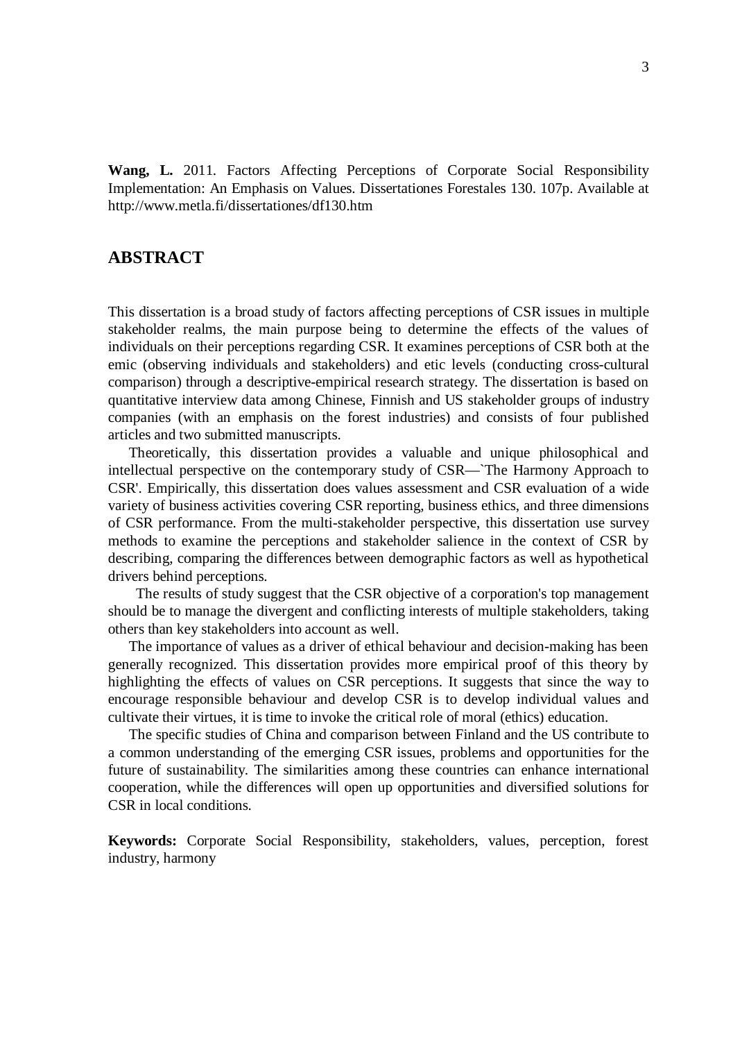**Wang, L.** 2011. Factors Affecting Perceptions of Corporate Social Responsibility Implementation: An Emphasis on Values. Dissertationes Forestales 130. 107p. Available at http://www.metla.fi/dissertationes/df130.htm

## ABSTRACT

This dissertation is a broad study of factors affecting perceptions of CSR issues in multiple stakeholder realms, the main purpose being to determine the effects of the values of individuals on their perceptions regarding CSR. It examines perceptions of CSR both at the emic (observing individuals and stakeholders) and etic levels (conducting cross-cultural comparison) through a descriptive-empirical research strategy. The dissertation is based on quantitative interview data among Chinese, Finnish and US stakeholder groups of industry companies (with an emphasis on the forest industries) and consists of four published articles and two submitted manuscripts.

Theoretically, this dissertation provides a valuable and unique philosophical and intellectual perspective on the contemporary study of CSR—`The Harmony Approach to CSR'. Empirically, this dissertation does values assessment and CSR evaluation of a wide variety of business activities covering CSR reporting, business ethics, and three dimensions of CSR performance. From the multi-stakeholder perspective, this dissertation use survey methods to examine the perceptions and stakeholder salience in the context of CSR by describing, comparing the differences between demographic factors as well as hypothetical drivers behind perceptions.

The results of study suggest that the CSR objective of a corporation's top management should be to manage the divergent and conflicting interests of multiple stakeholders, taking others than key stakeholders into account as well.

The importance of values as a driver of ethical behaviour and decision-making has been generally recognized. This dissertation provides more empirical proof of this theory by highlighting the effects of values on CSR perceptions. It suggests that since the way to encourage responsible behaviour and develop CSR is to develop individual values and cultivate their virtues, it is time to invoke the critical role of moral (ethics) education.

The specific studies of China and comparison between Finland and the US contribute to a common understanding of the emerging CSR issues, problems and opportunities for the future of sustainability. The similarities among these countries can enhance international cooperation, while the differences will open up opportunities and diversified solutions for CSR in local conditions.

**Keywords:** Corporate Social Responsibility, stakeholders, values, perception, forest industry, harmony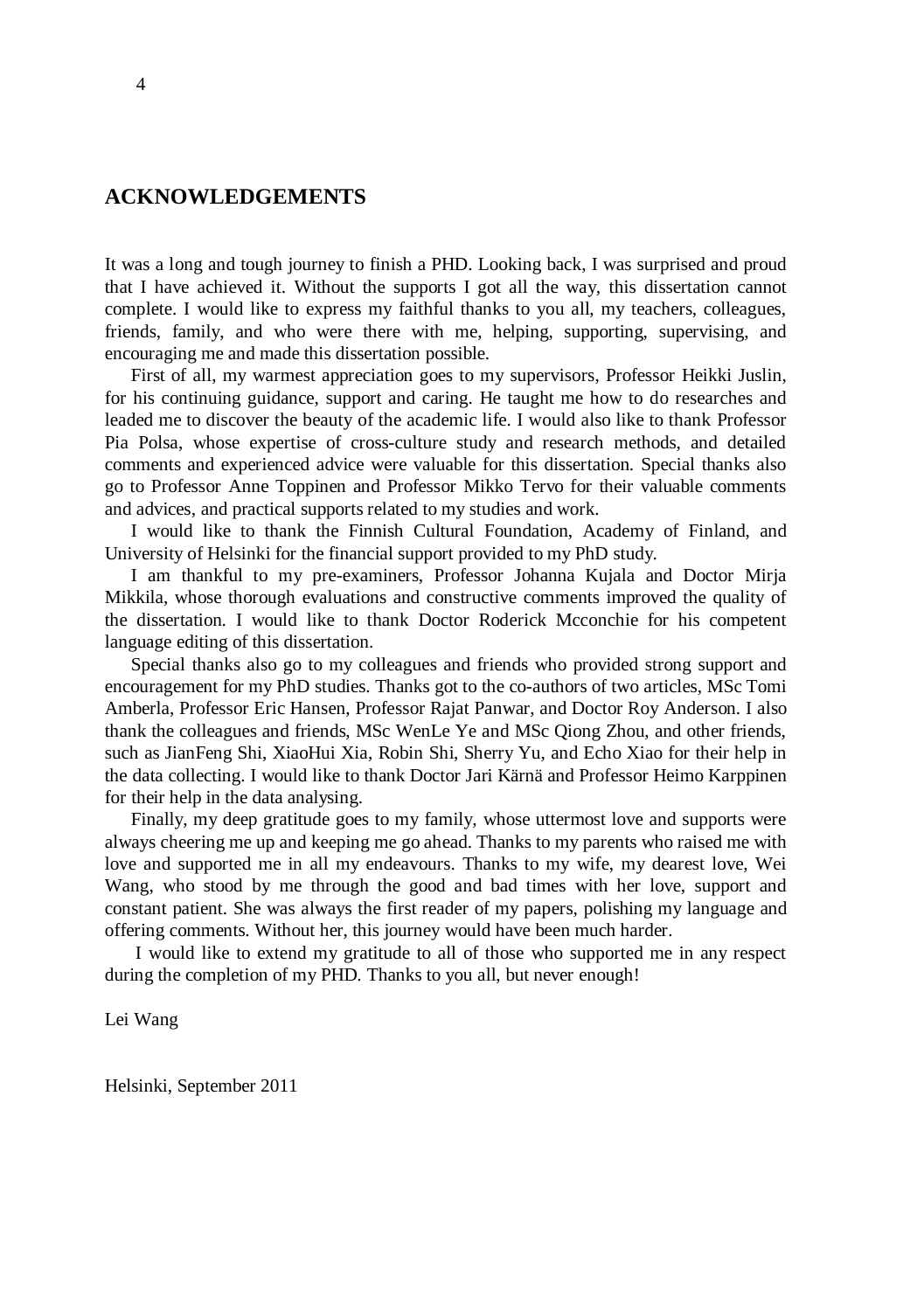# ACKNOWLEDGEMENTS

It was a long and tough journey to finish a PHD. Looking back, I was surprised and proud that I have achieved it. Without the supports I got all the way, this dissertation cannot complete. I would like to express my faithful thanks to you all, my teachers, colleagues, friends, family, and who were there with me, helping, supporting, supervising, and encouraging me and made this dissertation possible.

First of all, my warmest appreciation goes to my supervisors, Professor Heikki Juslin, for his continuing guidance, support and caring. He taught me how to do researches and leaded me to discover the beauty of the academic life. I would also like to thank Professor Pia Polsa, whose expertise of cross-culture study and research methods, and detailed comments and experienced advice were valuable for this dissertation. Special thanks also go to Professor Anne Toppinen and Professor Mikko Tervo for their valuable comments and advices, and practical supports related to my studies and work.

I would like to thank the Finnish Cultural Foundation, Academy of Finland, and University of Helsinki for the financial support provided to my PhD study.

I am thankful to my pre-examiners, Professor Johanna Kujala and Doctor Mirja Mikkila, whose thorough evaluations and constructive comments improved the quality of the dissertation. I would like to thank Doctor Roderick Mcconchie for his competent language editing of this dissertation.

Special thanks also go to my colleagues and friends who provided strong support and encouragement for my PhD studies. Thanks got to the co-authors of two articles, MSc Tomi Amberla, Professor Eric Hansen, Professor Rajat Panwar, and Doctor Roy Anderson. I also thank the colleagues and friends, MSc WenLe Ye and MSc Qiong Zhou, and other friends, such as JianFeng Shi, XiaoHui Xia, Robin Shi, Sherry Yu, and Echo Xiao for their help in the data collecting. I would like to thank Doctor Jari Kärnä and Professor Heimo Karppinen for their help in the data analysing.

Finally, my deep gratitude goes to my family, whose uttermost love and supports were always cheering me up and keeping me go ahead. Thanks to my parents who raised me with love and supported me in all my endeavours. Thanks to my wife, my dearest love, Wei Wang, who stood by me through the good and bad times with her love, support and constant patient. She was always the first reader of my papers, polishing my language and offering comments. Without her, this journey would have been much harder.

I would like to extend my gratitude to all of those who supported me in any respect during the completion of my PHD. Thanks to you all, but never enough!

Lei Wang

Helsinki, September 2011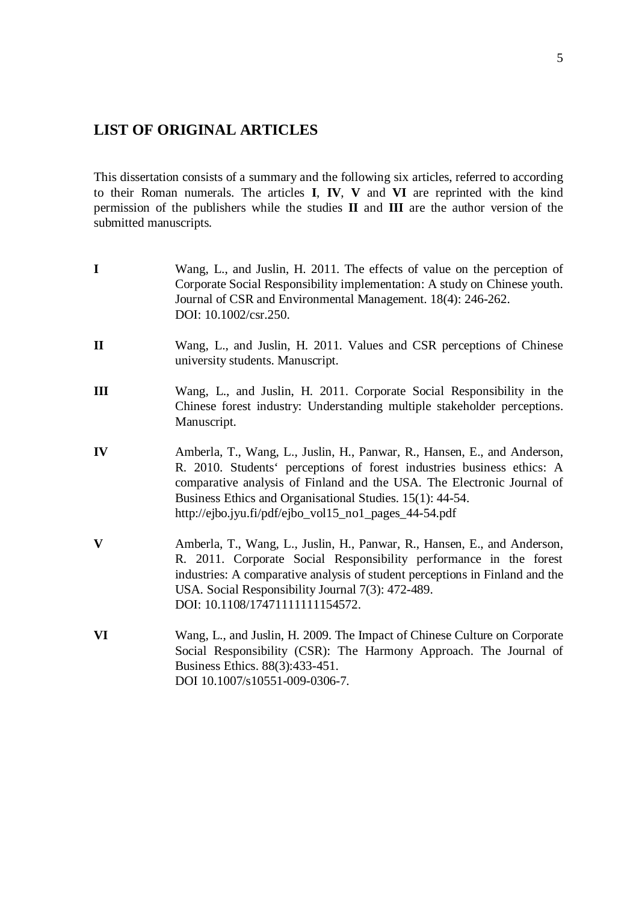## LIST OF ORIGINAL ARTICLES

This dissertation consists of a summary and the following six articles, referred to according to their Roman numerals. The articles **I**, **IV**, **V** and **VI** are reprinted with the kind permission of the publishers while the studies **II** and **III** are the author version of the submitted manuscripts.

**I** Wang, L., and Juslin, H. 2011. The effects of value on the perception of Corporate Social Responsibility implementation: A study on Chinese youth. Journal of CSR and Environmental Management. 18(4): 246-262. DOI: 10.1002/csr.250.

**II** Wang, L., and Juslin, H. 2011. Values and CSR perceptions of Chinese university students. Manuscript.

**III** Wang, L., and Juslin, H. 2011. Corporate Social Responsibility in the Chinese forest industry: Understanding multiple stakeholder perceptions. Manuscript.

**IV** Amberla, T., Wang, L., Juslin, H., Panwar, R., Hansen, E., and Anderson, R. 2010. Students' perceptions of forest industries business ethics: A comparative analysis of Finland and the USA. The Electronic Journal of Business Ethics and Organisational Studies. 15(1): 44-54. http://ejbo.jyu.fi/pdf/ejbo_vol15_no1_pages_44-54.pdf

**V** Amberla, T., Wang, L., Juslin, H., Panwar, R., Hansen, E., and Anderson, R. 2011. Corporate Social Responsibility performance in the forest industries: A comparative analysis of student perceptions in Finland and the USA. Social Responsibility Journal 7(3): 472-489. DOI: 10.1108/17471111111154572.

**VI** Wang, L., and Juslin, H. 2009. The Impact of Chinese Culture on Corporate Social Responsibility (CSR): The Harmony Approach. The Journal of Business Ethics. 88(3):433-451. DOI 10.1007/s10551-009-0306-7.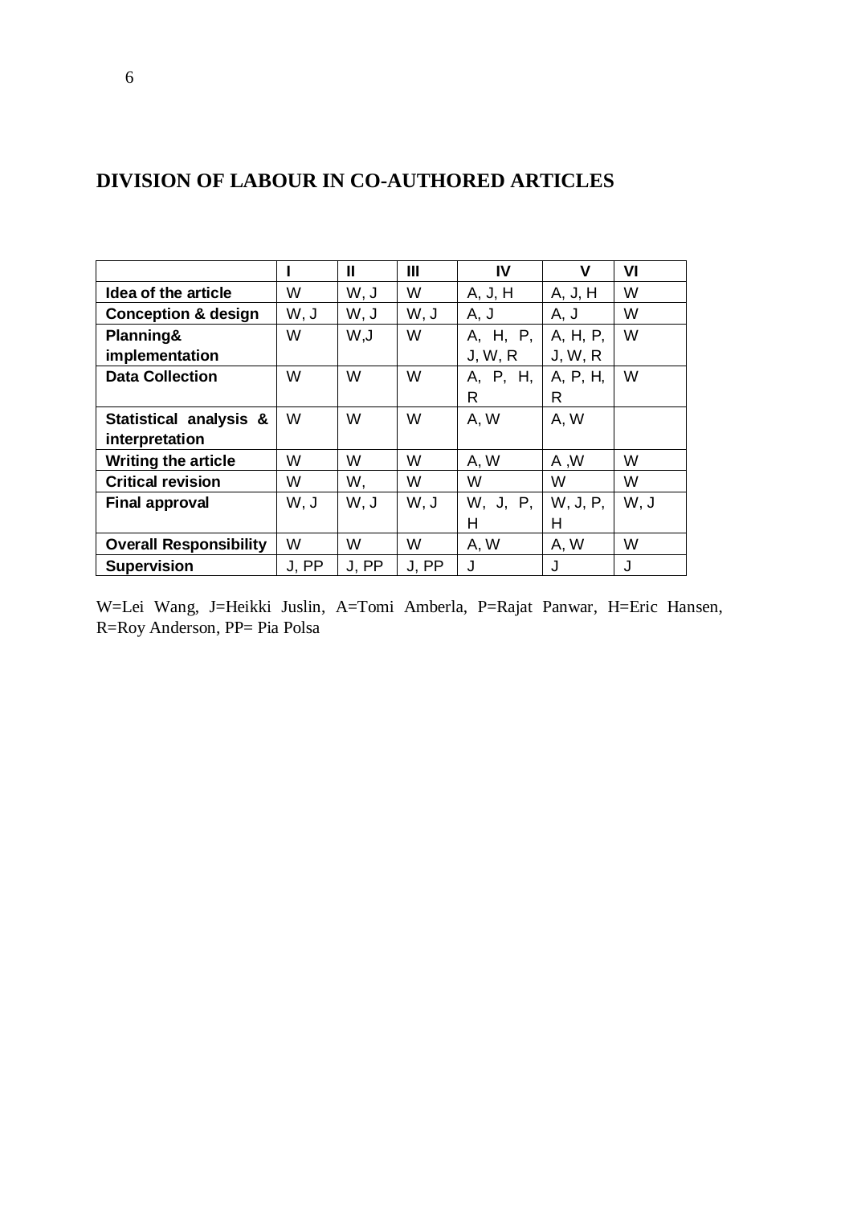# DIVISION OF LABOUR IN CO-AUTHORED ARTICLES

| | I | II | III | IV | V | VI |
|---|---|---|---|---|---|---|
| **Idea of the article** | W | W, J | W | A, J, H | A, J, H | W |
| **Conception & design** | W, J | W, J | W, J | A, J | A, J | W |
| **Planning& implementation** | W | W,J | W | A, H, P, J, W, R | A, H, P, J, W, R | W |
| **Data Collection** | W | W | W | A, P, H, R | A, P, H, R | W |
| **Statistical analysis & interpretation** | W | W | W | A, W | A, W | |
| **Writing the article** | W | W | W | A, W | A ,W | W |
| **Critical revision** | W | W, | W | W | W | W |
| **Final approval** | W, J | W, J | W, J | W, J, P, H | W, J, P, H | W, J |
| **Overall Responsibility** | W | W | W | A, W | A, W | W |
| **Supervision** | J, PP | J, PP | J, PP | J | J | J |

W=Lei Wang, J=Heikki Juslin, A=Tomi Amberla, P=Rajat Panwar, H=Eric Hansen, R=Roy Anderson, PP= Pia Polsa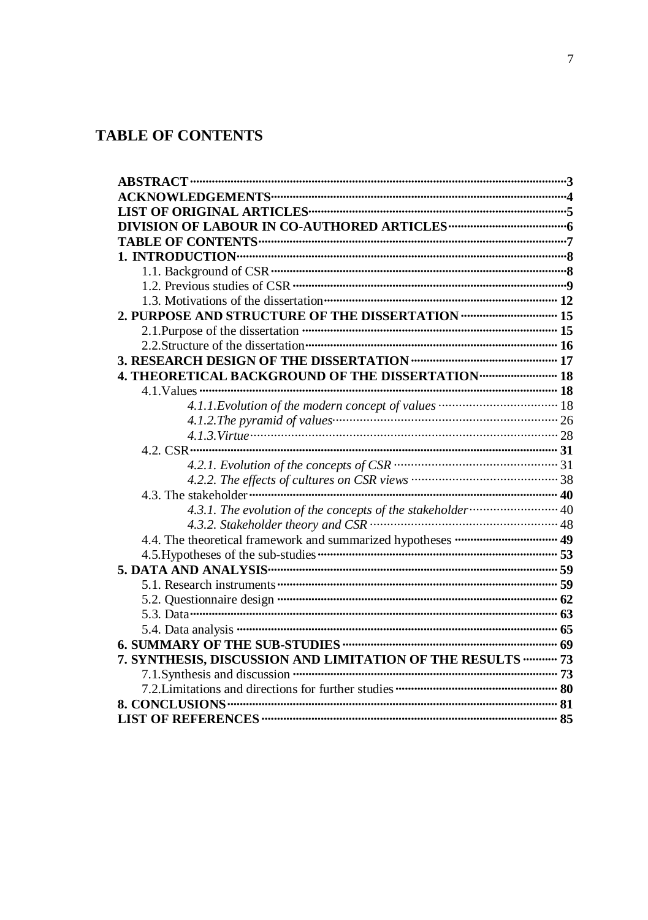# TABLE OF CONTENTS

**ABSTRACT** .......... **3**
**ACKNOWLEDGEMENTS** .......... **4**
**LIST OF ORIGINAL ARTICLES** .......... **5**
**DIVISION OF LABOUR IN CO-AUTHORED ARTICLES** .......... **6**
**TABLE OF CONTENTS** .......... **7**
**1. INTRODUCTION** .......... **8**
- 1.1. Background of CSR .......... **8**
- 1.2. Previous studies of CSR .......... **9**
- 1.3. Motivations of the dissertation .......... **12**

**2. PURPOSE AND STRUCTURE OF THE DISSERTATION** .......... **15**
- 2.1.Purpose of the dissertation .......... **15**
- 2.2.Structure of the dissertation .......... **16**

**3. RESEARCH DESIGN OF THE DISSERTATION** .......... **17**
**4. THEORETICAL BACKGROUND OF THE DISSERTATION** .......... **18**
- 4.1.Values .......... **18**
  - *4.1.1.Evolution of the modern concept of values* .......... 18
  - *4.1.2.The pyramid of values* .......... 26
  - *4.1.3.Virtue* .......... 28
- 4.2. CSR .......... **31**
  - *4.2.1. Evolution of the concepts of CSR* .......... 31
  - *4.2.2. The effects of cultures on CSR views* .......... 38
- 4.3. The stakeholder .......... **40**
  - *4.3.1. The evolution of the concepts of the stakeholder* .......... 40
  - *4.3.2. Stakeholder theory and CSR* .......... 48
- 4.4. The theoretical framework and summarized hypotheses .......... **49**
- 4.5.Hypotheses of the sub-studies .......... **53**

**5. DATA AND ANALYSIS** .......... **59**
- 5.1. Research instruments .......... **59**
- 5.2. Questionnaire design .......... **62**
- 5.3. Data .......... **63**
- 5.4. Data analysis .......... **65**

**6. SUMMARY OF THE SUB-STUDIES** .......... **69**
**7. SYNTHESIS, DISCUSSION AND LIMITATION OF THE RESULTS** .......... **73**
- 7.1.Synthesis and discussion .......... **73**
- 7.2.Limitations and directions for further studies .......... **80**

**8. CONCLUSIONS** .......... **81**
**LIST OF REFERENCES** .......... **85**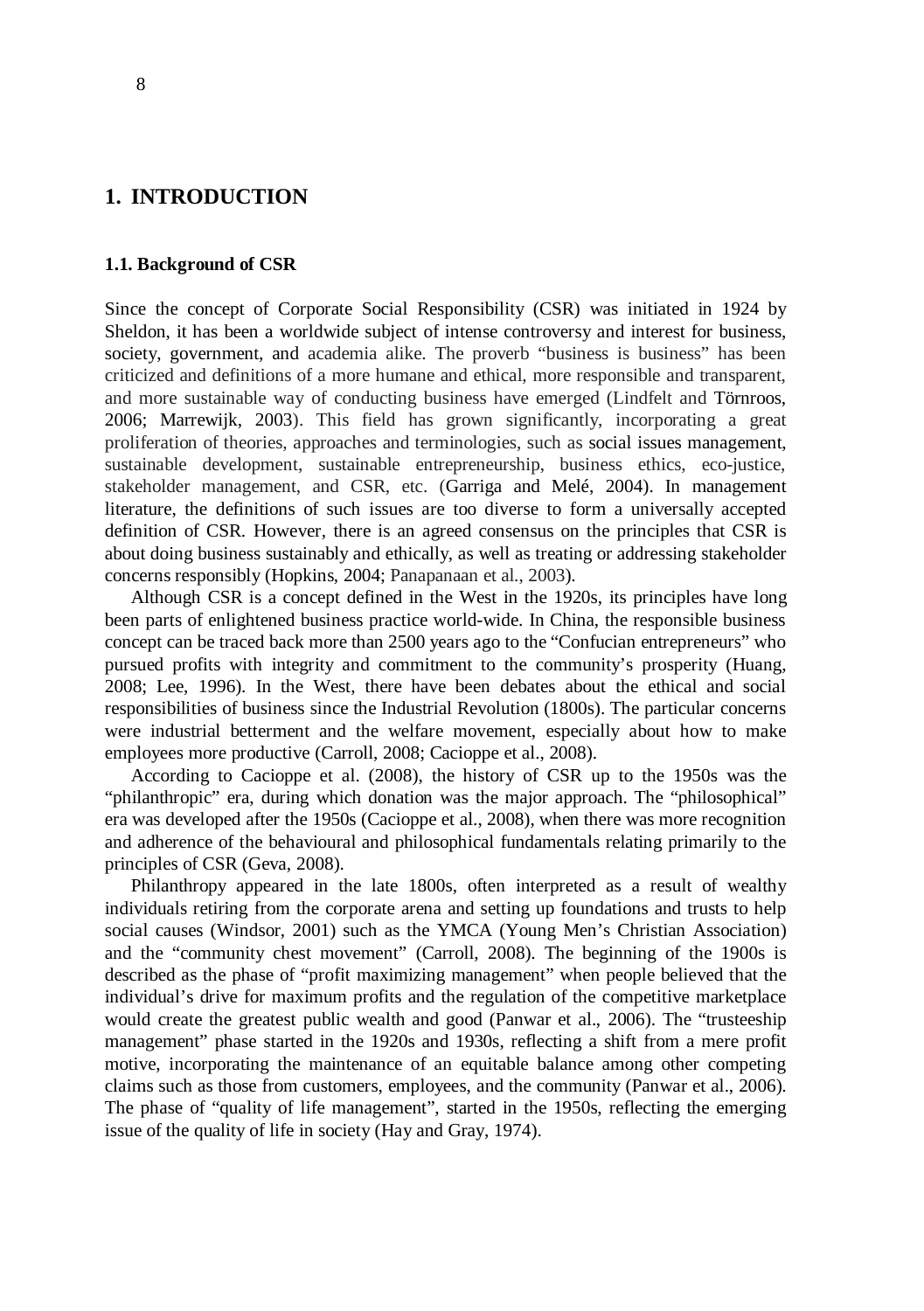# 1. INTRODUCTION

### 1.1. Background of CSR

Since the concept of Corporate Social Responsibility (CSR) was initiated in 1924 by Sheldon, it has been a worldwide subject of intense controversy and interest for business, society, government, and academia alike. The proverb "business is business" has been criticized and definitions of a more humane and ethical, more responsible and transparent, and more sustainable way of conducting business have emerged (Lindfelt and Törnroos, 2006; Marrewijk, 2003). This field has grown significantly, incorporating a great proliferation of theories, approaches and terminologies, such as social issues management, sustainable development, sustainable entrepreneurship, business ethics, eco-justice, stakeholder management, and CSR, etc. (Garriga and Melé, 2004). In management literature, the definitions of such issues are too diverse to form a universally accepted definition of CSR. However, there is an agreed consensus on the principles that CSR is about doing business sustainably and ethically, as well as treating or addressing stakeholder concerns responsibly (Hopkins, 2004; Panapanaan et al., 2003).

Although CSR is a concept defined in the West in the 1920s, its principles have long been parts of enlightened business practice world-wide. In China, the responsible business concept can be traced back more than 2500 years ago to the "Confucian entrepreneurs" who pursued profits with integrity and commitment to the community's prosperity (Huang, 2008; Lee, 1996). In the West, there have been debates about the ethical and social responsibilities of business since the Industrial Revolution (1800s). The particular concerns were industrial betterment and the welfare movement, especially about how to make employees more productive (Carroll, 2008; Cacioppe et al., 2008).

According to Cacioppe et al. (2008), the history of CSR up to the 1950s was the "philanthropic" era, during which donation was the major approach. The "philosophical" era was developed after the 1950s (Cacioppe et al., 2008), when there was more recognition and adherence of the behavioural and philosophical fundamentals relating primarily to the principles of CSR (Geva, 2008).

Philanthropy appeared in the late 1800s, often interpreted as a result of wealthy individuals retiring from the corporate arena and setting up foundations and trusts to help social causes (Windsor, 2001) such as the YMCA (Young Men's Christian Association) and the "community chest movement" (Carroll, 2008). The beginning of the 1900s is described as the phase of "profit maximizing management" when people believed that the individual's drive for maximum profits and the regulation of the competitive marketplace would create the greatest public wealth and good (Panwar et al., 2006). The "trusteeship management" phase started in the 1920s and 1930s, reflecting a shift from a mere profit motive, incorporating the maintenance of an equitable balance among other competing claims such as those from customers, employees, and the community (Panwar et al., 2006). The phase of "quality of life management", started in the 1950s, reflecting the emerging issue of the quality of life in society (Hay and Gray, 1974).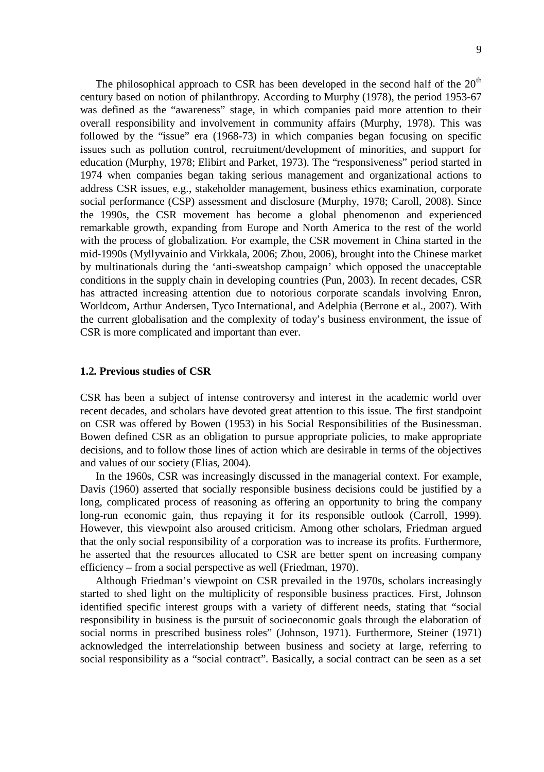The philosophical approach to CSR has been developed in the second half of the 20th century based on notion of philanthropy. According to Murphy (1978), the period 1953-67 was defined as the "awareness" stage, in which companies paid more attention to their overall responsibility and involvement in community affairs (Murphy, 1978). This was followed by the "issue" era (1968-73) in which companies began focusing on specific issues such as pollution control, recruitment/development of minorities, and support for education (Murphy, 1978; Elibirt and Parket, 1973). The "responsiveness" period started in 1974 when companies began taking serious management and organizational actions to address CSR issues, e.g., stakeholder management, business ethics examination, corporate social performance (CSP) assessment and disclosure (Murphy, 1978; Caroll, 2008). Since the 1990s, the CSR movement has become a global phenomenon and experienced remarkable growth, expanding from Europe and North America to the rest of the world with the process of globalization. For example, the CSR movement in China started in the mid-1990s (Myllyvainio and Virkkala, 2006; Zhou, 2006), brought into the Chinese market by multinationals during the 'anti-sweatshop campaign' which opposed the unacceptable conditions in the supply chain in developing countries (Pun, 2003). In recent decades, CSR has attracted increasing attention due to notorious corporate scandals involving Enron, Worldcom, Arthur Andersen, Tyco International, and Adelphia (Berrone et al., 2007). With the current globalisation and the complexity of today's business environment, the issue of CSR is more complicated and important than ever.

### 1.2. Previous studies of CSR

CSR has been a subject of intense controversy and interest in the academic world over recent decades, and scholars have devoted great attention to this issue. The first standpoint on CSR was offered by Bowen (1953) in his Social Responsibilities of the Businessman. Bowen defined CSR as an obligation to pursue appropriate policies, to make appropriate decisions, and to follow those lines of action which are desirable in terms of the objectives and values of our society (Elias, 2004).

In the 1960s, CSR was increasingly discussed in the managerial context. For example, Davis (1960) asserted that socially responsible business decisions could be justified by a long, complicated process of reasoning as offering an opportunity to bring the company long-run economic gain, thus repaying it for its responsible outlook (Carroll, 1999). However, this viewpoint also aroused criticism. Among other scholars, Friedman argued that the only social responsibility of a corporation was to increase its profits. Furthermore, he asserted that the resources allocated to CSR are better spent on increasing company efficiency – from a social perspective as well (Friedman, 1970).

Although Friedman's viewpoint on CSR prevailed in the 1970s, scholars increasingly started to shed light on the multiplicity of responsible business practices. First, Johnson identified specific interest groups with a variety of different needs, stating that "social responsibility in business is the pursuit of socioeconomic goals through the elaboration of social norms in prescribed business roles" (Johnson, 1971). Furthermore, Steiner (1971) acknowledged the interrelationship between business and society at large, referring to social responsibility as a "social contract". Basically, a social contract can be seen as a set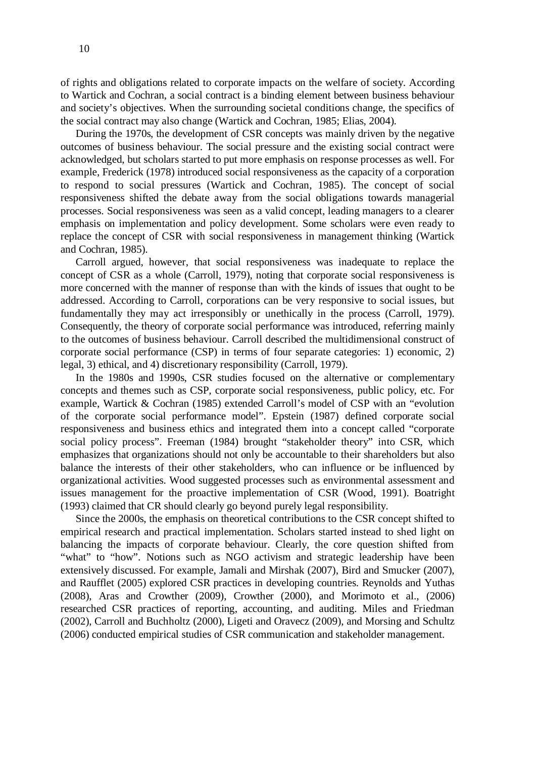of rights and obligations related to corporate impacts on the welfare of society. According to Wartick and Cochran, a social contract is a binding element between business behaviour and society's objectives. When the surrounding societal conditions change, the specifics of the social contract may also change (Wartick and Cochran, 1985; Elias, 2004).

During the 1970s, the development of CSR concepts was mainly driven by the negative outcomes of business behaviour. The social pressure and the existing social contract were acknowledged, but scholars started to put more emphasis on response processes as well. For example, Frederick (1978) introduced social responsiveness as the capacity of a corporation to respond to social pressures (Wartick and Cochran, 1985). The concept of social responsiveness shifted the debate away from the social obligations towards managerial processes. Social responsiveness was seen as a valid concept, leading managers to a clearer emphasis on implementation and policy development. Some scholars were even ready to replace the concept of CSR with social responsiveness in management thinking (Wartick and Cochran, 1985).

Carroll argued, however, that social responsiveness was inadequate to replace the concept of CSR as a whole (Carroll, 1979), noting that corporate social responsiveness is more concerned with the manner of response than with the kinds of issues that ought to be addressed. According to Carroll, corporations can be very responsive to social issues, but fundamentally they may act irresponsibly or unethically in the process (Carroll, 1979). Consequently, the theory of corporate social performance was introduced, referring mainly to the outcomes of business behaviour. Carroll described the multidimensional construct of corporate social performance (CSP) in terms of four separate categories: 1) economic, 2) legal, 3) ethical, and 4) discretionary responsibility (Carroll, 1979).

In the 1980s and 1990s, CSR studies focused on the alternative or complementary concepts and themes such as CSP, corporate social responsiveness, public policy, etc. For example, Wartick & Cochran (1985) extended Carroll's model of CSP with an "evolution of the corporate social performance model". Epstein (1987) defined corporate social responsiveness and business ethics and integrated them into a concept called "corporate social policy process". Freeman (1984) brought "stakeholder theory" into CSR, which emphasizes that organizations should not only be accountable to their shareholders but also balance the interests of their other stakeholders, who can influence or be influenced by organizational activities. Wood suggested processes such as environmental assessment and issues management for the proactive implementation of CSR (Wood, 1991). Boatright (1993) claimed that CR should clearly go beyond purely legal responsibility.

Since the 2000s, the emphasis on theoretical contributions to the CSR concept shifted to empirical research and practical implementation. Scholars started instead to shed light on balancing the impacts of corporate behaviour. Clearly, the core question shifted from "what" to "how". Notions such as NGO activism and strategic leadership have been extensively discussed. For example, Jamali and Mirshak (2007), Bird and Smucker (2007), and Raufflet (2005) explored CSR practices in developing countries. Reynolds and Yuthas (2008), Aras and Crowther (2009), Crowther (2000), and Morimoto et al., (2006) researched CSR practices of reporting, accounting, and auditing. Miles and Friedman (2002), Carroll and Buchholtz (2000), Ligeti and Oravecz (2009), and Morsing and Schultz (2006) conducted empirical studies of CSR communication and stakeholder management.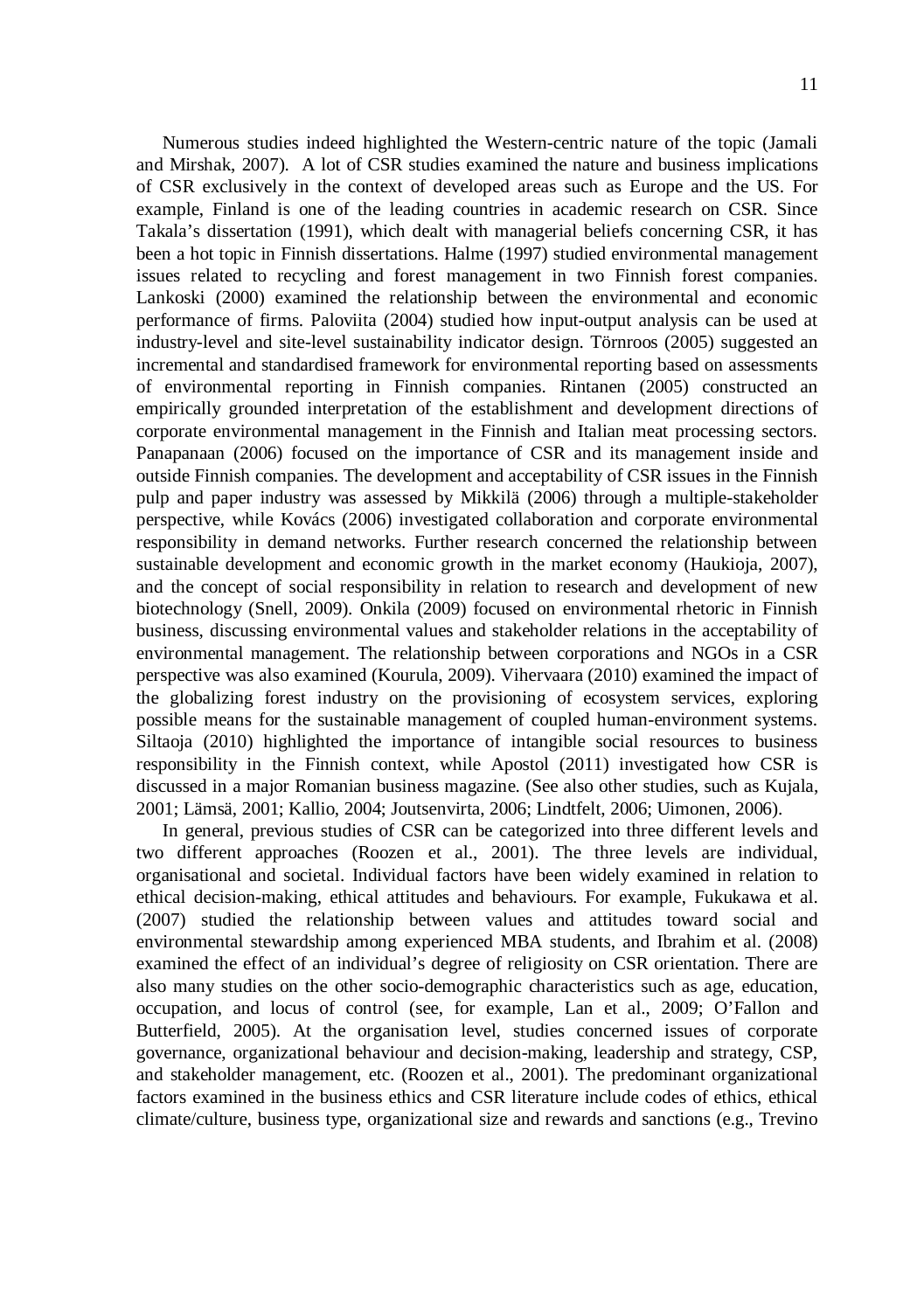Numerous studies indeed highlighted the Western-centric nature of the topic (Jamali and Mirshak, 2007). A lot of CSR studies examined the nature and business implications of CSR exclusively in the context of developed areas such as Europe and the US. For example, Finland is one of the leading countries in academic research on CSR. Since Takala's dissertation (1991), which dealt with managerial beliefs concerning CSR, it has been a hot topic in Finnish dissertations. Halme (1997) studied environmental management issues related to recycling and forest management in two Finnish forest companies. Lankoski (2000) examined the relationship between the environmental and economic performance of firms. Paloviita (2004) studied how input-output analysis can be used at industry-level and site-level sustainability indicator design. Törnroos (2005) suggested an incremental and standardised framework for environmental reporting based on assessments of environmental reporting in Finnish companies. Rintanen (2005) constructed an empirically grounded interpretation of the establishment and development directions of corporate environmental management in the Finnish and Italian meat processing sectors. Panapanaan (2006) focused on the importance of CSR and its management inside and outside Finnish companies. The development and acceptability of CSR issues in the Finnish pulp and paper industry was assessed by Mikkilä (2006) through a multiple-stakeholder perspective, while Kovács (2006) investigated collaboration and corporate environmental responsibility in demand networks. Further research concerned the relationship between sustainable development and economic growth in the market economy (Haukioja, 2007), and the concept of social responsibility in relation to research and development of new biotechnology (Snell, 2009). Onkila (2009) focused on environmental rhetoric in Finnish business, discussing environmental values and stakeholder relations in the acceptability of environmental management. The relationship between corporations and NGOs in a CSR perspective was also examined (Kourula, 2009). Vihervaara (2010) examined the impact of the globalizing forest industry on the provisioning of ecosystem services, exploring possible means for the sustainable management of coupled human-environment systems. Siltaoja (2010) highlighted the importance of intangible social resources to business responsibility in the Finnish context, while Apostol (2011) investigated how CSR is discussed in a major Romanian business magazine. (See also other studies, such as Kujala, 2001; Lämsä, 2001; Kallio, 2004; Joutsenvirta, 2006; Lindtfelt, 2006; Uimonen, 2006).

In general, previous studies of CSR can be categorized into three different levels and two different approaches (Roozen et al., 2001). The three levels are individual, organisational and societal. Individual factors have been widely examined in relation to ethical decision-making, ethical attitudes and behaviours. For example, Fukukawa et al. (2007) studied the relationship between values and attitudes toward social and environmental stewardship among experienced MBA students, and Ibrahim et al. (2008) examined the effect of an individual's degree of religiosity on CSR orientation. There are also many studies on the other socio-demographic characteristics such as age, education, occupation, and locus of control (see, for example, Lan et al., 2009; O'Fallon and Butterfield, 2005). At the organisation level, studies concerned issues of corporate governance, organizational behaviour and decision-making, leadership and strategy, CSP, and stakeholder management, etc. (Roozen et al., 2001). The predominant organizational factors examined in the business ethics and CSR literature include codes of ethics, ethical climate/culture, business type, organizational size and rewards and sanctions (e.g., Trevino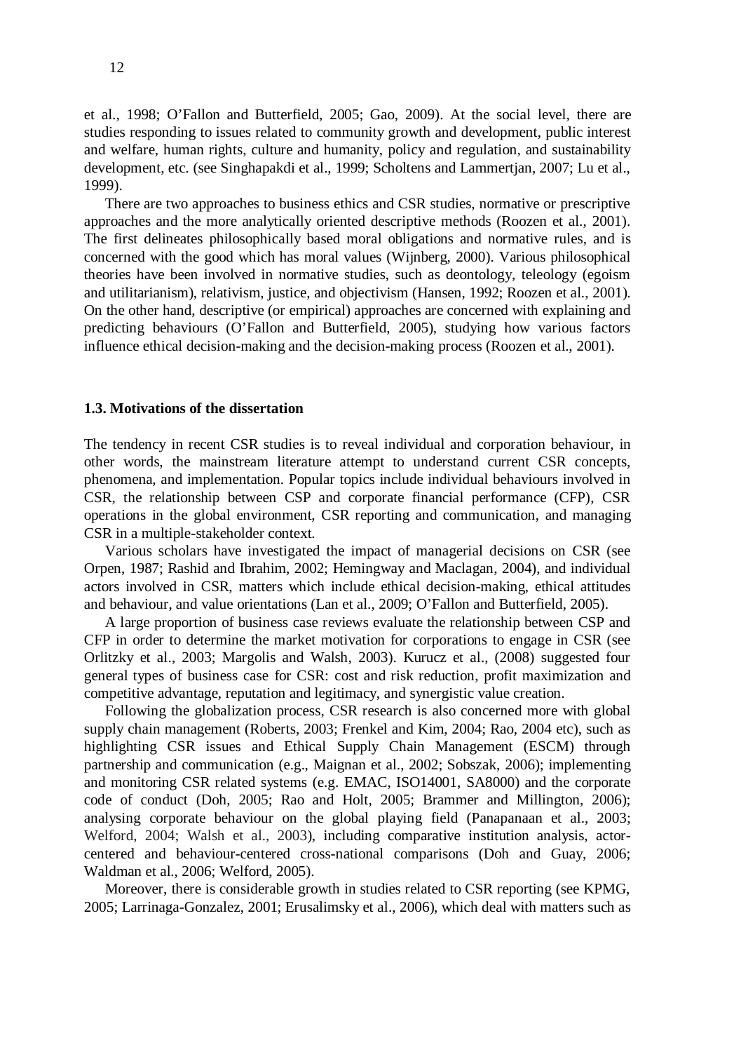et al., 1998; O'Fallon and Butterfield, 2005; Gao, 2009). At the social level, there are studies responding to issues related to community growth and development, public interest and welfare, human rights, culture and humanity, policy and regulation, and sustainability development, etc. (see Singhapakdi et al., 1999; Scholtens and Lammertjan, 2007; Lu et al., 1999).

There are two approaches to business ethics and CSR studies, normative or prescriptive approaches and the more analytically oriented descriptive methods (Roozen et al., 2001). The first delineates philosophically based moral obligations and normative rules, and is concerned with the good which has moral values (Wijnberg, 2000). Various philosophical theories have been involved in normative studies, such as deontology, teleology (egoism and utilitarianism), relativism, justice, and objectivism (Hansen, 1992; Roozen et al., 2001). On the other hand, descriptive (or empirical) approaches are concerned with explaining and predicting behaviours (O'Fallon and Butterfield, 2005), studying how various factors influence ethical decision-making and the decision-making process (Roozen et al., 2001).

### 1.3. Motivations of the dissertation

The tendency in recent CSR studies is to reveal individual and corporation behaviour, in other words, the mainstream literature attempt to understand current CSR concepts, phenomena, and implementation. Popular topics include individual behaviours involved in CSR, the relationship between CSP and corporate financial performance (CFP), CSR operations in the global environment, CSR reporting and communication, and managing CSR in a multiple-stakeholder context.

Various scholars have investigated the impact of managerial decisions on CSR (see Orpen, 1987; Rashid and Ibrahim, 2002; Hemingway and Maclagan, 2004), and individual actors involved in CSR, matters which include ethical decision-making, ethical attitudes and behaviour, and value orientations (Lan et al., 2009; O'Fallon and Butterfield, 2005).

A large proportion of business case reviews evaluate the relationship between CSP and CFP in order to determine the market motivation for corporations to engage in CSR (see Orlitzky et al., 2003; Margolis and Walsh, 2003). Kurucz et al., (2008) suggested four general types of business case for CSR: cost and risk reduction, profit maximization and competitive advantage, reputation and legitimacy, and synergistic value creation.

Following the globalization process, CSR research is also concerned more with global supply chain management (Roberts, 2003; Frenkel and Kim, 2004; Rao, 2004 etc), such as highlighting CSR issues and Ethical Supply Chain Management (ESCM) through partnership and communication (e.g., Maignan et al., 2002; Sobszak, 2006); implementing and monitoring CSR related systems (e.g. EMAC, ISO14001, SA8000) and the corporate code of conduct (Doh, 2005; Rao and Holt, 2005; Brammer and Millington, 2006); analysing corporate behaviour on the global playing field (Panapanaan et al., 2003; Welford, 2004; Walsh et al., 2003), including comparative institution analysis, actor-centered and behaviour-centered cross-national comparisons (Doh and Guay, 2006; Waldman et al., 2006; Welford, 2005).

Moreover, there is considerable growth in studies related to CSR reporting (see KPMG, 2005; Larrinaga-Gonzalez, 2001; Erusalimsky et al., 2006), which deal with matters such as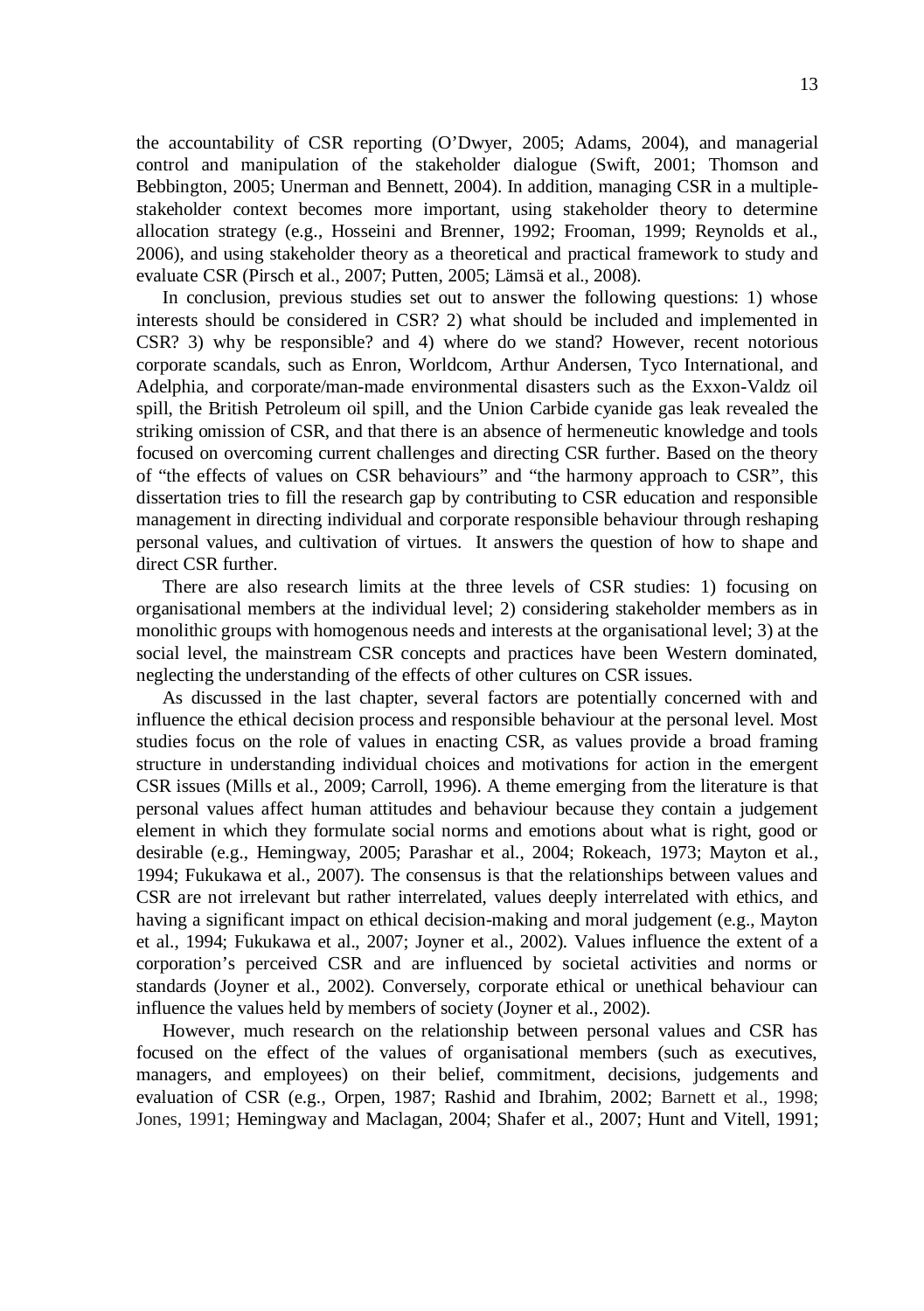the accountability of CSR reporting (O'Dwyer, 2005; Adams, 2004), and managerial control and manipulation of the stakeholder dialogue (Swift, 2001; Thomson and Bebbington, 2005; Unerman and Bennett, 2004). In addition, managing CSR in a multiple-stakeholder context becomes more important, using stakeholder theory to determine allocation strategy (e.g., Hosseini and Brenner, 1992; Frooman, 1999; Reynolds et al., 2006), and using stakeholder theory as a theoretical and practical framework to study and evaluate CSR (Pirsch et al., 2007; Putten, 2005; Lämsä et al., 2008).

In conclusion, previous studies set out to answer the following questions: 1) whose interests should be considered in CSR? 2) what should be included and implemented in CSR? 3) why be responsible? and 4) where do we stand? However, recent notorious corporate scandals, such as Enron, Worldcom, Arthur Andersen, Tyco International, and Adelphia, and corporate/man-made environmental disasters such as the Exxon-Valdz oil spill, the British Petroleum oil spill, and the Union Carbide cyanide gas leak revealed the striking omission of CSR, and that there is an absence of hermeneutic knowledge and tools focused on overcoming current challenges and directing CSR further. Based on the theory of "the effects of values on CSR behaviours" and "the harmony approach to CSR", this dissertation tries to fill the research gap by contributing to CSR education and responsible management in directing individual and corporate responsible behaviour through reshaping personal values, and cultivation of virtues. It answers the question of how to shape and direct CSR further.

There are also research limits at the three levels of CSR studies: 1) focusing on organisational members at the individual level; 2) considering stakeholder members as in monolithic groups with homogenous needs and interests at the organisational level; 3) at the social level, the mainstream CSR concepts and practices have been Western dominated, neglecting the understanding of the effects of other cultures on CSR issues.

As discussed in the last chapter, several factors are potentially concerned with and influence the ethical decision process and responsible behaviour at the personal level. Most studies focus on the role of values in enacting CSR, as values provide a broad framing structure in understanding individual choices and motivations for action in the emergent CSR issues (Mills et al., 2009; Carroll, 1996). A theme emerging from the literature is that personal values affect human attitudes and behaviour because they contain a judgement element in which they formulate social norms and emotions about what is right, good or desirable (e.g., Hemingway, 2005; Parashar et al., 2004; Rokeach, 1973; Mayton et al., 1994; Fukukawa et al., 2007). The consensus is that the relationships between values and CSR are not irrelevant but rather interrelated, values deeply interrelated with ethics, and having a significant impact on ethical decision-making and moral judgement (e.g., Mayton et al., 1994; Fukukawa et al., 2007; Joyner et al., 2002). Values influence the extent of a corporation's perceived CSR and are influenced by societal activities and norms or standards (Joyner et al., 2002). Conversely, corporate ethical or unethical behaviour can influence the values held by members of society (Joyner et al., 2002).

However, much research on the relationship between personal values and CSR has focused on the effect of the values of organisational members (such as executives, managers, and employees) on their belief, commitment, decisions, judgements and evaluation of CSR (e.g., Orpen, 1987; Rashid and Ibrahim, 2002; Barnett et al., 1998; Jones, 1991; Hemingway and Maclagan, 2004; Shafer et al., 2007; Hunt and Vitell, 1991;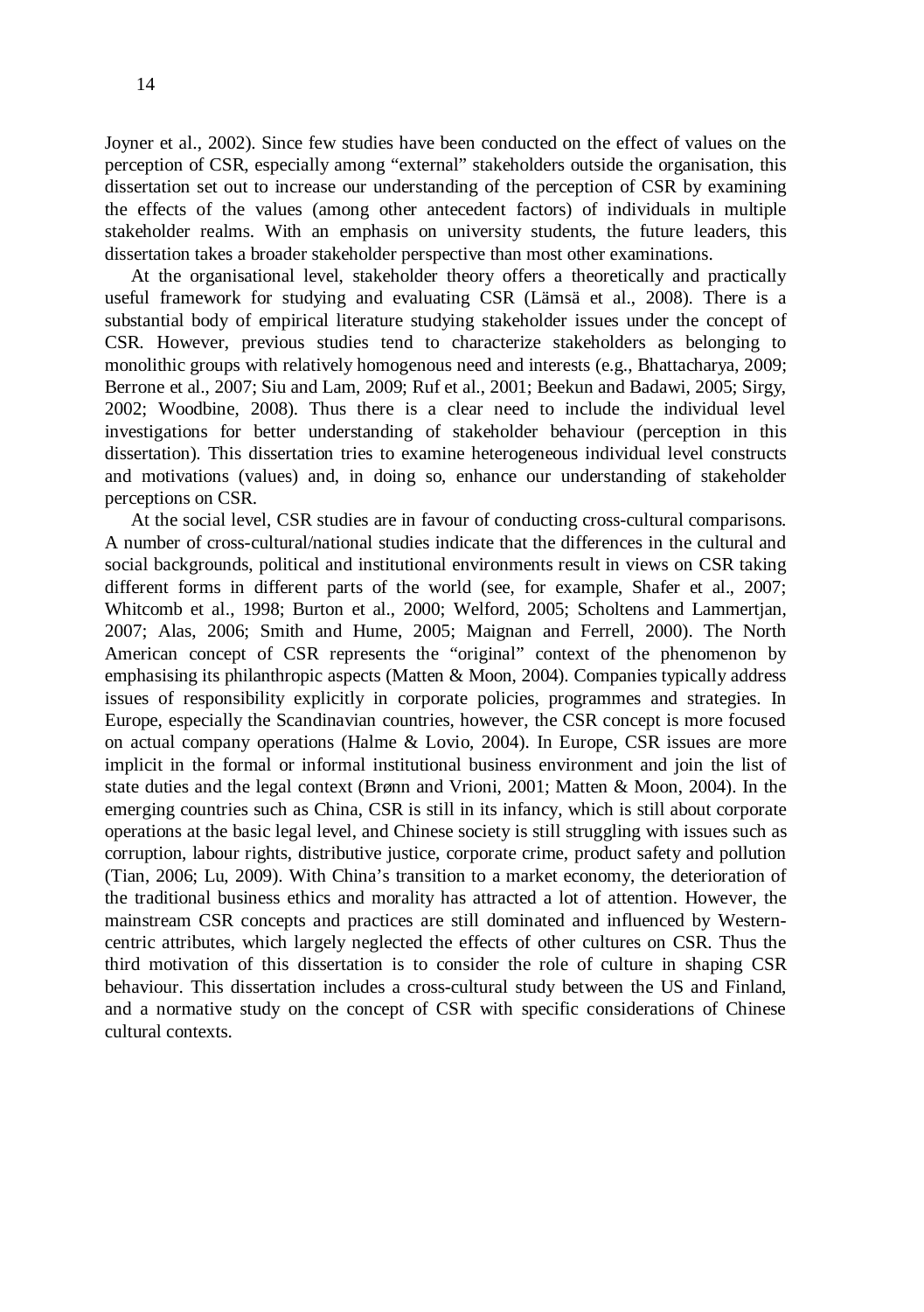Joyner et al., 2002). Since few studies have been conducted on the effect of values on the perception of CSR, especially among "external" stakeholders outside the organisation, this dissertation set out to increase our understanding of the perception of CSR by examining the effects of the values (among other antecedent factors) of individuals in multiple stakeholder realms. With an emphasis on university students, the future leaders, this dissertation takes a broader stakeholder perspective than most other examinations.

At the organisational level, stakeholder theory offers a theoretically and practically useful framework for studying and evaluating CSR (Lämsä et al., 2008). There is a substantial body of empirical literature studying stakeholder issues under the concept of CSR. However, previous studies tend to characterize stakeholders as belonging to monolithic groups with relatively homogenous need and interests (e.g., Bhattacharya, 2009; Berrone et al., 2007; Siu and Lam, 2009; Ruf et al., 2001; Beekun and Badawi, 2005; Sirgy, 2002; Woodbine, 2008). Thus there is a clear need to include the individual level investigations for better understanding of stakeholder behaviour (perception in this dissertation). This dissertation tries to examine heterogeneous individual level constructs and motivations (values) and, in doing so, enhance our understanding of stakeholder perceptions on CSR.

At the social level, CSR studies are in favour of conducting cross-cultural comparisons. A number of cross-cultural/national studies indicate that the differences in the cultural and social backgrounds, political and institutional environments result in views on CSR taking different forms in different parts of the world (see, for example, Shafer et al., 2007; Whitcomb et al., 1998; Burton et al., 2000; Welford, 2005; Scholtens and Lammertjan, 2007; Alas, 2006; Smith and Hume, 2005; Maignan and Ferrell, 2000). The North American concept of CSR represents the "original" context of the phenomenon by emphasising its philanthropic aspects (Matten & Moon, 2004). Companies typically address issues of responsibility explicitly in corporate policies, programmes and strategies. In Europe, especially the Scandinavian countries, however, the CSR concept is more focused on actual company operations (Halme & Lovio, 2004). In Europe, CSR issues are more implicit in the formal or informal institutional business environment and join the list of state duties and the legal context (Brønn and Vrioni, 2001; Matten & Moon, 2004). In the emerging countries such as China, CSR is still in its infancy, which is still about corporate operations at the basic legal level, and Chinese society is still struggling with issues such as corruption, labour rights, distributive justice, corporate crime, product safety and pollution (Tian, 2006; Lu, 2009). With China's transition to a market economy, the deterioration of the traditional business ethics and morality has attracted a lot of attention. However, the mainstream CSR concepts and practices are still dominated and influenced by Western-centric attributes, which largely neglected the effects of other cultures on CSR. Thus the third motivation of this dissertation is to consider the role of culture in shaping CSR behaviour. This dissertation includes a cross-cultural study between the US and Finland, and a normative study on the concept of CSR with specific considerations of Chinese cultural contexts.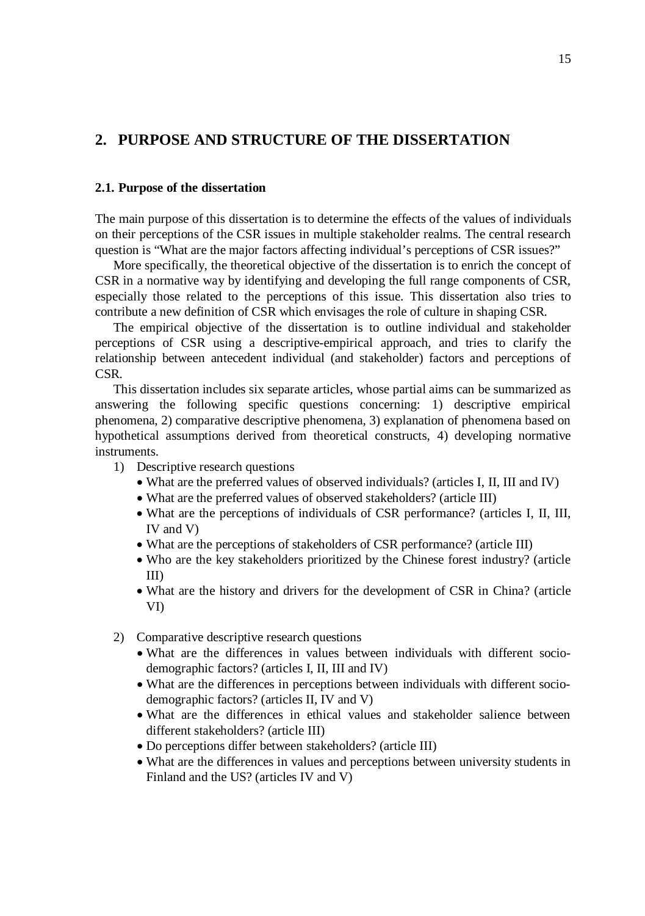## 2. PURPOSE AND STRUCTURE OF THE DISSERTATION

### 2.1. Purpose of the dissertation

The main purpose of this dissertation is to determine the effects of the values of individuals on their perceptions of the CSR issues in multiple stakeholder realms. The central research question is "What are the major factors affecting individual's perceptions of CSR issues?"

More specifically, the theoretical objective of the dissertation is to enrich the concept of CSR in a normative way by identifying and developing the full range components of CSR, especially those related to the perceptions of this issue. This dissertation also tries to contribute a new definition of CSR which envisages the role of culture in shaping CSR.

The empirical objective of the dissertation is to outline individual and stakeholder perceptions of CSR using a descriptive-empirical approach, and tries to clarify the relationship between antecedent individual (and stakeholder) factors and perceptions of CSR.

This dissertation includes six separate articles, whose partial aims can be summarized as answering the following specific questions concerning: 1) descriptive empirical phenomena, 2) comparative descriptive phenomena, 3) explanation of phenomena based on hypothetical assumptions derived from theoretical constructs, 4) developing normative instruments.

1) Descriptive research questions
   - What are the preferred values of observed individuals? (articles I, II, III and IV)
   - What are the preferred values of observed stakeholders? (article III)
   - What are the perceptions of individuals of CSR performance? (articles I, II, III, IV and V)
   - What are the perceptions of stakeholders of CSR performance? (article III)
   - Who are the key stakeholders prioritized by the Chinese forest industry? (article III)
   - What are the history and drivers for the development of CSR in China? (article VI)

2) Comparative descriptive research questions
   - What are the differences in values between individuals with different socio-demographic factors? (articles I, II, III and IV)
   - What are the differences in perceptions between individuals with different socio-demographic factors? (articles II, IV and V)
   - What are the differences in ethical values and stakeholder salience between different stakeholders? (article III)
   - Do perceptions differ between stakeholders? (article III)
   - What are the differences in values and perceptions between university students in Finland and the US? (articles IV and V)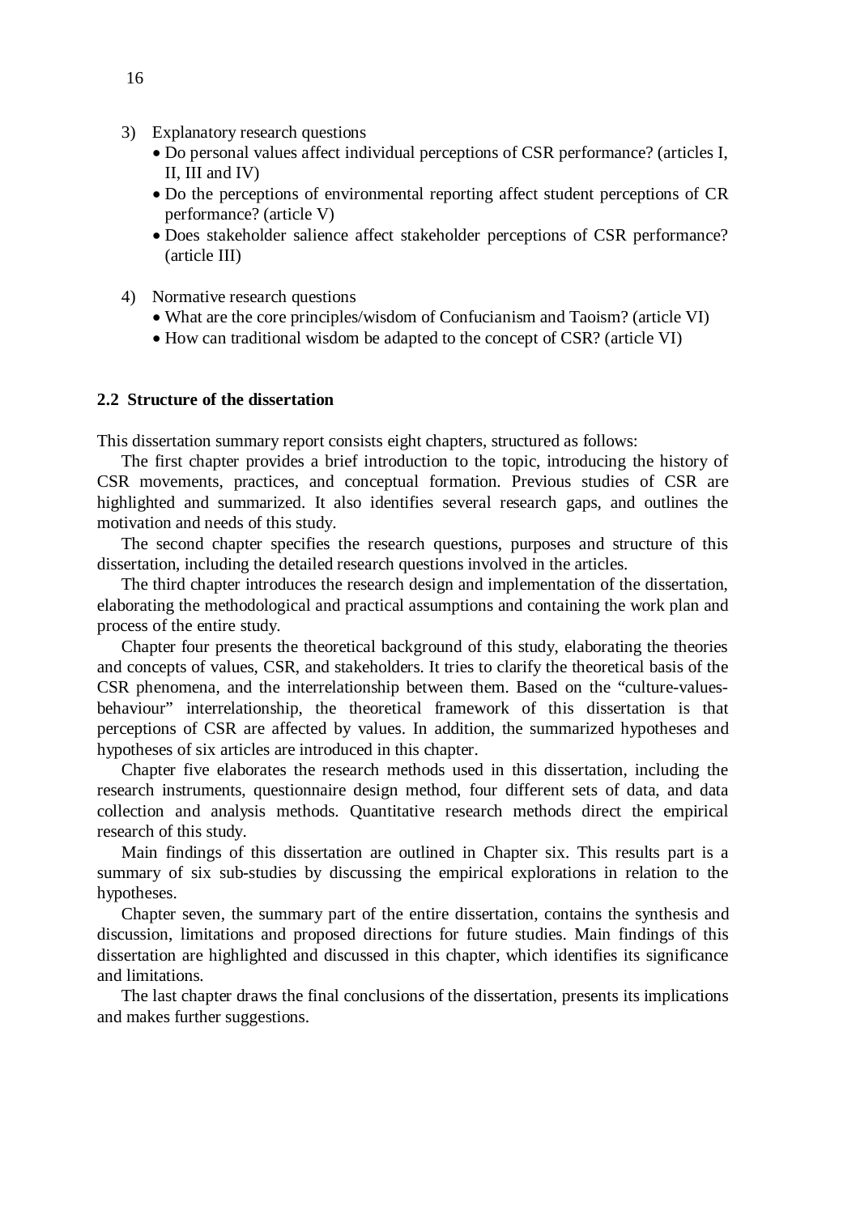3) Explanatory research questions
   - Do personal values affect individual perceptions of CSR performance? (articles I, II, III and IV)
   - Do the perceptions of environmental reporting affect student perceptions of CR performance? (article V)
   - Does stakeholder salience affect stakeholder perceptions of CSR performance? (article III)

4) Normative research questions
   - What are the core principles/wisdom of Confucianism and Taoism? (article VI)
   - How can traditional wisdom be adapted to the concept of CSR? (article VI)

## 2.2 Structure of the dissertation

This dissertation summary report consists eight chapters, structured as follows:

The first chapter provides a brief introduction to the topic, introducing the history of CSR movements, practices, and conceptual formation. Previous studies of CSR are highlighted and summarized. It also identifies several research gaps, and outlines the motivation and needs of this study.

The second chapter specifies the research questions, purposes and structure of this dissertation, including the detailed research questions involved in the articles.

The third chapter introduces the research design and implementation of the dissertation, elaborating the methodological and practical assumptions and containing the work plan and process of the entire study.

Chapter four presents the theoretical background of this study, elaborating the theories and concepts of values, CSR, and stakeholders. It tries to clarify the theoretical basis of the CSR phenomena, and the interrelationship between them. Based on the "culture-values-behaviour" interrelationship, the theoretical framework of this dissertation is that perceptions of CSR are affected by values. In addition, the summarized hypotheses and hypotheses of six articles are introduced in this chapter.

Chapter five elaborates the research methods used in this dissertation, including the research instruments, questionnaire design method, four different sets of data, and data collection and analysis methods. Quantitative research methods direct the empirical research of this study.

Main findings of this dissertation are outlined in Chapter six. This results part is a summary of six sub-studies by discussing the empirical explorations in relation to the hypotheses.

Chapter seven, the summary part of the entire dissertation, contains the synthesis and discussion, limitations and proposed directions for future studies. Main findings of this dissertation are highlighted and discussed in this chapter, which identifies its significance and limitations.

The last chapter draws the final conclusions of the dissertation, presents its implications and makes further suggestions.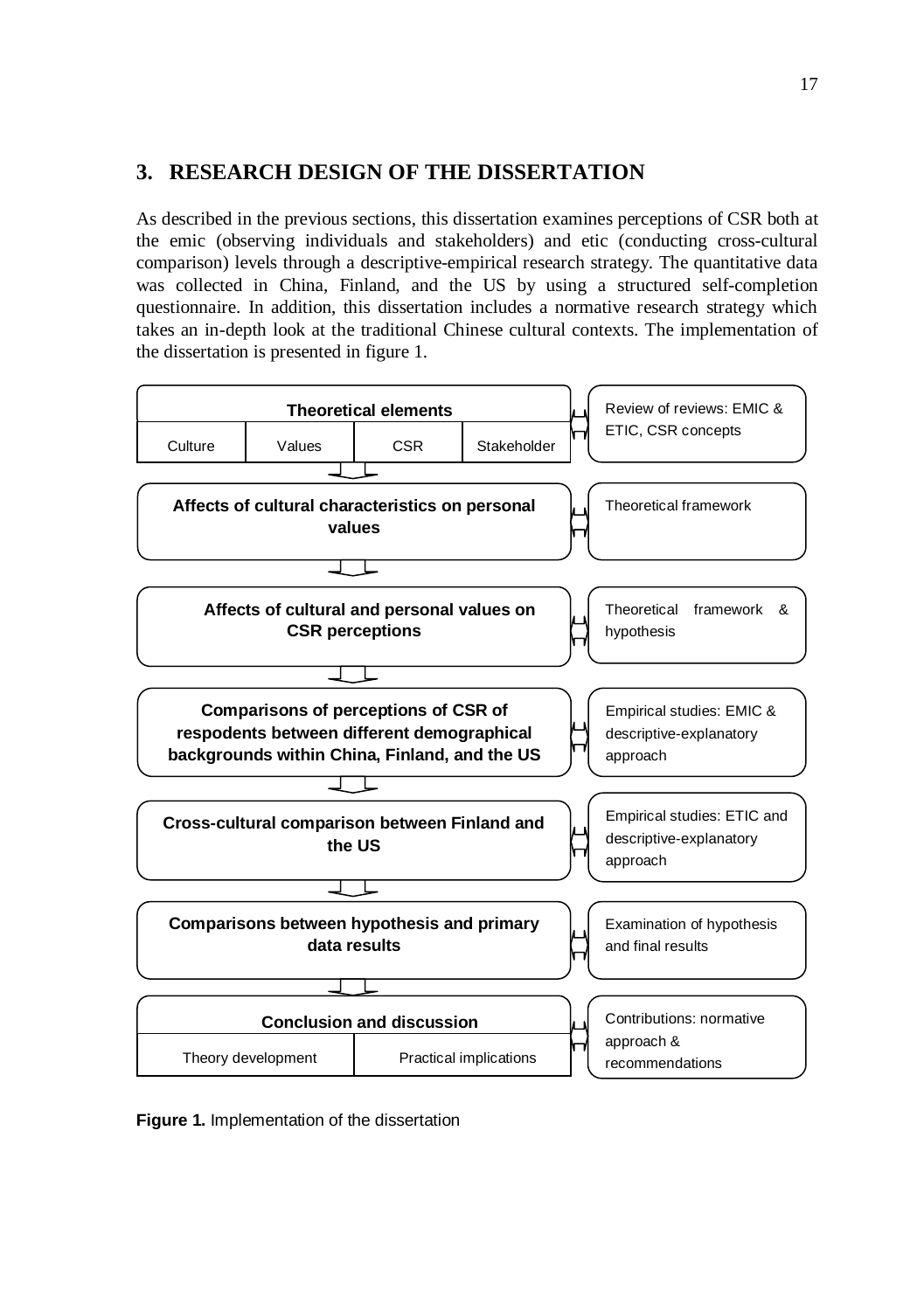# 3. RESEARCH DESIGN OF THE DISSERTATION

As described in the previous sections, this dissertation examines perceptions of CSR both at the emic (observing individuals and stakeholders) and etic (conducting cross-cultural comparison) levels through a descriptive-empirical research strategy. The quantitative data was collected in China, Finland, and the US by using a structured self-completion questionnaire. In addition, this dissertation includes a normative research strategy which takes an in-depth look at the traditional Chinese cultural contexts. The implementation of the dissertation is presented in figure 1.

| Stage | Description |
| --- | --- |
| **Theoretical elements** (Culture, Values, CSR, Stakeholder) | Review of reviews: EMIC & ETIC, CSR concepts |
| **Affects of cultural characteristics on personal values** | Theoretical framework |
| **Affects of cultural and personal values on CSR perceptions** | Theoretical framework & hypothesis |
| **Comparisons of perceptions of CSR of respodents between different demographical backgrounds within China, Finland, and the US** | Empirical studies: EMIC & descriptive-explanatory approach |
| **Cross-cultural comparison between Finland and the US** | Empirical studies: ETIC and descriptive-explanatory approach |
| **Comparisons between hypothesis and primary data results** | Examination of hypothesis and final results |
| **Conclusion and discussion** (Theory development, Practical implications) | Contributions: normative approach & recommendations |

**Figure 1.** Implementation of the dissertation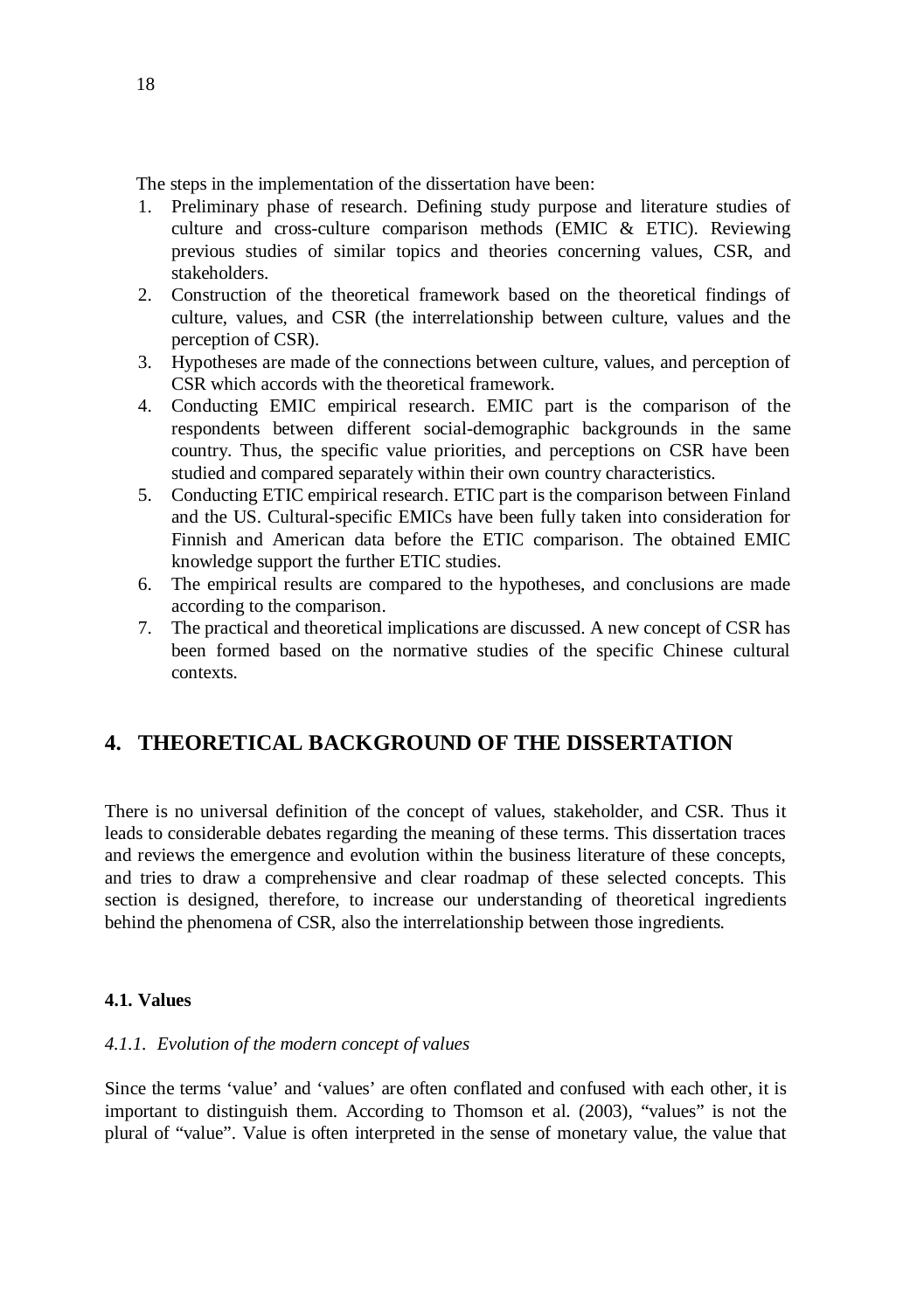The steps in the implementation of the dissertation have been:

1. Preliminary phase of research. Defining study purpose and literature studies of culture and cross-culture comparison methods (EMIC & ETIC). Reviewing previous studies of similar topics and theories concerning values, CSR, and stakeholders.
2. Construction of the theoretical framework based on the theoretical findings of culture, values, and CSR (the interrelationship between culture, values and the perception of CSR).
3. Hypotheses are made of the connections between culture, values, and perception of CSR which accords with the theoretical framework.
4. Conducting EMIC empirical research. EMIC part is the comparison of the respondents between different social-demographic backgrounds in the same country. Thus, the specific value priorities, and perceptions on CSR have been studied and compared separately within their own country characteristics.
5. Conducting ETIC empirical research. ETIC part is the comparison between Finland and the US. Cultural-specific EMICs have been fully taken into consideration for Finnish and American data before the ETIC comparison. The obtained EMIC knowledge support the further ETIC studies.
6. The empirical results are compared to the hypotheses, and conclusions are made according to the comparison.
7. The practical and theoretical implications are discussed. A new concept of CSR has been formed based on the normative studies of the specific Chinese cultural contexts.

# 4. THEORETICAL BACKGROUND OF THE DISSERTATION

There is no universal definition of the concept of values, stakeholder, and CSR. Thus it leads to considerable debates regarding the meaning of these terms. This dissertation traces and reviews the emergence and evolution within the business literature of these concepts, and tries to draw a comprehensive and clear roadmap of these selected concepts. This section is designed, therefore, to increase our understanding of theoretical ingredients behind the phenomena of CSR, also the interrelationship between those ingredients.

## 4.1. Values

### *4.1.1. Evolution of the modern concept of values*

Since the terms 'value' and 'values' are often conflated and confused with each other, it is important to distinguish them. According to Thomson et al. (2003), "values" is not the plural of "value". Value is often interpreted in the sense of monetary value, the value that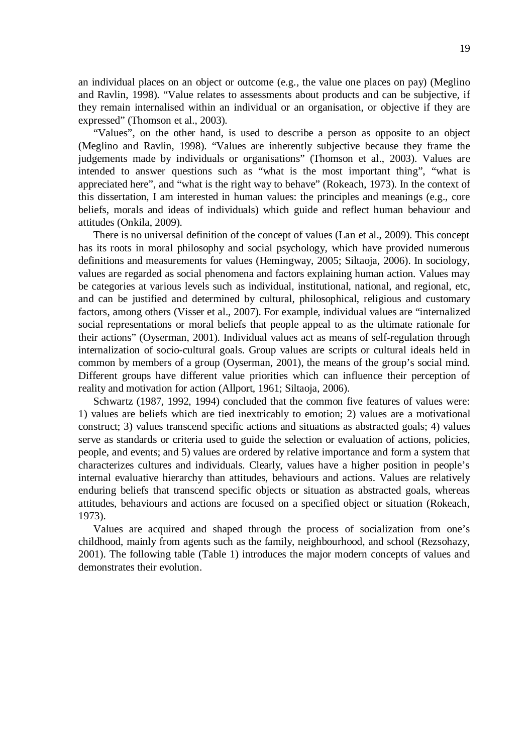an individual places on an object or outcome (e.g., the value one places on pay) (Meglino and Ravlin, 1998). “Value relates to assessments about products and can be subjective, if they remain internalised within an individual or an organisation, or objective if they are expressed” (Thomson et al., 2003).

“Values”, on the other hand, is used to describe a person as opposite to an object (Meglino and Ravlin, 1998). “Values are inherently subjective because they frame the judgements made by individuals or organisations” (Thomson et al., 2003). Values are intended to answer questions such as “what is the most important thing”, “what is appreciated here”, and “what is the right way to behave” (Rokeach, 1973). In the context of this dissertation, I am interested in human values: the principles and meanings (e.g., core beliefs, morals and ideas of individuals) which guide and reflect human behaviour and attitudes (Onkila, 2009).

There is no universal definition of the concept of values (Lan et al., 2009). This concept has its roots in moral philosophy and social psychology, which have provided numerous definitions and measurements for values (Hemingway, 2005; Siltaoja, 2006). In sociology, values are regarded as social phenomena and factors explaining human action. Values may be categories at various levels such as individual, institutional, national, and regional, etc, and can be justified and determined by cultural, philosophical, religious and customary factors, among others (Visser et al., 2007). For example, individual values are “internalized social representations or moral beliefs that people appeal to as the ultimate rationale for their actions” (Oyserman, 2001). Individual values act as means of self-regulation through internalization of socio-cultural goals. Group values are scripts or cultural ideals held in common by members of a group (Oyserman, 2001), the means of the group’s social mind. Different groups have different value priorities which can influence their perception of reality and motivation for action (Allport, 1961; Siltaoja, 2006).

Schwartz (1987, 1992, 1994) concluded that the common five features of values were: 1) values are beliefs which are tied inextricably to emotion; 2) values are a motivational construct; 3) values transcend specific actions and situations as abstracted goals; 4) values serve as standards or criteria used to guide the selection or evaluation of actions, policies, people, and events; and 5) values are ordered by relative importance and form a system that characterizes cultures and individuals. Clearly, values have a higher position in people’s internal evaluative hierarchy than attitudes, behaviours and actions. Values are relatively enduring beliefs that transcend specific objects or situation as abstracted goals, whereas attitudes, behaviours and actions are focused on a specified object or situation (Rokeach, 1973).

Values are acquired and shaped through the process of socialization from one’s childhood, mainly from agents such as the family, neighbourhood, and school (Rezsohazy, 2001). The following table (Table 1) introduces the major modern concepts of values and demonstrates their evolution.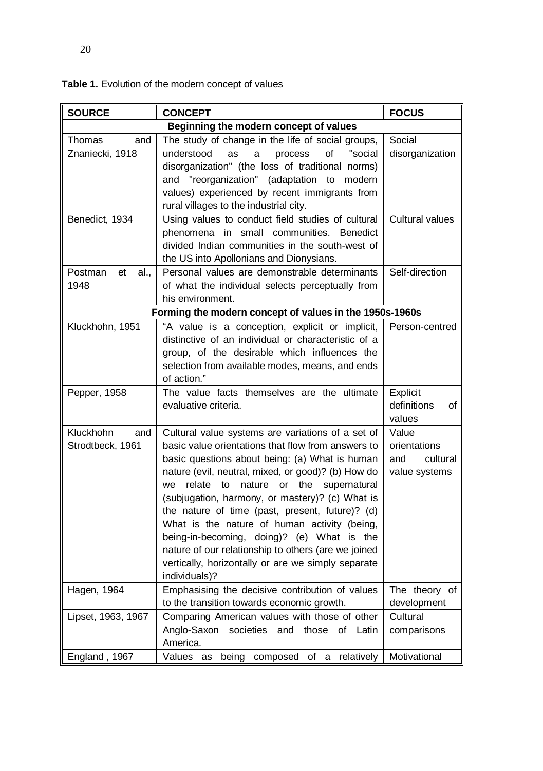**Table 1.** Evolution of the modern concept of values

| SOURCE | CONCEPT | FOCUS |
|---|---|---|
| **Beginning the modern concept of values** | | |
| Thomas and Znaniecki, 1918 | The study of change in the life of social groups, understood as a process of "social disorganization" (the loss of traditional norms) and "reorganization" (adaptation to modern values) experienced by recent immigrants from rural villages to the industrial city. | Social disorganization |
| Benedict, 1934 | Using values to conduct field studies of cultural phenomena in small communities. Benedict divided Indian communities in the south-west of the US into Apollonians and Dionysians. | Cultural values |
| Postman et al., 1948 | Personal values are demonstrable determinants of what the individual selects perceptually from his environment. | Self-direction |
| **Forming the modern concept of values in the 1950s-1960s** | | |
| Kluckhohn, 1951 | "A value is a conception, explicit or implicit, distinctive of an individual or characteristic of a group, of the desirable which influences the selection from available modes, means, and ends of action." | Person-centred |
| Pepper, 1958 | The value facts themselves are the ultimate evaluative criteria. | Explicit definitions of values |
| Kluckhohn and Strodtbeck, 1961 | Cultural value systems are variations of a set of basic value orientations that flow from answers to basic questions about being: (a) What is human nature (evil, neutral, mixed, or good)? (b) How do we relate to nature or the supernatural (subjugation, harmony, or mastery)? (c) What is the nature of time (past, present, future)? (d) What is the nature of human activity (being, being-in-becoming, doing)? (e) What is the nature of our relationship to others (are we joined vertically, horizontally or are we simply separate individuals)? | Value orientations and cultural value systems |
| Hagen, 1964 | Emphasising the decisive contribution of values to the transition towards economic growth. | The theory of development |
| Lipset, 1963, 1967 | Comparing American values with those of other Anglo-Saxon societies and those of Latin America. | Cultural comparisons |
| England , 1967 | Values as being composed of a relatively | Motivational |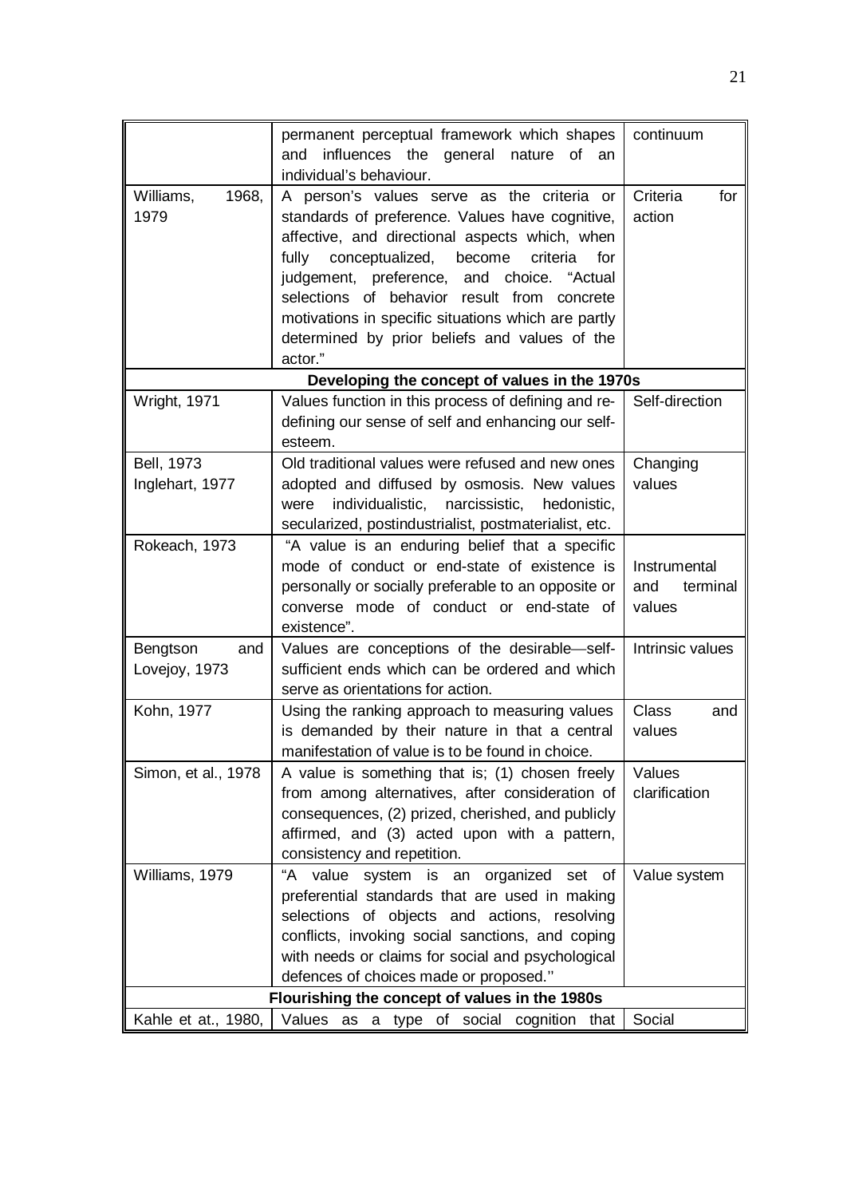| | | |
|---|---|---|
| | permanent perceptual framework which shapes and influences the general nature of an individual's behaviour. | continuum |
| Williams, 1968, 1979 | A person's values serve as the criteria or standards of preference. Values have cognitive, affective, and directional aspects which, when fully conceptualized, become criteria for judgement, preference, and choice. "Actual selections of behavior result from concrete motivations in specific situations which are partly determined by prior beliefs and values of the actor." | Criteria for action |
| **Developing the concept of values in the 1970s** | | |
| Wright, 1971 | Values function in this process of defining and re-defining our sense of self and enhancing our self-esteem. | Self-direction |
| Bell, 1973<br>Inglehart, 1977 | Old traditional values were refused and new ones adopted and diffused by osmosis. New values were individualistic, narcissistic, hedonistic, secularized, postindustrialist, postmaterialist, etc. | Changing values |
| Rokeach, 1973 | "A value is an enduring belief that a specific mode of conduct or end-state of existence is personally or socially preferable to an opposite or converse mode of conduct or end-state of existence". | Instrumental and terminal values |
| Bengtson and Lovejoy, 1973 | Values are conceptions of the desirable—self-sufficient ends which can be ordered and which serve as orientations for action. | Intrinsic values |
| Kohn, 1977 | Using the ranking approach to measuring values is demanded by their nature in that a central manifestation of value is to be found in choice. | Class and values |
| Simon, et al., 1978 | A value is something that is; (1) chosen freely from among alternatives, after consideration of consequences, (2) prized, cherished, and publicly affirmed, and (3) acted upon with a pattern, consistency and repetition. | Values clarification |
| Williams, 1979 | "A value system is an organized set of preferential standards that are used in making selections of objects and actions, resolving conflicts, invoking social sanctions, and coping with needs or claims for social and psychological defences of choices made or proposed." | Value system |
| **Flourishing the concept of values in the 1980s** | | |
| Kahle et at., 1980, | Values as a type of social cognition that | Social |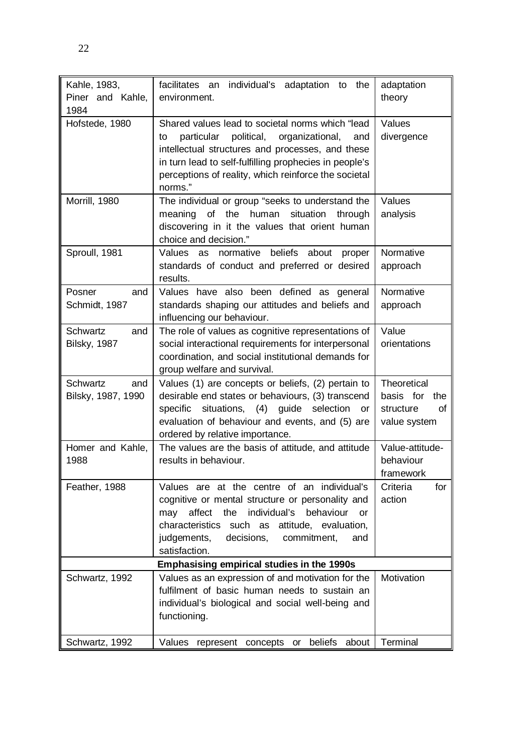| | | |
|---|---|---|
| Kahle, 1983, Piner and Kahle, 1984 | facilitates an individual's adaptation to the environment. | adaptation theory |
| Hofstede, 1980 | Shared values lead to societal norms which "lead to particular political, organizational, and intellectual structures and processes, and these in turn lead to self-fulfilling prophecies in people's perceptions of reality, which reinforce the societal norms." | Values divergence |
| Morrill, 1980 | The individual or group "seeks to understand the meaning of the human situation through discovering in it the values that orient human choice and decision." | Values analysis |
| Sproull, 1981 | Values as normative beliefs about proper standards of conduct and preferred or desired results. | Normative approach |
| Posner and Schmidt, 1987 | Values have also been defined as general standards shaping our attitudes and beliefs and influencing our behaviour. | Normative approach |
| Schwartz and Bilsky, 1987 | The role of values as cognitive representations of social interactional requirements for interpersonal coordination, and social institutional demands for group welfare and survival. | Value orientations |
| Schwartz and Bilsky, 1987, 1990 | Values (1) are concepts or beliefs, (2) pertain to desirable end states or behaviours, (3) transcend specific situations, (4) guide selection or evaluation of behaviour and events, and (5) are ordered by relative importance. | Theoretical basis for the structure of value system |
| Homer and Kahle, 1988 | The values are the basis of attitude, and attitude results in behaviour. | Value-attitude-behaviour framework |
| Feather, 1988 | Values are at the centre of an individual's cognitive or mental structure or personality and may affect the individual's behaviour or characteristics such as attitude, evaluation, judgements, decisions, commitment, and satisfaction. | Criteria for action |
| **Emphasising empirical studies in the 1990s** | | |
| Schwartz, 1992 | Values as an expression of and motivation for the fulfilment of basic human needs to sustain an individual's biological and social well-being and functioning. | Motivation |
| Schwartz, 1992 | Values represent concepts or beliefs about | Terminal |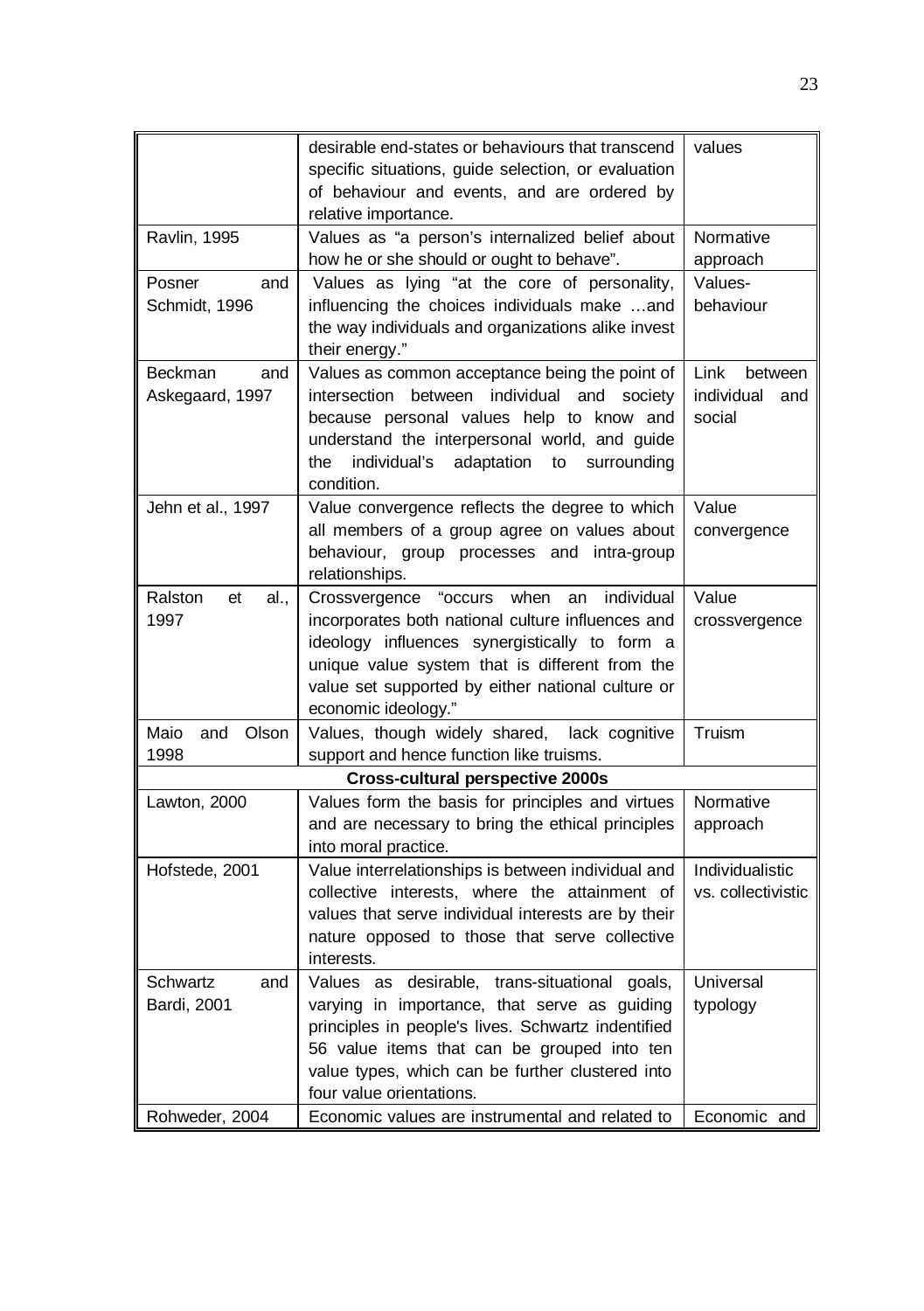| | | |
|---|---|---|
| | desirable end-states or behaviours that transcend specific situations, guide selection, or evaluation of behaviour and events, and are ordered by relative importance. | values |
| Ravlin, 1995 | Values as "a person's internalized belief about how he or she should or ought to behave". | Normative approach |
| Posner and Schmidt, 1996 | Values as lying "at the core of personality, influencing the choices individuals make …and the way individuals and organizations alike invest their energy." | Values-behaviour |
| Beckman and Askegaard, 1997 | Values as common acceptance being the point of intersection between individual and society because personal values help to know and understand the interpersonal world, and guide the individual's adaptation to surrounding condition. | Link between individual and social |
| Jehn et al., 1997 | Value convergence reflects the degree to which all members of a group agree on values about behaviour, group processes and intra-group relationships. | Value convergence |
| Ralston et al., 1997 | Crossvergence "occurs when an individual incorporates both national culture influences and ideology influences synergistically to form a unique value system that is different from the value set supported by either national culture or economic ideology." | Value crossvergence |
| Maio and Olson 1998 | Values, though widely shared, lack cognitive support and hence function like truisms. | Truism |
| **Cross-cultural perspective 2000s** | | |
| Lawton, 2000 | Values form the basis for principles and virtues and are necessary to bring the ethical principles into moral practice. | Normative approach |
| Hofstede, 2001 | Value interrelationships is between individual and collective interests, where the attainment of values that serve individual interests are by their nature opposed to those that serve collective interests. | Individualistic vs. collectivistic |
| Schwartz and Bardi, 2001 | Values as desirable, trans-situational goals, varying in importance, that serve as guiding principles in people's lives. Schwartz indentified 56 value items that can be grouped into ten value types, which can be further clustered into four value orientations. | Universal typology |
| Rohweder, 2004 | Economic values are instrumental and related to | Economic and |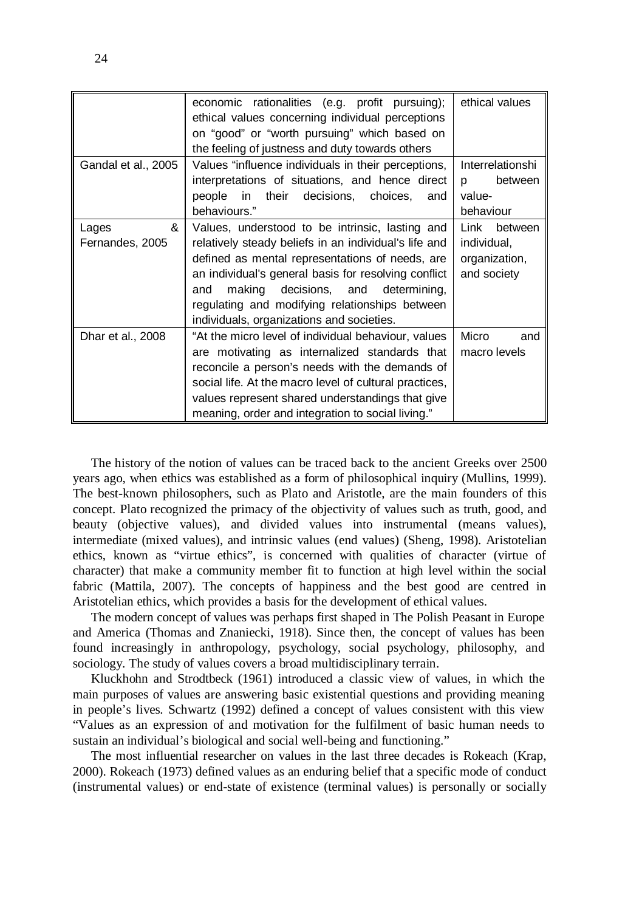|  |  |  |
|---|---|---|
|  | economic rationalities (e.g. profit pursuing); ethical values concerning individual perceptions on "good" or "worth pursuing" which based on the feeling of justness and duty towards others | ethical values |
| Gandal et al., 2005 | Values "influence individuals in their perceptions, interpretations of situations, and hence direct people in their decisions, choices, and behaviours." | Interrelationship between value-behaviour |
| Lages & Fernandes, 2005 | Values, understood to be intrinsic, lasting and relatively steady beliefs in an individual's life and defined as mental representations of needs, are an individual's general basis for resolving conflict and making decisions, and determining, regulating and modifying relationships between individuals, organizations and societies. | Link between individual, organization, and society |
| Dhar et al., 2008 | "At the micro level of individual behaviour, values are motivating as internalized standards that reconcile a person's needs with the demands of social life. At the macro level of cultural practices, values represent shared understandings that give meaning, order and integration to social living." | Micro and macro levels |

The history of the notion of values can be traced back to the ancient Greeks over 2500 years ago, when ethics was established as a form of philosophical inquiry (Mullins, 1999). The best-known philosophers, such as Plato and Aristotle, are the main founders of this concept. Plato recognized the primacy of the objectivity of values such as truth, good, and beauty (objective values), and divided values into instrumental (means values), intermediate (mixed values), and intrinsic values (end values) (Sheng, 1998). Aristotelian ethics, known as "virtue ethics", is concerned with qualities of character (virtue of character) that make a community member fit to function at high level within the social fabric (Mattila, 2007). The concepts of happiness and the best good are centred in Aristotelian ethics, which provides a basis for the development of ethical values.

The modern concept of values was perhaps first shaped in The Polish Peasant in Europe and America (Thomas and Znaniecki, 1918). Since then, the concept of values has been found increasingly in anthropology, psychology, social psychology, philosophy, and sociology. The study of values covers a broad multidisciplinary terrain.

Kluckhohn and Strodtbeck (1961) introduced a classic view of values, in which the main purposes of values are answering basic existential questions and providing meaning in people's lives. Schwartz (1992) defined a concept of values consistent with this view "Values as an expression of and motivation for the fulfilment of basic human needs to sustain an individual's biological and social well-being and functioning."

The most influential researcher on values in the last three decades is Rokeach (Krap, 2000). Rokeach (1973) defined values as an enduring belief that a specific mode of conduct (instrumental values) or end-state of existence (terminal values) is personally or socially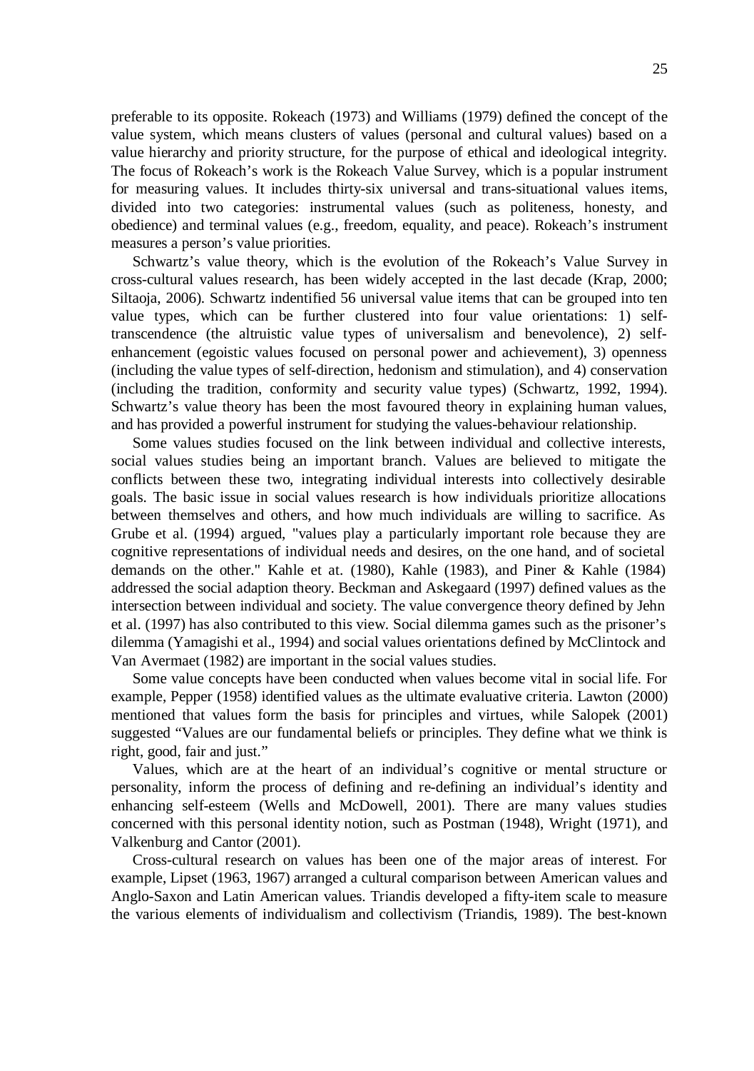preferable to its opposite. Rokeach (1973) and Williams (1979) defined the concept of the value system, which means clusters of values (personal and cultural values) based on a value hierarchy and priority structure, for the purpose of ethical and ideological integrity. The focus of Rokeach's work is the Rokeach Value Survey, which is a popular instrument for measuring values. It includes thirty-six universal and trans-situational values items, divided into two categories: instrumental values (such as politeness, honesty, and obedience) and terminal values (e.g., freedom, equality, and peace). Rokeach's instrument measures a person's value priorities.

Schwartz's value theory, which is the evolution of the Rokeach's Value Survey in cross-cultural values research, has been widely accepted in the last decade (Krap, 2000; Siltaoja, 2006). Schwartz indentified 56 universal value items that can be grouped into ten value types, which can be further clustered into four value orientations: 1) self-transcendence (the altruistic value types of universalism and benevolence), 2) self-enhancement (egoistic values focused on personal power and achievement), 3) openness (including the value types of self-direction, hedonism and stimulation), and 4) conservation (including the tradition, conformity and security value types) (Schwartz, 1992, 1994). Schwartz's value theory has been the most favoured theory in explaining human values, and has provided a powerful instrument for studying the values-behaviour relationship.

Some values studies focused on the link between individual and collective interests, social values studies being an important branch. Values are believed to mitigate the conflicts between these two, integrating individual interests into collectively desirable goals. The basic issue in social values research is how individuals prioritize allocations between themselves and others, and how much individuals are willing to sacrifice. As Grube et al. (1994) argued, "values play a particularly important role because they are cognitive representations of individual needs and desires, on the one hand, and of societal demands on the other." Kahle et at. (1980), Kahle (1983), and Piner & Kahle (1984) addressed the social adaption theory. Beckman and Askegaard (1997) defined values as the intersection between individual and society. The value convergence theory defined by Jehn et al. (1997) has also contributed to this view. Social dilemma games such as the prisoner's dilemma (Yamagishi et al., 1994) and social values orientations defined by McClintock and Van Avermaet (1982) are important in the social values studies.

Some value concepts have been conducted when values become vital in social life. For example, Pepper (1958) identified values as the ultimate evaluative criteria. Lawton (2000) mentioned that values form the basis for principles and virtues, while Salopek (2001) suggested "Values are our fundamental beliefs or principles. They define what we think is right, good, fair and just."

Values, which are at the heart of an individual's cognitive or mental structure or personality, inform the process of defining and re-defining an individual's identity and enhancing self-esteem (Wells and McDowell, 2001). There are many values studies concerned with this personal identity notion, such as Postman (1948), Wright (1971), and Valkenburg and Cantor (2001).

Cross-cultural research on values has been one of the major areas of interest. For example, Lipset (1963, 1967) arranged a cultural comparison between American values and Anglo-Saxon and Latin American values. Triandis developed a fifty-item scale to measure the various elements of individualism and collectivism (Triandis, 1989). The best-known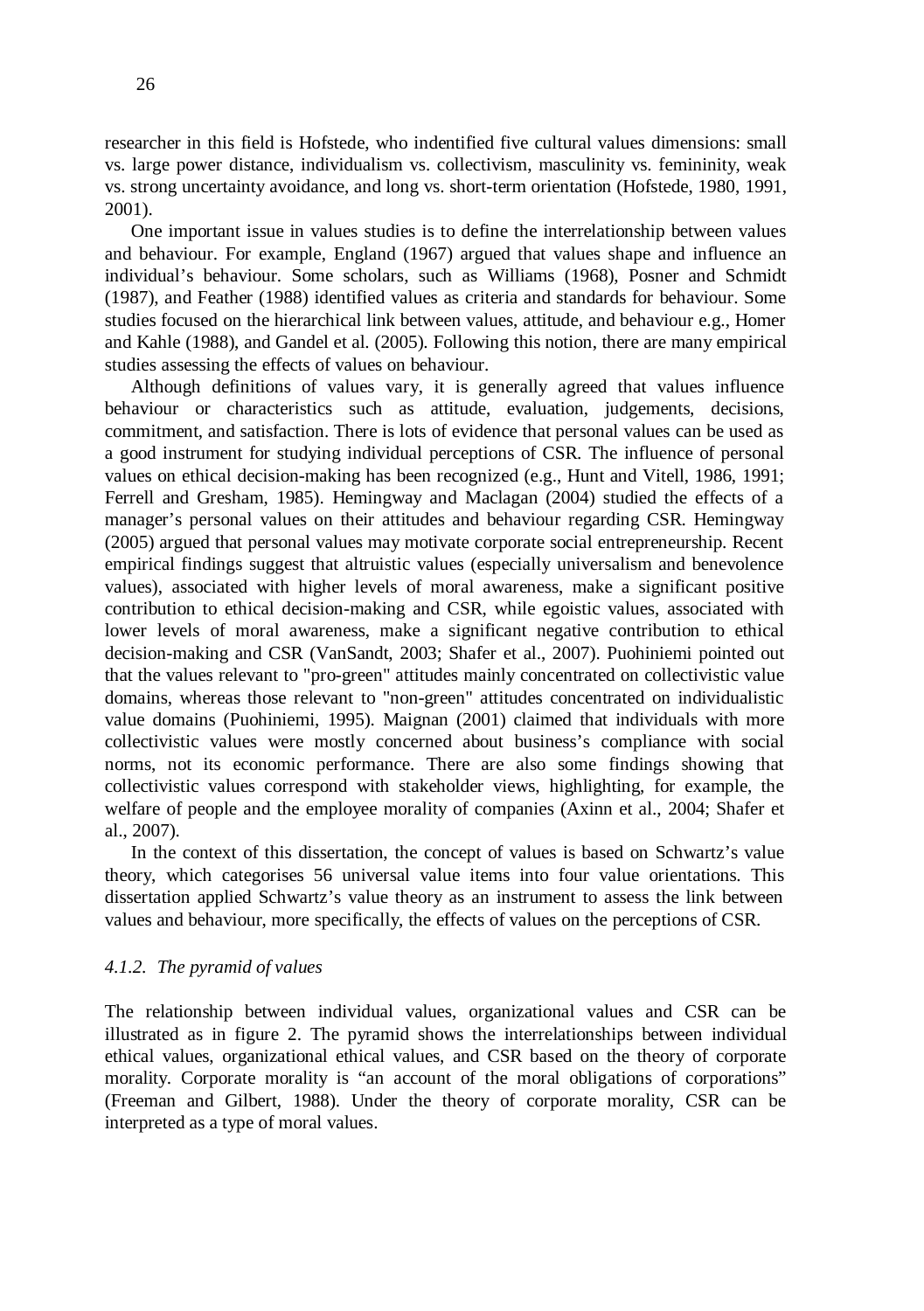researcher in this field is Hofstede, who indentified five cultural values dimensions: small vs. large power distance, individualism vs. collectivism, masculinity vs. femininity, weak vs. strong uncertainty avoidance, and long vs. short-term orientation (Hofstede, 1980, 1991, 2001).

One important issue in values studies is to define the interrelationship between values and behaviour. For example, England (1967) argued that values shape and influence an individual's behaviour. Some scholars, such as Williams (1968), Posner and Schmidt (1987), and Feather (1988) identified values as criteria and standards for behaviour. Some studies focused on the hierarchical link between values, attitude, and behaviour e.g., Homer and Kahle (1988), and Gandel et al. (2005). Following this notion, there are many empirical studies assessing the effects of values on behaviour.

Although definitions of values vary, it is generally agreed that values influence behaviour or characteristics such as attitude, evaluation, judgements, decisions, commitment, and satisfaction. There is lots of evidence that personal values can be used as a good instrument for studying individual perceptions of CSR. The influence of personal values on ethical decision-making has been recognized (e.g., Hunt and Vitell, 1986, 1991; Ferrell and Gresham, 1985). Hemingway and Maclagan (2004) studied the effects of a manager's personal values on their attitudes and behaviour regarding CSR. Hemingway (2005) argued that personal values may motivate corporate social entrepreneurship. Recent empirical findings suggest that altruistic values (especially universalism and benevolence values), associated with higher levels of moral awareness, make a significant positive contribution to ethical decision-making and CSR, while egoistic values, associated with lower levels of moral awareness, make a significant negative contribution to ethical decision-making and CSR (VanSandt, 2003; Shafer et al., 2007). Puohiniemi pointed out that the values relevant to "pro-green" attitudes mainly concentrated on collectivistic value domains, whereas those relevant to "non-green" attitudes concentrated on individualistic value domains (Puohiniemi, 1995). Maignan (2001) claimed that individuals with more collectivistic values were mostly concerned about business's compliance with social norms, not its economic performance. There are also some findings showing that collectivistic values correspond with stakeholder views, highlighting, for example, the welfare of people and the employee morality of companies (Axinn et al., 2004; Shafer et al., 2007).

In the context of this dissertation, the concept of values is based on Schwartz's value theory, which categorises 56 universal value items into four value orientations. This dissertation applied Schwartz's value theory as an instrument to assess the link between values and behaviour, more specifically, the effects of values on the perceptions of CSR.

#### *4.1.2. The pyramid of values*

The relationship between individual values, organizational values and CSR can be illustrated as in figure 2. The pyramid shows the interrelationships between individual ethical values, organizational ethical values, and CSR based on the theory of corporate morality. Corporate morality is "an account of the moral obligations of corporations" (Freeman and Gilbert, 1988). Under the theory of corporate morality, CSR can be interpreted as a type of moral values.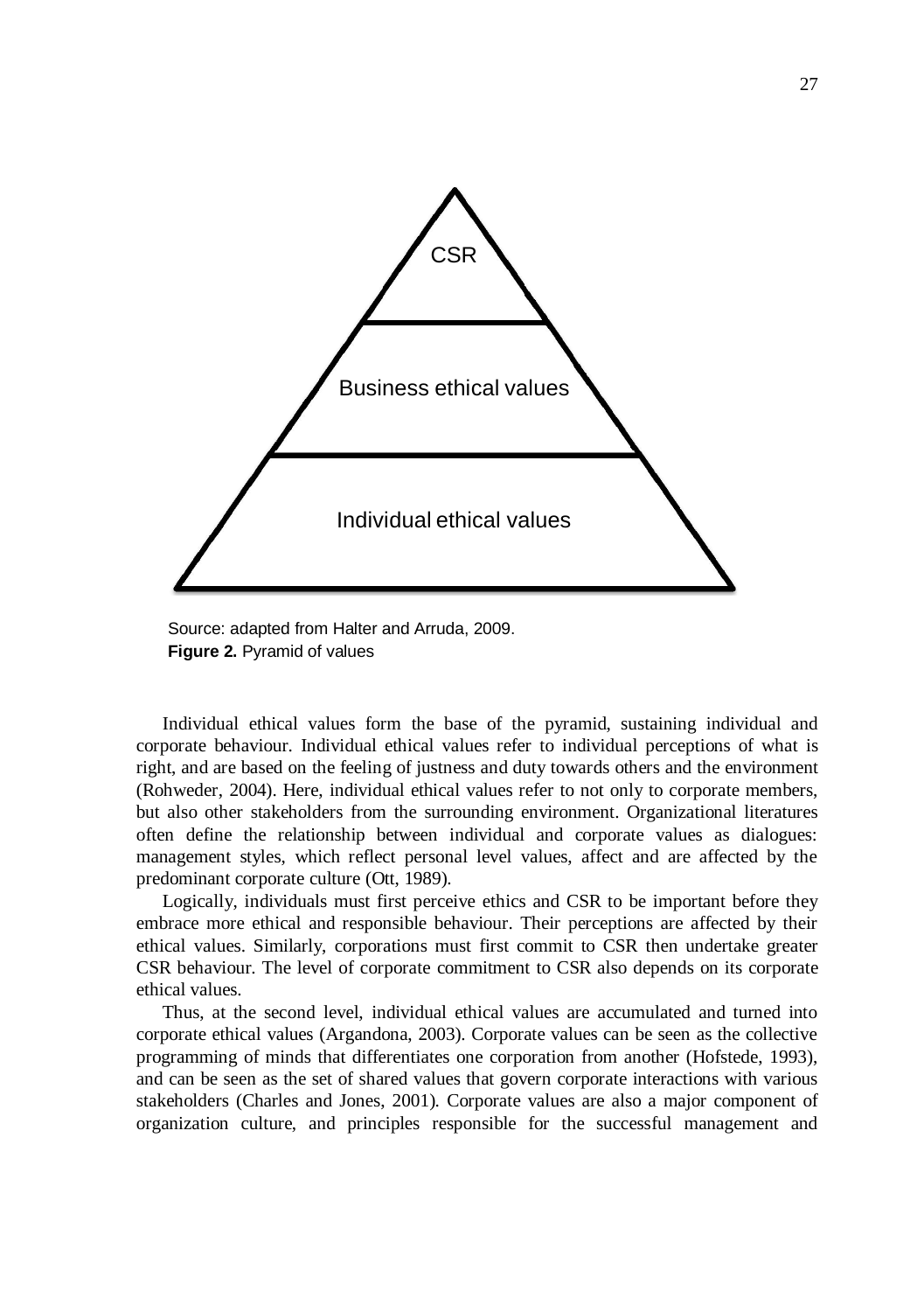CSR

Business ethical values

Individual ethical values

Source: adapted from Halter and Arruda, 2009.

**Figure 2.** Pyramid of values

Individual ethical values form the base of the pyramid, sustaining individual and corporate behaviour. Individual ethical values refer to individual perceptions of what is right, and are based on the feeling of justness and duty towards others and the environment (Rohweder, 2004). Here, individual ethical values refer to not only to corporate members, but also other stakeholders from the surrounding environment. Organizational literatures often define the relationship between individual and corporate values as dialogues: management styles, which reflect personal level values, affect and are affected by the predominant corporate culture (Ott, 1989).

Logically, individuals must first perceive ethics and CSR to be important before they embrace more ethical and responsible behaviour. Their perceptions are affected by their ethical values. Similarly, corporations must first commit to CSR then undertake greater CSR behaviour. The level of corporate commitment to CSR also depends on its corporate ethical values.

Thus, at the second level, individual ethical values are accumulated and turned into corporate ethical values (Argandona, 2003). Corporate values can be seen as the collective programming of minds that differentiates one corporation from another (Hofstede, 1993), and can be seen as the set of shared values that govern corporate interactions with various stakeholders (Charles and Jones, 2001). Corporate values are also a major component of organization culture, and principles responsible for the successful management and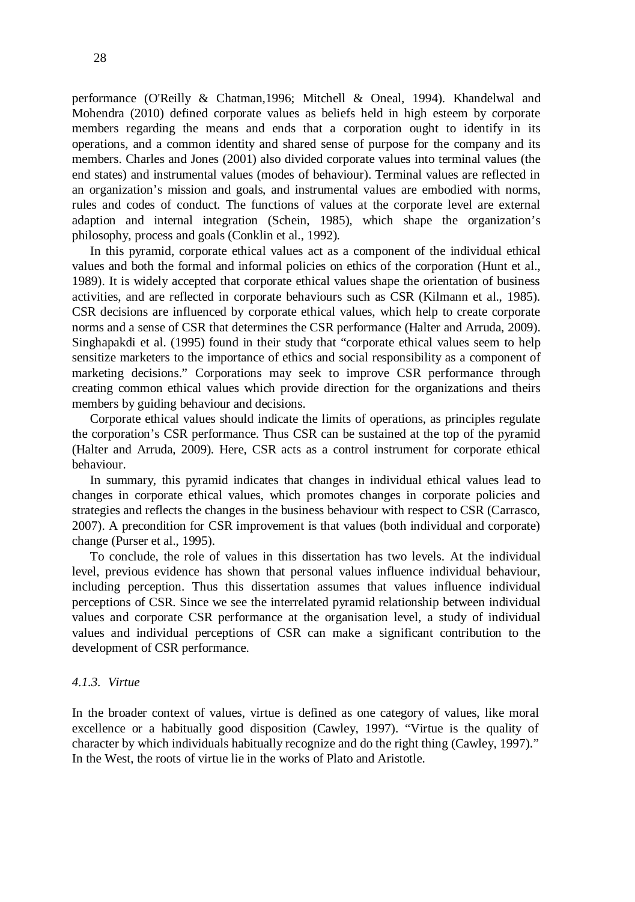performance (O'Reilly & Chatman,1996; Mitchell & Oneal, 1994). Khandelwal and Mohendra (2010) defined corporate values as beliefs held in high esteem by corporate members regarding the means and ends that a corporation ought to identify in its operations, and a common identity and shared sense of purpose for the company and its members. Charles and Jones (2001) also divided corporate values into terminal values (the end states) and instrumental values (modes of behaviour). Terminal values are reflected in an organization's mission and goals, and instrumental values are embodied with norms, rules and codes of conduct. The functions of values at the corporate level are external adaption and internal integration (Schein, 1985), which shape the organization's philosophy, process and goals (Conklin et al., 1992).

In this pyramid, corporate ethical values act as a component of the individual ethical values and both the formal and informal policies on ethics of the corporation (Hunt et al., 1989). It is widely accepted that corporate ethical values shape the orientation of business activities, and are reflected in corporate behaviours such as CSR (Kilmann et al., 1985). CSR decisions are influenced by corporate ethical values, which help to create corporate norms and a sense of CSR that determines the CSR performance (Halter and Arruda, 2009). Singhapakdi et al. (1995) found in their study that "corporate ethical values seem to help sensitize marketers to the importance of ethics and social responsibility as a component of marketing decisions." Corporations may seek to improve CSR performance through creating common ethical values which provide direction for the organizations and theirs members by guiding behaviour and decisions.

Corporate ethical values should indicate the limits of operations, as principles regulate the corporation's CSR performance. Thus CSR can be sustained at the top of the pyramid (Halter and Arruda, 2009). Here, CSR acts as a control instrument for corporate ethical behaviour.

In summary, this pyramid indicates that changes in individual ethical values lead to changes in corporate ethical values, which promotes changes in corporate policies and strategies and reflects the changes in the business behaviour with respect to CSR (Carrasco, 2007). A precondition for CSR improvement is that values (both individual and corporate) change (Purser et al., 1995).

To conclude, the role of values in this dissertation has two levels. At the individual level, previous evidence has shown that personal values influence individual behaviour, including perception. Thus this dissertation assumes that values influence individual perceptions of CSR. Since we see the interrelated pyramid relationship between individual values and corporate CSR performance at the organisation level, a study of individual values and individual perceptions of CSR can make a significant contribution to the development of CSR performance.

#### *4.1.3. Virtue*

In the broader context of values, virtue is defined as one category of values, like moral excellence or a habitually good disposition (Cawley, 1997). "Virtue is the quality of character by which individuals habitually recognize and do the right thing (Cawley, 1997)." In the West, the roots of virtue lie in the works of Plato and Aristotle.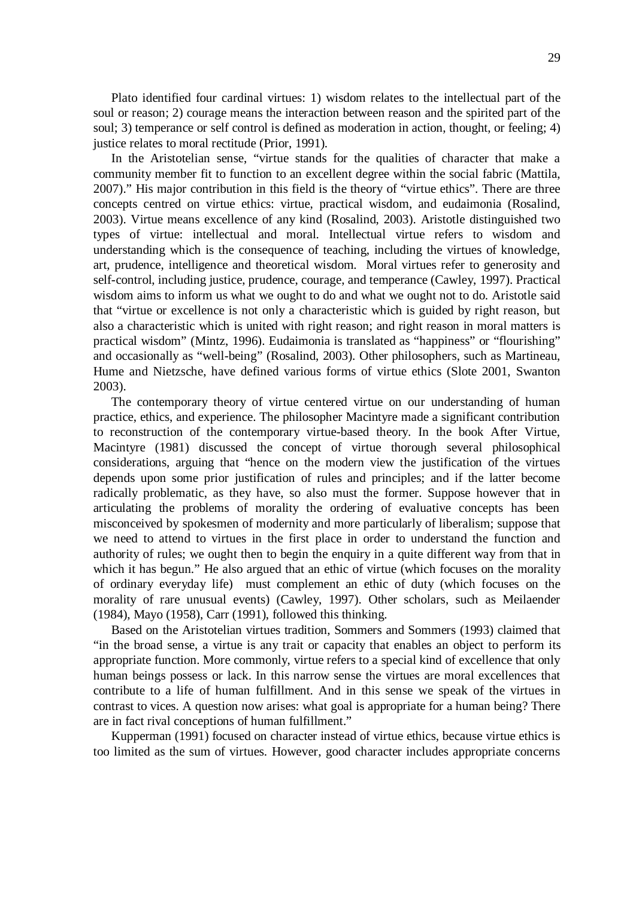Plato identified four cardinal virtues: 1) wisdom relates to the intellectual part of the soul or reason; 2) courage means the interaction between reason and the spirited part of the soul; 3) temperance or self control is defined as moderation in action, thought, or feeling; 4) justice relates to moral rectitude (Prior, 1991).

In the Aristotelian sense, "virtue stands for the qualities of character that make a community member fit to function to an excellent degree within the social fabric (Mattila, 2007)." His major contribution in this field is the theory of "virtue ethics". There are three concepts centred on virtue ethics: virtue, practical wisdom, and eudaimonia (Rosalind, 2003). Virtue means excellence of any kind (Rosalind, 2003). Aristotle distinguished two types of virtue: intellectual and moral. Intellectual virtue refers to wisdom and understanding which is the consequence of teaching, including the virtues of knowledge, art, prudence, intelligence and theoretical wisdom. Moral virtues refer to generosity and self-control, including justice, prudence, courage, and temperance (Cawley, 1997). Practical wisdom aims to inform us what we ought to do and what we ought not to do. Aristotle said that "virtue or excellence is not only a characteristic which is guided by right reason, but also a characteristic which is united with right reason; and right reason in moral matters is practical wisdom" (Mintz, 1996). Eudaimonia is translated as "happiness" or "flourishing" and occasionally as "well-being" (Rosalind, 2003). Other philosophers, such as Martineau, Hume and Nietzsche, have defined various forms of virtue ethics (Slote 2001, Swanton 2003).

The contemporary theory of virtue centered virtue on our understanding of human practice, ethics, and experience. The philosopher Macintyre made a significant contribution to reconstruction of the contemporary virtue-based theory. In the book After Virtue, Macintyre (1981) discussed the concept of virtue thorough several philosophical considerations, arguing that "hence on the modern view the justification of the virtues depends upon some prior justification of rules and principles; and if the latter become radically problematic, as they have, so also must the former. Suppose however that in articulating the problems of morality the ordering of evaluative concepts has been misconceived by spokesmen of modernity and more particularly of liberalism; suppose that we need to attend to virtues in the first place in order to understand the function and authority of rules; we ought then to begin the enquiry in a quite different way from that in which it has begun." He also argued that an ethic of virtue (which focuses on the morality of ordinary everyday life) must complement an ethic of duty (which focuses on the morality of rare unusual events) (Cawley, 1997). Other scholars, such as Meilaender (1984), Mayo (1958), Carr (1991), followed this thinking.

Based on the Aristotelian virtues tradition, Sommers and Sommers (1993) claimed that "in the broad sense, a virtue is any trait or capacity that enables an object to perform its appropriate function. More commonly, virtue refers to a special kind of excellence that only human beings possess or lack. In this narrow sense the virtues are moral excellences that contribute to a life of human fulfillment. And in this sense we speak of the virtues in contrast to vices. A question now arises: what goal is appropriate for a human being? There are in fact rival conceptions of human fulfillment."

Kupperman (1991) focused on character instead of virtue ethics, because virtue ethics is too limited as the sum of virtues. However, good character includes appropriate concerns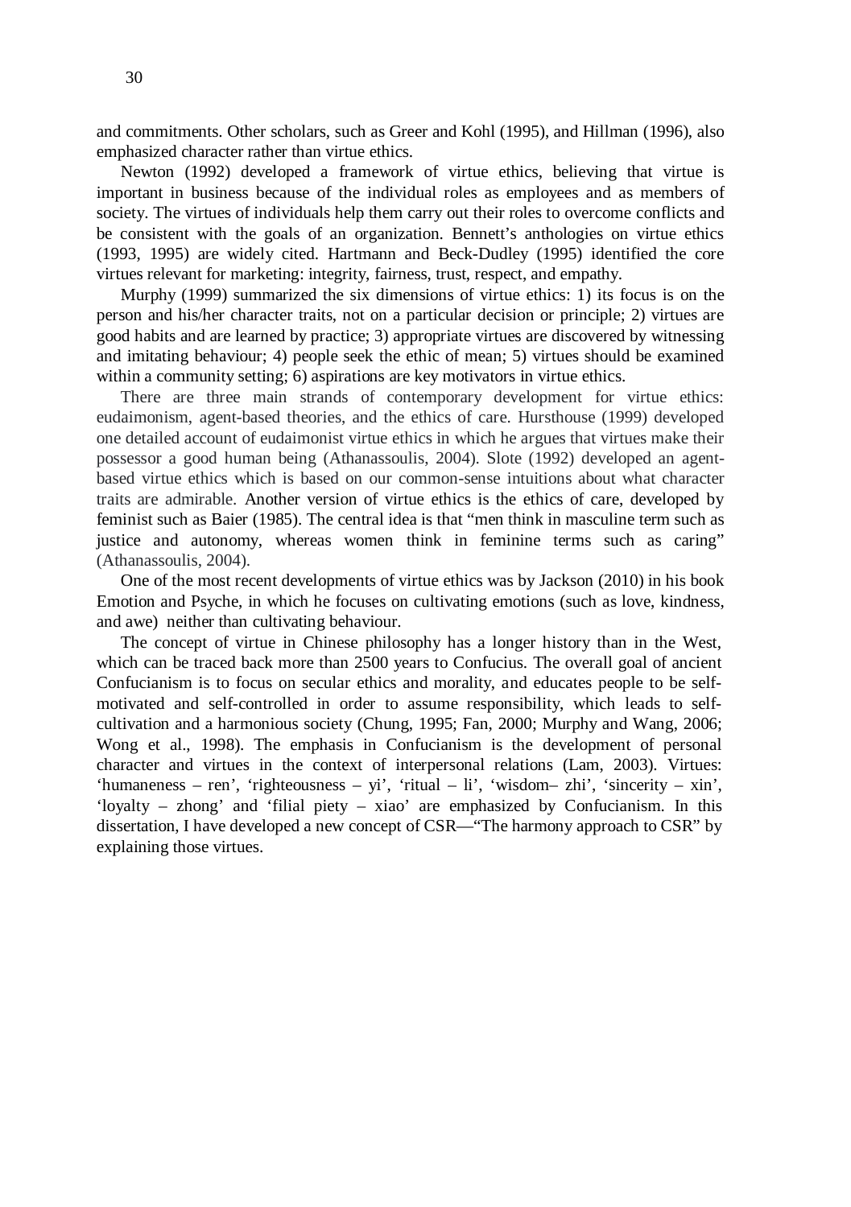and commitments. Other scholars, such as Greer and Kohl (1995), and Hillman (1996), also emphasized character rather than virtue ethics.

Newton (1992) developed a framework of virtue ethics, believing that virtue is important in business because of the individual roles as employees and as members of society. The virtues of individuals help them carry out their roles to overcome conflicts and be consistent with the goals of an organization. Bennett's anthologies on virtue ethics (1993, 1995) are widely cited. Hartmann and Beck-Dudley (1995) identified the core virtues relevant for marketing: integrity, fairness, trust, respect, and empathy.

Murphy (1999) summarized the six dimensions of virtue ethics: 1) its focus is on the person and his/her character traits, not on a particular decision or principle; 2) virtues are good habits and are learned by practice; 3) appropriate virtues are discovered by witnessing and imitating behaviour; 4) people seek the ethic of mean; 5) virtues should be examined within a community setting; 6) aspirations are key motivators in virtue ethics.

There are three main strands of contemporary development for virtue ethics: eudaimonism, agent-based theories, and the ethics of care. Hursthouse (1999) developed one detailed account of eudaimonist virtue ethics in which he argues that virtues make their possessor a good human being (Athanassoulis, 2004). Slote (1992) developed an agent-based virtue ethics which is based on our common-sense intuitions about what character traits are admirable. Another version of virtue ethics is the ethics of care, developed by feminist such as Baier (1985). The central idea is that "men think in masculine term such as justice and autonomy, whereas women think in feminine terms such as caring" (Athanassoulis, 2004).

One of the most recent developments of virtue ethics was by Jackson (2010) in his book Emotion and Psyche, in which he focuses on cultivating emotions (such as love, kindness, and awe) neither than cultivating behaviour.

The concept of virtue in Chinese philosophy has a longer history than in the West, which can be traced back more than 2500 years to Confucius. The overall goal of ancient Confucianism is to focus on secular ethics and morality, and educates people to be self-motivated and self-controlled in order to assume responsibility, which leads to self-cultivation and a harmonious society (Chung, 1995; Fan, 2000; Murphy and Wang, 2006; Wong et al., 1998). The emphasis in Confucianism is the development of personal character and virtues in the context of interpersonal relations (Lam, 2003). Virtues: 'humaneness – ren', 'righteousness – yi', 'ritual – li', 'wisdom– zhi', 'sincerity – xin', 'loyalty – zhong' and 'filial piety – xiao' are emphasized by Confucianism. In this dissertation, I have developed a new concept of CSR—"The harmony approach to CSR" by explaining those virtues.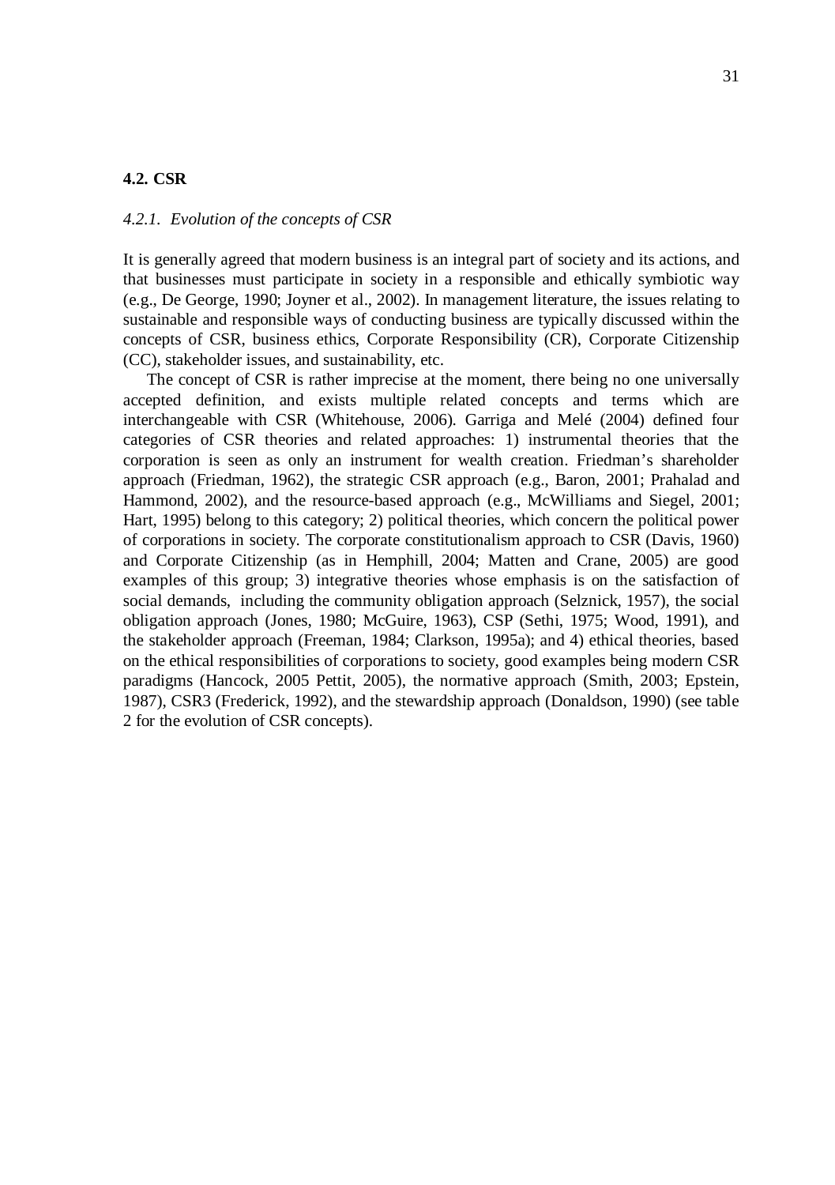## 4.2. CSR

### *4.2.1. Evolution of the concepts of CSR*

It is generally agreed that modern business is an integral part of society and its actions, and that businesses must participate in society in a responsible and ethically symbiotic way (e.g., De George, 1990; Joyner et al., 2002). In management literature, the issues relating to sustainable and responsible ways of conducting business are typically discussed within the concepts of CSR, business ethics, Corporate Responsibility (CR), Corporate Citizenship (CC), stakeholder issues, and sustainability, etc.

The concept of CSR is rather imprecise at the moment, there being no one universally accepted definition, and exists multiple related concepts and terms which are interchangeable with CSR (Whitehouse, 2006). Garriga and Melé (2004) defined four categories of CSR theories and related approaches: 1) instrumental theories that the corporation is seen as only an instrument for wealth creation. Friedman's shareholder approach (Friedman, 1962), the strategic CSR approach (e.g., Baron, 2001; Prahalad and Hammond, 2002), and the resource-based approach (e.g., McWilliams and Siegel, 2001; Hart, 1995) belong to this category; 2) political theories, which concern the political power of corporations in society. The corporate constitutionalism approach to CSR (Davis, 1960) and Corporate Citizenship (as in Hemphill, 2004; Matten and Crane, 2005) are good examples of this group; 3) integrative theories whose emphasis is on the satisfaction of social demands, including the community obligation approach (Selznick, 1957), the social obligation approach (Jones, 1980; McGuire, 1963), CSP (Sethi, 1975; Wood, 1991), and the stakeholder approach (Freeman, 1984; Clarkson, 1995a); and 4) ethical theories, based on the ethical responsibilities of corporations to society, good examples being modern CSR paradigms (Hancock, 2005 Pettit, 2005), the normative approach (Smith, 2003; Epstein, 1987), CSR3 (Frederick, 1992), and the stewardship approach (Donaldson, 1990) (see table 2 for the evolution of CSR concepts).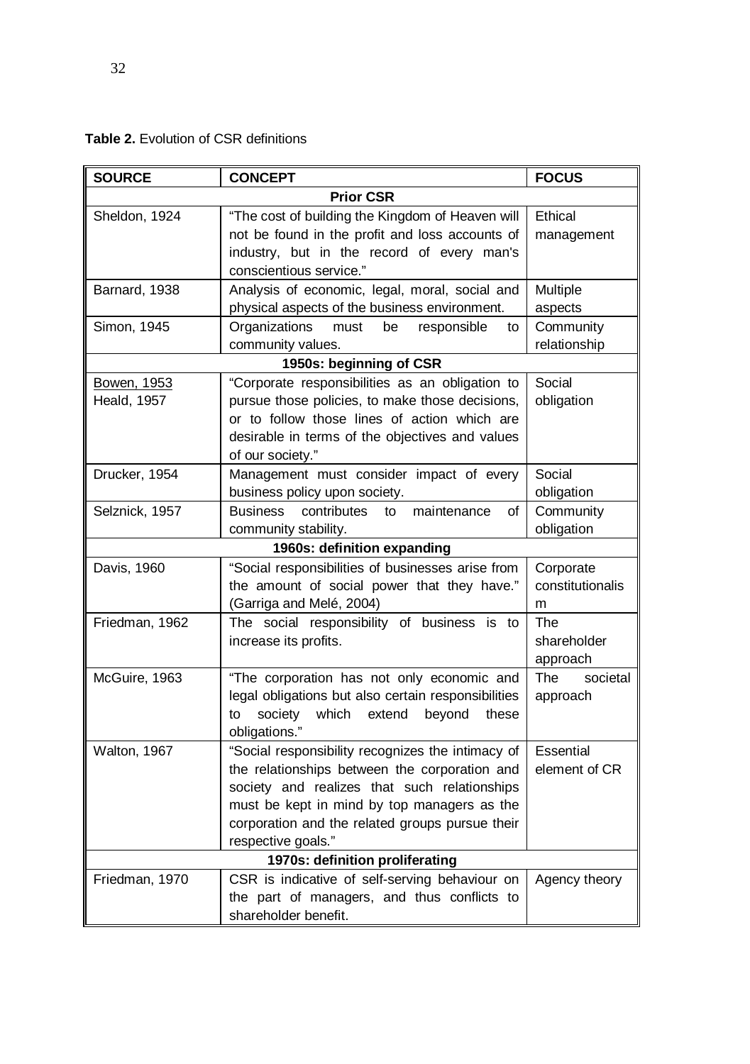**Table 2.** Evolution of CSR definitions

| SOURCE | CONCEPT | FOCUS |
|---|---|---|
| **Prior CSR** | | |
| Sheldon, 1924 | "The cost of building the Kingdom of Heaven will not be found in the profit and loss accounts of industry, but in the record of every man's conscientious service." | Ethical management |
| Barnard, 1938 | Analysis of economic, legal, moral, social and physical aspects of the business environment. | Multiple aspects |
| Simon, 1945 | Organizations must be responsible to community values. | Community relationship |
| **1950s: beginning of CSR** | | |
| Bowen, 1953<br>Heald, 1957 | "Corporate responsibilities as an obligation to pursue those policies, to make those decisions, or to follow those lines of action which are desirable in terms of the objectives and values of our society." | Social obligation |
| Drucker, 1954 | Management must consider impact of every business policy upon society. | Social obligation |
| Selznick, 1957 | Business contributes to maintenance of community stability. | Community obligation |
| **1960s: definition expanding** | | |
| Davis, 1960 | "Social responsibilities of businesses arise from the amount of social power that they have." (Garriga and Melé, 2004) | Corporate constitutionalism |
| Friedman, 1962 | The social responsibility of business is to increase its profits. | The shareholder approach |
| McGuire, 1963 | "The corporation has not only economic and legal obligations but also certain responsibilities to society which extend beyond these obligations." | The societal approach |
| Walton, 1967 | "Social responsibility recognizes the intimacy of the relationships between the corporation and society and realizes that such relationships must be kept in mind by top managers as the corporation and the related groups pursue their respective goals." | Essential element of CR |
| **1970s: definition proliferating** | | |
| Friedman, 1970 | CSR is indicative of self-serving behaviour on the part of managers, and thus conflicts to shareholder benefit. | Agency theory |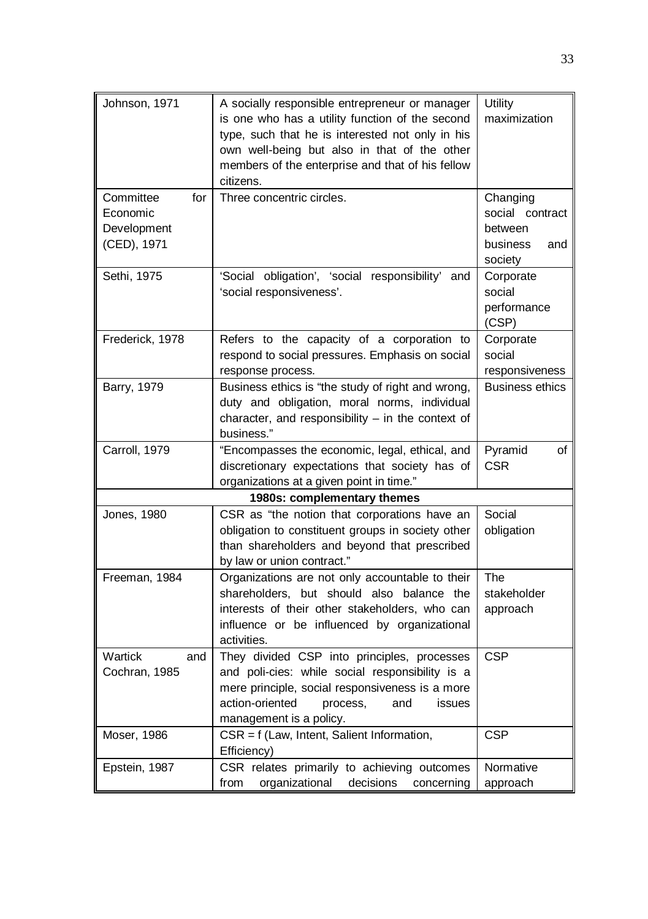| | | |
|---|---|---|
| Johnson, 1971 | A socially responsible entrepreneur or manager is one who has a utility function of the second type, such that he is interested not only in his own well-being but also in that of the other members of the enterprise and that of his fellow citizens. | Utility maximization |
| Committee for Economic Development (CED), 1971 | Three concentric circles. | Changing social contract between business and society |
| Sethi, 1975 | 'Social obligation', 'social responsibility' and 'social responsiveness'. | Corporate social performance (CSP) |
| Frederick, 1978 | Refers to the capacity of a corporation to respond to social pressures. Emphasis on social response process. | Corporate social responsiveness |
| Barry, 1979 | Business ethics is "the study of right and wrong, duty and obligation, moral norms, individual character, and responsibility – in the context of business." | Business ethics |
| Carroll, 1979 | "Encompasses the economic, legal, ethical, and discretionary expectations that society has of organizations at a given point in time." | Pyramid of CSR |
| **1980s: complementary themes** | | |
| Jones, 1980 | CSR as "the notion that corporations have an obligation to constituent groups in society other than shareholders and beyond that prescribed by law or union contract." | Social obligation |
| Freeman, 1984 | Organizations are not only accountable to their shareholders, but should also balance the interests of their other stakeholders, who can influence or be influenced by organizational activities. | The stakeholder approach |
| Wartick and Cochran, 1985 | They divided CSP into principles, processes and poli-cies: while social responsibility is a mere principle, social responsiveness is a more action-oriented process, and issues management is a policy. | CSP |
| Moser, 1986 | CSR = f (Law, Intent, Salient Information, Efficiency) | CSP |
| Epstein, 1987 | CSR relates primarily to achieving outcomes from organizational decisions concerning | Normative approach |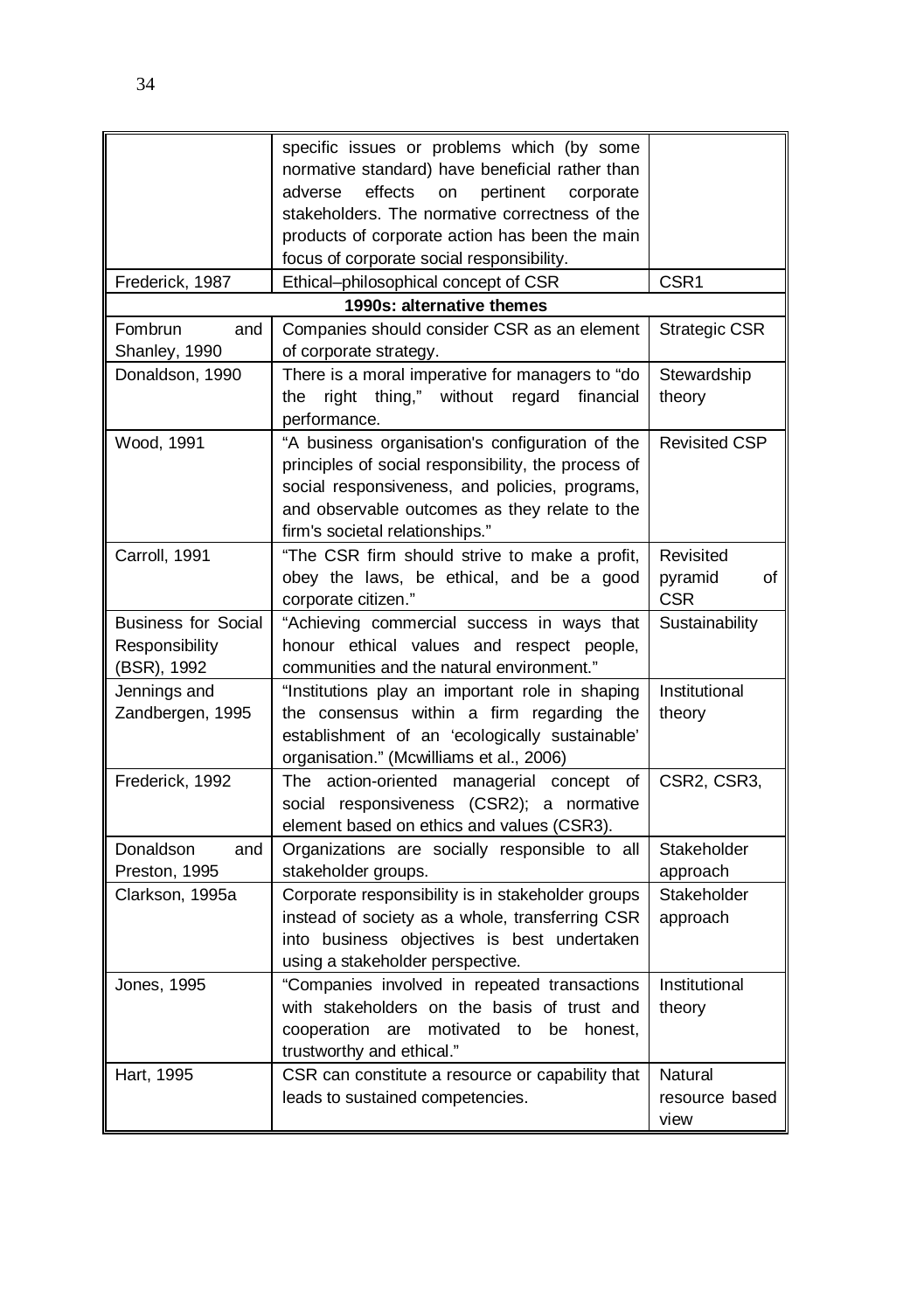| | | |
|---|---|---|
| | specific issues or problems which (by some normative standard) have beneficial rather than adverse effects on pertinent corporate stakeholders. The normative correctness of the products of corporate action has been the main focus of corporate social responsibility. | |
| Frederick, 1987 | Ethical–philosophical concept of CSR | CSR1 |
| **1990s: alternative themes** | | |
| Fombrun and Shanley, 1990 | Companies should consider CSR as an element of corporate strategy. | Strategic CSR |
| Donaldson, 1990 | There is a moral imperative for managers to "do the right thing," without regard financial performance. | Stewardship theory |
| Wood, 1991 | "A business organisation's configuration of the principles of social responsibility, the process of social responsiveness, and policies, programs, and observable outcomes as they relate to the firm's societal relationships." | Revisited CSP |
| Carroll, 1991 | "The CSR firm should strive to make a profit, obey the laws, be ethical, and be a good corporate citizen." | Revisited pyramid of CSR |
| Business for Social Responsibility (BSR), 1992 | "Achieving commercial success in ways that honour ethical values and respect people, communities and the natural environment." | Sustainability |
| Jennings and Zandbergen, 1995 | "Institutions play an important role in shaping the consensus within a firm regarding the establishment of an 'ecologically sustainable' organisation." (Mcwilliams et al., 2006) | Institutional theory |
| Frederick, 1992 | The action-oriented managerial concept of social responsiveness (CSR2); a normative element based on ethics and values (CSR3). | CSR2, CSR3, |
| Donaldson and Preston, 1995 | Organizations are socially responsible to all stakeholder groups. | Stakeholder approach |
| Clarkson, 1995a | Corporate responsibility is in stakeholder groups instead of society as a whole, transferring CSR into business objectives is best undertaken using a stakeholder perspective. | Stakeholder approach |
| Jones, 1995 | "Companies involved in repeated transactions with stakeholders on the basis of trust and cooperation are motivated to be honest, trustworthy and ethical." | Institutional theory |
| Hart, 1995 | CSR can constitute a resource or capability that leads to sustained competencies. | Natural resource based view |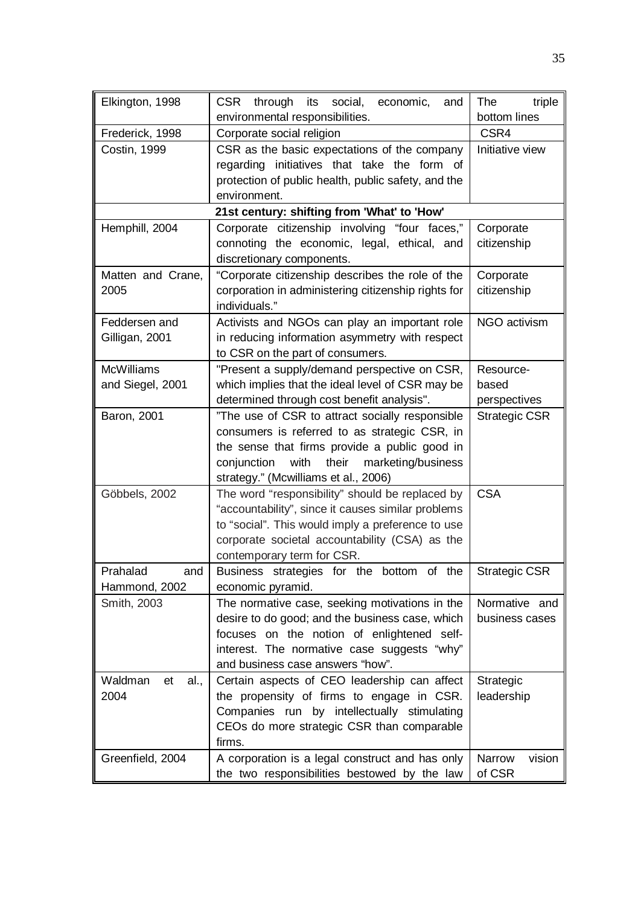| | | |
|---|---|---|
| Elkington, 1998 | CSR through its social, economic, and environmental responsibilities. | The triple bottom lines |
| Frederick, 1998 | Corporate social religion | CSR4 |
| Costin, 1999 | CSR as the basic expectations of the company regarding initiatives that take the form of protection of public health, public safety, and the environment. | Initiative view |
| **21st century: shifting from 'What' to 'How'** | | |
| Hemphill, 2004 | Corporate citizenship involving "four faces," connoting the economic, legal, ethical, and discretionary components. | Corporate citizenship |
| Matten and Crane, 2005 | "Corporate citizenship describes the role of the corporation in administering citizenship rights for individuals." | Corporate citizenship |
| Feddersen and Gilligan, 2001 | Activists and NGOs can play an important role in reducing information asymmetry with respect to CSR on the part of consumers. | NGO activism |
| McWilliams and Siegel, 2001 | "Present a supply/demand perspective on CSR, which implies that the ideal level of CSR may be determined through cost benefit analysis". | Resource-based perspectives |
| Baron, 2001 | "The use of CSR to attract socially responsible consumers is referred to as strategic CSR, in the sense that firms provide a public good in conjunction with their marketing/business strategy." (Mcwilliams et al., 2006) | Strategic CSR |
| Göbbels, 2002 | The word "responsibility" should be replaced by "accountability", since it causes similar problems to "social". This would imply a preference to use corporate societal accountability (CSA) as the contemporary term for CSR. | CSA |
| Prahalad and Hammond, 2002 | Business strategies for the bottom of the economic pyramid. | Strategic CSR |
| Smith, 2003 | The normative case, seeking motivations in the desire to do good; and the business case, which focuses on the notion of enlightened self-interest. The normative case suggests "why" and business case answers "how". | Normative and business cases |
| Waldman et al., 2004 | Certain aspects of CEO leadership can affect the propensity of firms to engage in CSR. Companies run by intellectually stimulating CEOs do more strategic CSR than comparable firms. | Strategic leadership |
| Greenfield, 2004 | A corporation is a legal construct and has only the two responsibilities bestowed by the law | Narrow vision of CSR |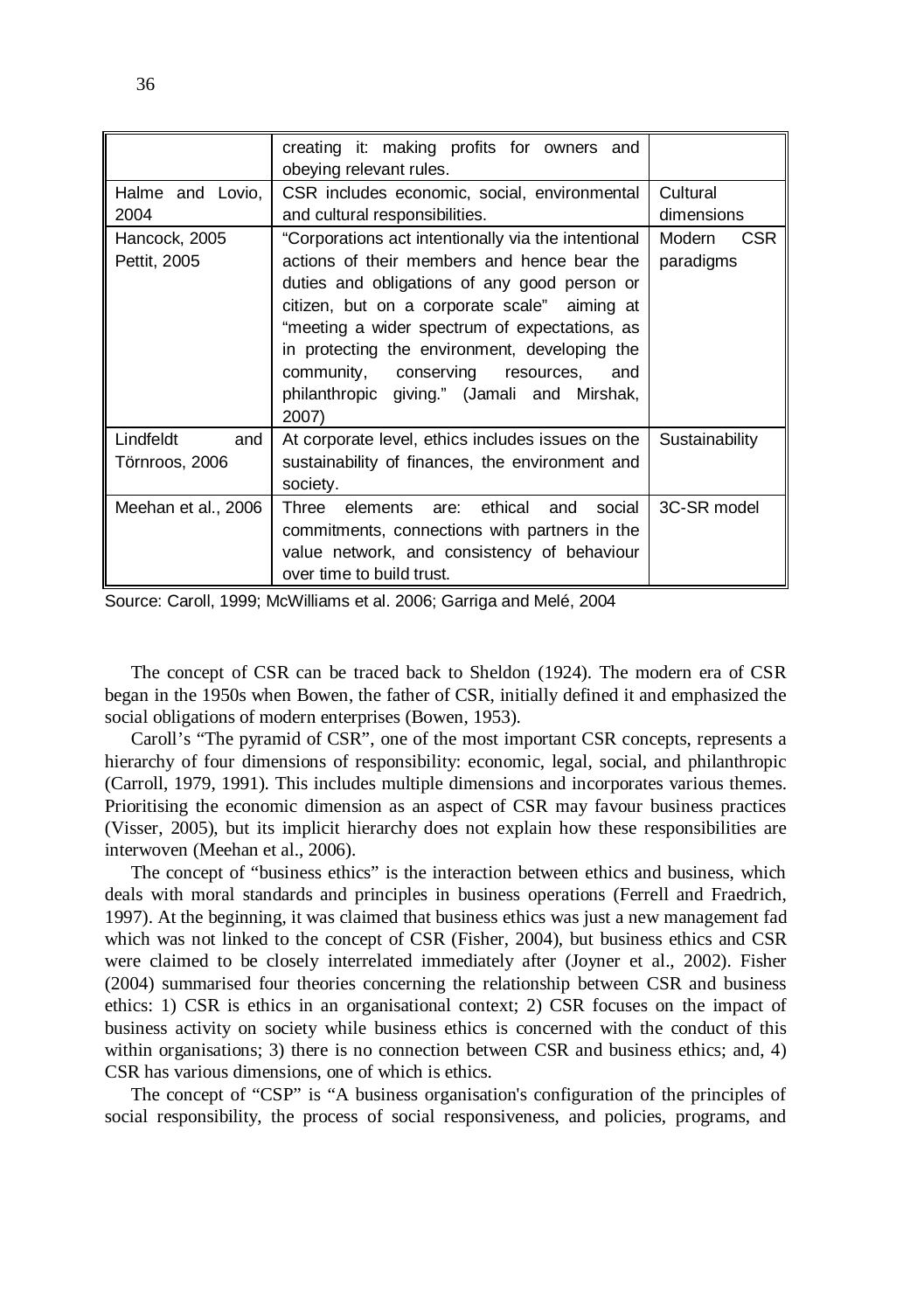| | | |
|---|---|---|
| | creating it: making profits for owners and obeying relevant rules. | |
| Halme and Lovio, 2004 | CSR includes economic, social, environmental and cultural responsibilities. | Cultural dimensions |
| Hancock, 2005 Pettit, 2005 | "Corporations act intentionally via the intentional actions of their members and hence bear the duties and obligations of any good person or citizen, but on a corporate scale" aiming at "meeting a wider spectrum of expectations, as in protecting the environment, developing the community, conserving resources, and philanthropic giving." (Jamali and Mirshak, 2007) | Modern CSR paradigms |
| Lindfeldt and Törnroos, 2006 | At corporate level, ethics includes issues on the sustainability of finances, the environment and society. | Sustainability |
| Meehan et al., 2006 | Three elements are: ethical and social commitments, connections with partners in the value network, and consistency of behaviour over time to build trust. | 3C-SR model |

Source: Caroll, 1999; McWilliams et al. 2006; Garriga and Melé, 2004

The concept of CSR can be traced back to Sheldon (1924). The modern era of CSR began in the 1950s when Bowen, the father of CSR, initially defined it and emphasized the social obligations of modern enterprises (Bowen, 1953).

Caroll's "The pyramid of CSR", one of the most important CSR concepts, represents a hierarchy of four dimensions of responsibility: economic, legal, social, and philanthropic (Carroll, 1979, 1991). This includes multiple dimensions and incorporates various themes. Prioritising the economic dimension as an aspect of CSR may favour business practices (Visser, 2005), but its implicit hierarchy does not explain how these responsibilities are interwoven (Meehan et al., 2006).

The concept of "business ethics" is the interaction between ethics and business, which deals with moral standards and principles in business operations (Ferrell and Fraedrich, 1997). At the beginning, it was claimed that business ethics was just a new management fad which was not linked to the concept of CSR (Fisher, 2004), but business ethics and CSR were claimed to be closely interrelated immediately after (Joyner et al., 2002). Fisher (2004) summarised four theories concerning the relationship between CSR and business ethics: 1) CSR is ethics in an organisational context; 2) CSR focuses on the impact of business activity on society while business ethics is concerned with the conduct of this within organisations; 3) there is no connection between CSR and business ethics; and, 4) CSR has various dimensions, one of which is ethics.

The concept of "CSP" is "A business organisation's configuration of the principles of social responsibility, the process of social responsiveness, and policies, programs, and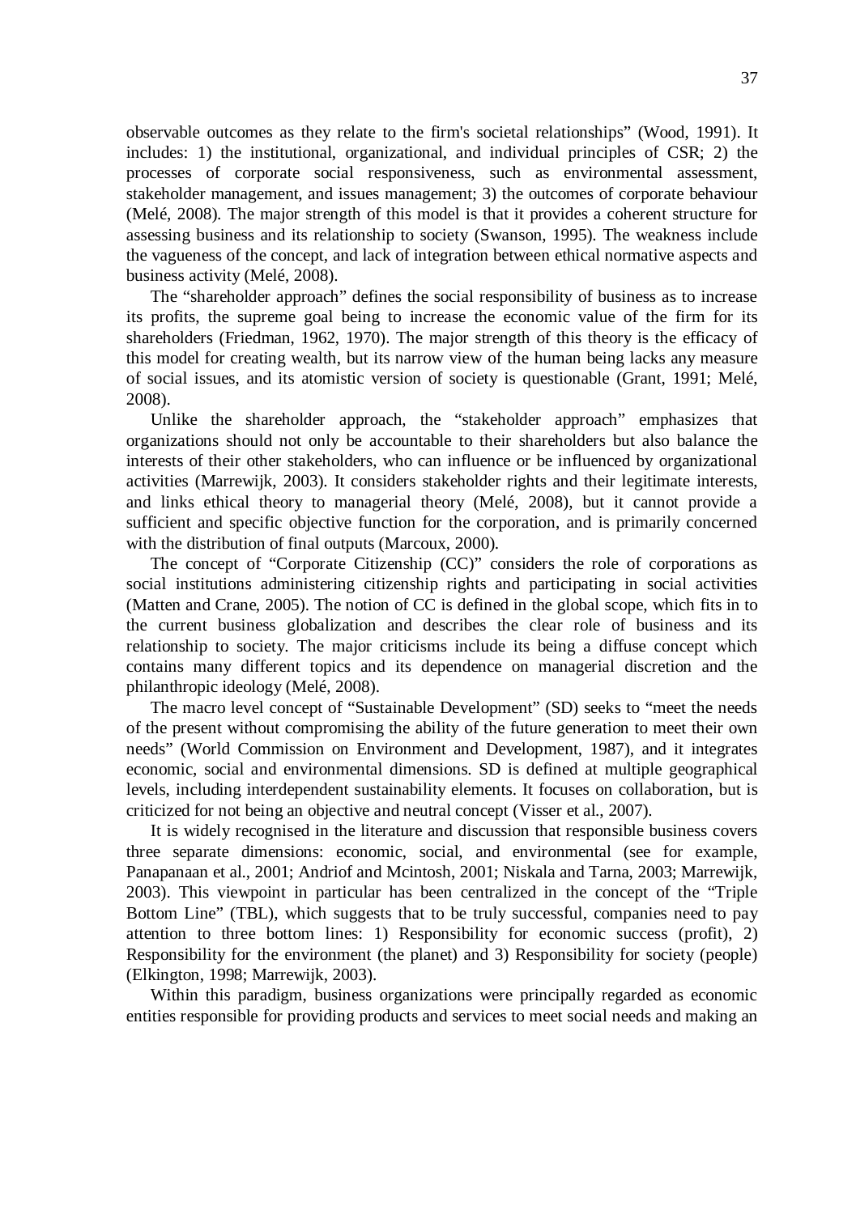observable outcomes as they relate to the firm's societal relationships" (Wood, 1991). It includes: 1) the institutional, organizational, and individual principles of CSR; 2) the processes of corporate social responsiveness, such as environmental assessment, stakeholder management, and issues management; 3) the outcomes of corporate behaviour (Melé, 2008). The major strength of this model is that it provides a coherent structure for assessing business and its relationship to society (Swanson, 1995). The weakness include the vagueness of the concept, and lack of integration between ethical normative aspects and business activity (Melé, 2008).

The "shareholder approach" defines the social responsibility of business as to increase its profits, the supreme goal being to increase the economic value of the firm for its shareholders (Friedman, 1962, 1970). The major strength of this theory is the efficacy of this model for creating wealth, but its narrow view of the human being lacks any measure of social issues, and its atomistic version of society is questionable (Grant, 1991; Melé, 2008).

Unlike the shareholder approach, the "stakeholder approach" emphasizes that organizations should not only be accountable to their shareholders but also balance the interests of their other stakeholders, who can influence or be influenced by organizational activities (Marrewijk, 2003). It considers stakeholder rights and their legitimate interests, and links ethical theory to managerial theory (Melé, 2008), but it cannot provide a sufficient and specific objective function for the corporation, and is primarily concerned with the distribution of final outputs (Marcoux, 2000).

The concept of "Corporate Citizenship (CC)" considers the role of corporations as social institutions administering citizenship rights and participating in social activities (Matten and Crane, 2005). The notion of CC is defined in the global scope, which fits in to the current business globalization and describes the clear role of business and its relationship to society. The major criticisms include its being a diffuse concept which contains many different topics and its dependence on managerial discretion and the philanthropic ideology (Melé, 2008).

The macro level concept of "Sustainable Development" (SD) seeks to "meet the needs of the present without compromising the ability of the future generation to meet their own needs" (World Commission on Environment and Development, 1987), and it integrates economic, social and environmental dimensions. SD is defined at multiple geographical levels, including interdependent sustainability elements. It focuses on collaboration, but is criticized for not being an objective and neutral concept (Visser et al., 2007).

It is widely recognised in the literature and discussion that responsible business covers three separate dimensions: economic, social, and environmental (see for example, Panapanaan et al., 2001; Andriof and Mcintosh, 2001; Niskala and Tarna, 2003; Marrewijk, 2003). This viewpoint in particular has been centralized in the concept of the "Triple Bottom Line" (TBL), which suggests that to be truly successful, companies need to pay attention to three bottom lines: 1) Responsibility for economic success (profit), 2) Responsibility for the environment (the planet) and 3) Responsibility for society (people) (Elkington, 1998; Marrewijk, 2003).

Within this paradigm, business organizations were principally regarded as economic entities responsible for providing products and services to meet social needs and making an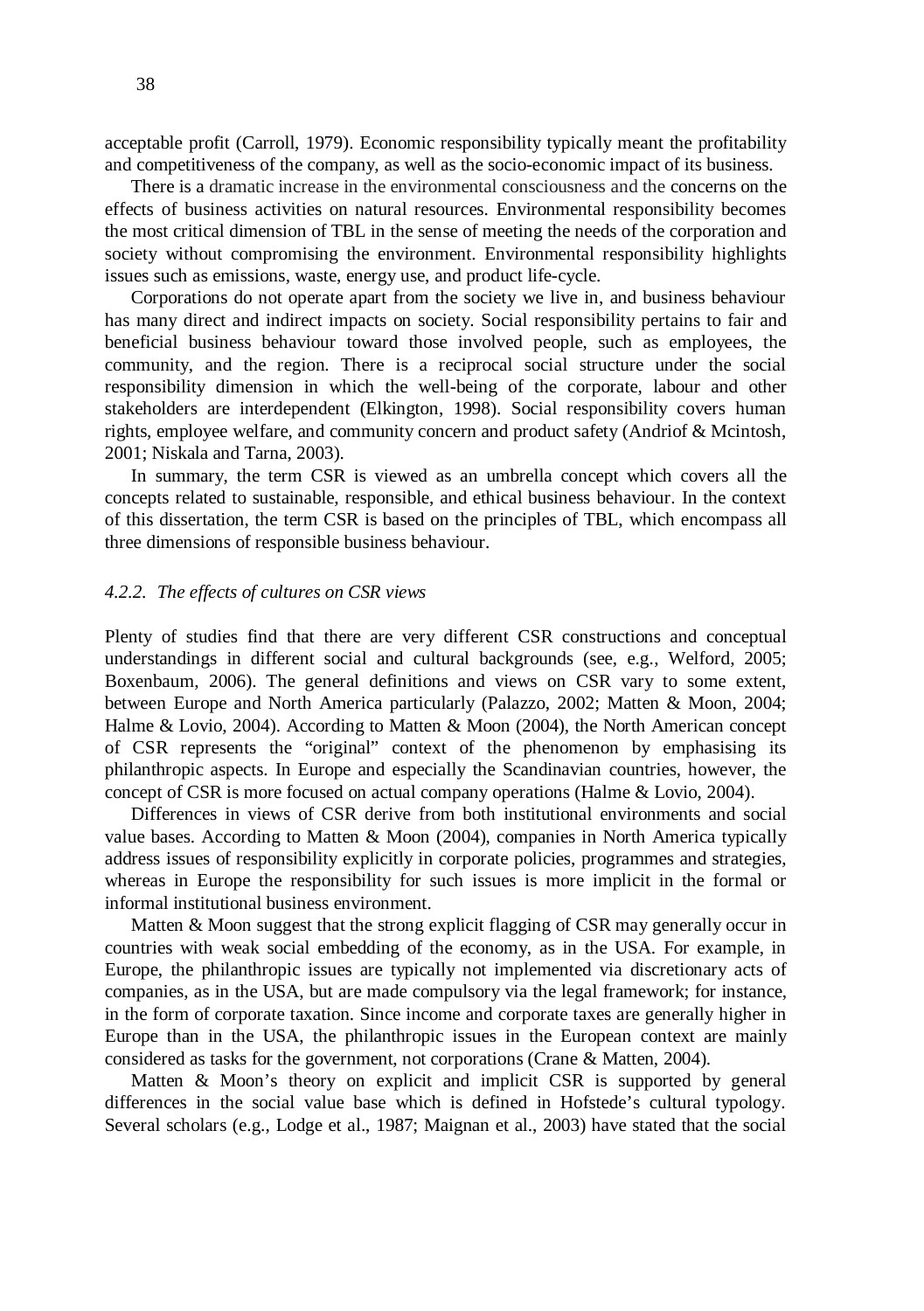acceptable profit (Carroll, 1979). Economic responsibility typically meant the profitability and competitiveness of the company, as well as the socio-economic impact of its business.

There is a dramatic increase in the environmental consciousness and the concerns on the effects of business activities on natural resources. Environmental responsibility becomes the most critical dimension of TBL in the sense of meeting the needs of the corporation and society without compromising the environment. Environmental responsibility highlights issues such as emissions, waste, energy use, and product life-cycle.

Corporations do not operate apart from the society we live in, and business behaviour has many direct and indirect impacts on society. Social responsibility pertains to fair and beneficial business behaviour toward those involved people, such as employees, the community, and the region. There is a reciprocal social structure under the social responsibility dimension in which the well-being of the corporate, labour and other stakeholders are interdependent (Elkington, 1998). Social responsibility covers human rights, employee welfare, and community concern and product safety (Andriof & Mcintosh, 2001; Niskala and Tarna, 2003).

In summary, the term CSR is viewed as an umbrella concept which covers all the concepts related to sustainable, responsible, and ethical business behaviour. In the context of this dissertation, the term CSR is based on the principles of TBL, which encompass all three dimensions of responsible business behaviour.

#### *4.2.2. The effects of cultures on CSR views*

Plenty of studies find that there are very different CSR constructions and conceptual understandings in different social and cultural backgrounds (see, e.g., Welford, 2005; Boxenbaum, 2006). The general definitions and views on CSR vary to some extent, between Europe and North America particularly (Palazzo, 2002; Matten & Moon, 2004; Halme & Lovio, 2004). According to Matten & Moon (2004), the North American concept of CSR represents the "original" context of the phenomenon by emphasising its philanthropic aspects. In Europe and especially the Scandinavian countries, however, the concept of CSR is more focused on actual company operations (Halme & Lovio, 2004).

Differences in views of CSR derive from both institutional environments and social value bases. According to Matten & Moon (2004), companies in North America typically address issues of responsibility explicitly in corporate policies, programmes and strategies, whereas in Europe the responsibility for such issues is more implicit in the formal or informal institutional business environment.

Matten & Moon suggest that the strong explicit flagging of CSR may generally occur in countries with weak social embedding of the economy, as in the USA. For example, in Europe, the philanthropic issues are typically not implemented via discretionary acts of companies, as in the USA, but are made compulsory via the legal framework; for instance, in the form of corporate taxation. Since income and corporate taxes are generally higher in Europe than in the USA, the philanthropic issues in the European context are mainly considered as tasks for the government, not corporations (Crane & Matten, 2004).

Matten & Moon's theory on explicit and implicit CSR is supported by general differences in the social value base which is defined in Hofstede's cultural typology. Several scholars (e.g., Lodge et al., 1987; Maignan et al., 2003) have stated that the social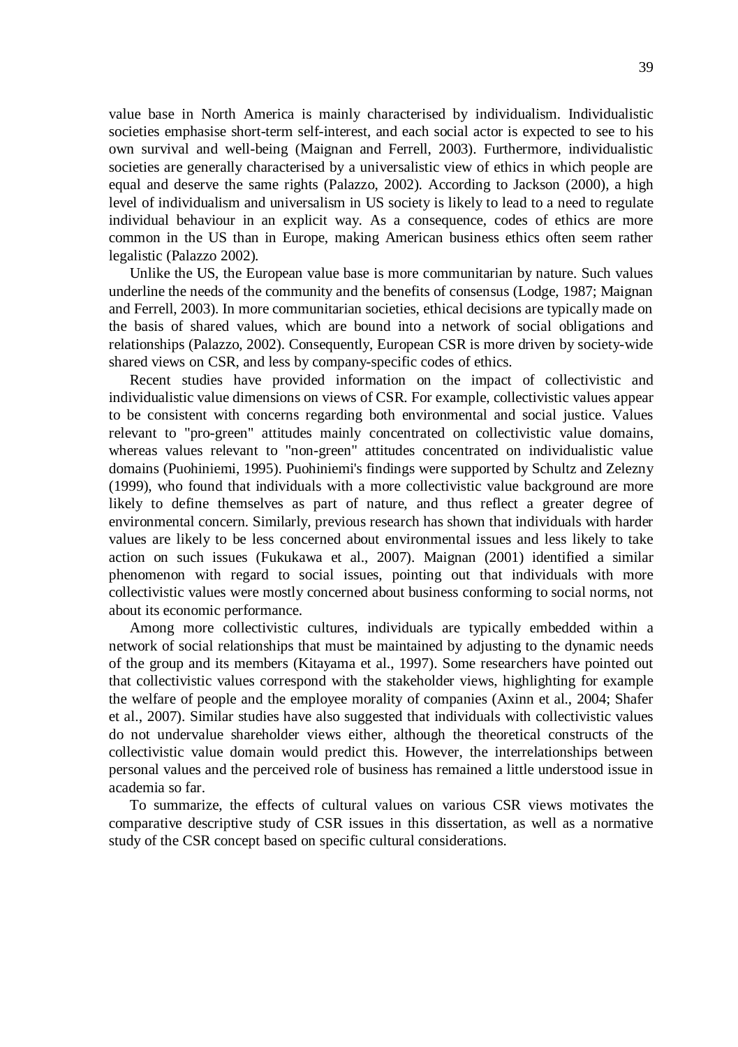value base in North America is mainly characterised by individualism. Individualistic societies emphasise short-term self-interest, and each social actor is expected to see to his own survival and well-being (Maignan and Ferrell, 2003). Furthermore, individualistic societies are generally characterised by a universalistic view of ethics in which people are equal and deserve the same rights (Palazzo, 2002). According to Jackson (2000), a high level of individualism and universalism in US society is likely to lead to a need to regulate individual behaviour in an explicit way. As a consequence, codes of ethics are more common in the US than in Europe, making American business ethics often seem rather legalistic (Palazzo 2002).

Unlike the US, the European value base is more communitarian by nature. Such values underline the needs of the community and the benefits of consensus (Lodge, 1987; Maignan and Ferrell, 2003). In more communitarian societies, ethical decisions are typically made on the basis of shared values, which are bound into a network of social obligations and relationships (Palazzo, 2002). Consequently, European CSR is more driven by society-wide shared views on CSR, and less by company-specific codes of ethics.

Recent studies have provided information on the impact of collectivistic and individualistic value dimensions on views of CSR. For example, collectivistic values appear to be consistent with concerns regarding both environmental and social justice. Values relevant to "pro-green" attitudes mainly concentrated on collectivistic value domains, whereas values relevant to "non-green" attitudes concentrated on individualistic value domains (Puohiniemi, 1995). Puohiniemi's findings were supported by Schultz and Zelezny (1999), who found that individuals with a more collectivistic value background are more likely to define themselves as part of nature, and thus reflect a greater degree of environmental concern. Similarly, previous research has shown that individuals with harder values are likely to be less concerned about environmental issues and less likely to take action on such issues (Fukukawa et al., 2007). Maignan (2001) identified a similar phenomenon with regard to social issues, pointing out that individuals with more collectivistic values were mostly concerned about business conforming to social norms, not about its economic performance.

Among more collectivistic cultures, individuals are typically embedded within a network of social relationships that must be maintained by adjusting to the dynamic needs of the group and its members (Kitayama et al., 1997). Some researchers have pointed out that collectivistic values correspond with the stakeholder views, highlighting for example the welfare of people and the employee morality of companies (Axinn et al., 2004; Shafer et al., 2007). Similar studies have also suggested that individuals with collectivistic values do not undervalue shareholder views either, although the theoretical constructs of the collectivistic value domain would predict this. However, the interrelationships between personal values and the perceived role of business has remained a little understood issue in academia so far.

To summarize, the effects of cultural values on various CSR views motivates the comparative descriptive study of CSR issues in this dissertation, as well as a normative study of the CSR concept based on specific cultural considerations.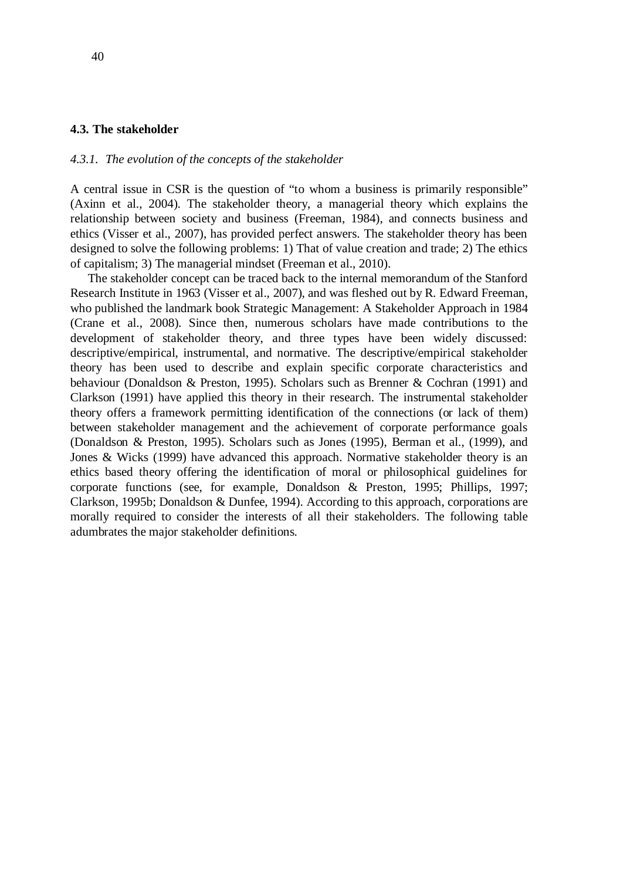## 4.3. The stakeholder

### *4.3.1. The evolution of the concepts of the stakeholder*

A central issue in CSR is the question of "to whom a business is primarily responsible" (Axinn et al., 2004). The stakeholder theory, a managerial theory which explains the relationship between society and business (Freeman, 1984), and connects business and ethics (Visser et al., 2007), has provided perfect answers. The stakeholder theory has been designed to solve the following problems: 1) That of value creation and trade; 2) The ethics of capitalism; 3) The managerial mindset (Freeman et al., 2010).

The stakeholder concept can be traced back to the internal memorandum of the Stanford Research Institute in 1963 (Visser et al., 2007), and was fleshed out by R. Edward Freeman, who published the landmark book Strategic Management: A Stakeholder Approach in 1984 (Crane et al., 2008). Since then, numerous scholars have made contributions to the development of stakeholder theory, and three types have been widely discussed: descriptive/empirical, instrumental, and normative. The descriptive/empirical stakeholder theory has been used to describe and explain specific corporate characteristics and behaviour (Donaldson & Preston, 1995). Scholars such as Brenner & Cochran (1991) and Clarkson (1991) have applied this theory in their research. The instrumental stakeholder theory offers a framework permitting identification of the connections (or lack of them) between stakeholder management and the achievement of corporate performance goals (Donaldson & Preston, 1995). Scholars such as Jones (1995), Berman et al., (1999), and Jones & Wicks (1999) have advanced this approach. Normative stakeholder theory is an ethics based theory offering the identification of moral or philosophical guidelines for corporate functions (see, for example, Donaldson & Preston, 1995; Phillips, 1997; Clarkson, 1995b; Donaldson & Dunfee, 1994). According to this approach, corporations are morally required to consider the interests of all their stakeholders. The following table adumbrates the major stakeholder definitions.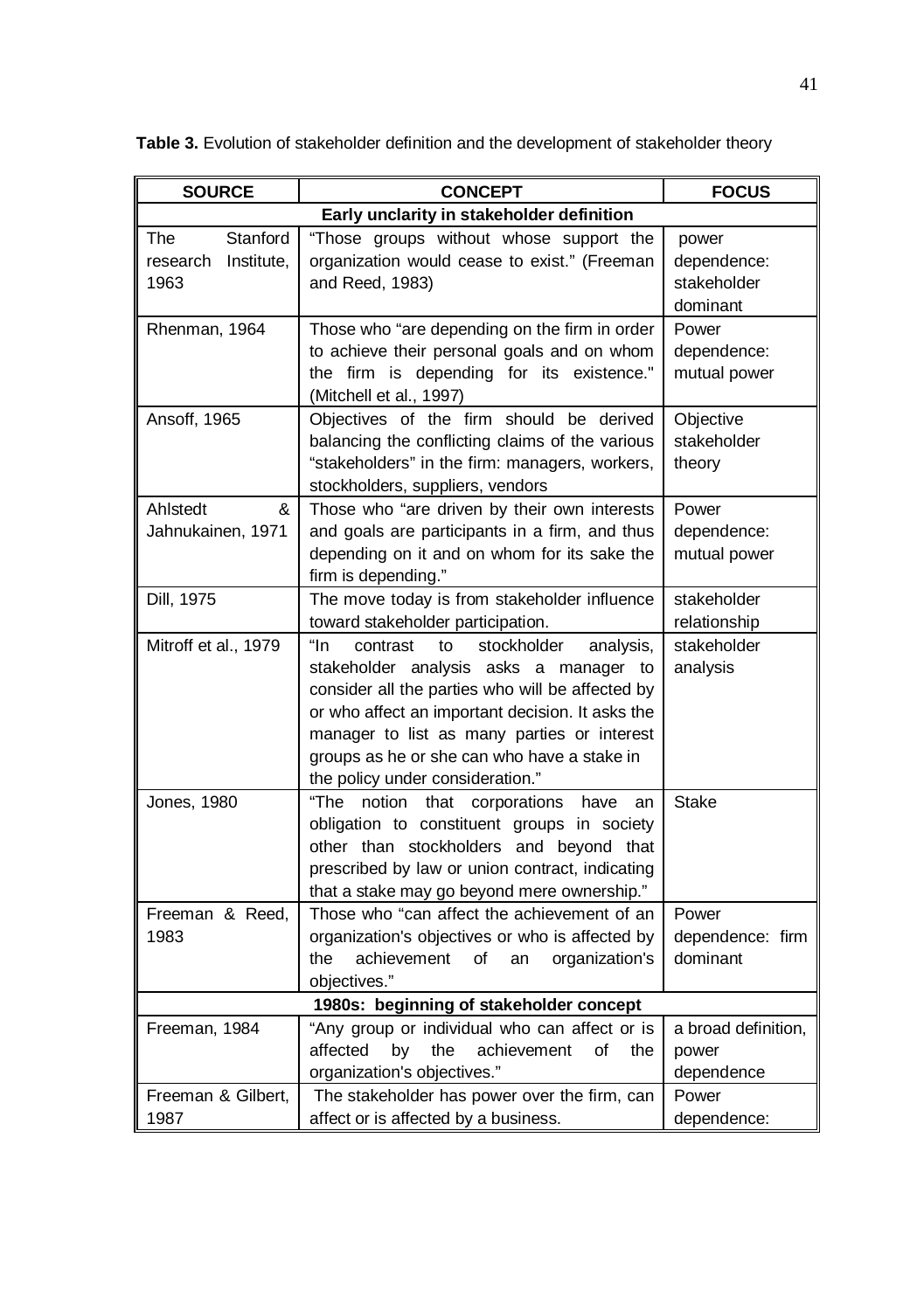**Table 3.** Evolution of stakeholder definition and the development of stakeholder theory

| SOURCE | CONCEPT | FOCUS |
|---|---|---|
| **Early unclarity in stakeholder definition** | | |
| The Stanford research Institute, 1963 | "Those groups without whose support the organization would cease to exist." (Freeman and Reed, 1983) | power dependence: stakeholder dominant |
| Rhenman, 1964 | Those who "are depending on the firm in order to achieve their personal goals and on whom the firm is depending for its existence." (Mitchell et al., 1997) | Power dependence: mutual power |
| Ansoff, 1965 | Objectives of the firm should be derived balancing the conflicting claims of the various "stakeholders" in the firm: managers, workers, stockholders, suppliers, vendors | Objective stakeholder theory |
| Ahlstedt & Jahnukainen, 1971 | Those who "are driven by their own interests and goals are participants in a firm, and thus depending on it and on whom for its sake the firm is depending." | Power dependence: mutual power |
| Dill, 1975 | The move today is from stakeholder influence toward stakeholder participation. | stakeholder relationship |
| Mitroff et al., 1979 | "In contrast to stockholder analysis, stakeholder analysis asks a manager to consider all the parties who will be affected by or who affect an important decision. It asks the manager to list as many parties or interest groups as he or she can who have a stake in the policy under consideration." | stakeholder analysis |
| Jones, 1980 | "The notion that corporations have an obligation to constituent groups in society other than stockholders and beyond that prescribed by law or union contract, indicating that a stake may go beyond mere ownership." | Stake |
| Freeman & Reed, 1983 | Those who "can affect the achievement of an organization's objectives or who is affected by the achievement of an organization's objectives." | Power dependence: firm dominant |
| **1980s: beginning of stakeholder concept** | | |
| Freeman, 1984 | "Any group or individual who can affect or is affected by the achievement of the organization's objectives." | a broad definition, power dependence |
| Freeman & Gilbert, 1987 | The stakeholder has power over the firm, can affect or is affected by a business. | Power dependence: |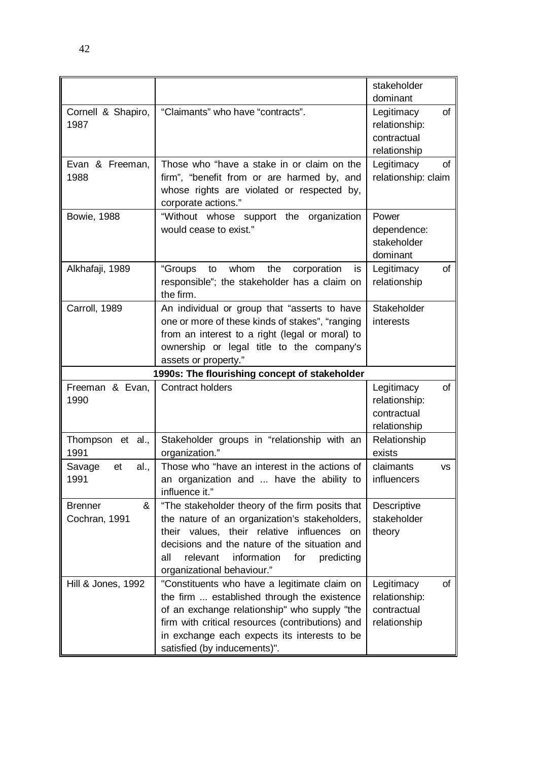| | | |
|---|---|---|
| | | stakeholder dominant |
| Cornell & Shapiro, 1987 | "Claimants" who have "contracts". | Legitimacy of relationship: contractual relationship |
| Evan & Freeman, 1988 | Those who "have a stake in or claim on the firm", "benefit from or are harmed by, and whose rights are violated or respected by, corporate actions." | Legitimacy of relationship: claim |
| Bowie, 1988 | "Without whose support the organization would cease to exist." | Power dependence: stakeholder dominant |
| Alkhafaji, 1989 | "Groups to whom the corporation is responsible"; the stakeholder has a claim on the firm. | Legitimacy of relationship |
| Carroll, 1989 | An individual or group that "asserts to have one or more of these kinds of stakes", "ranging from an interest to a right (legal or moral) to ownership or legal title to the company's assets or property." | Stakeholder interests |
| **1990s: The flourishing concept of stakeholder** | | |
| Freeman & Evan, 1990 | Contract holders | Legitimacy of relationship: contractual relationship |
| Thompson et al., 1991 | Stakeholder groups in "relationship with an organization." | Relationship exists |
| Savage et al., 1991 | Those who "have an interest in the actions of an organization and ... have the ability to influence it." | claimants vs influencers |
| Brenner & Cochran, 1991 | "The stakeholder theory of the firm posits that the nature of an organization's stakeholders, their values, their relative influences on decisions and the nature of the situation and all relevant information for predicting organizational behaviour." | Descriptive stakeholder theory |
| Hill & Jones, 1992 | "Constituents who have a legitimate claim on the firm ... established through the existence of an exchange relationship" who supply "the firm with critical resources (contributions) and in exchange each expects its interests to be satisfied (by inducements)". | Legitimacy of relationship: contractual relationship |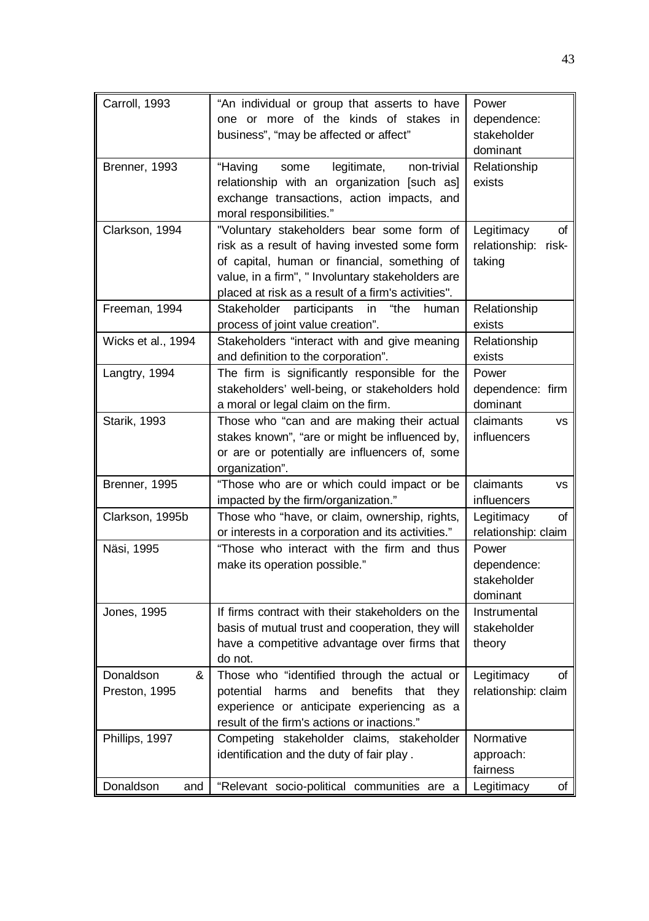| | | |
|---|---|---|
| Carroll, 1993 | "An individual or group that asserts to have one or more of the kinds of stakes in business", "may be affected or affect" | Power dependence: stakeholder dominant |
| Brenner, 1993 | "Having some legitimate, non-trivial relationship with an organization [such as] exchange transactions, action impacts, and moral responsibilities." | Relationship exists |
| Clarkson, 1994 | "Voluntary stakeholders bear some form of risk as a result of having invested some form of capital, human or financial, something of value, in a firm", " Involuntary stakeholders are placed at risk as a result of a firm's activities". | Legitimacy of relationship: risk-taking |
| Freeman, 1994 | Stakeholder participants in "the human process of joint value creation". | Relationship exists |
| Wicks et al., 1994 | Stakeholders "interact with and give meaning and definition to the corporation". | Relationship exists |
| Langtry, 1994 | The firm is significantly responsible for the stakeholders' well-being, or stakeholders hold a moral or legal claim on the firm. | Power dependence: firm dominant |
| Starik, 1993 | Those who "can and are making their actual stakes known", "are or might be influenced by, or are or potentially are influencers of, some organization". | claimants vs influencers |
| Brenner, 1995 | "Those who are or which could impact or be impacted by the firm/organization." | claimants vs influencers |
| Clarkson, 1995b | Those who "have, or claim, ownership, rights, or interests in a corporation and its activities." | Legitimacy of relationship: claim |
| Näsi, 1995 | "Those who interact with the firm and thus make its operation possible." | Power dependence: stakeholder dominant |
| Jones, 1995 | If firms contract with their stakeholders on the basis of mutual trust and cooperation, they will have a competitive advantage over firms that do not. | Instrumental stakeholder theory |
| Donaldson & Preston, 1995 | Those who "identified through the actual or potential harms and benefits that they experience or anticipate experiencing as a result of the firm's actions or inactions." | Legitimacy of relationship: claim |
| Phillips, 1997 | Competing stakeholder claims, stakeholder identification and the duty of fair play . | Normative approach: fairness |
| Donaldson and | "Relevant socio-political communities are a | Legitimacy of |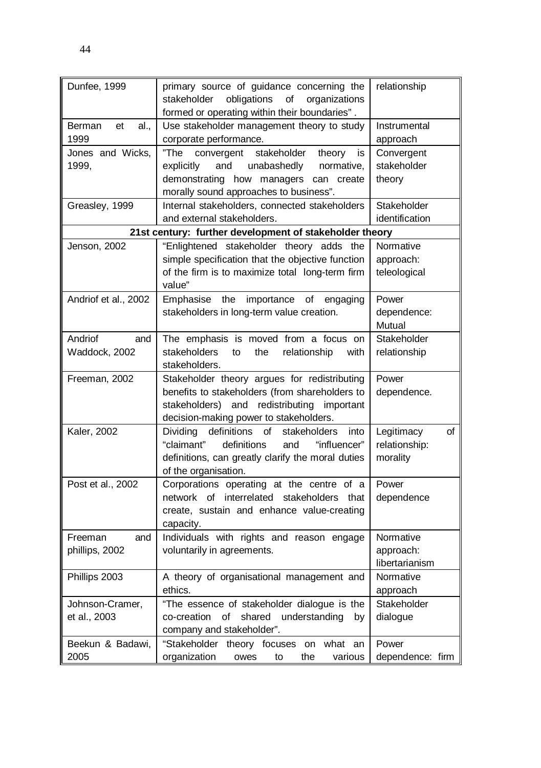| | | |
|---|---|---|
| Dunfee, 1999 | primary source of guidance concerning the stakeholder obligations of organizations formed or operating within their boundaries" . | relationship |
| Berman et al., 1999 | Use stakeholder management theory to study corporate performance. | Instrumental approach |
| Jones and Wicks, 1999, | "The convergent stakeholder theory is explicitly and unabashedly normative, demonstrating how managers can create morally sound approaches to business". | Convergent stakeholder theory |
| Greasley, 1999 | Internal stakeholders, connected stakeholders and external stakeholders. | Stakeholder identification |
| **21st century: further development of stakeholder theory** | | |
| Jenson, 2002 | "Enlightened stakeholder theory adds the simple specification that the objective function of the firm is to maximize total long-term firm value" | Normative approach: teleological |
| Andriof et al., 2002 | Emphasise the importance of engaging stakeholders in long-term value creation. | Power dependence: Mutual |
| Andriof and Waddock, 2002 | The emphasis is moved from a focus on stakeholders to the relationship with stakeholders. | Stakeholder relationship |
| Freeman, 2002 | Stakeholder theory argues for redistributing benefits to stakeholders (from shareholders to stakeholders) and redistributing important decision-making power to stakeholders. | Power dependence. |
| Kaler, 2002 | Dividing definitions of stakeholders into "claimant" definitions and "influencer" definitions, can greatly clarify the moral duties of the organisation. | Legitimacy of relationship: morality |
| Post et al., 2002 | Corporations operating at the centre of a network of interrelated stakeholders that create, sustain and enhance value-creating capacity. | Power dependence |
| Freeman and phillips, 2002 | Individuals with rights and reason engage voluntarily in agreements. | Normative approach: libertarianism |
| Phillips 2003 | A theory of organisational management and ethics. | Normative approach |
| Johnson-Cramer, et al., 2003 | "The essence of stakeholder dialogue is the co-creation of shared understanding by company and stakeholder". | Stakeholder dialogue |
| Beekun & Badawi, 2005 | "Stakeholder theory focuses on what an organization owes to the various | Power dependence: firm |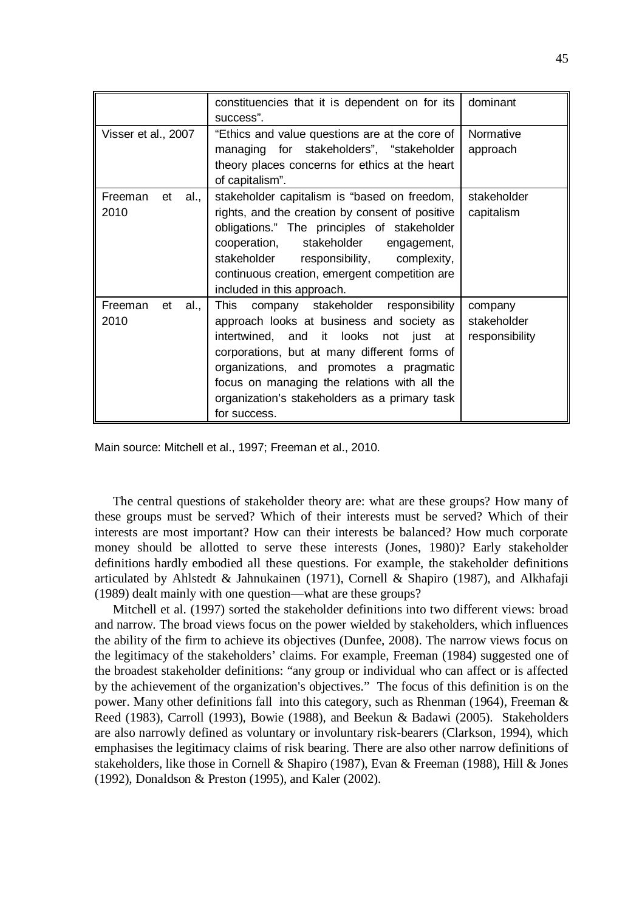| | | |
|---|---|---|
| | constituencies that it is dependent on for its success". | dominant |
| Visser et al., 2007 | "Ethics and value questions are at the core of managing for stakeholders", "stakeholder theory places concerns for ethics at the heart of capitalism". | Normative approach |
| Freeman et al., 2010 | stakeholder capitalism is "based on freedom, rights, and the creation by consent of positive obligations." The principles of stakeholder cooperation, stakeholder engagement, stakeholder responsibility, complexity, continuous creation, emergent competition are included in this approach. | stakeholder capitalism |
| Freeman et al., 2010 | This company stakeholder responsibility approach looks at business and society as intertwined, and it looks not just at corporations, but at many different forms of organizations, and promotes a pragmatic focus on managing the relations with all the organization's stakeholders as a primary task for success. | company stakeholder responsibility |

Main source: Mitchell et al., 1997; Freeman et al., 2010.

The central questions of stakeholder theory are: what are these groups? How many of these groups must be served? Which of their interests must be served? Which of their interests are most important? How can their interests be balanced? How much corporate money should be allotted to serve these interests (Jones, 1980)? Early stakeholder definitions hardly embodied all these questions. For example, the stakeholder definitions articulated by Ahlstedt & Jahnukainen (1971), Cornell & Shapiro (1987), and Alkhafaji (1989) dealt mainly with one question—what are these groups?

Mitchell et al. (1997) sorted the stakeholder definitions into two different views: broad and narrow. The broad views focus on the power wielded by stakeholders, which influences the ability of the firm to achieve its objectives (Dunfee, 2008). The narrow views focus on the legitimacy of the stakeholders' claims. For example, Freeman (1984) suggested one of the broadest stakeholder definitions: "any group or individual who can affect or is affected by the achievement of the organization's objectives." The focus of this definition is on the power. Many other definitions fall into this category, such as Rhenman (1964), Freeman & Reed (1983), Carroll (1993), Bowie (1988), and Beekun & Badawi (2005). Stakeholders are also narrowly defined as voluntary or involuntary risk-bearers (Clarkson, 1994), which emphasises the legitimacy claims of risk bearing. There are also other narrow definitions of stakeholders, like those in Cornell & Shapiro (1987), Evan & Freeman (1988), Hill & Jones (1992), Donaldson & Preston (1995), and Kaler (2002).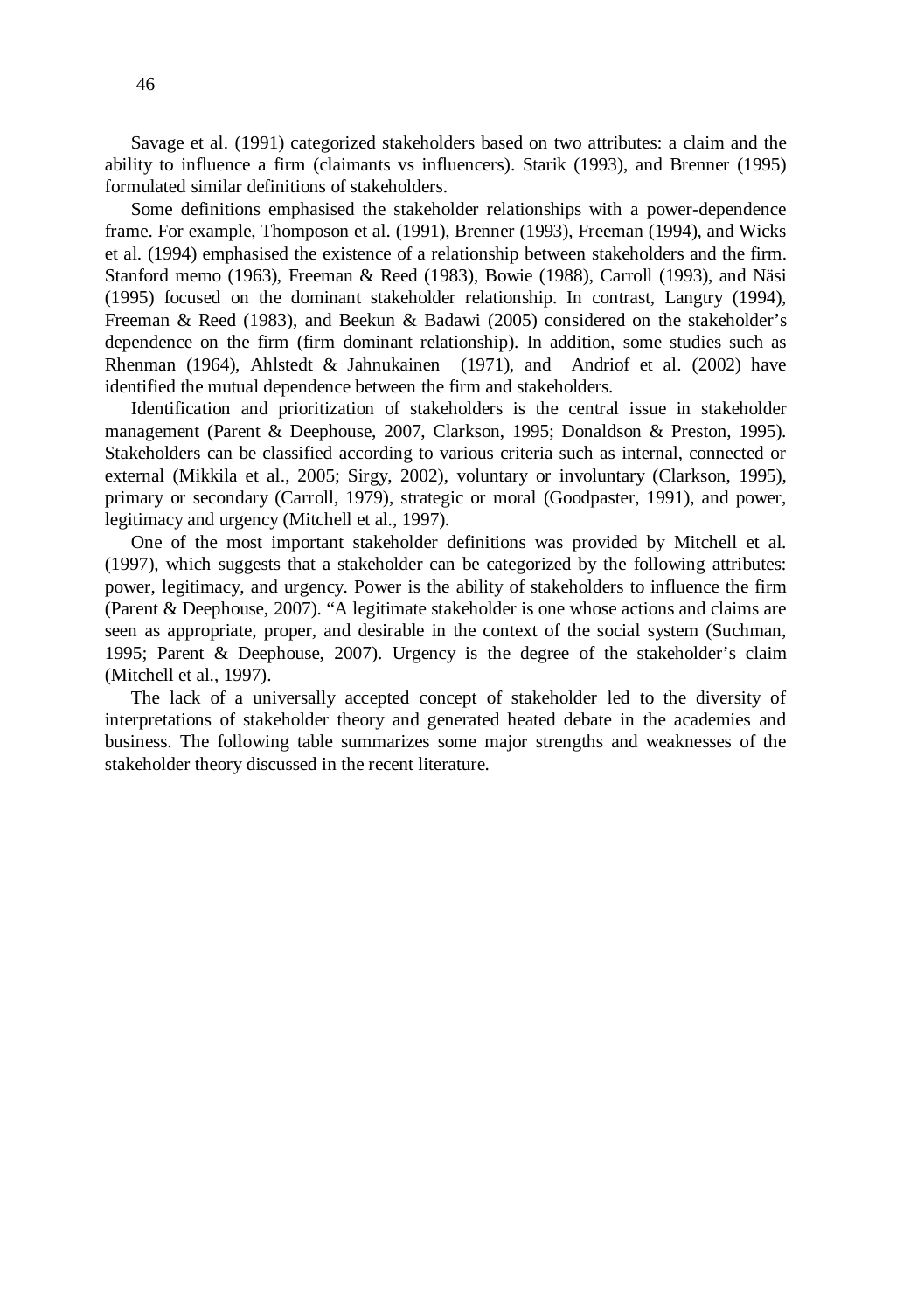Savage et al. (1991) categorized stakeholders based on two attributes: a claim and the ability to influence a firm (claimants vs influencers). Starik (1993), and Brenner (1995) formulated similar definitions of stakeholders.

Some definitions emphasised the stakeholder relationships with a power-dependence frame. For example, Thompson et al. (1991), Brenner (1993), Freeman (1994), and Wicks et al. (1994) emphasised the existence of a relationship between stakeholders and the firm. Stanford memo (1963), Freeman & Reed (1983), Bowie (1988), Carroll (1993), and Näsi (1995) focused on the dominant stakeholder relationship. In contrast, Langtry (1994), Freeman & Reed (1983), and Beekun & Badawi (2005) considered on the stakeholder's dependence on the firm (firm dominant relationship). In addition, some studies such as Rhenman (1964), Ahlstedt & Jahnukainen (1971), and Andriof et al. (2002) have identified the mutual dependence between the firm and stakeholders.

Identification and prioritization of stakeholders is the central issue in stakeholder management (Parent & Deephouse, 2007, Clarkson, 1995; Donaldson & Preston, 1995). Stakeholders can be classified according to various criteria such as internal, connected or external (Mikkila et al., 2005; Sirgy, 2002), voluntary or involuntary (Clarkson, 1995), primary or secondary (Carroll, 1979), strategic or moral (Goodpaster, 1991), and power, legitimacy and urgency (Mitchell et al., 1997).

One of the most important stakeholder definitions was provided by Mitchell et al. (1997), which suggests that a stakeholder can be categorized by the following attributes: power, legitimacy, and urgency. Power is the ability of stakeholders to influence the firm (Parent & Deephouse, 2007). "A legitimate stakeholder is one whose actions and claims are seen as appropriate, proper, and desirable in the context of the social system (Suchman, 1995; Parent & Deephouse, 2007). Urgency is the degree of the stakeholder's claim (Mitchell et al., 1997).

The lack of a universally accepted concept of stakeholder led to the diversity of interpretations of stakeholder theory and generated heated debate in the academies and business. The following table summarizes some major strengths and weaknesses of the stakeholder theory discussed in the recent literature.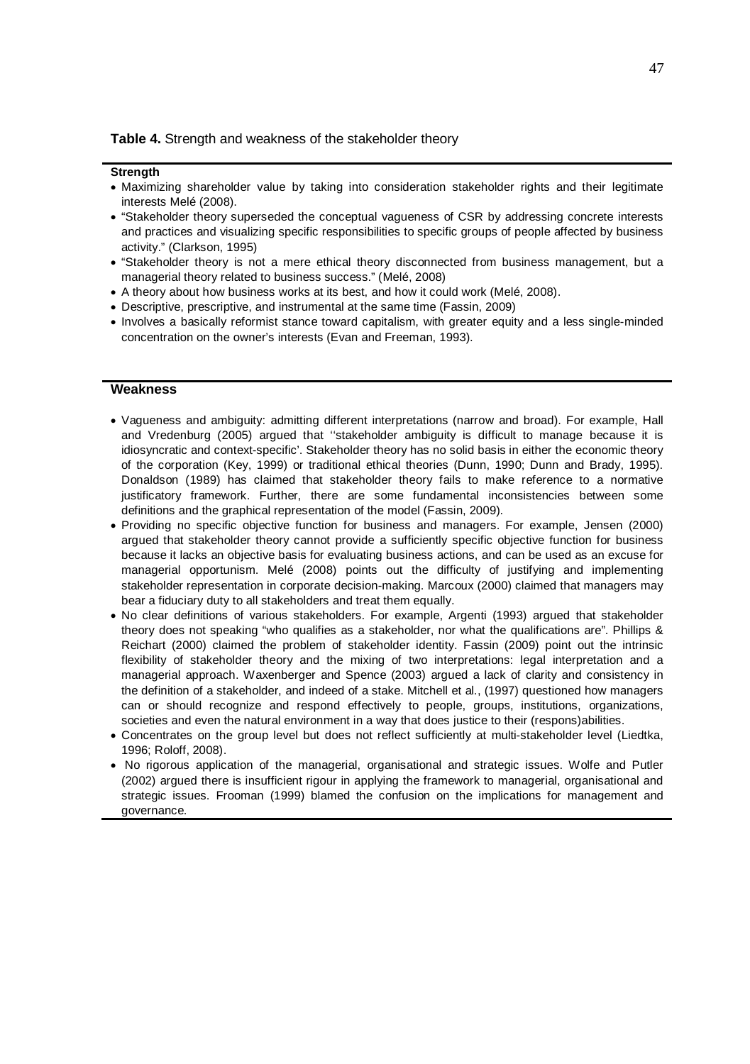**Table 4.** Strength and weakness of the stakeholder theory

**Strength**

- Maximizing shareholder value by taking into consideration stakeholder rights and their legitimate interests Melé (2008).
- "Stakeholder theory superseded the conceptual vagueness of CSR by addressing concrete interests and practices and visualizing specific responsibilities to specific groups of people affected by business activity." (Clarkson, 1995)
- "Stakeholder theory is not a mere ethical theory disconnected from business management, but a managerial theory related to business success." (Melé, 2008)
- A theory about how business works at its best, and how it could work (Melé, 2008).
- Descriptive, prescriptive, and instrumental at the same time (Fassin, 2009)
- Involves a basically reformist stance toward capitalism, with greater equity and a less single-minded concentration on the owner's interests (Evan and Freeman, 1993).

**Weakness**

- Vagueness and ambiguity: admitting different interpretations (narrow and broad). For example, Hall and Vredenburg (2005) argued that ''stakeholder ambiguity is difficult to manage because it is idiosyncratic and context-specific'. Stakeholder theory has no solid basis in either the economic theory of the corporation (Key, 1999) or traditional ethical theories (Dunn, 1990; Dunn and Brady, 1995). Donaldson (1989) has claimed that stakeholder theory fails to make reference to a normative justificatory framework. Further, there are some fundamental inconsistencies between some definitions and the graphical representation of the model (Fassin, 2009).
- Providing no specific objective function for business and managers. For example, Jensen (2000) argued that stakeholder theory cannot provide a sufficiently specific objective function for business because it lacks an objective basis for evaluating business actions, and can be used as an excuse for managerial opportunism. Melé (2008) points out the difficulty of justifying and implementing stakeholder representation in corporate decision-making. Marcoux (2000) claimed that managers may bear a fiduciary duty to all stakeholders and treat them equally.
- No clear definitions of various stakeholders. For example, Argenti (1993) argued that stakeholder theory does not speaking "who qualifies as a stakeholder, nor what the qualifications are". Phillips & Reichart (2000) claimed the problem of stakeholder identity. Fassin (2009) point out the intrinsic flexibility of stakeholder theory and the mixing of two interpretations: legal interpretation and a managerial approach. Waxenberger and Spence (2003) argued a lack of clarity and consistency in the definition of a stakeholder, and indeed of a stake. Mitchell et al., (1997) questioned how managers can or should recognize and respond effectively to people, groups, institutions, organizations, societies and even the natural environment in a way that does justice to their (respons)abilities.
- Concentrates on the group level but does not reflect sufficiently at multi-stakeholder level (Liedtka, 1996; Roloff, 2008).
- No rigorous application of the managerial, organisational and strategic issues. Wolfe and Putler (2002) argued there is insufficient rigour in applying the framework to managerial, organisational and strategic issues. Frooman (1999) blamed the confusion on the implications for management and governance.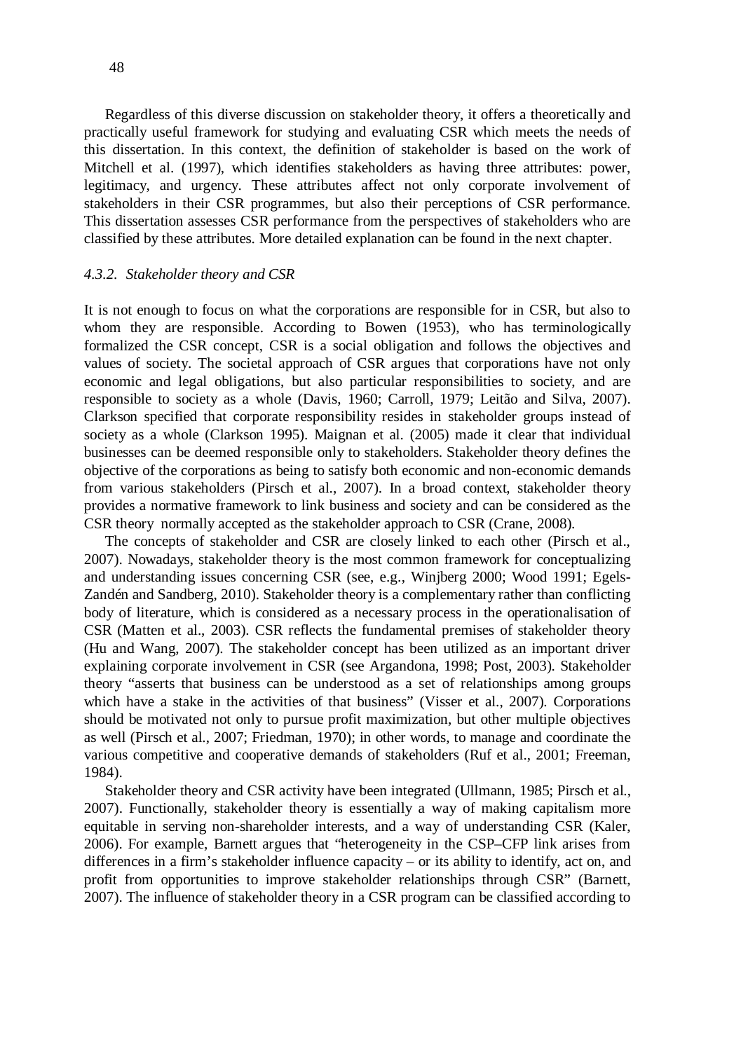Regardless of this diverse discussion on stakeholder theory, it offers a theoretically and practically useful framework for studying and evaluating CSR which meets the needs of this dissertation. In this context, the definition of stakeholder is based on the work of Mitchell et al. (1997), which identifies stakeholders as having three attributes: power, legitimacy, and urgency. These attributes affect not only corporate involvement of stakeholders in their CSR programmes, but also their perceptions of CSR performance. This dissertation assesses CSR performance from the perspectives of stakeholders who are classified by these attributes. More detailed explanation can be found in the next chapter.

#### *4.3.2. Stakeholder theory and CSR*

It is not enough to focus on what the corporations are responsible for in CSR, but also to whom they are responsible. According to Bowen (1953), who has terminologically formalized the CSR concept, CSR is a social obligation and follows the objectives and values of society. The societal approach of CSR argues that corporations have not only economic and legal obligations, but also particular responsibilities to society, and are responsible to society as a whole (Davis, 1960; Carroll, 1979; Leitão and Silva, 2007). Clarkson specified that corporate responsibility resides in stakeholder groups instead of society as a whole (Clarkson 1995). Maignan et al. (2005) made it clear that individual businesses can be deemed responsible only to stakeholders. Stakeholder theory defines the objective of the corporations as being to satisfy both economic and non-economic demands from various stakeholders (Pirsch et al., 2007). In a broad context, stakeholder theory provides a normative framework to link business and society and can be considered as the CSR theory normally accepted as the stakeholder approach to CSR (Crane, 2008).

The concepts of stakeholder and CSR are closely linked to each other (Pirsch et al., 2007). Nowadays, stakeholder theory is the most common framework for conceptualizing and understanding issues concerning CSR (see, e.g., Winjberg 2000; Wood 1991; Egels-Zandén and Sandberg, 2010). Stakeholder theory is a complementary rather than conflicting body of literature, which is considered as a necessary process in the operationalisation of CSR (Matten et al., 2003). CSR reflects the fundamental premises of stakeholder theory (Hu and Wang, 2007). The stakeholder concept has been utilized as an important driver explaining corporate involvement in CSR (see Argandona, 1998; Post, 2003). Stakeholder theory "asserts that business can be understood as a set of relationships among groups which have a stake in the activities of that business" (Visser et al., 2007). Corporations should be motivated not only to pursue profit maximization, but other multiple objectives as well (Pirsch et al., 2007; Friedman, 1970); in other words, to manage and coordinate the various competitive and cooperative demands of stakeholders (Ruf et al., 2001; Freeman, 1984).

Stakeholder theory and CSR activity have been integrated (Ullmann, 1985; Pirsch et al., 2007). Functionally, stakeholder theory is essentially a way of making capitalism more equitable in serving non-shareholder interests, and a way of understanding CSR (Kaler, 2006). For example, Barnett argues that "heterogeneity in the CSP–CFP link arises from differences in a firm's stakeholder influence capacity – or its ability to identify, act on, and profit from opportunities to improve stakeholder relationships through CSR" (Barnett, 2007). The influence of stakeholder theory in a CSR program can be classified according to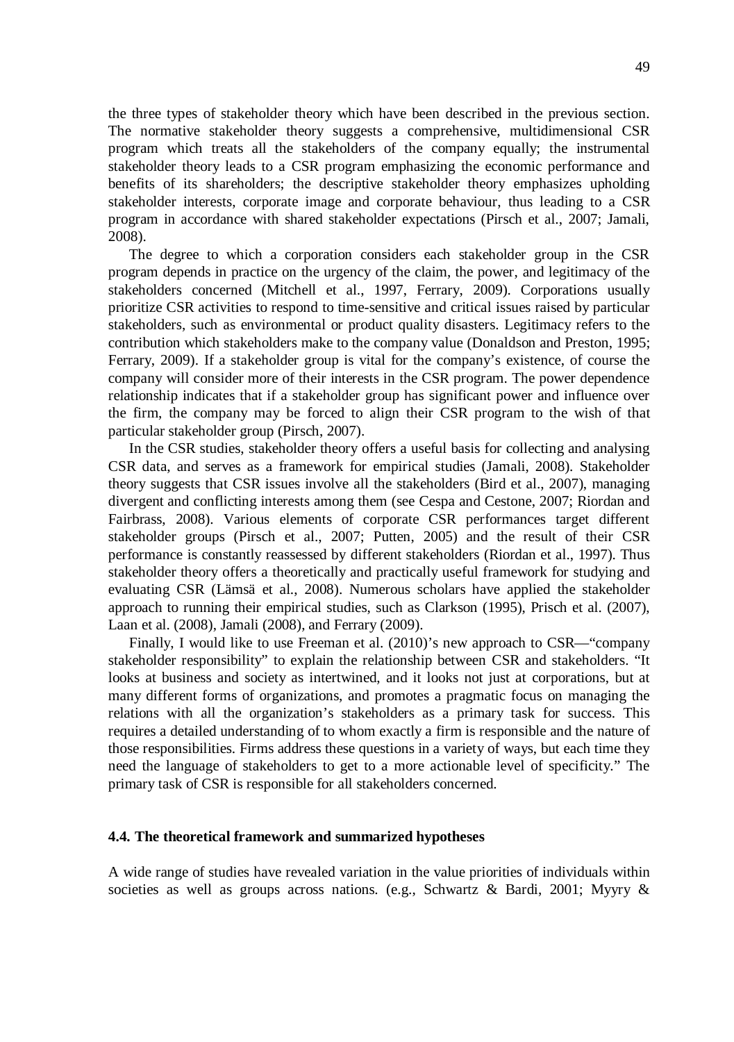the three types of stakeholder theory which have been described in the previous section. The normative stakeholder theory suggests a comprehensive, multidimensional CSR program which treats all the stakeholders of the company equally; the instrumental stakeholder theory leads to a CSR program emphasizing the economic performance and benefits of its shareholders; the descriptive stakeholder theory emphasizes upholding stakeholder interests, corporate image and corporate behaviour, thus leading to a CSR program in accordance with shared stakeholder expectations (Pirsch et al., 2007; Jamali, 2008).

The degree to which a corporation considers each stakeholder group in the CSR program depends in practice on the urgency of the claim, the power, and legitimacy of the stakeholders concerned (Mitchell et al., 1997, Ferrary, 2009). Corporations usually prioritize CSR activities to respond to time-sensitive and critical issues raised by particular stakeholders, such as environmental or product quality disasters. Legitimacy refers to the contribution which stakeholders make to the company value (Donaldson and Preston, 1995; Ferrary, 2009). If a stakeholder group is vital for the company's existence, of course the company will consider more of their interests in the CSR program. The power dependence relationship indicates that if a stakeholder group has significant power and influence over the firm, the company may be forced to align their CSR program to the wish of that particular stakeholder group (Pirsch, 2007).

In the CSR studies, stakeholder theory offers a useful basis for collecting and analysing CSR data, and serves as a framework for empirical studies (Jamali, 2008). Stakeholder theory suggests that CSR issues involve all the stakeholders (Bird et al., 2007), managing divergent and conflicting interests among them (see Cespa and Cestone, 2007; Riordan and Fairbrass, 2008). Various elements of corporate CSR performances target different stakeholder groups (Pirsch et al., 2007; Putten, 2005) and the result of their CSR performance is constantly reassessed by different stakeholders (Riordan et al., 1997). Thus stakeholder theory offers a theoretically and practically useful framework for studying and evaluating CSR (Lämsä et al., 2008). Numerous scholars have applied the stakeholder approach to running their empirical studies, such as Clarkson (1995), Prisch et al. (2007), Laan et al. (2008), Jamali (2008), and Ferrary (2009).

Finally, I would like to use Freeman et al. (2010)'s new approach to CSR—"company stakeholder responsibility" to explain the relationship between CSR and stakeholders. "It looks at business and society as intertwined, and it looks not just at corporations, but at many different forms of organizations, and promotes a pragmatic focus on managing the relations with all the organization's stakeholders as a primary task for success. This requires a detailed understanding of to whom exactly a firm is responsible and the nature of those responsibilities. Firms address these questions in a variety of ways, but each time they need the language of stakeholders to get to a more actionable level of specificity." The primary task of CSR is responsible for all stakeholders concerned.

### 4.4. The theoretical framework and summarized hypotheses

A wide range of studies have revealed variation in the value priorities of individuals within societies as well as groups across nations. (e.g., Schwartz & Bardi, 2001; Myyry &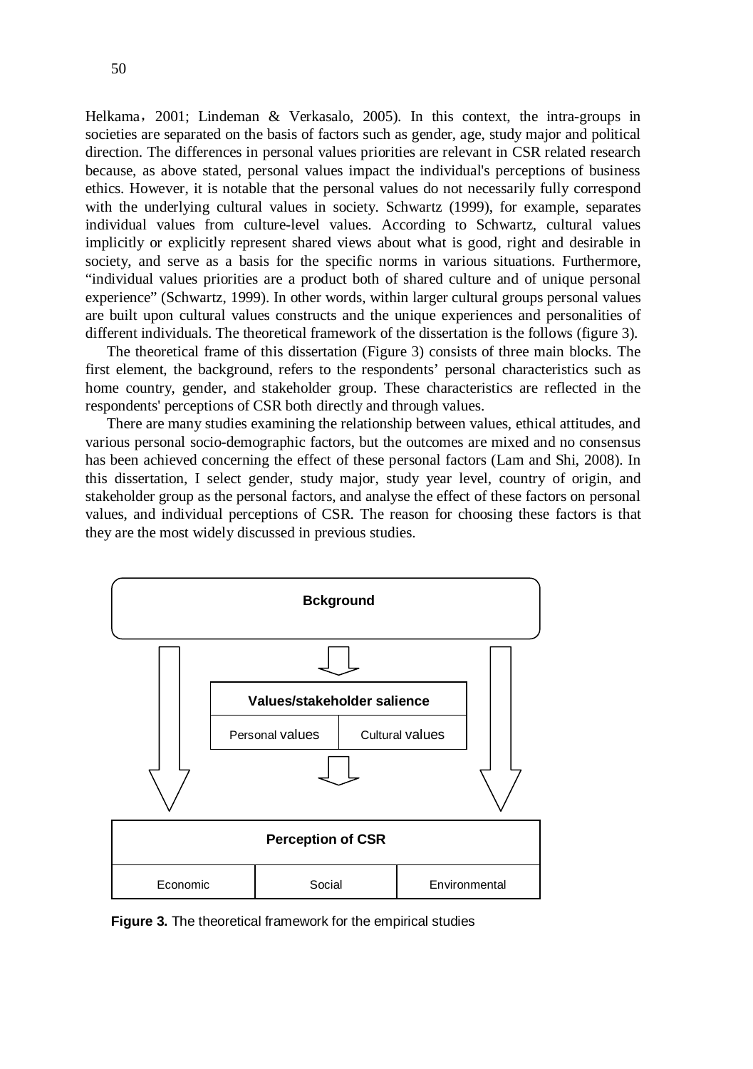Helkama，2001; Lindeman & Verkasalo, 2005). In this context, the intra-groups in societies are separated on the basis of factors such as gender, age, study major and political direction. The differences in personal values priorities are relevant in CSR related research because, as above stated, personal values impact the individual's perceptions of business ethics. However, it is notable that the personal values do not necessarily fully correspond with the underlying cultural values in society. Schwartz (1999), for example, separates individual values from culture-level values. According to Schwartz, cultural values implicitly or explicitly represent shared views about what is good, right and desirable in society, and serve as a basis for the specific norms in various situations. Furthermore, "individual values priorities are a product both of shared culture and of unique personal experience" (Schwartz, 1999). In other words, within larger cultural groups personal values are built upon cultural values constructs and the unique experiences and personalities of different individuals. The theoretical framework of the dissertation is the follows (figure 3).

The theoretical frame of this dissertation (Figure 3) consists of three main blocks. The first element, the background, refers to the respondents' personal characteristics such as home country, gender, and stakeholder group. These characteristics are reflected in the respondents' perceptions of CSR both directly and through values.

There are many studies examining the relationship between values, ethical attitudes, and various personal socio-demographic factors, but the outcomes are mixed and no consensus has been achieved concerning the effect of these personal factors (Lam and Shi, 2008). In this dissertation, I select gender, study major, study year level, country of origin, and stakeholder group as the personal factors, and analyse the effect of these factors on personal values, and individual perceptions of CSR. The reason for choosing these factors is that they are the most widely discussed in previous studies.

**Bckground**

**Values/stakeholder salience**

| Personal values | Cultural values |
|---|---|

**Perception of CSR**

| Economic | Social | Environmental |
|---|---|---|

**Figure 3.** The theoretical framework for the empirical studies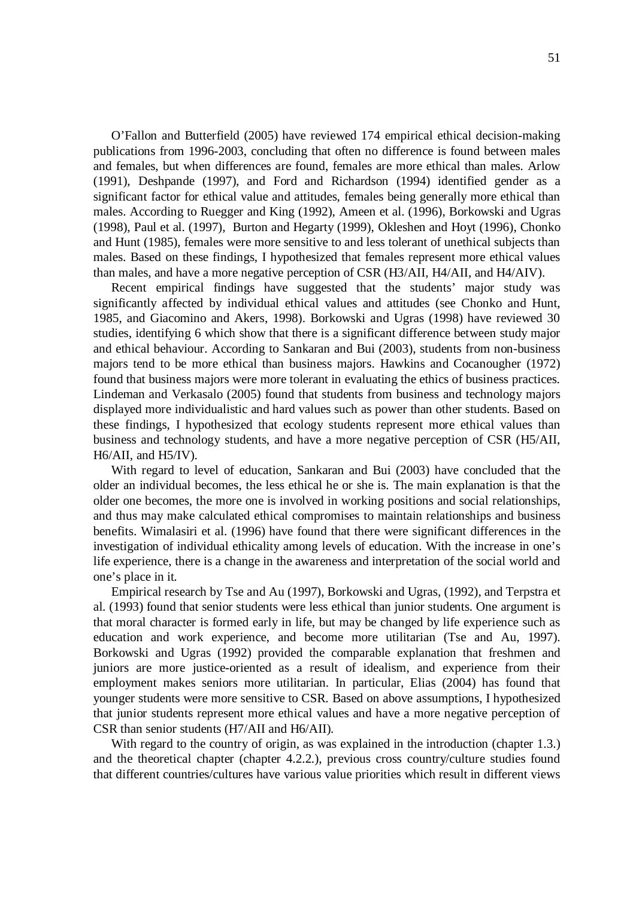O'Fallon and Butterfield (2005) have reviewed 174 empirical ethical decision-making publications from 1996-2003, concluding that often no difference is found between males and females, but when differences are found, females are more ethical than males. Arlow (1991), Deshpande (1997), and Ford and Richardson (1994) identified gender as a significant factor for ethical value and attitudes, females being generally more ethical than males. According to Ruegger and King (1992), Ameen et al. (1996), Borkowski and Ugras (1998), Paul et al. (1997), Burton and Hegarty (1999), Okleshen and Hoyt (1996), Chonko and Hunt (1985), females were more sensitive to and less tolerant of unethical subjects than males. Based on these findings, I hypothesized that females represent more ethical values than males, and have a more negative perception of CSR (H3/AII, H4/AII, and H4/AIV).

Recent empirical findings have suggested that the students' major study was significantly affected by individual ethical values and attitudes (see Chonko and Hunt, 1985, and Giacomino and Akers, 1998). Borkowski and Ugras (1998) have reviewed 30 studies, identifying 6 which show that there is a significant difference between study major and ethical behaviour. According to Sankaran and Bui (2003), students from non-business majors tend to be more ethical than business majors. Hawkins and Cocanougher (1972) found that business majors were more tolerant in evaluating the ethics of business practices. Lindeman and Verkasalo (2005) found that students from business and technology majors displayed more individualistic and hard values such as power than other students. Based on these findings, I hypothesized that ecology students represent more ethical values than business and technology students, and have a more negative perception of CSR (H5/AII, H6/AII, and H5/IV).

With regard to level of education, Sankaran and Bui (2003) have concluded that the older an individual becomes, the less ethical he or she is. The main explanation is that the older one becomes, the more one is involved in working positions and social relationships, and thus may make calculated ethical compromises to maintain relationships and business benefits. Wimalasiri et al. (1996) have found that there were significant differences in the investigation of individual ethicality among levels of education. With the increase in one's life experience, there is a change in the awareness and interpretation of the social world and one's place in it.

Empirical research by Tse and Au (1997), Borkowski and Ugras, (1992), and Terpstra et al. (1993) found that senior students were less ethical than junior students. One argument is that moral character is formed early in life, but may be changed by life experience such as education and work experience, and become more utilitarian (Tse and Au, 1997). Borkowski and Ugras (1992) provided the comparable explanation that freshmen and juniors are more justice-oriented as a result of idealism, and experience from their employment makes seniors more utilitarian. In particular, Elias (2004) has found that younger students were more sensitive to CSR. Based on above assumptions, I hypothesized that junior students represent more ethical values and have a more negative perception of CSR than senior students (H7/AII and H6/AII).

With regard to the country of origin, as was explained in the introduction (chapter 1.3.) and the theoretical chapter (chapter 4.2.2.), previous cross country/culture studies found that different countries/cultures have various value priorities which result in different views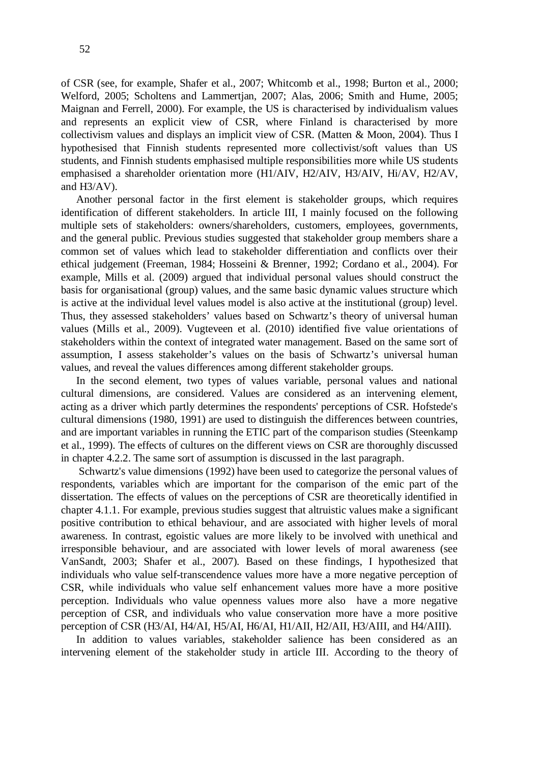of CSR (see, for example, Shafer et al., 2007; Whitcomb et al., 1998; Burton et al., 2000; Welford, 2005; Scholtens and Lammertjan, 2007; Alas, 2006; Smith and Hume, 2005; Maignan and Ferrell, 2000). For example, the US is characterised by individualism values and represents an explicit view of CSR, where Finland is characterised by more collectivism values and displays an implicit view of CSR. (Matten & Moon, 2004). Thus I hypothesised that Finnish students represented more collectivist/soft values than US students, and Finnish students emphasised multiple responsibilities more while US students emphasised a shareholder orientation more (H1/AIV, H2/AIV, H3/AIV, Hi/AV, H2/AV, and H3/AV).

Another personal factor in the first element is stakeholder groups, which requires identification of different stakeholders. In article III, I mainly focused on the following multiple sets of stakeholders: owners/shareholders, customers, employees, governments, and the general public. Previous studies suggested that stakeholder group members share a common set of values which lead to stakeholder differentiation and conflicts over their ethical judgement (Freeman, 1984; Hosseini & Brenner, 1992; Cordano et al., 2004). For example, Mills et al. (2009) argued that individual personal values should construct the basis for organisational (group) values, and the same basic dynamic values structure which is active at the individual level values model is also active at the institutional (group) level. Thus, they assessed stakeholders' values based on Schwartz's theory of universal human values (Mills et al., 2009). Vugteveen et al. (2010) identified five value orientations of stakeholders within the context of integrated water management. Based on the same sort of assumption, I assess stakeholder's values on the basis of Schwartz's universal human values, and reveal the values differences among different stakeholder groups.

In the second element, two types of values variable, personal values and national cultural dimensions, are considered. Values are considered as an intervening element, acting as a driver which partly determines the respondents' perceptions of CSR. Hofstede's cultural dimensions (1980, 1991) are used to distinguish the differences between countries, and are important variables in running the ETIC part of the comparison studies (Steenkamp et al., 1999). The effects of cultures on the different views on CSR are thoroughly discussed in chapter 4.2.2. The same sort of assumption is discussed in the last paragraph.

Schwartz's value dimensions (1992) have been used to categorize the personal values of respondents, variables which are important for the comparison of the emic part of the dissertation. The effects of values on the perceptions of CSR are theoretically identified in chapter 4.1.1. For example, previous studies suggest that altruistic values make a significant positive contribution to ethical behaviour, and are associated with higher levels of moral awareness. In contrast, egoistic values are more likely to be involved with unethical and irresponsible behaviour, and are associated with lower levels of moral awareness (see VanSandt, 2003; Shafer et al., 2007). Based on these findings, I hypothesized that individuals who value self-transcendence values more have a more negative perception of CSR, while individuals who value self enhancement values more have a more positive perception. Individuals who value openness values more also have a more negative perception of CSR, and individuals who value conservation more have a more positive perception of CSR (H3/AI, H4/AI, H5/AI, H6/AI, H1/AII, H2/AII, H3/AIII, and H4/AIII).

In addition to values variables, stakeholder salience has been considered as an intervening element of the stakeholder study in article III. According to the theory of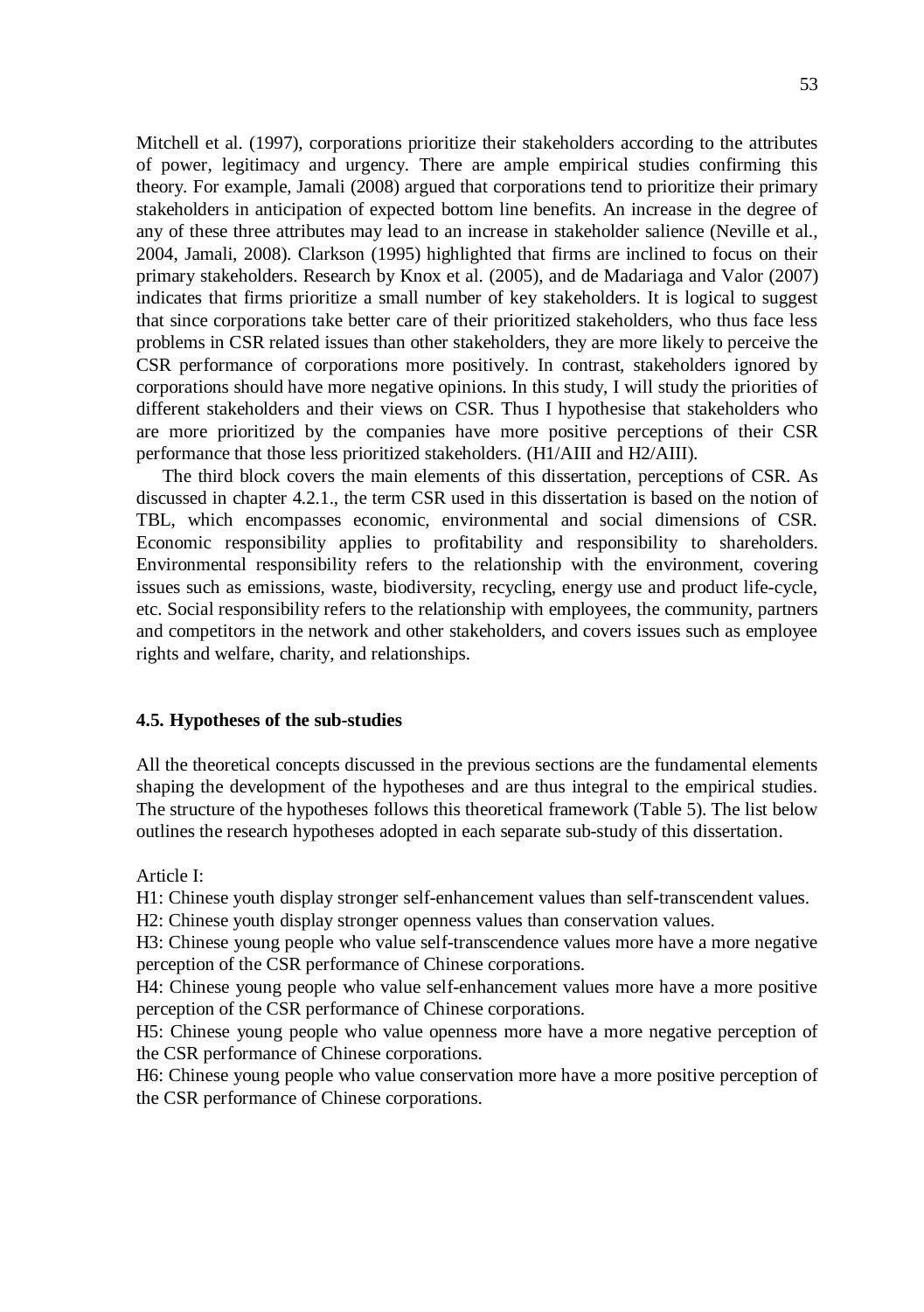Mitchell et al. (1997), corporations prioritize their stakeholders according to the attributes of power, legitimacy and urgency. There are ample empirical studies confirming this theory. For example, Jamali (2008) argued that corporations tend to prioritize their primary stakeholders in anticipation of expected bottom line benefits. An increase in the degree of any of these three attributes may lead to an increase in stakeholder salience (Neville et al., 2004, Jamali, 2008). Clarkson (1995) highlighted that firms are inclined to focus on their primary stakeholders. Research by Knox et al. (2005), and de Madariaga and Valor (2007) indicates that firms prioritize a small number of key stakeholders. It is logical to suggest that since corporations take better care of their prioritized stakeholders, who thus face less problems in CSR related issues than other stakeholders, they are more likely to perceive the CSR performance of corporations more positively. In contrast, stakeholders ignored by corporations should have more negative opinions. In this study, I will study the priorities of different stakeholders and their views on CSR. Thus I hypothesise that stakeholders who are more prioritized by the companies have more positive perceptions of their CSR performance that those less prioritized stakeholders. (H1/AIII and H2/AIII).

The third block covers the main elements of this dissertation, perceptions of CSR. As discussed in chapter 4.2.1., the term CSR used in this dissertation is based on the notion of TBL, which encompasses economic, environmental and social dimensions of CSR. Economic responsibility applies to profitability and responsibility to shareholders. Environmental responsibility refers to the relationship with the environment, covering issues such as emissions, waste, biodiversity, recycling, energy use and product life-cycle, etc. Social responsibility refers to the relationship with employees, the community, partners and competitors in the network and other stakeholders, and covers issues such as employee rights and welfare, charity, and relationships.

### 4.5. Hypotheses of the sub-studies

All the theoretical concepts discussed in the previous sections are the fundamental elements shaping the development of the hypotheses and are thus integral to the empirical studies. The structure of the hypotheses follows this theoretical framework (Table 5). The list below outlines the research hypotheses adopted in each separate sub-study of this dissertation.

Article I:

H1: Chinese youth display stronger self-enhancement values than self-transcendent values.

H2: Chinese youth display stronger openness values than conservation values.

H3: Chinese young people who value self-transcendence values more have a more negative perception of the CSR performance of Chinese corporations.

H4: Chinese young people who value self-enhancement values more have a more positive perception of the CSR performance of Chinese corporations.

H5: Chinese young people who value openness more have a more negative perception of the CSR performance of Chinese corporations.

H6: Chinese young people who value conservation more have a more positive perception of the CSR performance of Chinese corporations.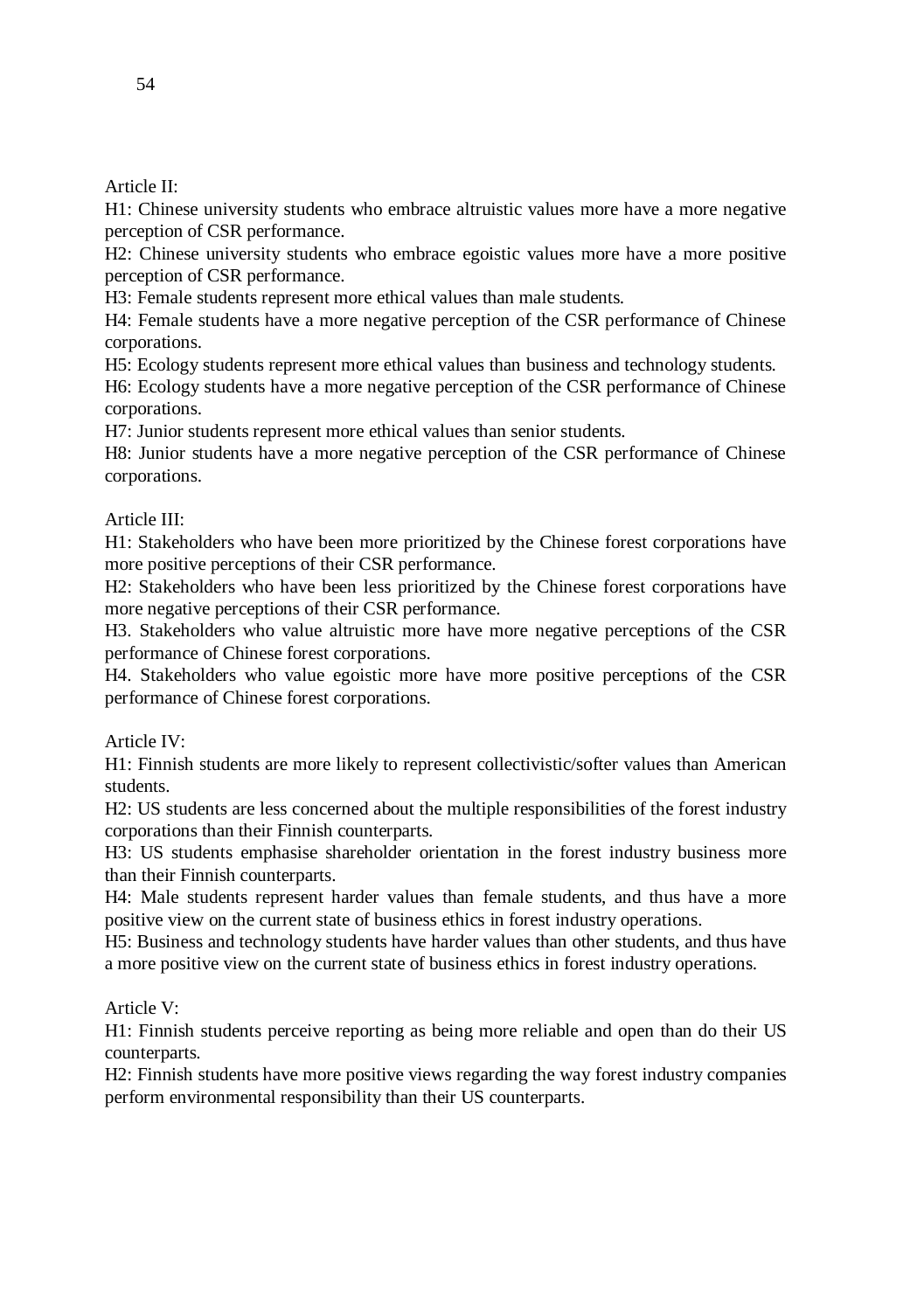Article II:

H1: Chinese university students who embrace altruistic values more have a more negative perception of CSR performance.

H2: Chinese university students who embrace egoistic values more have a more positive perception of CSR performance.

H3: Female students represent more ethical values than male students.

H4: Female students have a more negative perception of the CSR performance of Chinese corporations.

H5: Ecology students represent more ethical values than business and technology students.

H6: Ecology students have a more negative perception of the CSR performance of Chinese corporations.

H7: Junior students represent more ethical values than senior students.

H8: Junior students have a more negative perception of the CSR performance of Chinese corporations.

Article III:

H1: Stakeholders who have been more prioritized by the Chinese forest corporations have more positive perceptions of their CSR performance.

H2: Stakeholders who have been less prioritized by the Chinese forest corporations have more negative perceptions of their CSR performance.

H3. Stakeholders who value altruistic more have more negative perceptions of the CSR performance of Chinese forest corporations.

H4. Stakeholders who value egoistic more have more positive perceptions of the CSR performance of Chinese forest corporations.

Article IV:

H1: Finnish students are more likely to represent collectivistic/softer values than American students.

H2: US students are less concerned about the multiple responsibilities of the forest industry corporations than their Finnish counterparts.

H3: US students emphasise shareholder orientation in the forest industry business more than their Finnish counterparts.

H4: Male students represent harder values than female students, and thus have a more positive view on the current state of business ethics in forest industry operations.

H5: Business and technology students have harder values than other students, and thus have a more positive view on the current state of business ethics in forest industry operations.

Article V:

H1: Finnish students perceive reporting as being more reliable and open than do their US counterparts.

H2: Finnish students have more positive views regarding the way forest industry companies perform environmental responsibility than their US counterparts.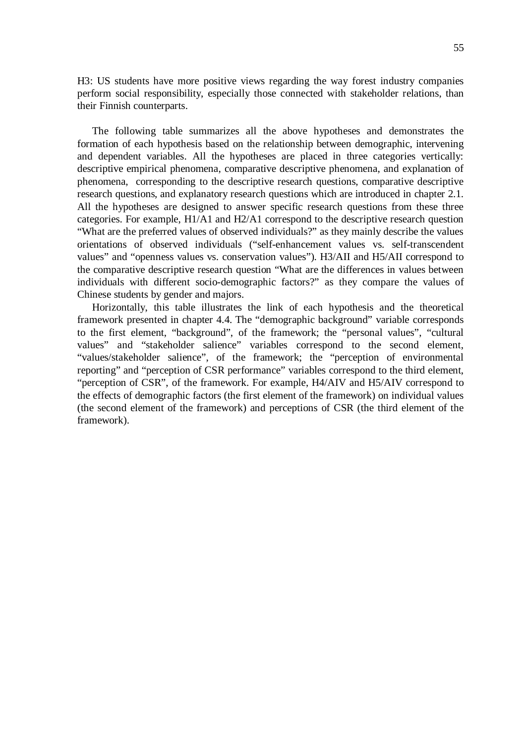H3: US students have more positive views regarding the way forest industry companies perform social responsibility, especially those connected with stakeholder relations, than their Finnish counterparts.

The following table summarizes all the above hypotheses and demonstrates the formation of each hypothesis based on the relationship between demographic, intervening and dependent variables. All the hypotheses are placed in three categories vertically: descriptive empirical phenomena, comparative descriptive phenomena, and explanation of phenomena, corresponding to the descriptive research questions, comparative descriptive research questions, and explanatory research questions which are introduced in chapter 2.1. All the hypotheses are designed to answer specific research questions from these three categories. For example, H1/A1 and H2/A1 correspond to the descriptive research question "What are the preferred values of observed individuals?" as they mainly describe the values orientations of observed individuals ("self-enhancement values vs. self-transcendent values" and "openness values vs. conservation values"). H3/AII and H5/AII correspond to the comparative descriptive research question "What are the differences in values between individuals with different socio-demographic factors?" as they compare the values of Chinese students by gender and majors.

Horizontally, this table illustrates the link of each hypothesis and the theoretical framework presented in chapter 4.4. The "demographic background" variable corresponds to the first element, "background", of the framework; the "personal values", "cultural values" and "stakeholder salience" variables correspond to the second element, "values/stakeholder salience", of the framework; the "perception of environmental reporting" and "perception of CSR performance" variables correspond to the third element, "perception of CSR", of the framework. For example, H4/AIV and H5/AIV correspond to the effects of demographic factors (the first element of the framework) on individual values (the second element of the framework) and perceptions of CSR (the third element of the framework).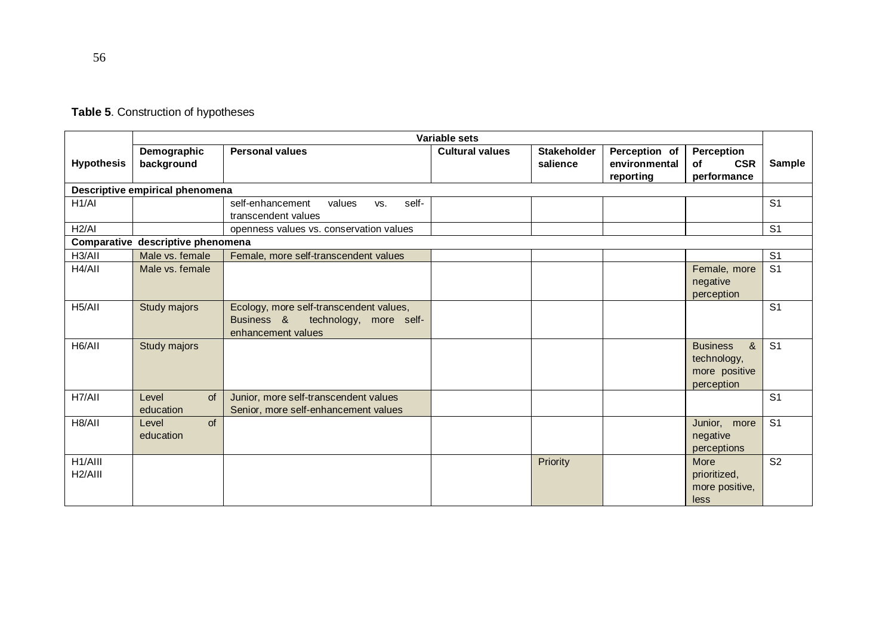**Table 5**. Construction of hypotheses

| Hypothesis | Variable sets | | | | | | Sample |
|---|---|---|---|---|---|---|---|
| | **Demographic background** | **Personal values** | **Cultural values** | **Stakeholder salience** | **Perception of environmental reporting** | **Perception of CSR performance** | |
| **Descriptive empirical phenomena** | | | | | | | |
| H1/AI | | self-enhancement values vs. self-transcendent values | | | | | S1 |
| H2/AI | | openness values vs. conservation values | | | | | S1 |
| **Comparative descriptive phenomena** | | | | | | | |
| H3/AII | Male vs. female | Female, more self-transcendent values | | | | | S1 |
| H4/AII | Male vs. female | | | | | Female, more negative perception | S1 |
| H5/AII | Study majors | Ecology, more self-transcendent values, Business & technology, more self-enhancement values | | | | | S1 |
| H6/AII | Study majors | | | | | Business & technology, more positive perception | S1 |
| H7/AII | Level of education | Junior, more self-transcendent values Senior, more self-enhancement values | | | | | S1 |
| H8/AII | Level of education | | | | | Junior, more negative perceptions | S1 |
| H1/AIII H2/AIII | | | | Priority | | More prioritized, more positive, less | S2 |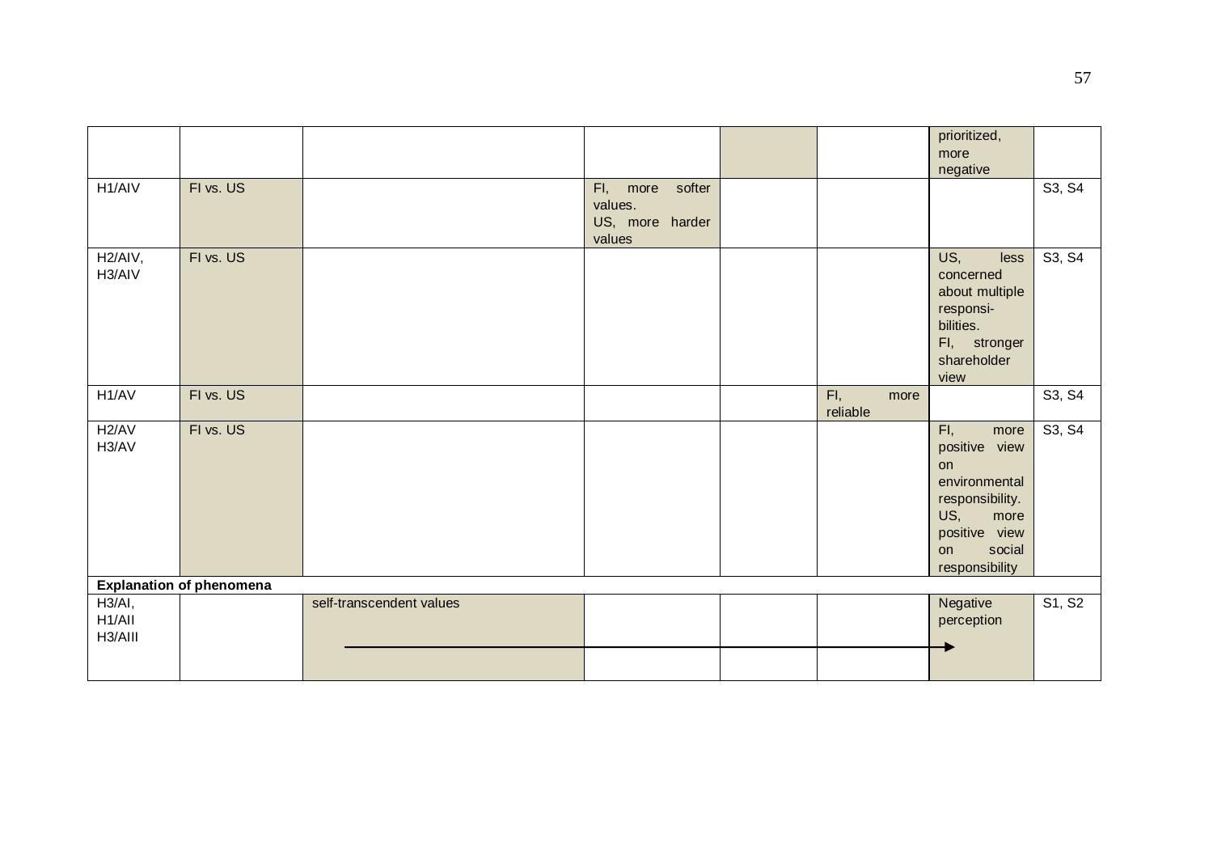| | | | | | | | |
|---|---|---|---|---|---|---|---|
| | | | | | | prioritized, more negative | |
| H1/AIV | FI vs. US | | FI, more softer values. US, more harder values | | | | S3, S4 |
| H2/AIV, H3/AIV | FI vs. US | | | | | US, less concerned about multiple responsi-bilities. FI, stronger shareholder view | S3, S4 |
| H1/AV | FI vs. US | | | | FI, more reliable | | S3, S4 |
| H2/AV H3/AV | FI vs. US | | | | | FI, more positive view on environmental responsibility. US, more positive view on social responsibility | S3, S4 |
| **Explanation of phenomena** | | | | | | | |
| H3/AI, H1/AII H3/AIII | | self-transcendent values → | | | | Negative perception | S1, S2 |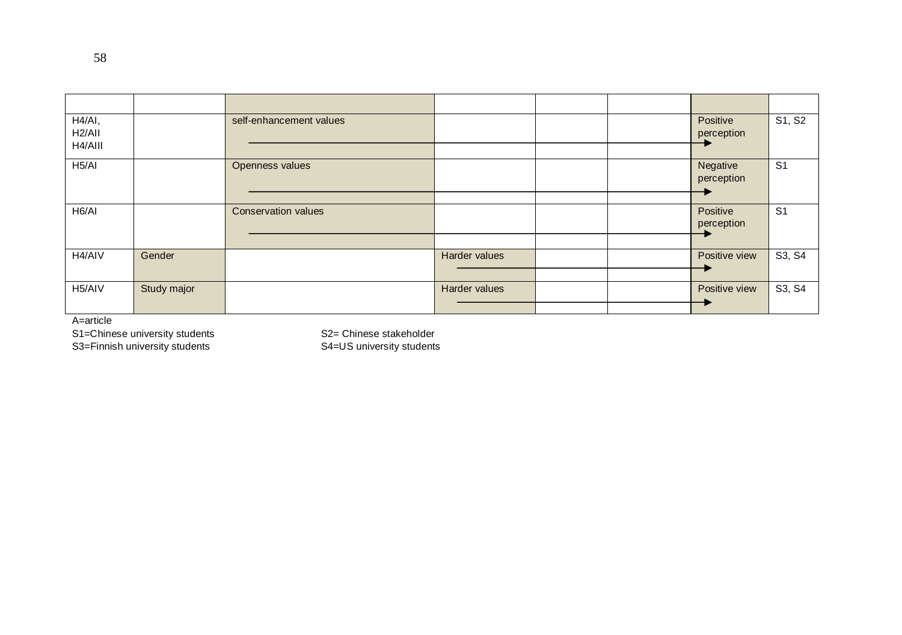| | | | | | | | |
|---|---|---|---|---|---|---|---|
| H4/AI, H2/AII H4/AIII | | self-enhancement values → | | | | Positive perception | S1, S2 |
| H5/AI | | Openness values → | | | | Negative perception | S1 |
| H6/AI | | Conservation values → | | | | Positive perception | S1 |
| H4/AIV | Gender | | Harder values → | | | Positive view | S3, S4 |
| H5/AIV | Study major | | Harder values → | | | Positive view | S3, S4 |

A=article

S1=Chinese university students S2= Chinese stakeholder

S3=Finnish university students S4=US university students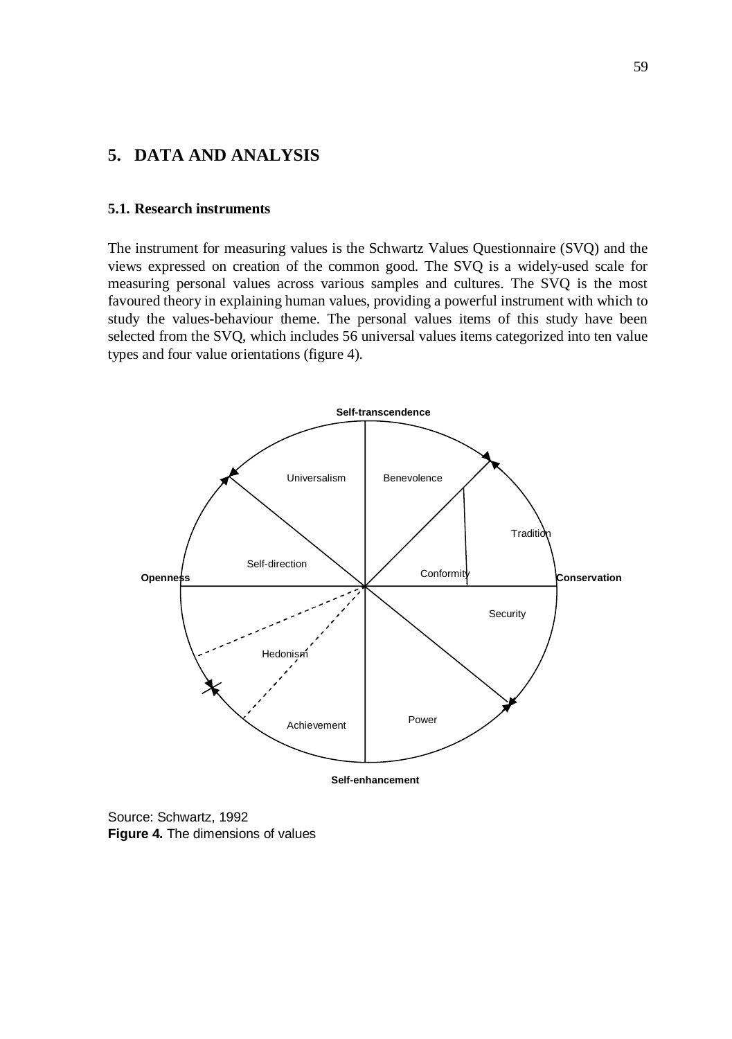# 5. DATA AND ANALYSIS

## 5.1. Research instruments

The instrument for measuring values is the Schwartz Values Questionnaire (SVQ) and the views expressed on creation of the common good. The SVQ is a widely-used scale for measuring personal values across various samples and cultures. The SVQ is the most favoured theory in explaining human values, providing a powerful instrument with which to study the values-behaviour theme. The personal values items of this study have been selected from the SVQ, which includes 56 universal values items categorized into ten value types and four value orientations (figure 4).

Self-transcendence

Universalism | Benevolence | Tradition | Conformity | Self-direction | Security | Hedonism | Achievement | Power

Openness | Conservation

Self-enhancement

Source: Schwartz, 1992

**Figure 4.** The dimensions of values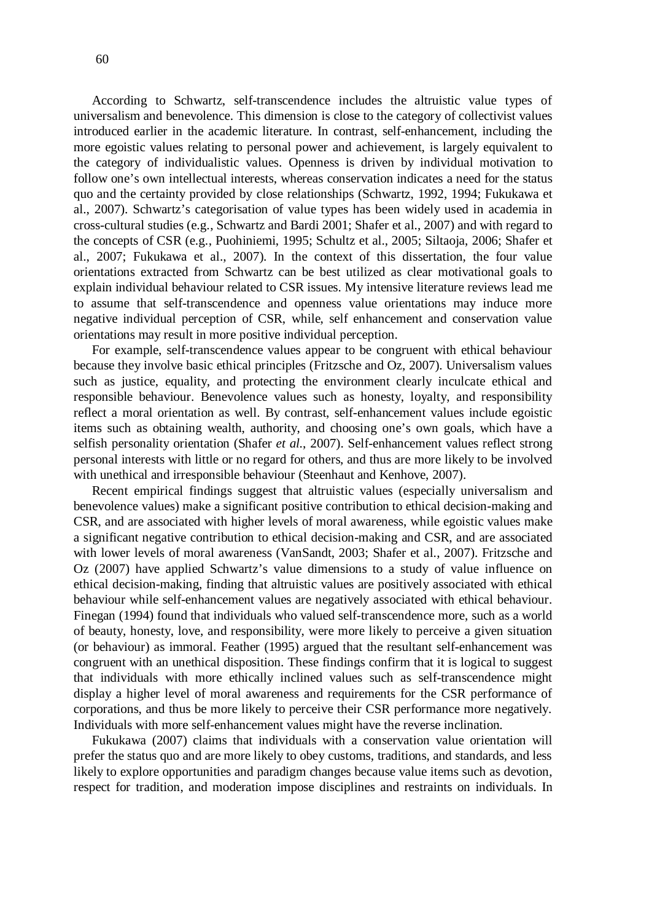According to Schwartz, self-transcendence includes the altruistic value types of universalism and benevolence. This dimension is close to the category of collectivist values introduced earlier in the academic literature. In contrast, self-enhancement, including the more egoistic values relating to personal power and achievement, is largely equivalent to the category of individualistic values. Openness is driven by individual motivation to follow one's own intellectual interests, whereas conservation indicates a need for the status quo and the certainty provided by close relationships (Schwartz, 1992, 1994; Fukukawa et al., 2007). Schwartz's categorisation of value types has been widely used in academia in cross-cultural studies (e.g., Schwartz and Bardi 2001; Shafer et al., 2007) and with regard to the concepts of CSR (e.g., Puohiniemi, 1995; Schultz et al., 2005; Siltaoja, 2006; Shafer et al., 2007; Fukukawa et al., 2007). In the context of this dissertation, the four value orientations extracted from Schwartz can be best utilized as clear motivational goals to explain individual behaviour related to CSR issues. My intensive literature reviews lead me to assume that self-transcendence and openness value orientations may induce more negative individual perception of CSR, while, self enhancement and conservation value orientations may result in more positive individual perception.

For example, self-transcendence values appear to be congruent with ethical behaviour because they involve basic ethical principles (Fritzsche and Oz, 2007). Universalism values such as justice, equality, and protecting the environment clearly inculcate ethical and responsible behaviour. Benevolence values such as honesty, loyalty, and responsibility reflect a moral orientation as well. By contrast, self-enhancement values include egoistic items such as obtaining wealth, authority, and choosing one's own goals, which have a selfish personality orientation (Shafer *et al.*, 2007). Self-enhancement values reflect strong personal interests with little or no regard for others, and thus are more likely to be involved with unethical and irresponsible behaviour (Steenhaut and Kenhove, 2007).

Recent empirical findings suggest that altruistic values (especially universalism and benevolence values) make a significant positive contribution to ethical decision-making and CSR, and are associated with higher levels of moral awareness, while egoistic values make a significant negative contribution to ethical decision-making and CSR, and are associated with lower levels of moral awareness (VanSandt, 2003; Shafer et al., 2007). Fritzsche and Oz (2007) have applied Schwartz's value dimensions to a study of value influence on ethical decision-making, finding that altruistic values are positively associated with ethical behaviour while self-enhancement values are negatively associated with ethical behaviour. Finegan (1994) found that individuals who valued self-transcendence more, such as a world of beauty, honesty, love, and responsibility, were more likely to perceive a given situation (or behaviour) as immoral. Feather (1995) argued that the resultant self-enhancement was congruent with an unethical disposition. These findings confirm that it is logical to suggest that individuals with more ethically inclined values such as self-transcendence might display a higher level of moral awareness and requirements for the CSR performance of corporations, and thus be more likely to perceive their CSR performance more negatively. Individuals with more self-enhancement values might have the reverse inclination.

Fukukawa (2007) claims that individuals with a conservation value orientation will prefer the status quo and are more likely to obey customs, traditions, and standards, and less likely to explore opportunities and paradigm changes because value items such as devotion, respect for tradition, and moderation impose disciplines and restraints on individuals. In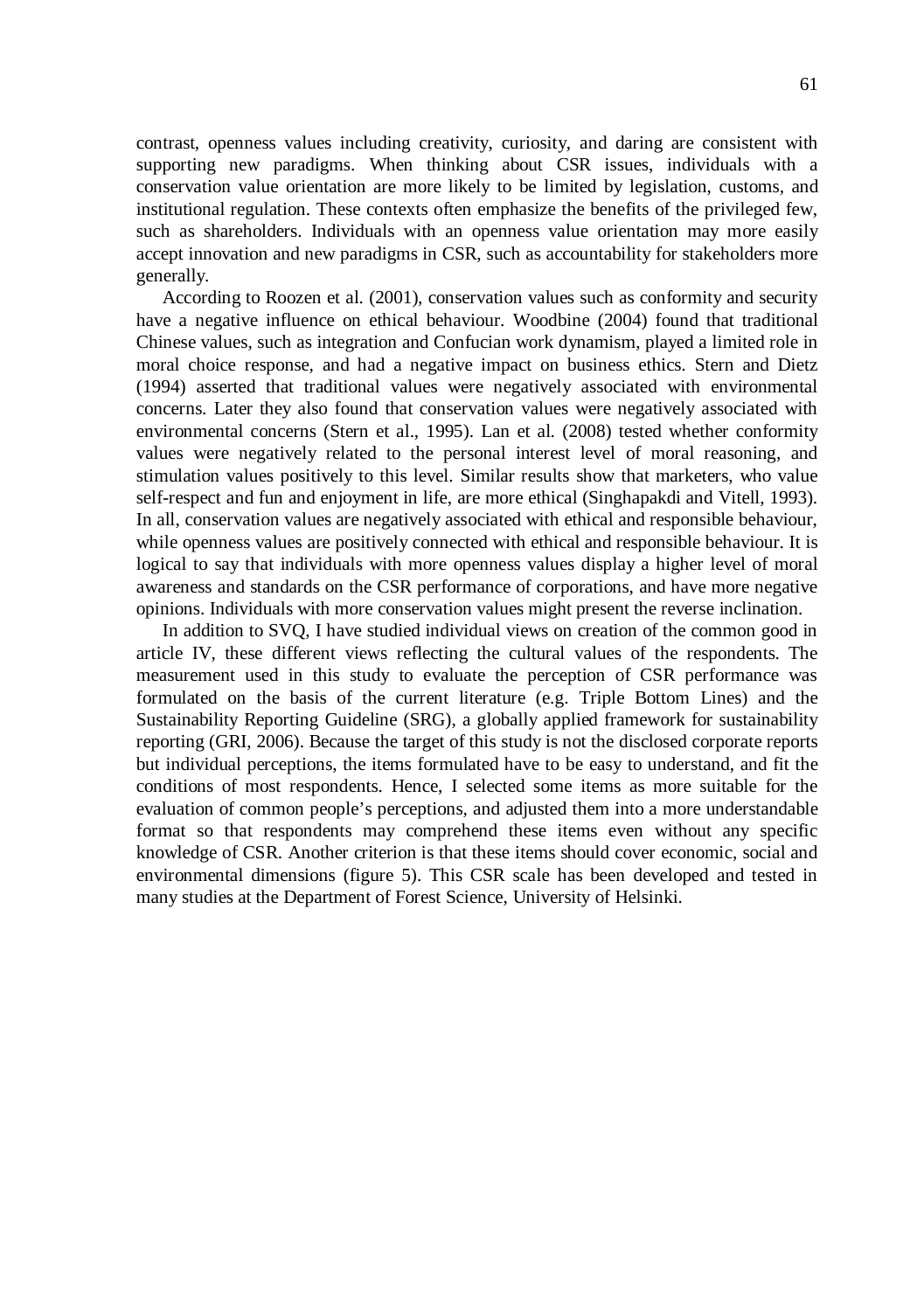contrast, openness values including creativity, curiosity, and daring are consistent with supporting new paradigms. When thinking about CSR issues, individuals with a conservation value orientation are more likely to be limited by legislation, customs, and institutional regulation. These contexts often emphasize the benefits of the privileged few, such as shareholders. Individuals with an openness value orientation may more easily accept innovation and new paradigms in CSR, such as accountability for stakeholders more generally.

According to Roozen et al. (2001), conservation values such as conformity and security have a negative influence on ethical behaviour. Woodbine (2004) found that traditional Chinese values, such as integration and Confucian work dynamism, played a limited role in moral choice response, and had a negative impact on business ethics. Stern and Dietz (1994) asserted that traditional values were negatively associated with environmental concerns. Later they also found that conservation values were negatively associated with environmental concerns (Stern et al., 1995). Lan et al. (2008) tested whether conformity values were negatively related to the personal interest level of moral reasoning, and stimulation values positively to this level. Similar results show that marketers, who value self-respect and fun and enjoyment in life, are more ethical (Singhapakdi and Vitell, 1993). In all, conservation values are negatively associated with ethical and responsible behaviour, while openness values are positively connected with ethical and responsible behaviour. It is logical to say that individuals with more openness values display a higher level of moral awareness and standards on the CSR performance of corporations, and have more negative opinions. Individuals with more conservation values might present the reverse inclination.

In addition to SVQ, I have studied individual views on creation of the common good in article IV, these different views reflecting the cultural values of the respondents. The measurement used in this study to evaluate the perception of CSR performance was formulated on the basis of the current literature (e.g. Triple Bottom Lines) and the Sustainability Reporting Guideline (SRG), a globally applied framework for sustainability reporting (GRI, 2006). Because the target of this study is not the disclosed corporate reports but individual perceptions, the items formulated have to be easy to understand, and fit the conditions of most respondents. Hence, I selected some items as more suitable for the evaluation of common people's perceptions, and adjusted them into a more understandable format so that respondents may comprehend these items even without any specific knowledge of CSR. Another criterion is that these items should cover economic, social and environmental dimensions (figure 5). This CSR scale has been developed and tested in many studies at the Department of Forest Science, University of Helsinki.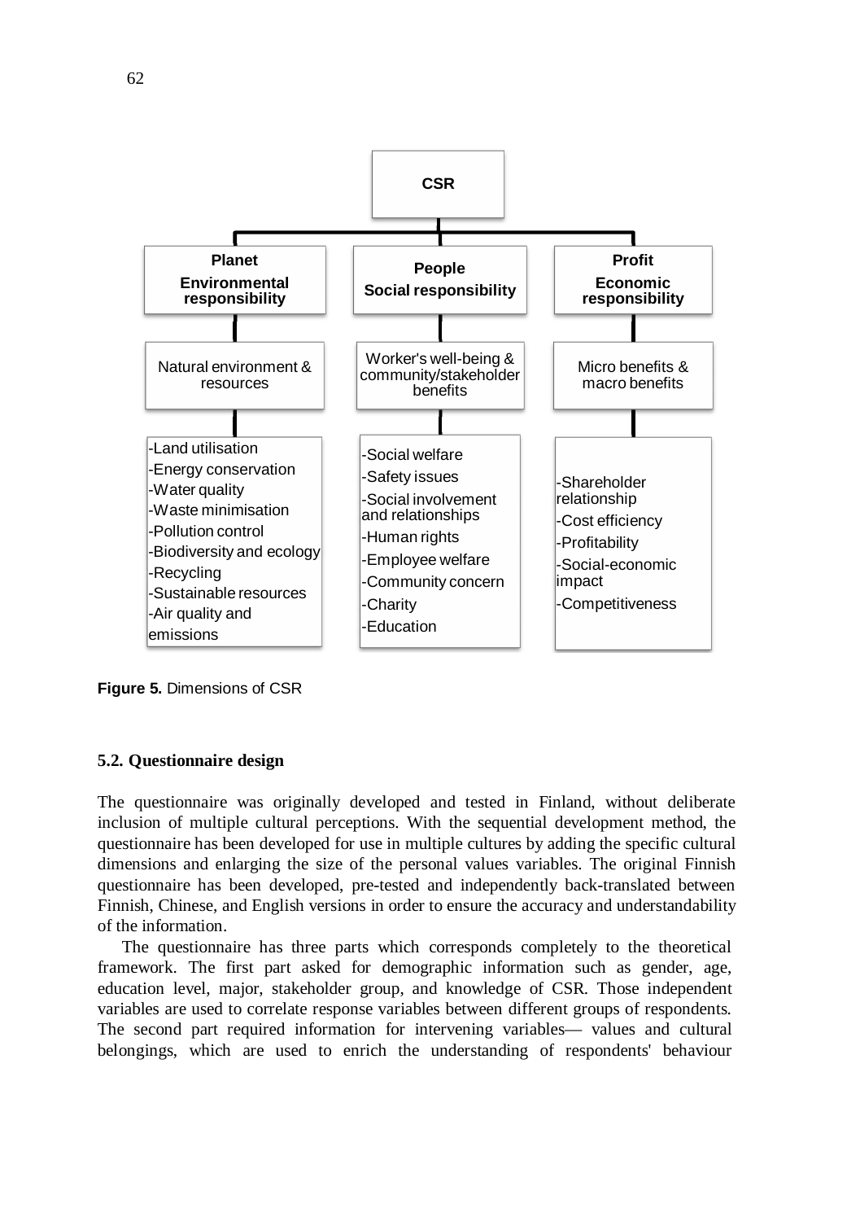CSR

| Planet<br>Environmental responsibility | People<br>Social responsibility | Profit<br>Economic responsibility |
|---|---|---|
| Natural environment & resources | Worker's well-being & community/stakeholder benefits | Micro benefits & macro benefits |
| -Land utilisation<br>-Energy conservation<br>-Water quality<br>-Waste minimisation<br>-Pollution control<br>-Biodiversity and ecology<br>-Recycling<br>-Sustainable resources<br>-Air quality and emissions | -Social welfare<br>-Safety issues<br>-Social involvement and relationships<br>-Human rights<br>-Employee welfare<br>-Community concern<br>-Charity<br>-Education | -Shareholder relationship<br>-Cost efficiency<br>-Profitability<br>-Social-economic impact<br>-Competitiveness |

**Figure 5.** Dimensions of CSR

### 5.2. Questionnaire design

The questionnaire was originally developed and tested in Finland, without deliberate inclusion of multiple cultural perceptions. With the sequential development method, the questionnaire has been developed for use in multiple cultures by adding the specific cultural dimensions and enlarging the size of the personal values variables. The original Finnish questionnaire has been developed, pre-tested and independently back-translated between Finnish, Chinese, and English versions in order to ensure the accuracy and understandability of the information.

The questionnaire has three parts which corresponds completely to the theoretical framework. The first part asked for demographic information such as gender, age, education level, major, stakeholder group, and knowledge of CSR. Those independent variables are used to correlate response variables between different groups of respondents. The second part required information for intervening variables— values and cultural belongings, which are used to enrich the understanding of respondents' behaviour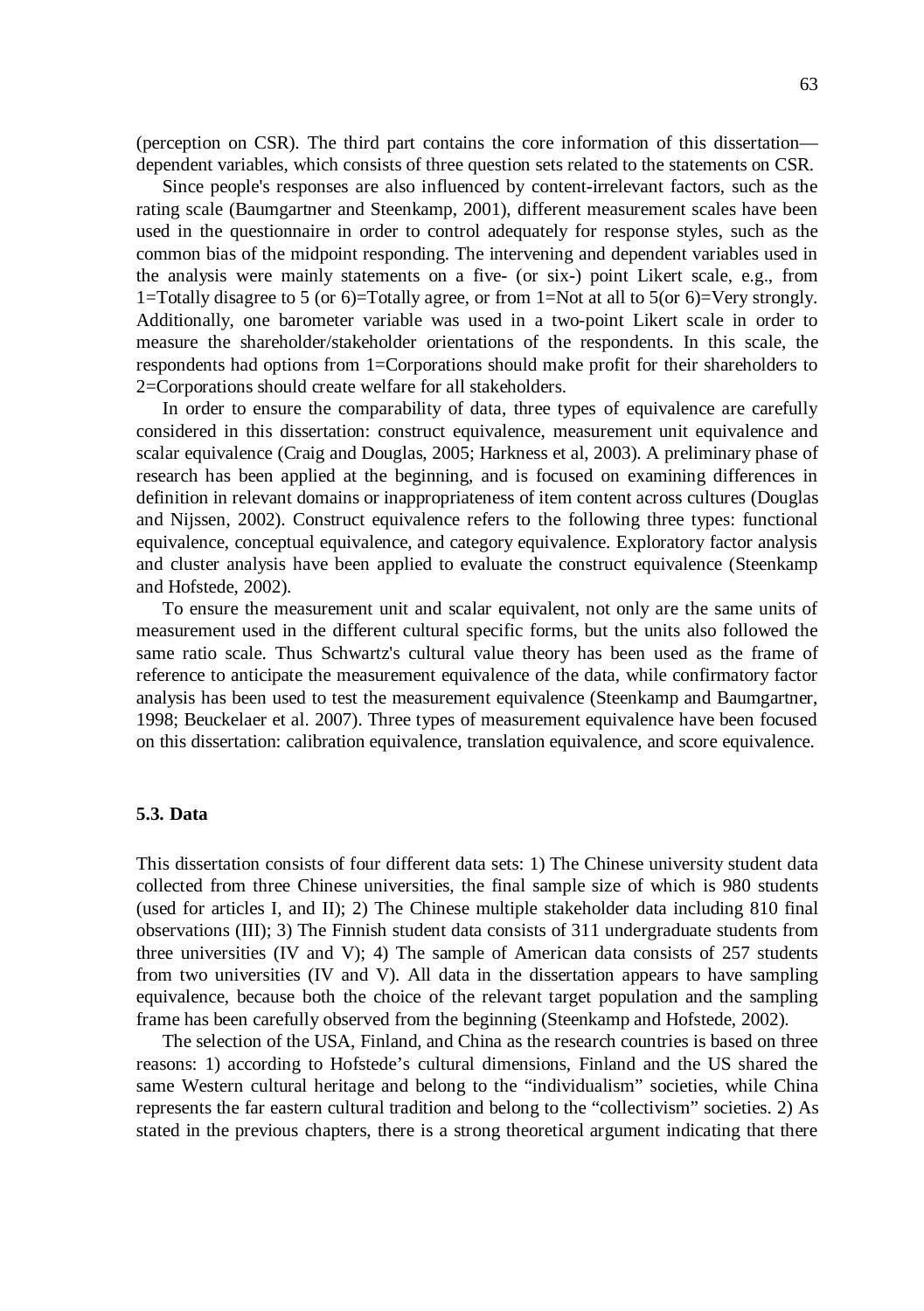(perception on CSR). The third part contains the core information of this dissertation—dependent variables, which consists of three question sets related to the statements on CSR.

Since people's responses are also influenced by content-irrelevant factors, such as the rating scale (Baumgartner and Steenkamp, 2001), different measurement scales have been used in the questionnaire in order to control adequately for response styles, such as the common bias of the midpoint responding. The intervening and dependent variables used in the analysis were mainly statements on a five- (or six-) point Likert scale, e.g., from 1=Totally disagree to 5 (or 6)=Totally agree, or from 1=Not at all to 5(or 6)=Very strongly. Additionally, one barometer variable was used in a two-point Likert scale in order to measure the shareholder/stakeholder orientations of the respondents. In this scale, the respondents had options from 1=Corporations should make profit for their shareholders to 2=Corporations should create welfare for all stakeholders.

In order to ensure the comparability of data, three types of equivalence are carefully considered in this dissertation: construct equivalence, measurement unit equivalence and scalar equivalence (Craig and Douglas, 2005; Harkness et al, 2003). A preliminary phase of research has been applied at the beginning, and is focused on examining differences in definition in relevant domains or inappropriateness of item content across cultures (Douglas and Nijssen, 2002). Construct equivalence refers to the following three types: functional equivalence, conceptual equivalence, and category equivalence. Exploratory factor analysis and cluster analysis have been applied to evaluate the construct equivalence (Steenkamp and Hofstede, 2002).

To ensure the measurement unit and scalar equivalent, not only are the same units of measurement used in the different cultural specific forms, but the units also followed the same ratio scale. Thus Schwartz's cultural value theory has been used as the frame of reference to anticipate the measurement equivalence of the data, while confirmatory factor analysis has been used to test the measurement equivalence (Steenkamp and Baumgartner, 1998; Beuckelaer et al. 2007). Three types of measurement equivalence have been focused on this dissertation: calibration equivalence, translation equivalence, and score equivalence.

### 5.3. Data

This dissertation consists of four different data sets: 1) The Chinese university student data collected from three Chinese universities, the final sample size of which is 980 students (used for articles I, and II); 2) The Chinese multiple stakeholder data including 810 final observations (III); 3) The Finnish student data consists of 311 undergraduate students from three universities (IV and V); 4) The sample of American data consists of 257 students from two universities (IV and V). All data in the dissertation appears to have sampling equivalence, because both the choice of the relevant target population and the sampling frame has been carefully observed from the beginning (Steenkamp and Hofstede, 2002).

The selection of the USA, Finland, and China as the research countries is based on three reasons: 1) according to Hofstede's cultural dimensions, Finland and the US shared the same Western cultural heritage and belong to the "individualism" societies, while China represents the far eastern cultural tradition and belong to the "collectivism" societies. 2) As stated in the previous chapters, there is a strong theoretical argument indicating that there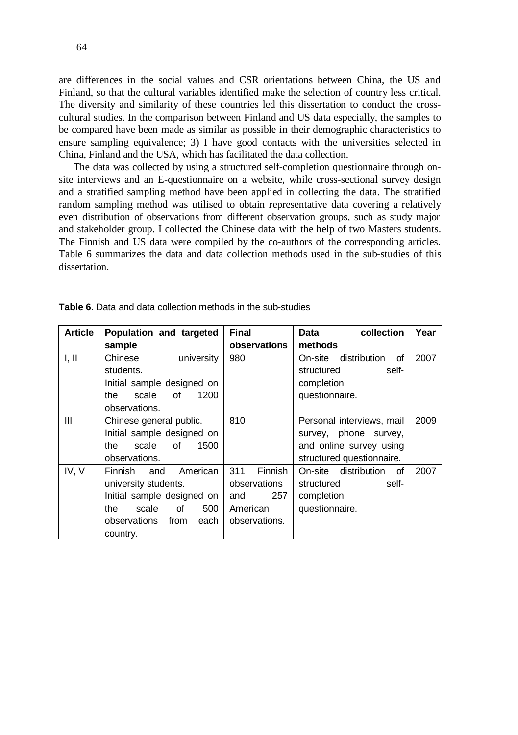are differences in the social values and CSR orientations between China, the US and Finland, so that the cultural variables identified make the selection of country less critical. The diversity and similarity of these countries led this dissertation to conduct the cross-cultural studies. In the comparison between Finland and US data especially, the samples to be compared have been made as similar as possible in their demographic characteristics to ensure sampling equivalence; 3) I have good contacts with the universities selected in China, Finland and the USA, which has facilitated the data collection.

The data was collected by using a structured self-completion questionnaire through on-site interviews and an E-questionnaire on a website, while cross-sectional survey design and a stratified sampling method have been applied in collecting the data. The stratified random sampling method was utilised to obtain representative data covering a relatively even distribution of observations from different observation groups, such as study major and stakeholder group. I collected the Chinese data with the help of two Masters students. The Finnish and US data were compiled by the co-authors of the corresponding articles. Table 6 summarizes the data and data collection methods used in the sub-studies of this dissertation.

**Table 6.** Data and data collection methods in the sub-studies

| Article | Population and targeted sample | Final observations | Data collection methods | Year |
|---|---|---|---|---|
| I, II | Chinese university students. Initial sample designed on the scale of 1200 observations. | 980 | On-site distribution of structured self-completion questionnaire. | 2007 |
| III | Chinese general public. Initial sample designed on the scale of 1500 observations. | 810 | Personal interviews, mail survey, phone survey, and online survey using structured questionnaire. | 2009 |
| IV, V | Finnish and American university students. Initial sample designed on the scale of 500 observations from each country. | 311 Finnish observations and 257 American observations. | On-site distribution of structured self-completion questionnaire. | 2007 |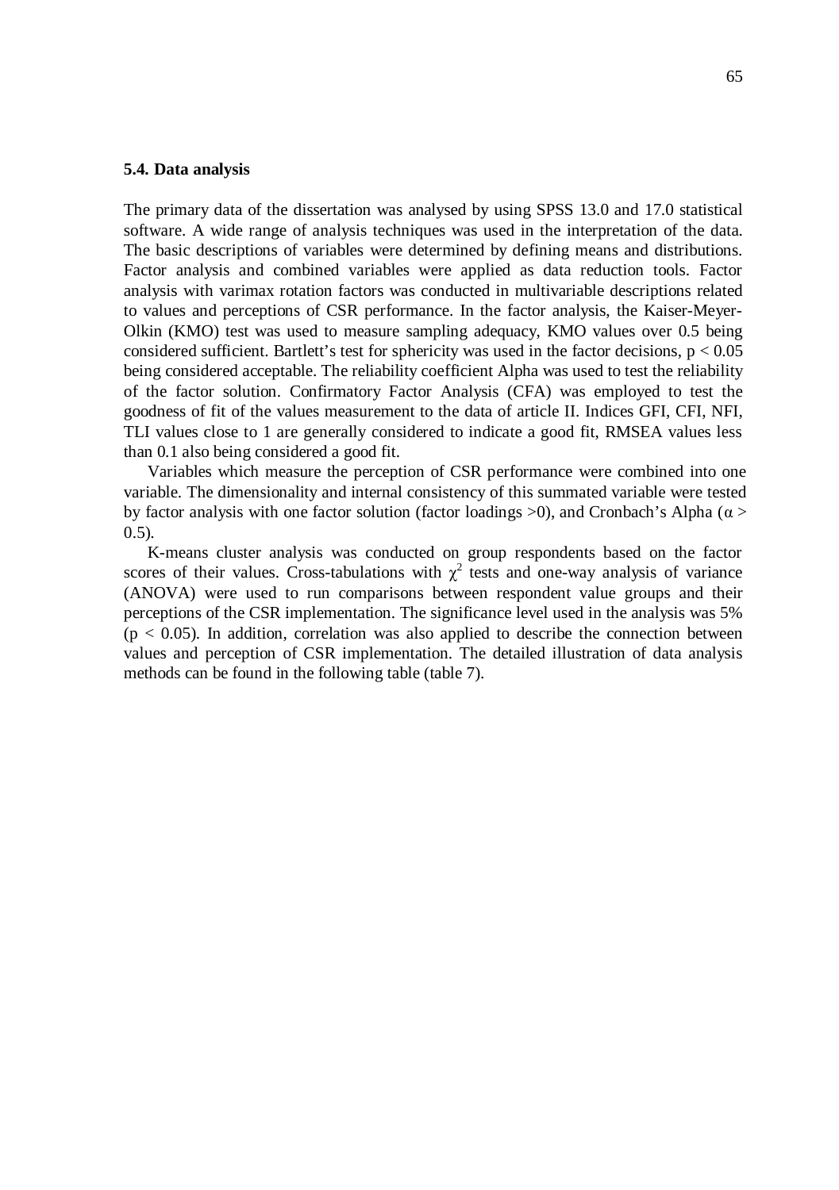### 5.4. Data analysis

The primary data of the dissertation was analysed by using SPSS 13.0 and 17.0 statistical software. A wide range of analysis techniques was used in the interpretation of the data. The basic descriptions of variables were determined by defining means and distributions. Factor analysis and combined variables were applied as data reduction tools. Factor analysis with varimax rotation factors was conducted in multivariable descriptions related to values and perceptions of CSR performance. In the factor analysis, the Kaiser-Meyer-Olkin (KMO) test was used to measure sampling adequacy, KMO values over 0.5 being considered sufficient. Bartlett's test for sphericity was used in the factor decisions, $p < 0.05$ being considered acceptable. The reliability coefficient Alpha was used to test the reliability of the factor solution. Confirmatory Factor Analysis (CFA) was employed to test the goodness of fit of the values measurement to the data of article II. Indices GFI, CFI, NFI, TLI values close to 1 are generally considered to indicate a good fit, RMSEA values less than 0.1 also being considered a good fit.

Variables which measure the perception of CSR performance were combined into one variable. The dimensionality and internal consistency of this summated variable were tested by factor analysis with one factor solution (factor loadings >0), and Cronbach's Alpha ($\alpha > 0.5$).

K-means cluster analysis was conducted on group respondents based on the factor scores of their values. Cross-tabulations with $\chi^2$ tests and one-way analysis of variance (ANOVA) were used to run comparisons between respondent value groups and their perceptions of the CSR implementation. The significance level used in the analysis was 5% ($p < 0.05$). In addition, correlation was also applied to describe the connection between values and perception of CSR implementation. The detailed illustration of data analysis methods can be found in the following table (table 7).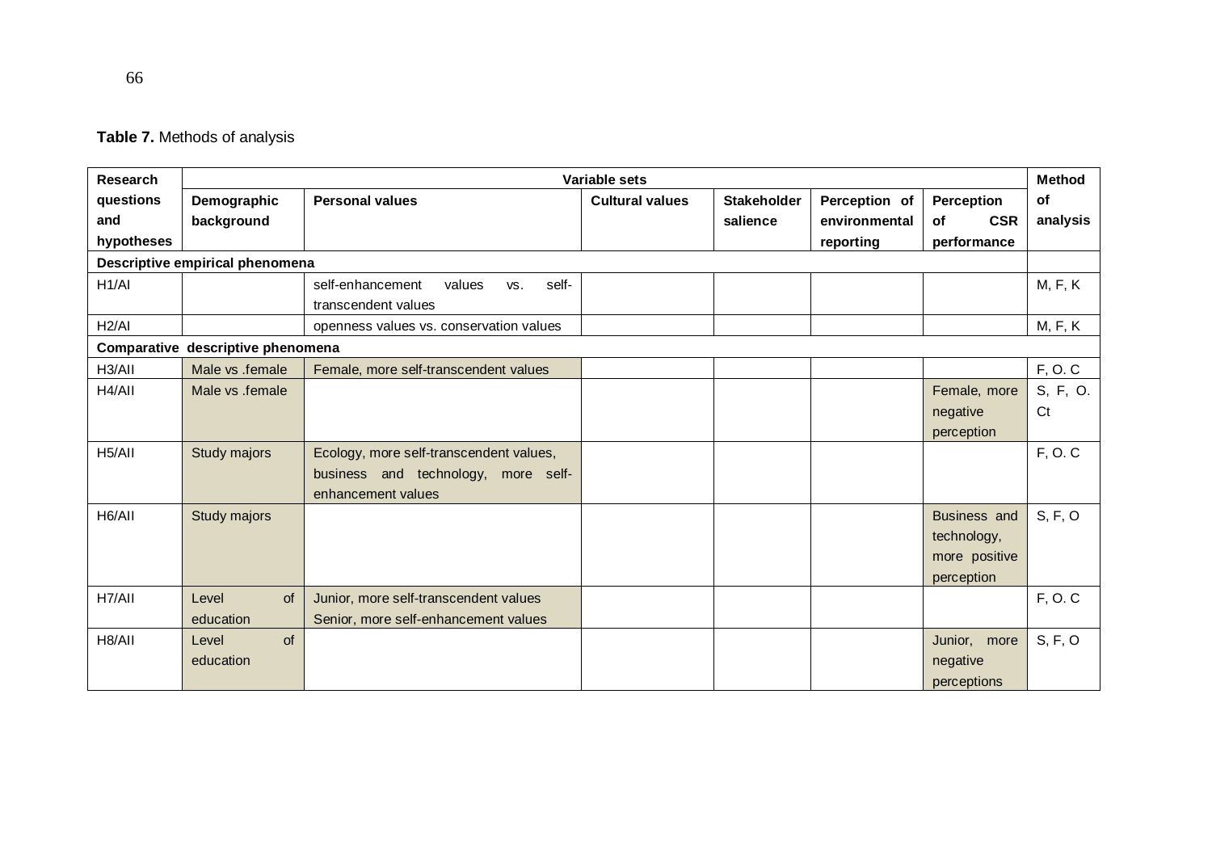**Table 7.** Methods of analysis

| Research questions and hypotheses | Variable sets | | | | | | Method of analysis |
|---|---|---|---|---|---|---|---|
| | Demographic background | Personal values | Cultural values | Stakeholder salience | Perception of environmental reporting | Perception of CSR performance | |
| **Descriptive empirical phenomena** | | | | | | | |
| H1/AI | | self-enhancement values vs. self-transcendent values | | | | | M, F, K |
| H2/AI | | openness values vs. conservation values | | | | | M, F, K |
| **Comparative descriptive phenomena** | | | | | | | |
| H3/AII | Male vs .female | Female, more self-transcendent values | | | | | F, O. C |
| H4/AII | Male vs .female | | | | | Female, more negative perception | S, F, O. Ct |
| H5/AII | Study majors | Ecology, more self-transcendent values, business and technology, more self-enhancement values | | | | | F, O. C |
| H6/AII | Study majors | | | | | Business and technology, more positive perception | S, F, O |
| H7/AII | Level of education | Junior, more self-transcendent values Senior, more self-enhancement values | | | | | F, O. C |
| H8/AII | Level of education | | | | | Junior, more negative perceptions | S, F, O |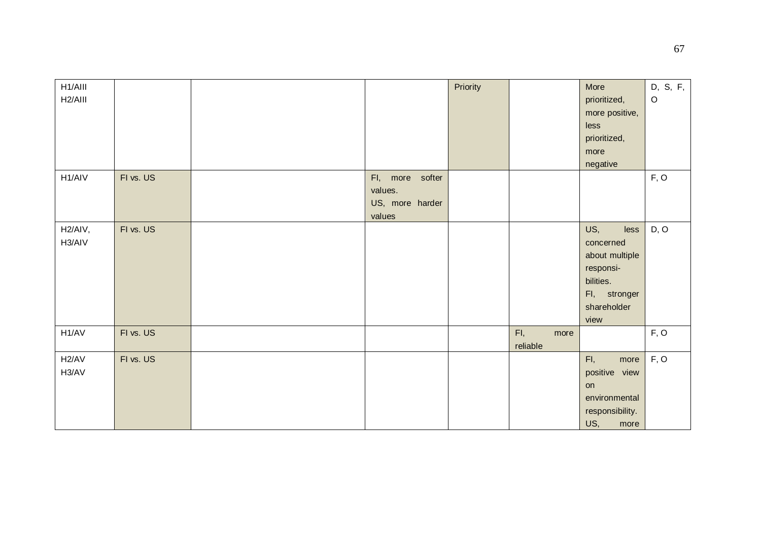| | | | | | | | |
|---|---|---|---|---|---|---|---|
| H1/AIII H2/AIII | | | | Priority | | More prioritized, more positive, less prioritized, more negative | D, S, F, O |
| H1/AIV | FI vs. US | | FI, more softer values. US, more harder values | | | | F, O |
| H2/AIV, H3/AIV | FI vs. US | | | | | US, less concerned about multiple responsi-bilities. FI, stronger shareholder view | D, O |
| H1/AV | FI vs. US | | | | FI, more reliable | | F, O |
| H2/AV H3/AV | FI vs. US | | | | | FI, more positive view on environmental responsibility. US, more | F, O |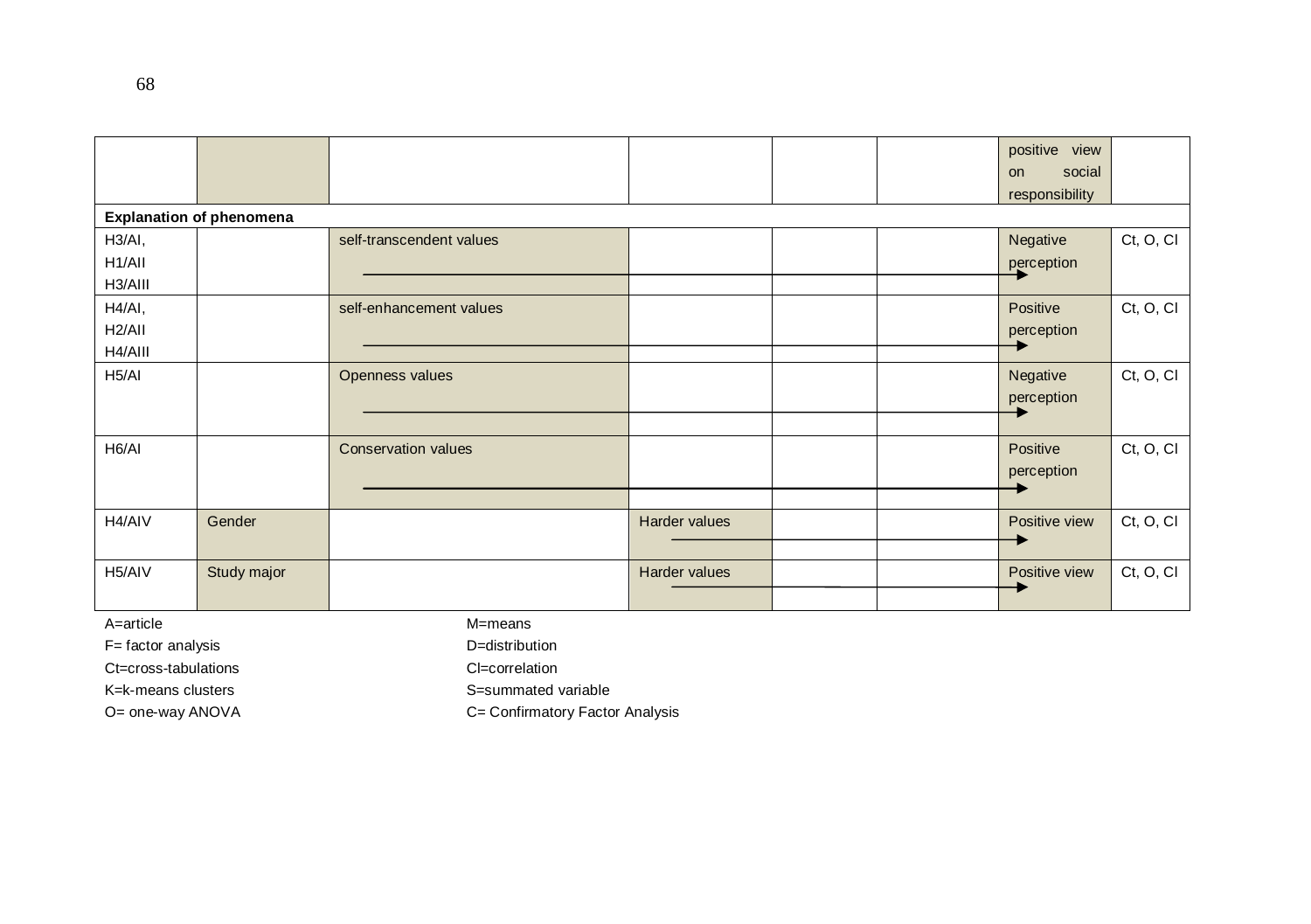| | | | | | | | |
|---|---|---|---|---|---|---|---|
| | | | | | | positive view on social responsibility | |
| **Explanation of phenomena** | | | | | | | |
| H3/AI, H1/AII H3/AIII | | self-transcendent values | | | | Negative perception | Ct, O, Cl |
| H4/AI, H2/AII H4/AIII | | self-enhancement values | | | | Positive perception | Ct, O, Cl |
| H5/AI | | Openness values | | | | Negative perception | Ct, O, Cl |
| H6/AI | | Conservation values | | | | Positive perception | Ct, O, Cl |
| H4/AIV | Gender | | Harder values | | | Positive view | Ct, O, Cl |
| H5/AIV | Study major | | Harder values | | | Positive view | Ct, O, Cl |

A=article
F= factor analysis
Ct=cross-tabulations
K=k-means clusters
O= one-way ANOVA

M=means
D=distribution
Cl=correlation
S=summated variable
C= Confirmatory Factor Analysis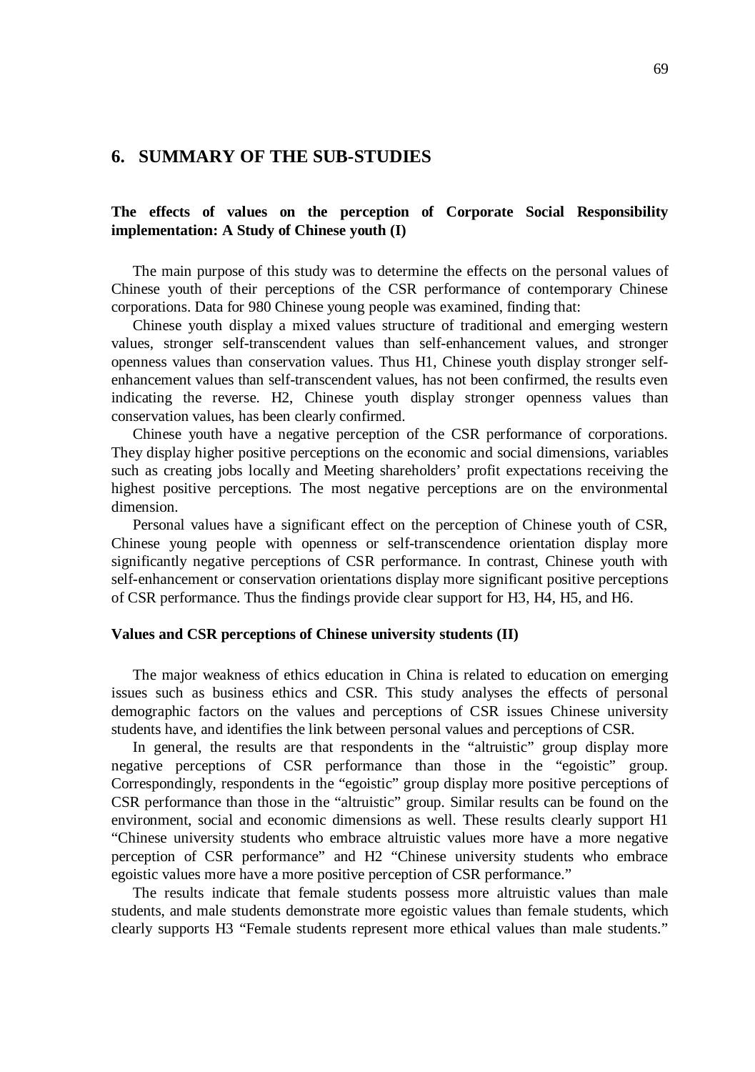## 6. SUMMARY OF THE SUB-STUDIES

**The effects of values on the perception of Corporate Social Responsibility implementation: A Study of Chinese youth (I)**

The main purpose of this study was to determine the effects on the personal values of Chinese youth of their perceptions of the CSR performance of contemporary Chinese corporations. Data for 980 Chinese young people was examined, finding that:

Chinese youth display a mixed values structure of traditional and emerging western values, stronger self-transcendent values than self-enhancement values, and stronger openness values than conservation values. Thus H1, Chinese youth display stronger self-enhancement values than self-transcendent values, has not been confirmed, the results even indicating the reverse. H2, Chinese youth display stronger openness values than conservation values, has been clearly confirmed.

Chinese youth have a negative perception of the CSR performance of corporations. They display higher positive perceptions on the economic and social dimensions, variables such as creating jobs locally and Meeting shareholders' profit expectations receiving the highest positive perceptions. The most negative perceptions are on the environmental dimension.

Personal values have a significant effect on the perception of Chinese youth of CSR, Chinese young people with openness or self-transcendence orientation display more significantly negative perceptions of CSR performance. In contrast, Chinese youth with self-enhancement or conservation orientations display more significant positive perceptions of CSR performance. Thus the findings provide clear support for H3, H4, H5, and H6.

**Values and CSR perceptions of Chinese university students (II)**

The major weakness of ethics education in China is related to education on emerging issues such as business ethics and CSR. This study analyses the effects of personal demographic factors on the values and perceptions of CSR issues Chinese university students have, and identifies the link between personal values and perceptions of CSR.

In general, the results are that respondents in the "altruistic" group display more negative perceptions of CSR performance than those in the "egoistic" group. Correspondingly, respondents in the "egoistic" group display more positive perceptions of CSR performance than those in the "altruistic" group. Similar results can be found on the environment, social and economic dimensions as well. These results clearly support H1 "Chinese university students who embrace altruistic values more have a more negative perception of CSR performance" and H2 "Chinese university students who embrace egoistic values more have a more positive perception of CSR performance."

The results indicate that female students possess more altruistic values than male students, and male students demonstrate more egoistic values than female students, which clearly supports H3 "Female students represent more ethical values than male students."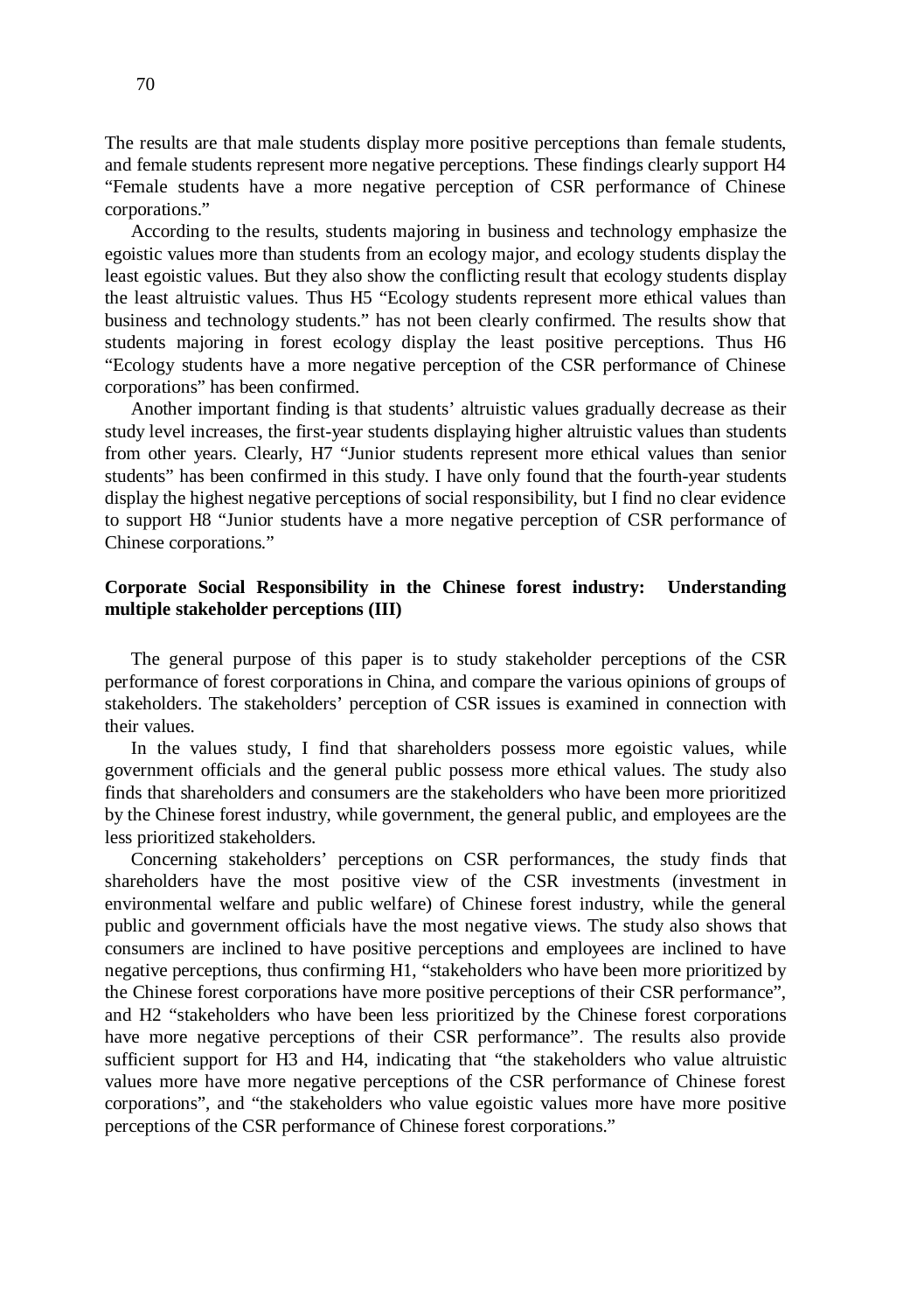The results are that male students display more positive perceptions than female students, and female students represent more negative perceptions. These findings clearly support H4 "Female students have a more negative perception of CSR performance of Chinese corporations."

According to the results, students majoring in business and technology emphasize the egoistic values more than students from an ecology major, and ecology students display the least egoistic values. But they also show the conflicting result that ecology students display the least altruistic values. Thus H5 "Ecology students represent more ethical values than business and technology students." has not been clearly confirmed. The results show that students majoring in forest ecology display the least positive perceptions. Thus H6 "Ecology students have a more negative perception of the CSR performance of Chinese corporations" has been confirmed.

Another important finding is that students' altruistic values gradually decrease as their study level increases, the first-year students displaying higher altruistic values than students from other years. Clearly, H7 "Junior students represent more ethical values than senior students" has been confirmed in this study. I have only found that the fourth-year students display the highest negative perceptions of social responsibility, but I find no clear evidence to support H8 "Junior students have a more negative perception of CSR performance of Chinese corporations."

**Corporate Social Responsibility in the Chinese forest industry: Understanding multiple stakeholder perceptions (III)**

The general purpose of this paper is to study stakeholder perceptions of the CSR performance of forest corporations in China, and compare the various opinions of groups of stakeholders. The stakeholders' perception of CSR issues is examined in connection with their values.

In the values study, I find that shareholders possess more egoistic values, while government officials and the general public possess more ethical values. The study also finds that shareholders and consumers are the stakeholders who have been more prioritized by the Chinese forest industry, while government, the general public, and employees are the less prioritized stakeholders.

Concerning stakeholders' perceptions on CSR performances, the study finds that shareholders have the most positive view of the CSR investments (investment in environmental welfare and public welfare) of Chinese forest industry, while the general public and government officials have the most negative views. The study also shows that consumers are inclined to have positive perceptions and employees are inclined to have negative perceptions, thus confirming H1, "stakeholders who have been more prioritized by the Chinese forest corporations have more positive perceptions of their CSR performance", and H2 "stakeholders who have been less prioritized by the Chinese forest corporations have more negative perceptions of their CSR performance". The results also provide sufficient support for H3 and H4, indicating that "the stakeholders who value altruistic values more have more negative perceptions of the CSR performance of Chinese forest corporations", and "the stakeholders who value egoistic values more have more positive perceptions of the CSR performance of Chinese forest corporations."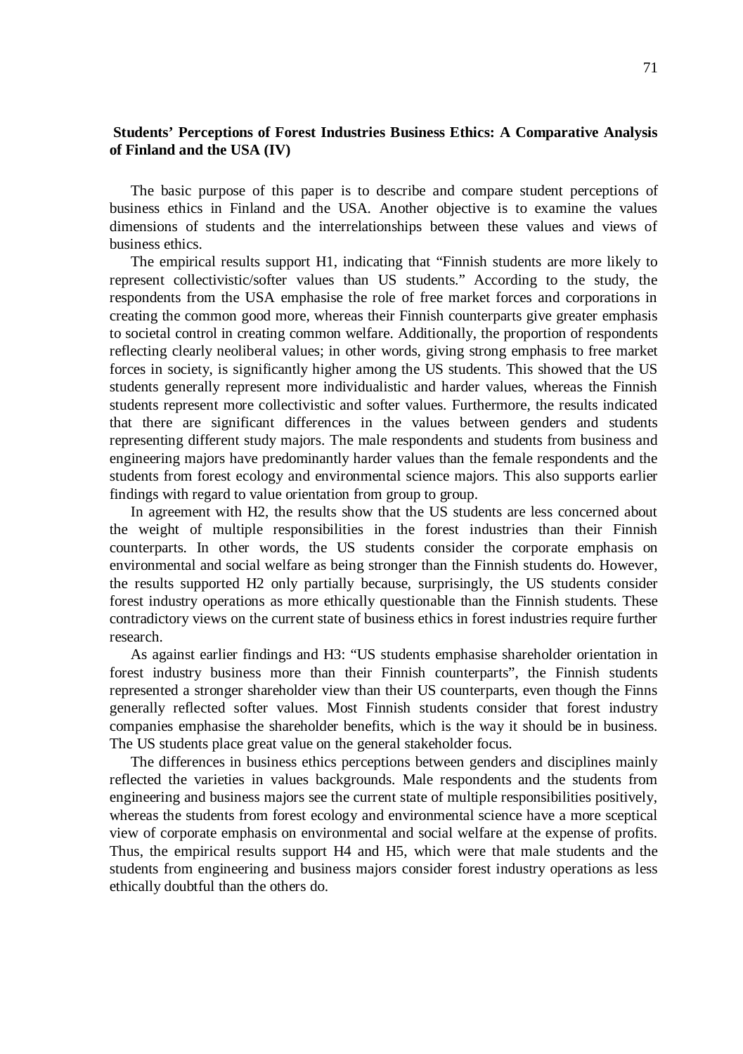### Students' Perceptions of Forest Industries Business Ethics: A Comparative Analysis of Finland and the USA (IV)

The basic purpose of this paper is to describe and compare student perceptions of business ethics in Finland and the USA. Another objective is to examine the values dimensions of students and the interrelationships between these values and views of business ethics.

The empirical results support H1, indicating that "Finnish students are more likely to represent collectivistic/softer values than US students." According to the study, the respondents from the USA emphasise the role of free market forces and corporations in creating the common good more, whereas their Finnish counterparts give greater emphasis to societal control in creating common welfare. Additionally, the proportion of respondents reflecting clearly neoliberal values; in other words, giving strong emphasis to free market forces in society, is significantly higher among the US students. This showed that the US students generally represent more individualistic and harder values, whereas the Finnish students represent more collectivistic and softer values. Furthermore, the results indicated that there are significant differences in the values between genders and students representing different study majors. The male respondents and students from business and engineering majors have predominantly harder values than the female respondents and the students from forest ecology and environmental science majors. This also supports earlier findings with regard to value orientation from group to group.

In agreement with H2, the results show that the US students are less concerned about the weight of multiple responsibilities in the forest industries than their Finnish counterparts. In other words, the US students consider the corporate emphasis on environmental and social welfare as being stronger than the Finnish students do. However, the results supported H2 only partially because, surprisingly, the US students consider forest industry operations as more ethically questionable than the Finnish students. These contradictory views on the current state of business ethics in forest industries require further research.

As against earlier findings and H3: "US students emphasise shareholder orientation in forest industry business more than their Finnish counterparts", the Finnish students represented a stronger shareholder view than their US counterparts, even though the Finns generally reflected softer values. Most Finnish students consider that forest industry companies emphasise the shareholder benefits, which is the way it should be in business. The US students place great value on the general stakeholder focus.

The differences in business ethics perceptions between genders and disciplines mainly reflected the varieties in values backgrounds. Male respondents and the students from engineering and business majors see the current state of multiple responsibilities positively, whereas the students from forest ecology and environmental science have a more sceptical view of corporate emphasis on environmental and social welfare at the expense of profits. Thus, the empirical results support H4 and H5, which were that male students and the students from engineering and business majors consider forest industry operations as less ethically doubtful than the others do.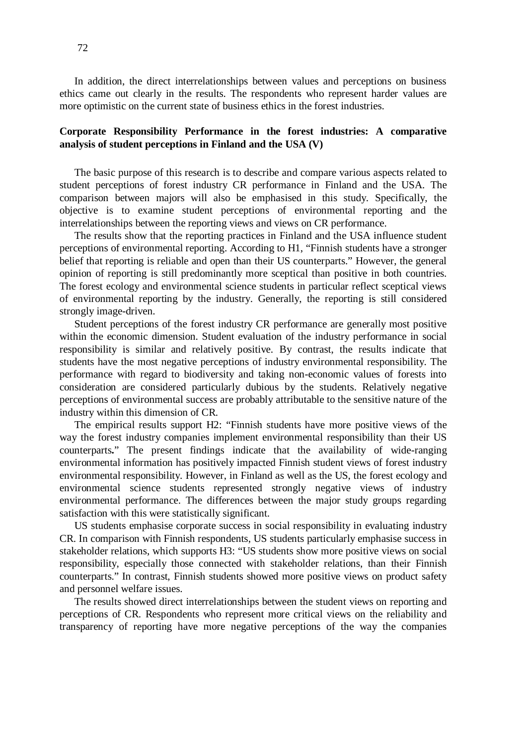In addition, the direct interrelationships between values and perceptions on business ethics came out clearly in the results. The respondents who represent harder values are more optimistic on the current state of business ethics in the forest industries.

### Corporate Responsibility Performance in the forest industries: A comparative analysis of student perceptions in Finland and the USA (V)

The basic purpose of this research is to describe and compare various aspects related to student perceptions of forest industry CR performance in Finland and the USA. The comparison between majors will also be emphasised in this study. Specifically, the objective is to examine student perceptions of environmental reporting and the interrelationships between the reporting views and views on CR performance.

The results show that the reporting practices in Finland and the USA influence student perceptions of environmental reporting. According to H1, "Finnish students have a stronger belief that reporting is reliable and open than their US counterparts." However, the general opinion of reporting is still predominantly more sceptical than positive in both countries. The forest ecology and environmental science students in particular reflect sceptical views of environmental reporting by the industry. Generally, the reporting is still considered strongly image-driven.

Student perceptions of the forest industry CR performance are generally most positive within the economic dimension. Student evaluation of the industry performance in social responsibility is similar and relatively positive. By contrast, the results indicate that students have the most negative perceptions of industry environmental responsibility. The performance with regard to biodiversity and taking non-economic values of forests into consideration are considered particularly dubious by the students. Relatively negative perceptions of environmental success are probably attributable to the sensitive nature of the industry within this dimension of CR.

The empirical results support H2: "Finnish students have more positive views of the way the forest industry companies implement environmental responsibility than their US counterparts**.**" The present findings indicate that the availability of wide-ranging environmental information has positively impacted Finnish student views of forest industry environmental responsibility. However, in Finland as well as the US, the forest ecology and environmental science students represented strongly negative views of industry environmental performance. The differences between the major study groups regarding satisfaction with this were statistically significant.

US students emphasise corporate success in social responsibility in evaluating industry CR. In comparison with Finnish respondents, US students particularly emphasise success in stakeholder relations, which supports H3: "US students show more positive views on social responsibility, especially those connected with stakeholder relations, than their Finnish counterparts." In contrast, Finnish students showed more positive views on product safety and personnel welfare issues.

The results showed direct interrelationships between the student views on reporting and perceptions of CR. Respondents who represent more critical views on the reliability and transparency of reporting have more negative perceptions of the way the companies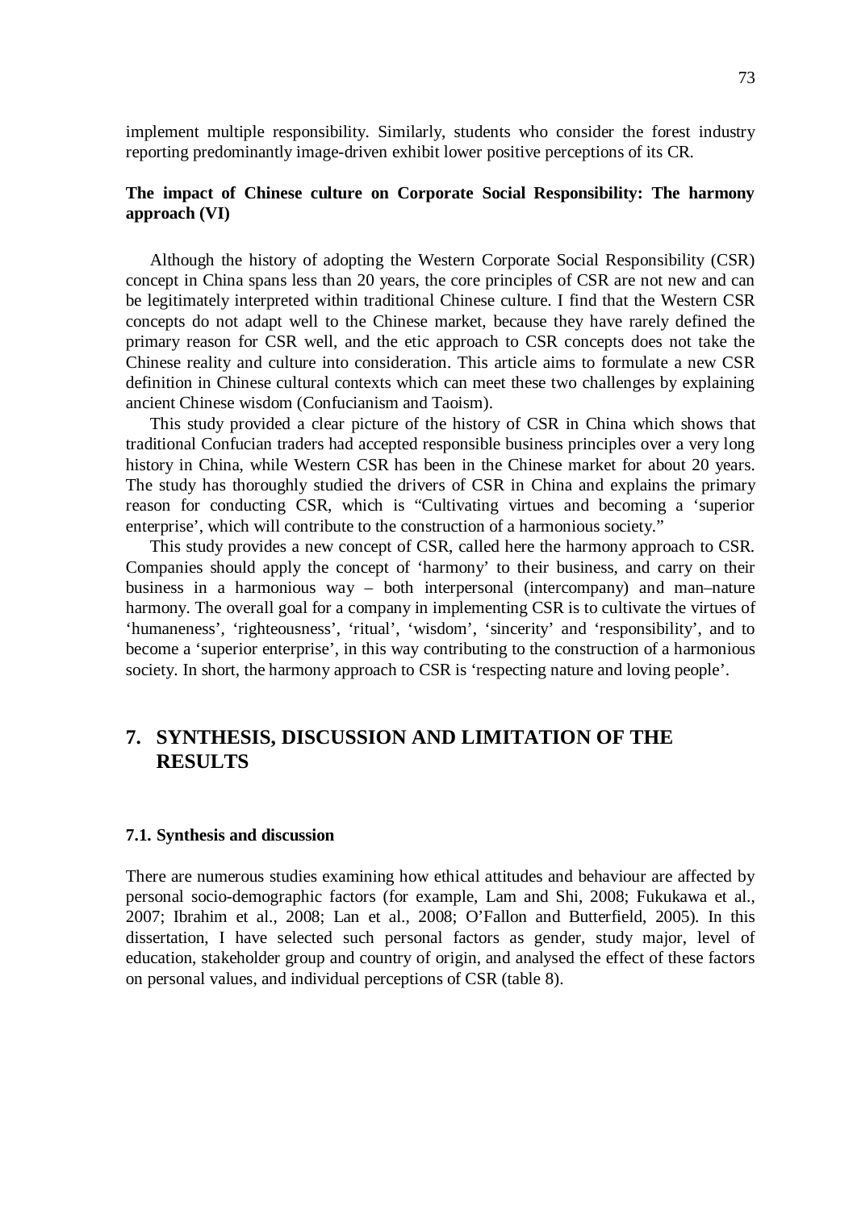implement multiple responsibility. Similarly, students who consider the forest industry reporting predominantly image-driven exhibit lower positive perceptions of its CR.

**The impact of Chinese culture on Corporate Social Responsibility: The harmony approach (VI)**

Although the history of adopting the Western Corporate Social Responsibility (CSR) concept in China spans less than 20 years, the core principles of CSR are not new and can be legitimately interpreted within traditional Chinese culture. I find that the Western CSR concepts do not adapt well to the Chinese market, because they have rarely defined the primary reason for CSR well, and the etic approach to CSR concepts does not take the Chinese reality and culture into consideration. This article aims to formulate a new CSR definition in Chinese cultural contexts which can meet these two challenges by explaining ancient Chinese wisdom (Confucianism and Taoism).

This study provided a clear picture of the history of CSR in China which shows that traditional Confucian traders had accepted responsible business principles over a very long history in China, while Western CSR has been in the Chinese market for about 20 years. The study has thoroughly studied the drivers of CSR in China and explains the primary reason for conducting CSR, which is "Cultivating virtues and becoming a 'superior enterprise', which will contribute to the construction of a harmonious society."

This study provides a new concept of CSR, called here the harmony approach to CSR. Companies should apply the concept of 'harmony' to their business, and carry on their business in a harmonious way – both interpersonal (intercompany) and man–nature harmony. The overall goal for a company in implementing CSR is to cultivate the virtues of 'humaneness', 'righteousness', 'ritual', 'wisdom', 'sincerity' and 'responsibility', and to become a 'superior enterprise', in this way contributing to the construction of a harmonious society. In short, the harmony approach to CSR is 'respecting nature and loving people'.

# 7. SYNTHESIS, DISCUSSION AND LIMITATION OF THE RESULTS

## 7.1. Synthesis and discussion

There are numerous studies examining how ethical attitudes and behaviour are affected by personal socio-demographic factors (for example, Lam and Shi, 2008; Fukukawa et al., 2007; Ibrahim et al., 2008; Lan et al., 2008; O'Fallon and Butterfield, 2005). In this dissertation, I have selected such personal factors as gender, study major, level of education, stakeholder group and country of origin, and analysed the effect of these factors on personal values, and individual perceptions of CSR (table 8).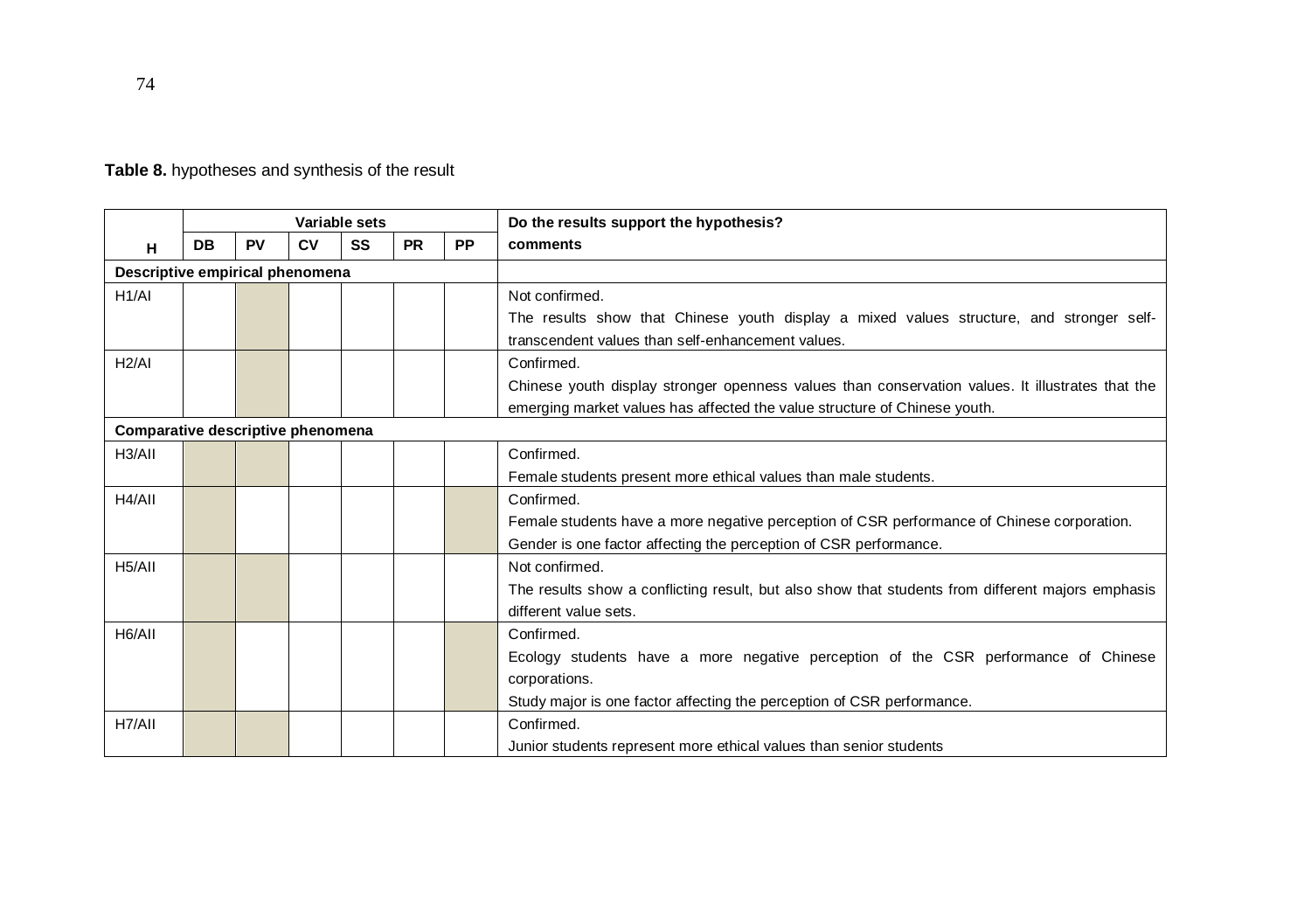**Table 8.** hypotheses and synthesis of the result

| H | Variable sets | | | | | | Do the results support the hypothesis? comments |
|---|---|---|---|---|---|---|---|
| | DB | PV | CV | SS | PR | PP | |
| **Descriptive empirical phenomena** | | | | | | | |
| H1/AI | | ■ | | | | | Not confirmed. The results show that Chinese youth display a mixed values structure, and stronger self-transcendent values than self-enhancement values. |
| H2/AI | | ■ | | | | | Confirmed. Chinese youth display stronger openness values than conservation values. It illustrates that the emerging market values has affected the value structure of Chinese youth. |
| **Comparative descriptive phenomena** | | | | | | | |
| H3/AII | ■ | ■ | | | | | Confirmed. Female students present more ethical values than male students. |
| H4/AII | ■ | | | | | ■ | Confirmed. Female students have a more negative perception of CSR performance of Chinese corporation. Gender is one factor affecting the perception of CSR performance. |
| H5/AII | ■ | ■ | | | | | Not confirmed. The results show a conflicting result, but also show that students from different majors emphasis different value sets. |
| H6/AII | ■ | | | | | ■ | Confirmed. Ecology students have a more negative perception of the CSR performance of Chinese corporations. Study major is one factor affecting the perception of CSR performance. |
| H7/AII | ■ | ■ | | | | | Confirmed. Junior students represent more ethical values than senior students |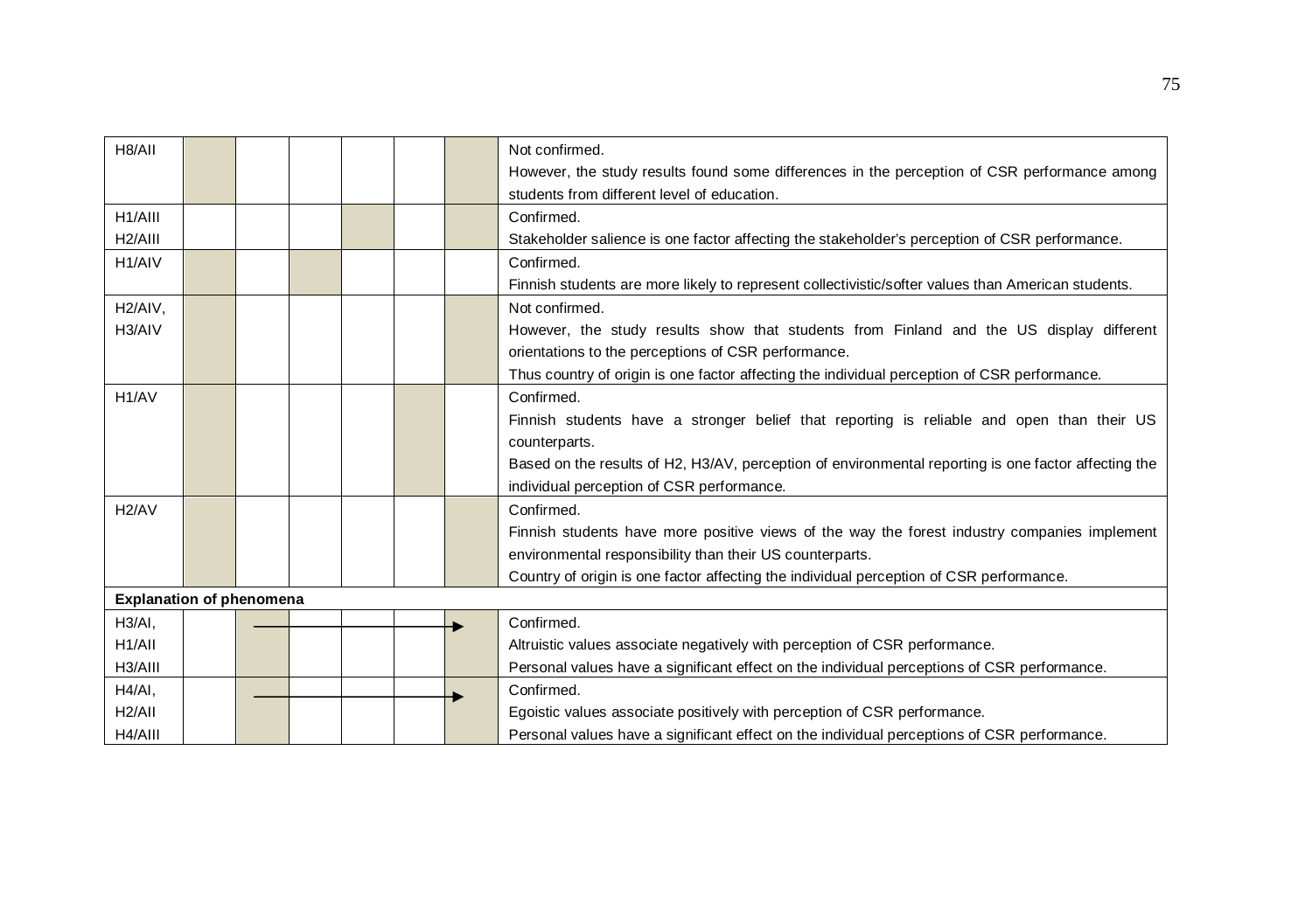| | | | | | | | |
|---|---|---|---|---|---|---|---|
| H8/AII | | | | | | | Not confirmed.<br>However, the study results found some differences in the perception of CSR performance among students from different level of education. |
| H1/AIII<br>H2/AIII | | | | | | | Confirmed.<br>Stakeholder salience is one factor affecting the stakeholder's perception of CSR performance. |
| H1/AIV | | | | | | | Confirmed.<br>Finnish students are more likely to represent collectivistic/softer values than American students. |
| H2/AIV,<br>H3/AIV | | | | | | | Not confirmed.<br>However, the study results show that students from Finland and the US display different orientations to the perceptions of CSR performance.<br>Thus country of origin is one factor affecting the individual perception of CSR performance. |
| H1/AV | | | | | | | Confirmed.<br>Finnish students have a stronger belief that reporting is reliable and open than their US counterparts.<br>Based on the results of H2, H3/AV, perception of environmental reporting is one factor affecting the individual perception of CSR performance. |
| H2/AV | | | | | | | Confirmed.<br>Finnish students have more positive views of the way the forest industry companies implement environmental responsibility than their US counterparts.<br>Country of origin is one factor affecting the individual perception of CSR performance. |
| **Explanation of phenomena** | | | | | | | |
| H3/AI,<br>H1/AII<br>H3/AIII | | → | → | → | → | | Confirmed.<br>Altruistic values associate negatively with perception of CSR performance.<br>Personal values have a significant effect on the individual perceptions of CSR performance. |
| H4/AI,<br>H2/AII<br>H4/AIII | | → | → | → | → | | Confirmed.<br>Egoistic values associate positively with perception of CSR performance.<br>Personal values have a significant effect on the individual perceptions of CSR performance. |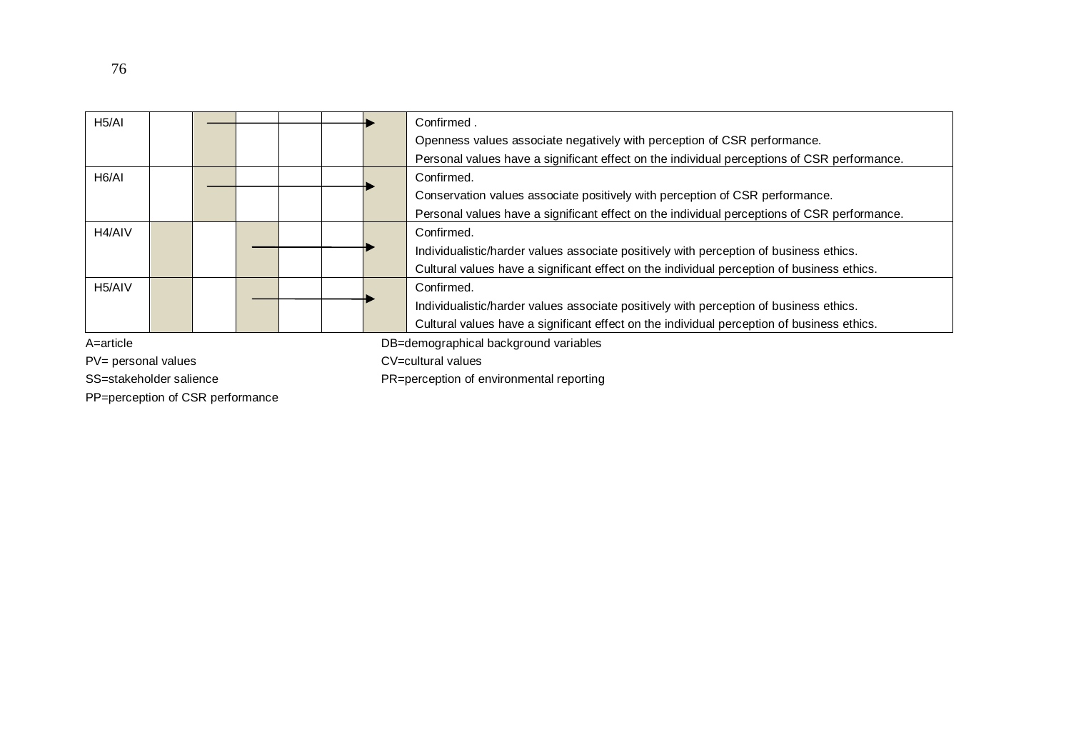| | | | | | | | |
|---|---|---|---|---|---|---|---|
| H5/AI | | | | | | | Confirmed .<br>Openness values associate negatively with perception of CSR performance.<br>Personal values have a significant effect on the individual perceptions of CSR performance. |
| H6/AI | | | | | | | Confirmed.<br>Conservation values associate positively with perception of CSR performance.<br>Personal values have a significant effect on the individual perceptions of CSR performance. |
| H4/AIV | | | | | | | Confirmed.<br>Individualistic/harder values associate positively with perception of business ethics.<br>Cultural values have a significant effect on the individual perception of business ethics. |
| H5/AIV | | | | | | | Confirmed.<br>Individualistic/harder values associate positively with perception of business ethics.<br>Cultural values have a significant effect on the individual perception of business ethics. |

A=article

PV= personal values

SS=stakeholder salience

PP=perception of CSR performance

DB=demographical background variables

CV=cultural values

PR=perception of environmental reporting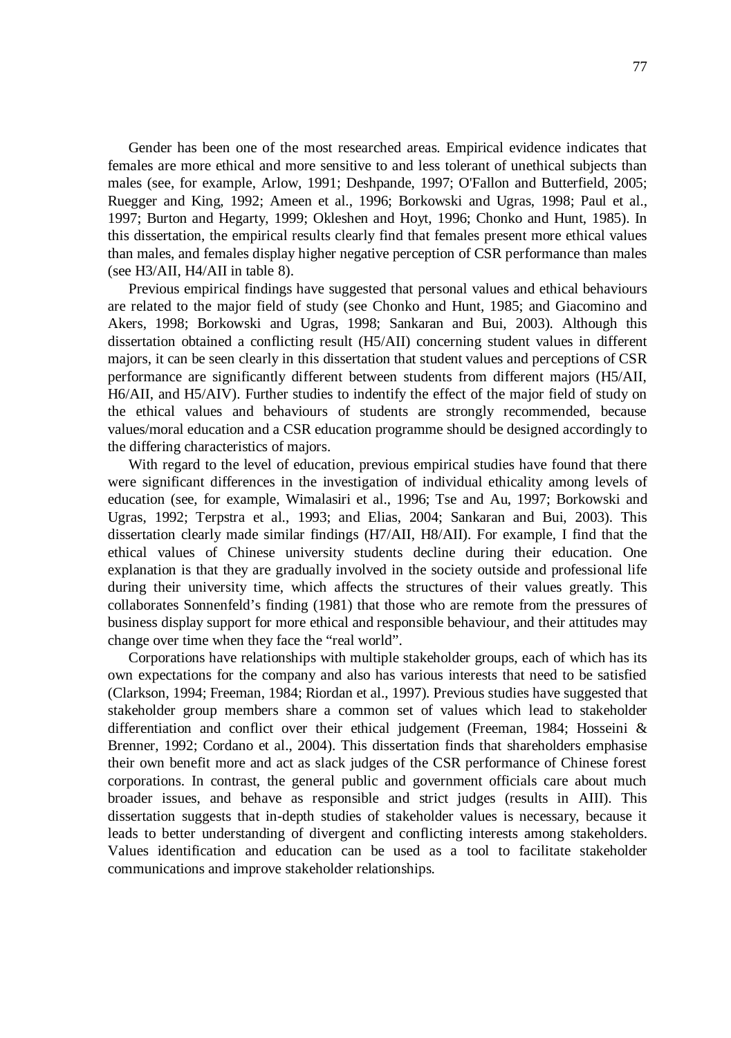Gender has been one of the most researched areas. Empirical evidence indicates that females are more ethical and more sensitive to and less tolerant of unethical subjects than males (see, for example, Arlow, 1991; Deshpande, 1997; O'Fallon and Butterfield, 2005; Ruegger and King, 1992; Ameen et al., 1996; Borkowski and Ugras, 1998; Paul et al., 1997; Burton and Hegarty, 1999; Okleshen and Hoyt, 1996; Chonko and Hunt, 1985). In this dissertation, the empirical results clearly find that females present more ethical values than males, and females display higher negative perception of CSR performance than males (see H3/AII, H4/AII in table 8).

Previous empirical findings have suggested that personal values and ethical behaviours are related to the major field of study (see Chonko and Hunt, 1985; and Giacomino and Akers, 1998; Borkowski and Ugras, 1998; Sankaran and Bui, 2003). Although this dissertation obtained a conflicting result (H5/AII) concerning student values in different majors, it can be seen clearly in this dissertation that student values and perceptions of CSR performance are significantly different between students from different majors (H5/AII, H6/AII, and H5/AIV). Further studies to indentify the effect of the major field of study on the ethical values and behaviours of students are strongly recommended, because values/moral education and a CSR education programme should be designed accordingly to the differing characteristics of majors.

With regard to the level of education, previous empirical studies have found that there were significant differences in the investigation of individual ethicality among levels of education (see, for example, Wimalasiri et al., 1996; Tse and Au, 1997; Borkowski and Ugras, 1992; Terpstra et al., 1993; and Elias, 2004; Sankaran and Bui, 2003). This dissertation clearly made similar findings (H7/AII, H8/AII). For example, I find that the ethical values of Chinese university students decline during their education. One explanation is that they are gradually involved in the society outside and professional life during their university time, which affects the structures of their values greatly. This collaborates Sonnenfeld's finding (1981) that those who are remote from the pressures of business display support for more ethical and responsible behaviour, and their attitudes may change over time when they face the "real world".

Corporations have relationships with multiple stakeholder groups, each of which has its own expectations for the company and also has various interests that need to be satisfied (Clarkson, 1994; Freeman, 1984; Riordan et al., 1997). Previous studies have suggested that stakeholder group members share a common set of values which lead to stakeholder differentiation and conflict over their ethical judgement (Freeman, 1984; Hosseini & Brenner, 1992; Cordano et al., 2004). This dissertation finds that shareholders emphasise their own benefit more and act as slack judges of the CSR performance of Chinese forest corporations. In contrast, the general public and government officials care about much broader issues, and behave as responsible and strict judges (results in AIII). This dissertation suggests that in-depth studies of stakeholder values is necessary, because it leads to better understanding of divergent and conflicting interests among stakeholders. Values identification and education can be used as a tool to facilitate stakeholder communications and improve stakeholder relationships.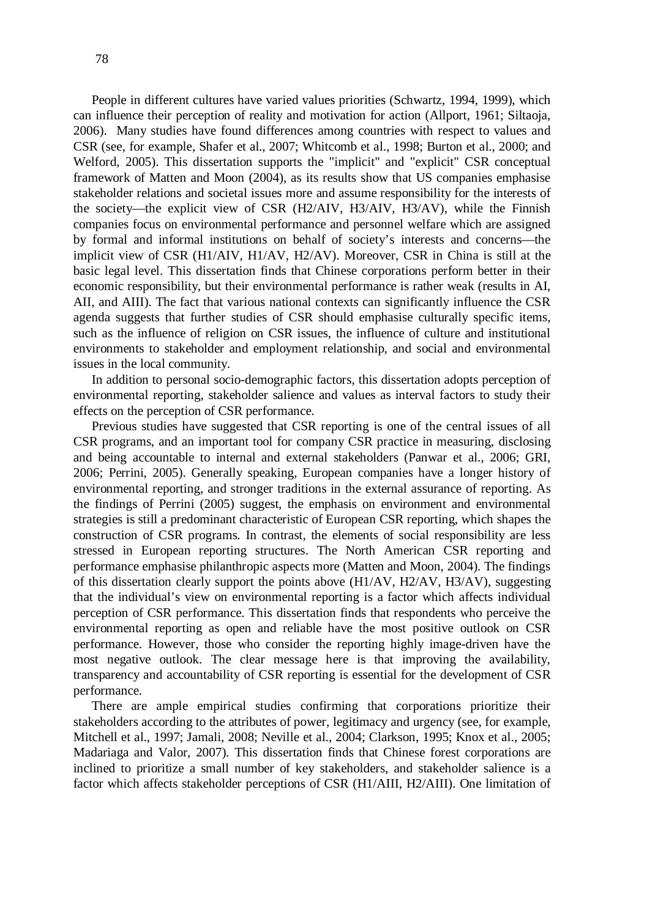People in different cultures have varied values priorities (Schwartz, 1994, 1999), which can influence their perception of reality and motivation for action (Allport, 1961; Siltaoja, 2006). Many studies have found differences among countries with respect to values and CSR (see, for example, Shafer et al., 2007; Whitcomb et al., 1998; Burton et al., 2000; and Welford, 2005). This dissertation supports the "implicit" and "explicit" CSR conceptual framework of Matten and Moon (2004), as its results show that US companies emphasise stakeholder relations and societal issues more and assume responsibility for the interests of the society—the explicit view of CSR (H2/AIV, H3/AIV, H3/AV), while the Finnish companies focus on environmental performance and personnel welfare which are assigned by formal and informal institutions on behalf of society's interests and concerns—the implicit view of CSR (H1/AIV, H1/AV, H2/AV). Moreover, CSR in China is still at the basic legal level. This dissertation finds that Chinese corporations perform better in their economic responsibility, but their environmental performance is rather weak (results in AI, AII, and AIII). The fact that various national contexts can significantly influence the CSR agenda suggests that further studies of CSR should emphasise culturally specific items, such as the influence of religion on CSR issues, the influence of culture and institutional environments to stakeholder and employment relationship, and social and environmental issues in the local community.

In addition to personal socio-demographic factors, this dissertation adopts perception of environmental reporting, stakeholder salience and values as interval factors to study their effects on the perception of CSR performance.

Previous studies have suggested that CSR reporting is one of the central issues of all CSR programs, and an important tool for company CSR practice in measuring, disclosing and being accountable to internal and external stakeholders (Panwar et al., 2006; GRI, 2006; Perrini, 2005). Generally speaking, European companies have a longer history of environmental reporting, and stronger traditions in the external assurance of reporting. As the findings of Perrini (2005) suggest, the emphasis on environment and environmental strategies is still a predominant characteristic of European CSR reporting, which shapes the construction of CSR programs. In contrast, the elements of social responsibility are less stressed in European reporting structures. The North American CSR reporting and performance emphasise philanthropic aspects more (Matten and Moon, 2004). The findings of this dissertation clearly support the points above (H1/AV, H2/AV, H3/AV), suggesting that the individual's view on environmental reporting is a factor which affects individual perception of CSR performance. This dissertation finds that respondents who perceive the environmental reporting as open and reliable have the most positive outlook on CSR performance. However, those who consider the reporting highly image-driven have the most negative outlook. The clear message here is that improving the availability, transparency and accountability of CSR reporting is essential for the development of CSR performance.

There are ample empirical studies confirming that corporations prioritize their stakeholders according to the attributes of power, legitimacy and urgency (see, for example, Mitchell et al., 1997; Jamali, 2008; Neville et al., 2004; Clarkson, 1995; Knox et al., 2005; Madariaga and Valor, 2007). This dissertation finds that Chinese forest corporations are inclined to prioritize a small number of key stakeholders, and stakeholder salience is a factor which affects stakeholder perceptions of CSR (H1/AIII, H2/AIII). One limitation of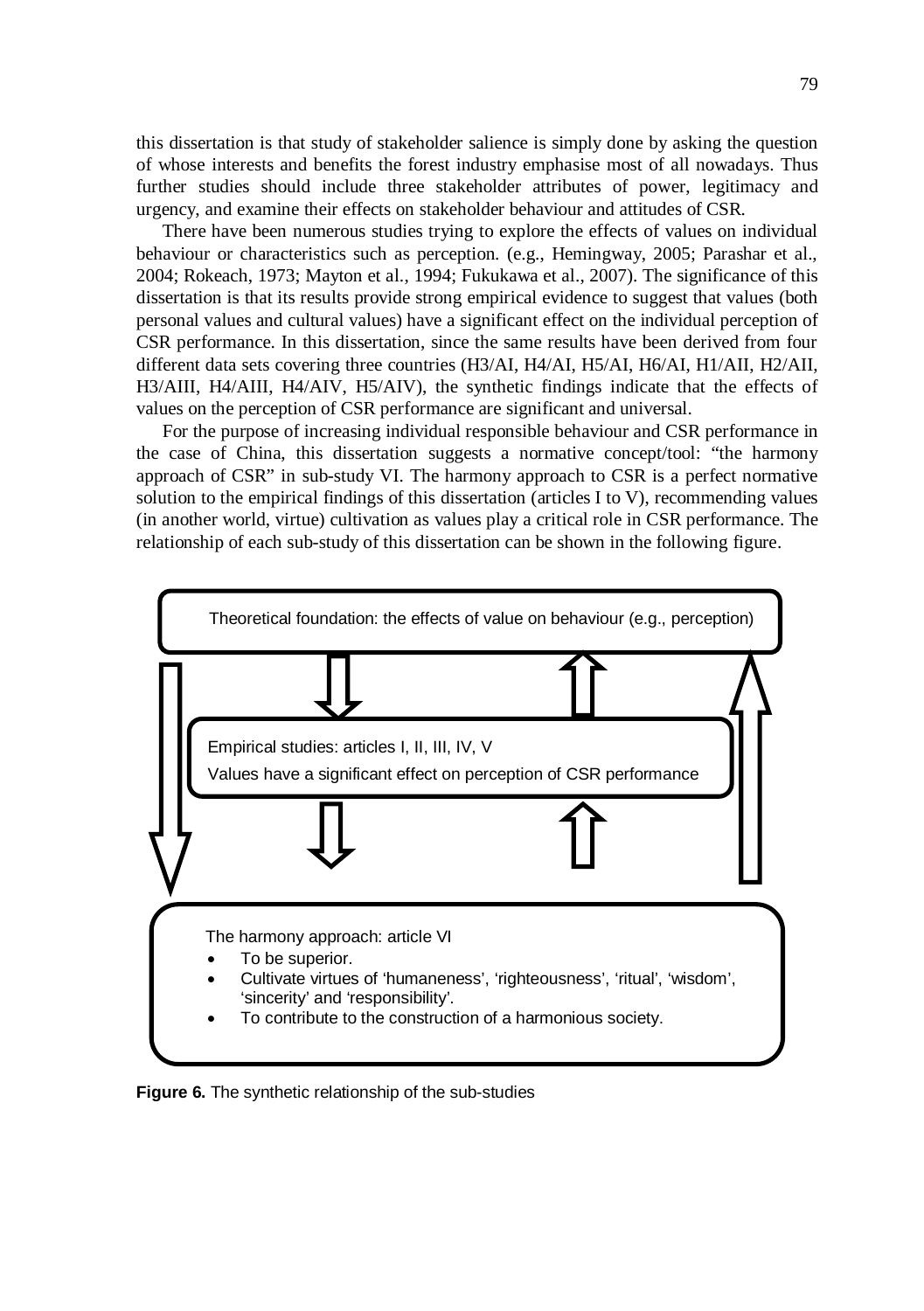this dissertation is that study of stakeholder salience is simply done by asking the question of whose interests and benefits the forest industry emphasise most of all nowadays. Thus further studies should include three stakeholder attributes of power, legitimacy and urgency, and examine their effects on stakeholder behaviour and attitudes of CSR.

There have been numerous studies trying to explore the effects of values on individual behaviour or characteristics such as perception. (e.g., Hemingway, 2005; Parashar et al., 2004; Rokeach, 1973; Mayton et al., 1994; Fukukawa et al., 2007). The significance of this dissertation is that its results provide strong empirical evidence to suggest that values (both personal values and cultural values) have a significant effect on the individual perception of CSR performance. In this dissertation, since the same results have been derived from four different data sets covering three countries (H3/AI, H4/AI, H5/AI, H6/AI, H1/AII, H2/AII, H3/AIII, H4/AIII, H4/AIV, H5/AIV), the synthetic findings indicate that the effects of values on the perception of CSR performance are significant and universal.

For the purpose of increasing individual responsible behaviour and CSR performance in the case of China, this dissertation suggests a normative concept/tool: "the harmony approach of CSR" in sub-study VI. The harmony approach to CSR is a perfect normative solution to the empirical findings of this dissertation (articles I to V), recommending values (in another world, virtue) cultivation as values play a critical role in CSR performance. The relationship of each sub-study of this dissertation can be shown in the following figure.

Theoretical foundation: the effects of value on behaviour (e.g., perception)

Empirical studies: articles I, II, III, IV, V

Values have a significant effect on perception of CSR performance

The harmony approach: article VI

- To be superior.
- Cultivate virtues of 'humaneness', 'righteousness', 'ritual', 'wisdom', 'sincerity' and 'responsibility'.
- To contribute to the construction of a harmonious society.

**Figure 6.** The synthetic relationship of the sub-studies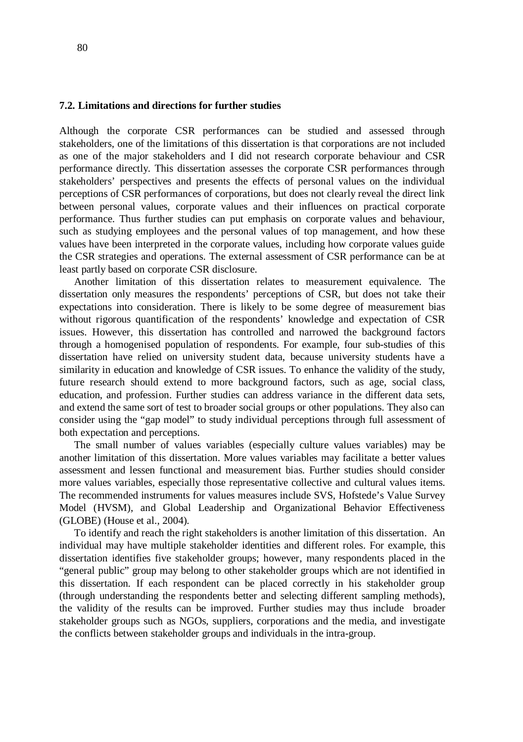## 7.2. Limitations and directions for further studies

Although the corporate CSR performances can be studied and assessed through stakeholders, one of the limitations of this dissertation is that corporations are not included as one of the major stakeholders and I did not research corporate behaviour and CSR performance directly. This dissertation assesses the corporate CSR performances through stakeholders' perspectives and presents the effects of personal values on the individual perceptions of CSR performances of corporations, but does not clearly reveal the direct link between personal values, corporate values and their influences on practical corporate performance. Thus further studies can put emphasis on corporate values and behaviour, such as studying employees and the personal values of top management, and how these values have been interpreted in the corporate values, including how corporate values guide the CSR strategies and operations. The external assessment of CSR performance can be at least partly based on corporate CSR disclosure.

Another limitation of this dissertation relates to measurement equivalence. The dissertation only measures the respondents' perceptions of CSR, but does not take their expectations into consideration. There is likely to be some degree of measurement bias without rigorous quantification of the respondents' knowledge and expectation of CSR issues. However, this dissertation has controlled and narrowed the background factors through a homogenised population of respondents. For example, four sub-studies of this dissertation have relied on university student data, because university students have a similarity in education and knowledge of CSR issues. To enhance the validity of the study, future research should extend to more background factors, such as age, social class, education, and profession. Further studies can address variance in the different data sets, and extend the same sort of test to broader social groups or other populations. They also can consider using the "gap model" to study individual perceptions through full assessment of both expectation and perceptions.

The small number of values variables (especially culture values variables) may be another limitation of this dissertation. More values variables may facilitate a better values assessment and lessen functional and measurement bias. Further studies should consider more values variables, especially those representative collective and cultural values items. The recommended instruments for values measures include SVS, Hofstede's Value Survey Model (HVSM), and Global Leadership and Organizational Behavior Effectiveness (GLOBE) (House et al., 2004).

To identify and reach the right stakeholders is another limitation of this dissertation. An individual may have multiple stakeholder identities and different roles. For example, this dissertation identifies five stakeholder groups; however, many respondents placed in the "general public" group may belong to other stakeholder groups which are not identified in this dissertation. If each respondent can be placed correctly in his stakeholder group (through understanding the respondents better and selecting different sampling methods), the validity of the results can be improved. Further studies may thus include broader stakeholder groups such as NGOs, suppliers, corporations and the media, and investigate the conflicts between stakeholder groups and individuals in the intra-group.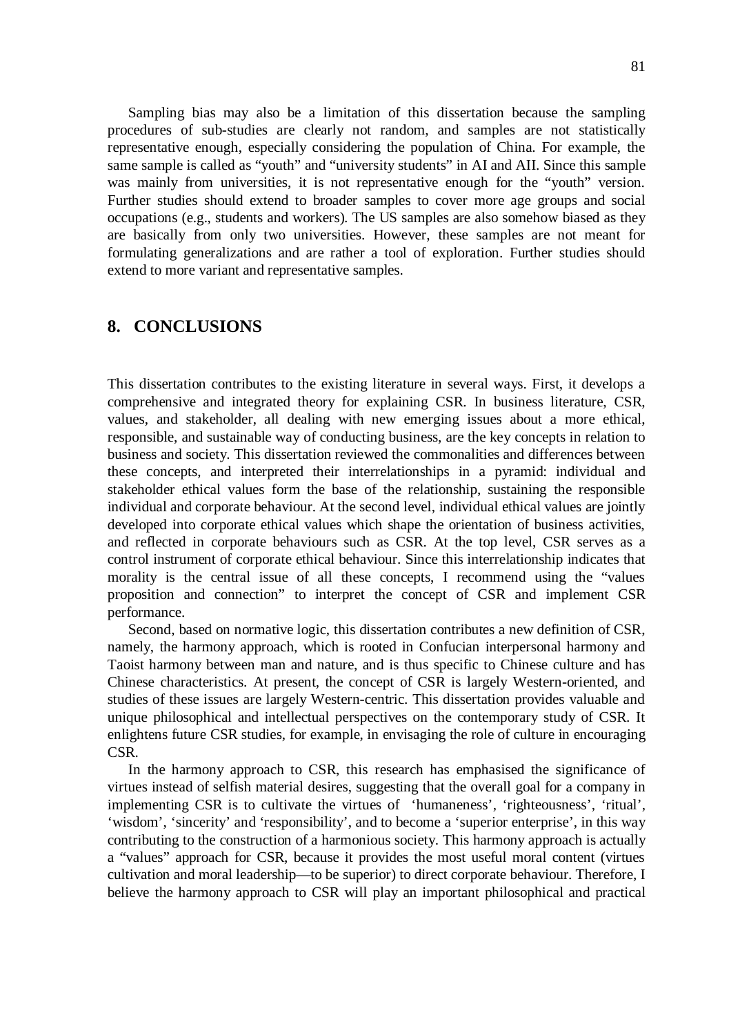Sampling bias may also be a limitation of this dissertation because the sampling procedures of sub-studies are clearly not random, and samples are not statistically representative enough, especially considering the population of China. For example, the same sample is called as "youth" and "university students" in AI and AII. Since this sample was mainly from universities, it is not representative enough for the "youth" version. Further studies should extend to broader samples to cover more age groups and social occupations (e.g., students and workers). The US samples are also somehow biased as they are basically from only two universities. However, these samples are not meant for formulating generalizations and are rather a tool of exploration. Further studies should extend to more variant and representative samples.

## 8. CONCLUSIONS

This dissertation contributes to the existing literature in several ways. First, it develops a comprehensive and integrated theory for explaining CSR. In business literature, CSR, values, and stakeholder, all dealing with new emerging issues about a more ethical, responsible, and sustainable way of conducting business, are the key concepts in relation to business and society. This dissertation reviewed the commonalities and differences between these concepts, and interpreted their interrelationships in a pyramid: individual and stakeholder ethical values form the base of the relationship, sustaining the responsible individual and corporate behaviour. At the second level, individual ethical values are jointly developed into corporate ethical values which shape the orientation of business activities, and reflected in corporate behaviours such as CSR. At the top level, CSR serves as a control instrument of corporate ethical behaviour. Since this interrelationship indicates that morality is the central issue of all these concepts, I recommend using the "values proposition and connection" to interpret the concept of CSR and implement CSR performance.

Second, based on normative logic, this dissertation contributes a new definition of CSR, namely, the harmony approach, which is rooted in Confucian interpersonal harmony and Taoist harmony between man and nature, and is thus specific to Chinese culture and has Chinese characteristics. At present, the concept of CSR is largely Western-oriented, and studies of these issues are largely Western-centric. This dissertation provides valuable and unique philosophical and intellectual perspectives on the contemporary study of CSR. It enlightens future CSR studies, for example, in envisaging the role of culture in encouraging CSR.

In the harmony approach to CSR, this research has emphasised the significance of virtues instead of selfish material desires, suggesting that the overall goal for a company in implementing CSR is to cultivate the virtues of 'humaneness', 'righteousness', 'ritual', 'wisdom', 'sincerity' and 'responsibility', and to become a 'superior enterprise', in this way contributing to the construction of a harmonious society. This harmony approach is actually a "values" approach for CSR, because it provides the most useful moral content (virtues cultivation and moral leadership—to be superior) to direct corporate behaviour. Therefore, I believe the harmony approach to CSR will play an important philosophical and practical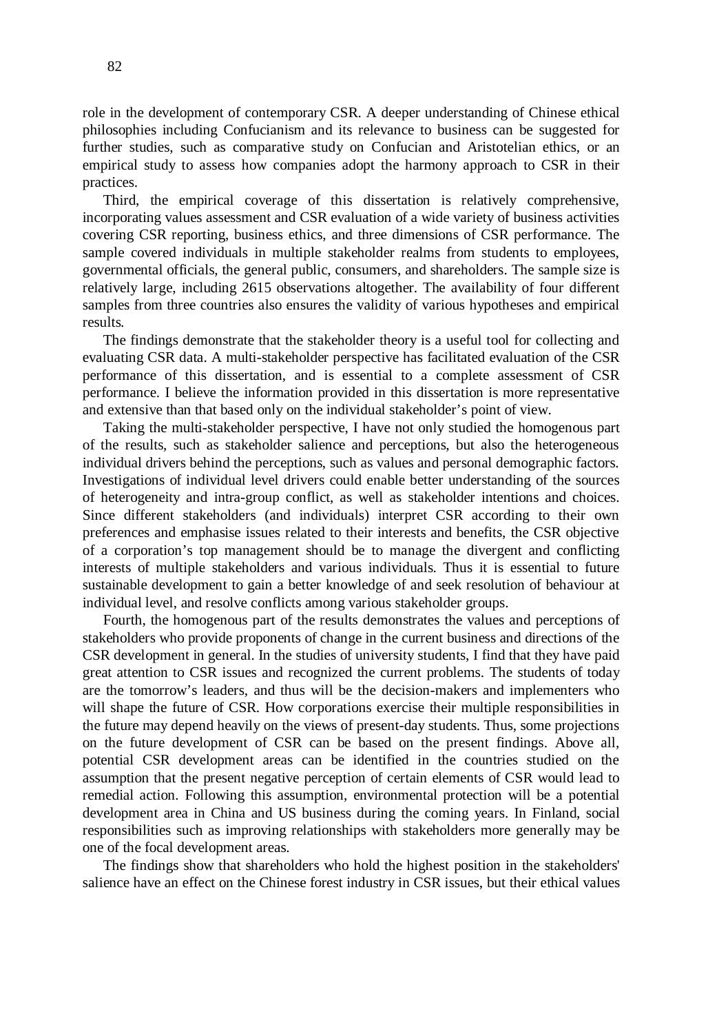role in the development of contemporary CSR. A deeper understanding of Chinese ethical philosophies including Confucianism and its relevance to business can be suggested for further studies, such as comparative study on Confucian and Aristotelian ethics, or an empirical study to assess how companies adopt the harmony approach to CSR in their practices.

Third, the empirical coverage of this dissertation is relatively comprehensive, incorporating values assessment and CSR evaluation of a wide variety of business activities covering CSR reporting, business ethics, and three dimensions of CSR performance. The sample covered individuals in multiple stakeholder realms from students to employees, governmental officials, the general public, consumers, and shareholders. The sample size is relatively large, including 2615 observations altogether. The availability of four different samples from three countries also ensures the validity of various hypotheses and empirical results.

The findings demonstrate that the stakeholder theory is a useful tool for collecting and evaluating CSR data. A multi-stakeholder perspective has facilitated evaluation of the CSR performance of this dissertation, and is essential to a complete assessment of CSR performance. I believe the information provided in this dissertation is more representative and extensive than that based only on the individual stakeholder's point of view.

Taking the multi-stakeholder perspective, I have not only studied the homogenous part of the results, such as stakeholder salience and perceptions, but also the heterogeneous individual drivers behind the perceptions, such as values and personal demographic factors. Investigations of individual level drivers could enable better understanding of the sources of heterogeneity and intra-group conflict, as well as stakeholder intentions and choices. Since different stakeholders (and individuals) interpret CSR according to their own preferences and emphasise issues related to their interests and benefits, the CSR objective of a corporation's top management should be to manage the divergent and conflicting interests of multiple stakeholders and various individuals. Thus it is essential to future sustainable development to gain a better knowledge of and seek resolution of behaviour at individual level, and resolve conflicts among various stakeholder groups.

Fourth, the homogenous part of the results demonstrates the values and perceptions of stakeholders who provide proponents of change in the current business and directions of the CSR development in general. In the studies of university students, I find that they have paid great attention to CSR issues and recognized the current problems. The students of today are the tomorrow's leaders, and thus will be the decision-makers and implementers who will shape the future of CSR. How corporations exercise their multiple responsibilities in the future may depend heavily on the views of present-day students. Thus, some projections on the future development of CSR can be based on the present findings. Above all, potential CSR development areas can be identified in the countries studied on the assumption that the present negative perception of certain elements of CSR would lead to remedial action. Following this assumption, environmental protection will be a potential development area in China and US business during the coming years. In Finland, social responsibilities such as improving relationships with stakeholders more generally may be one of the focal development areas.

The findings show that shareholders who hold the highest position in the stakeholders' salience have an effect on the Chinese forest industry in CSR issues, but their ethical values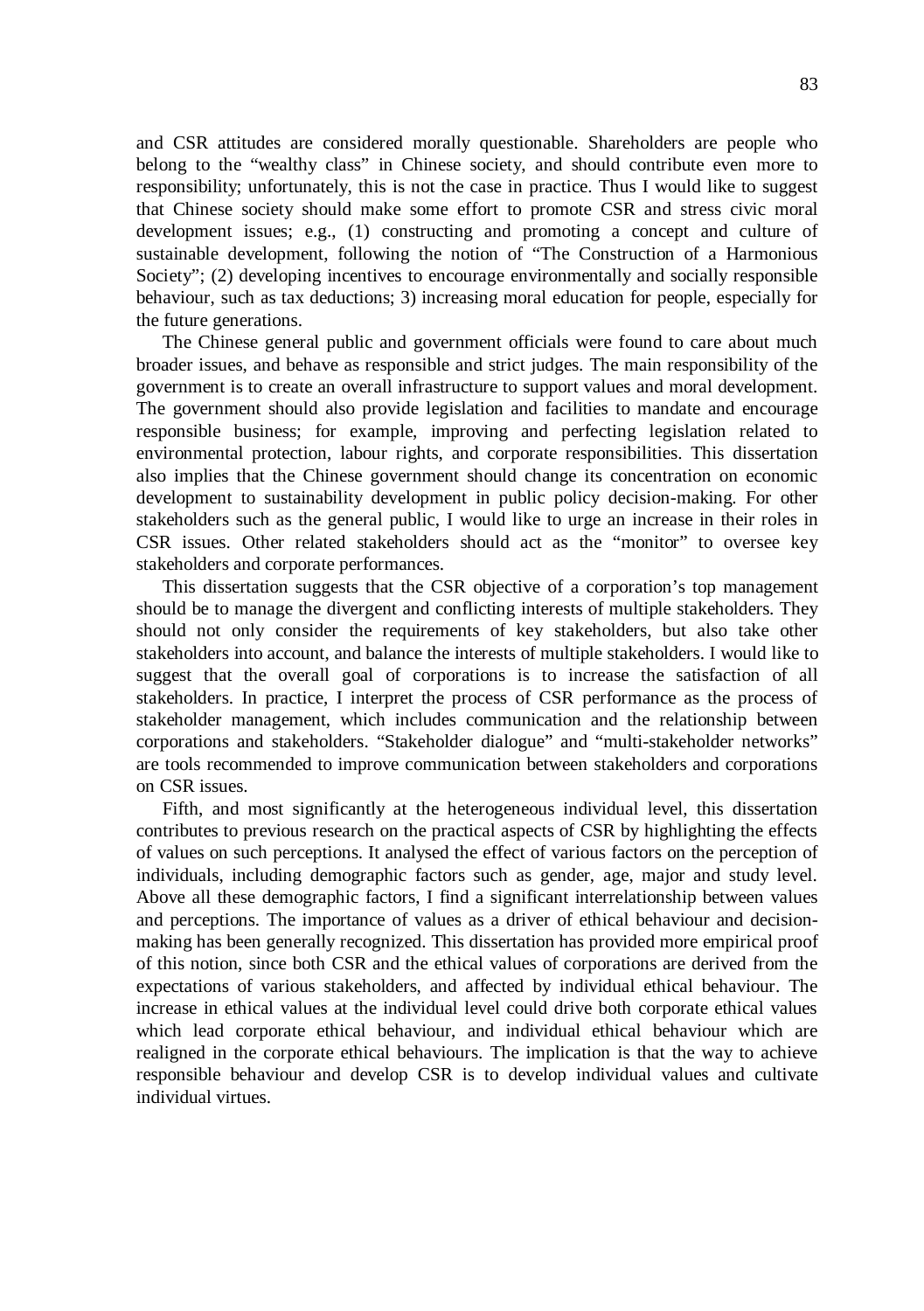and CSR attitudes are considered morally questionable. Shareholders are people who belong to the "wealthy class" in Chinese society, and should contribute even more to responsibility; unfortunately, this is not the case in practice. Thus I would like to suggest that Chinese society should make some effort to promote CSR and stress civic moral development issues; e.g., (1) constructing and promoting a concept and culture of sustainable development, following the notion of "The Construction of a Harmonious Society"; (2) developing incentives to encourage environmentally and socially responsible behaviour, such as tax deductions; 3) increasing moral education for people, especially for the future generations.

The Chinese general public and government officials were found to care about much broader issues, and behave as responsible and strict judges. The main responsibility of the government is to create an overall infrastructure to support values and moral development. The government should also provide legislation and facilities to mandate and encourage responsible business; for example, improving and perfecting legislation related to environmental protection, labour rights, and corporate responsibilities. This dissertation also implies that the Chinese government should change its concentration on economic development to sustainability development in public policy decision-making. For other stakeholders such as the general public, I would like to urge an increase in their roles in CSR issues. Other related stakeholders should act as the "monitor" to oversee key stakeholders and corporate performances.

This dissertation suggests that the CSR objective of a corporation's top management should be to manage the divergent and conflicting interests of multiple stakeholders. They should not only consider the requirements of key stakeholders, but also take other stakeholders into account, and balance the interests of multiple stakeholders. I would like to suggest that the overall goal of corporations is to increase the satisfaction of all stakeholders. In practice, I interpret the process of CSR performance as the process of stakeholder management, which includes communication and the relationship between corporations and stakeholders. "Stakeholder dialogue" and "multi-stakeholder networks" are tools recommended to improve communication between stakeholders and corporations on CSR issues.

Fifth, and most significantly at the heterogeneous individual level, this dissertation contributes to previous research on the practical aspects of CSR by highlighting the effects of values on such perceptions. It analysed the effect of various factors on the perception of individuals, including demographic factors such as gender, age, major and study level. Above all these demographic factors, I find a significant interrelationship between values and perceptions. The importance of values as a driver of ethical behaviour and decision-making has been generally recognized. This dissertation has provided more empirical proof of this notion, since both CSR and the ethical values of corporations are derived from the expectations of various stakeholders, and affected by individual ethical behaviour. The increase in ethical values at the individual level could drive both corporate ethical values which lead corporate ethical behaviour, and individual ethical behaviour which are realigned in the corporate ethical behaviours. The implication is that the way to achieve responsible behaviour and develop CSR is to develop individual values and cultivate individual virtues.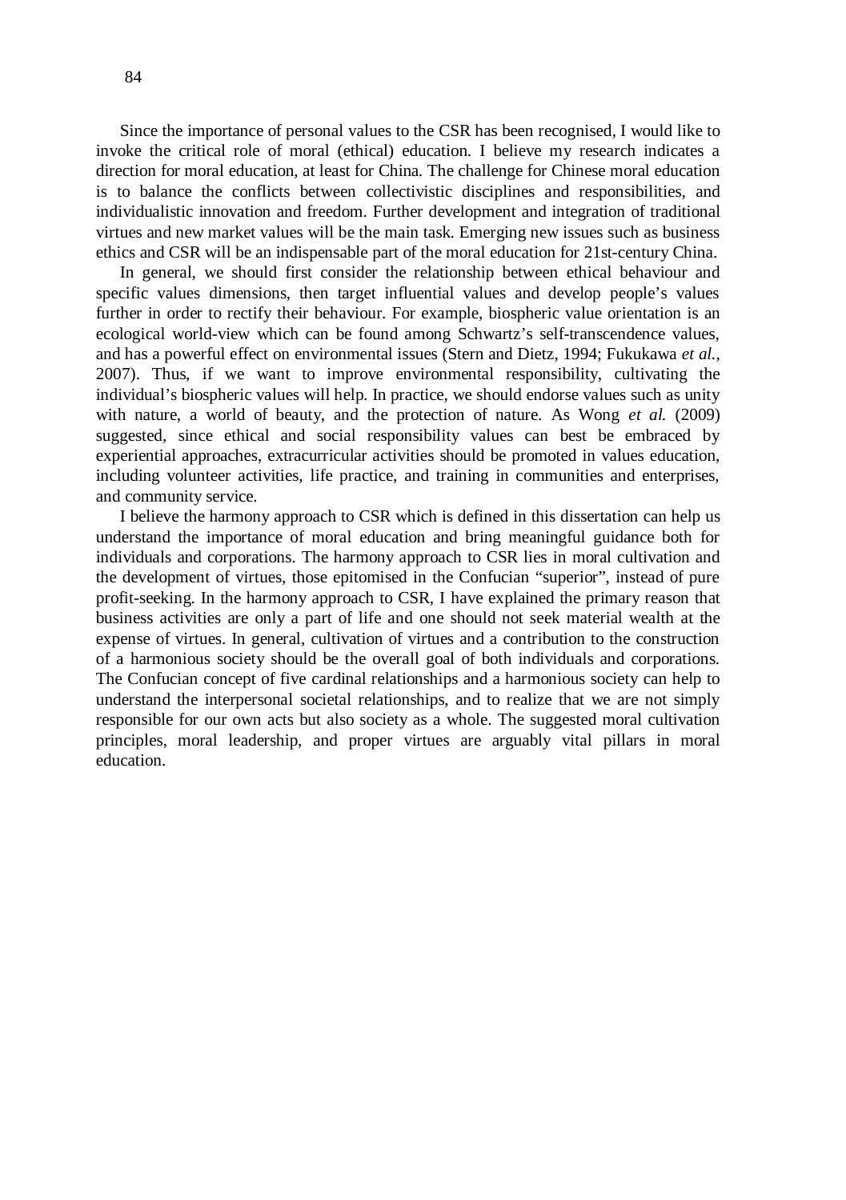Since the importance of personal values to the CSR has been recognised, I would like to invoke the critical role of moral (ethical) education. I believe my research indicates a direction for moral education, at least for China. The challenge for Chinese moral education is to balance the conflicts between collectivistic disciplines and responsibilities, and individualistic innovation and freedom. Further development and integration of traditional virtues and new market values will be the main task. Emerging new issues such as business ethics and CSR will be an indispensable part of the moral education for 21st-century China.

In general, we should first consider the relationship between ethical behaviour and specific values dimensions, then target influential values and develop people's values further in order to rectify their behaviour. For example, biospheric value orientation is an ecological world-view which can be found among Schwartz's self-transcendence values, and has a powerful effect on environmental issues (Stern and Dietz, 1994; Fukukawa *et al.*, 2007). Thus, if we want to improve environmental responsibility, cultivating the individual's biospheric values will help. In practice, we should endorse values such as unity with nature, a world of beauty, and the protection of nature. As Wong *et al.* (2009) suggested, since ethical and social responsibility values can best be embraced by experiential approaches, extracurricular activities should be promoted in values education, including volunteer activities, life practice, and training in communities and enterprises, and community service.

I believe the harmony approach to CSR which is defined in this dissertation can help us understand the importance of moral education and bring meaningful guidance both for individuals and corporations. The harmony approach to CSR lies in moral cultivation and the development of virtues, those epitomised in the Confucian "superior", instead of pure profit-seeking. In the harmony approach to CSR, I have explained the primary reason that business activities are only a part of life and one should not seek material wealth at the expense of virtues. In general, cultivation of virtues and a contribution to the construction of a harmonious society should be the overall goal of both individuals and corporations. The Confucian concept of five cardinal relationships and a harmonious society can help to understand the interpersonal societal relationships, and to realize that we are not simply responsible for our own acts but also society as a whole. The suggested moral cultivation principles, moral leadership, and proper virtues are arguably vital pillars in moral education.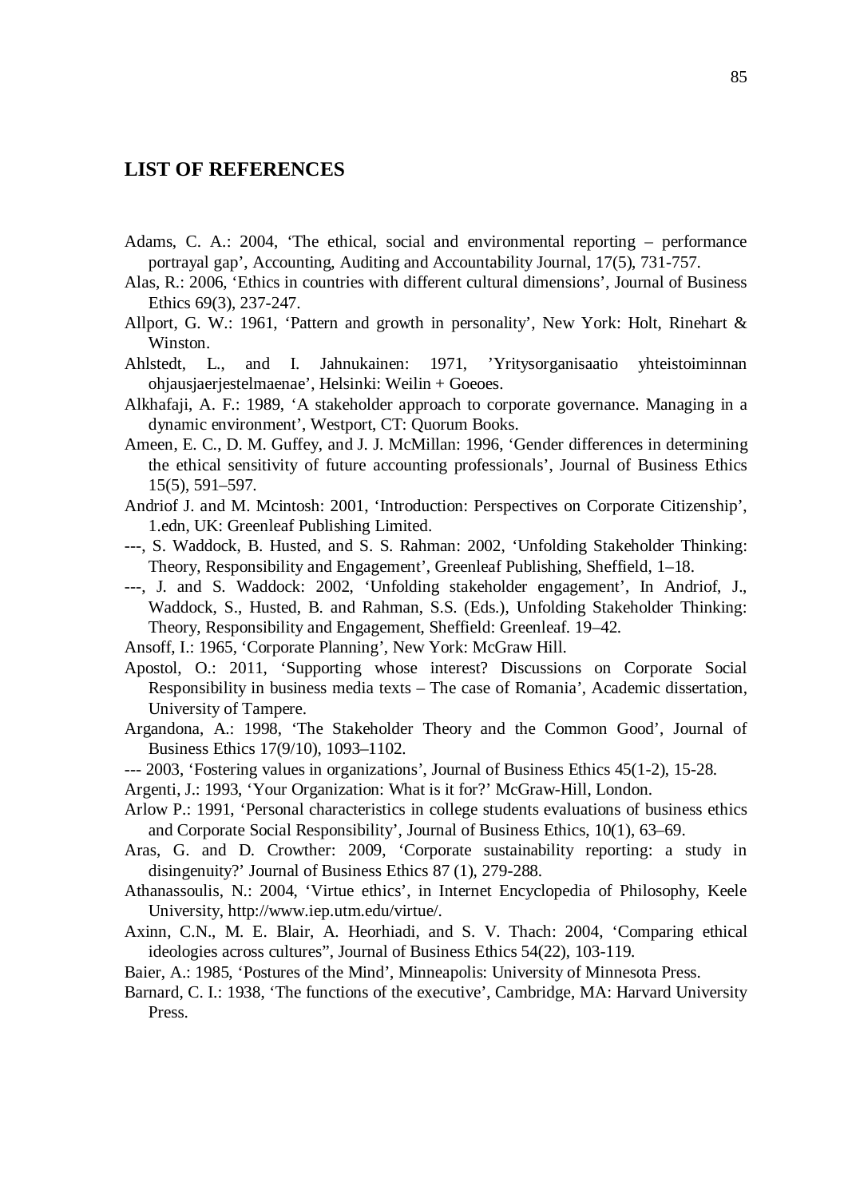## LIST OF REFERENCES

Adams, C. A.: 2004, 'The ethical, social and environmental reporting – performance portrayal gap', Accounting, Auditing and Accountability Journal, 17(5), 731-757.

Alas, R.: 2006, 'Ethics in countries with different cultural dimensions', Journal of Business Ethics 69(3), 237-247.

Allport, G. W.: 1961, 'Pattern and growth in personality', New York: Holt, Rinehart & Winston.

Ahlstedt, L., and I. Jahnukainen: 1971, 'Yritysorganisaatio yhteistoiminnan ohjausjaerjestelmaenae', Helsinki: Weilin + Goeoes.

Alkhafaji, A. F.: 1989, 'A stakeholder approach to corporate governance. Managing in a dynamic environment', Westport, CT: Quorum Books.

Ameen, E. C., D. M. Guffey, and J. J. McMillan: 1996, 'Gender differences in determining the ethical sensitivity of future accounting professionals', Journal of Business Ethics 15(5), 591–597.

Andriof J. and M. Mcintosh: 2001, 'Introduction: Perspectives on Corporate Citizenship', 1.edn, UK: Greenleaf Publishing Limited.

---, S. Waddock, B. Husted, and S. S. Rahman: 2002, 'Unfolding Stakeholder Thinking: Theory, Responsibility and Engagement', Greenleaf Publishing, Sheffield, 1–18.

---, J. and S. Waddock: 2002, 'Unfolding stakeholder engagement', In Andriof, J., Waddock, S., Husted, B. and Rahman, S.S. (Eds.), Unfolding Stakeholder Thinking: Theory, Responsibility and Engagement, Sheffield: Greenleaf. 19–42.

Ansoff, I.: 1965, 'Corporate Planning', New York: McGraw Hill.

Apostol, O.: 2011, 'Supporting whose interest? Discussions on Corporate Social Responsibility in business media texts – The case of Romania', Academic dissertation, University of Tampere.

Argandona, A.: 1998, 'The Stakeholder Theory and the Common Good', Journal of Business Ethics 17(9/10), 1093–1102.

--- 2003, 'Fostering values in organizations', Journal of Business Ethics 45(1-2), 15-28.

Argenti, J.: 1993, 'Your Organization: What is it for?' McGraw-Hill, London.

Arlow P.: 1991, 'Personal characteristics in college students evaluations of business ethics and Corporate Social Responsibility', Journal of Business Ethics, 10(1), 63–69.

Aras, G. and D. Crowther: 2009, 'Corporate sustainability reporting: a study in disingenuity?' Journal of Business Ethics 87 (1), 279-288.

Athanassoulis, N.: 2004, 'Virtue ethics', in Internet Encyclopedia of Philosophy, Keele University, http://www.iep.utm.edu/virtue/.

Axinn, C.N., M. E. Blair, A. Heorhiadi, and S. V. Thach: 2004, 'Comparing ethical ideologies across cultures", Journal of Business Ethics 54(22), 103-119.

Baier, A.: 1985, 'Postures of the Mind', Minneapolis: University of Minnesota Press.

Barnard, C. I.: 1938, 'The functions of the executive', Cambridge, MA: Harvard University Press.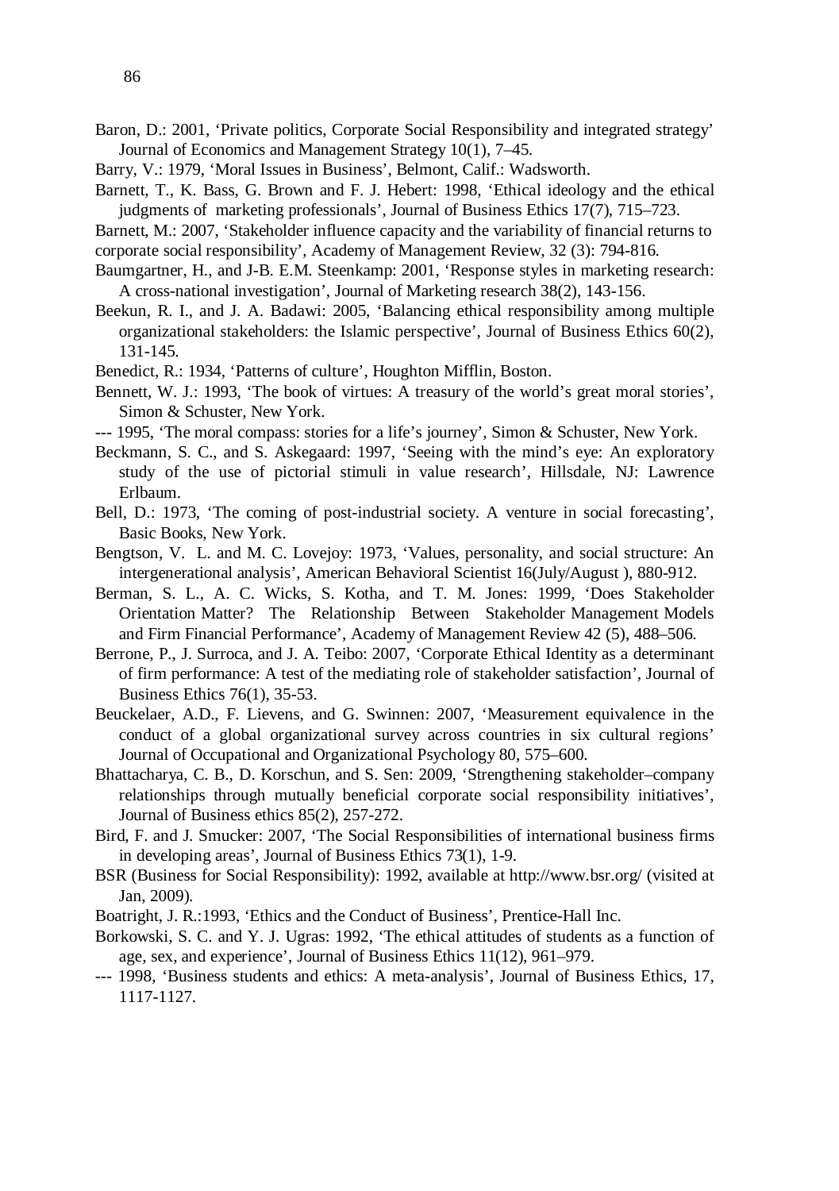Baron, D.: 2001, 'Private politics, Corporate Social Responsibility and integrated strategy' Journal of Economics and Management Strategy 10(1), 7–45.

Barry, V.: 1979, 'Moral Issues in Business', Belmont, Calif.: Wadsworth.

Barnett, T., K. Bass, G. Brown and F. J. Hebert: 1998, 'Ethical ideology and the ethical judgments of marketing professionals', Journal of Business Ethics 17(7), 715–723.

Barnett, M.: 2007, 'Stakeholder influence capacity and the variability of financial returns to corporate social responsibility', Academy of Management Review, 32 (3): 794-816.

Baumgartner, H., and J-B. E.M. Steenkamp: 2001, 'Response styles in marketing research: A cross-national investigation', Journal of Marketing research 38(2), 143-156.

Beekun, R. I., and J. A. Badawi: 2005, 'Balancing ethical responsibility among multiple organizational stakeholders: the Islamic perspective', Journal of Business Ethics 60(2), 131-145.

Benedict, R.: 1934, 'Patterns of culture', Houghton Mifflin, Boston.

Bennett, W. J.: 1993, 'The book of virtues: A treasury of the world's great moral stories', Simon & Schuster, New York.

--- 1995, 'The moral compass: stories for a life's journey', Simon & Schuster, New York.

Beckmann, S. C., and S. Askegaard: 1997, 'Seeing with the mind's eye: An exploratory study of the use of pictorial stimuli in value research', Hillsdale, NJ: Lawrence Erlbaum.

Bell, D.: 1973, 'The coming of post-industrial society. A venture in social forecasting', Basic Books, New York.

Bengtson, V. L. and M. C. Lovejoy: 1973, 'Values, personality, and social structure: An intergenerational analysis', American Behavioral Scientist 16(July/August ), 880-912.

Berman, S. L., A. C. Wicks, S. Kotha, and T. M. Jones: 1999, 'Does Stakeholder Orientation Matter? The Relationship Between Stakeholder Management Models and Firm Financial Performance', Academy of Management Review 42 (5), 488–506.

Berrone, P., J. Surroca, and J. A. Teibo: 2007, 'Corporate Ethical Identity as a determinant of firm performance: A test of the mediating role of stakeholder satisfaction', Journal of Business Ethics 76(1), 35-53.

Beuckelaer, A.D., F. Lievens, and G. Swinnen: 2007, 'Measurement equivalence in the conduct of a global organizational survey across countries in six cultural regions' Journal of Occupational and Organizational Psychology 80, 575–600.

Bhattacharya, C. B., D. Korschun, and S. Sen: 2009, 'Strengthening stakeholder–company relationships through mutually beneficial corporate social responsibility initiatives', Journal of Business ethics 85(2), 257-272.

Bird, F. and J. Smucker: 2007, 'The Social Responsibilities of international business firms in developing areas', Journal of Business Ethics 73(1), 1-9.

BSR (Business for Social Responsibility): 1992, available at http://www.bsr.org/ (visited at Jan, 2009).

Boatright, J. R.:1993, 'Ethics and the Conduct of Business', Prentice-Hall Inc.

Borkowski, S. C. and Y. J. Ugras: 1992, 'The ethical attitudes of students as a function of age, sex, and experience', Journal of Business Ethics 11(12), 961–979.

--- 1998, 'Business students and ethics: A meta-analysis', Journal of Business Ethics, 17, 1117-1127.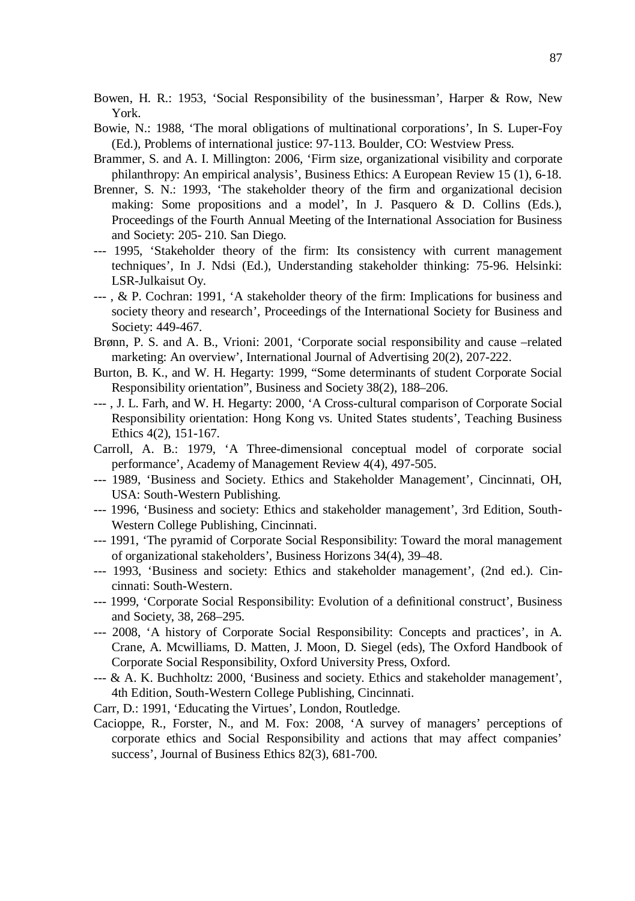Bowen, H. R.: 1953, 'Social Responsibility of the businessman', Harper & Row, New York.

Bowie, N.: 1988, 'The moral obligations of multinational corporations', In S. Luper-Foy (Ed.), Problems of international justice: 97-113. Boulder, CO: Westview Press.

Brammer, S. and A. I. Millington: 2006, 'Firm size, organizational visibility and corporate philanthropy: An empirical analysis', Business Ethics: A European Review 15 (1), 6-18.

Brenner, S. N.: 1993, 'The stakeholder theory of the firm and organizational decision making: Some propositions and a model', In J. Pasquero & D. Collins (Eds.), Proceedings of the Fourth Annual Meeting of the International Association for Business and Society: 205- 210. San Diego.

--- 1995, 'Stakeholder theory of the firm: Its consistency with current management techniques', In J. Ndsi (Ed.), Understanding stakeholder thinking: 75-96. Helsinki: LSR-Julkaisut Oy.

--- , & P. Cochran: 1991, 'A stakeholder theory of the firm: Implications for business and society theory and research', Proceedings of the International Society for Business and Society: 449-467.

Brønn, P. S. and A. B., Vrioni: 2001, 'Corporate social responsibility and cause –related marketing: An overview', International Journal of Advertising 20(2), 207-222.

Burton, B. K., and W. H. Hegarty: 1999, "Some determinants of student Corporate Social Responsibility orientation", Business and Society 38(2), 188–206.

--- , J. L. Farh, and W. H. Hegarty: 2000, 'A Cross-cultural comparison of Corporate Social Responsibility orientation: Hong Kong vs. United States students', Teaching Business Ethics 4(2), 151-167.

Carroll, A. B.: 1979, 'A Three-dimensional conceptual model of corporate social performance', Academy of Management Review 4(4), 497-505.

--- 1989, 'Business and Society. Ethics and Stakeholder Management', Cincinnati, OH, USA: South-Western Publishing.

--- 1996, 'Business and society: Ethics and stakeholder management', 3rd Edition, South-Western College Publishing, Cincinnati.

--- 1991, 'The pyramid of Corporate Social Responsibility: Toward the moral management of organizational stakeholders', Business Horizons 34(4), 39–48.

--- 1993, 'Business and society: Ethics and stakeholder management', (2nd ed.). Cincinnati: South-Western.

--- 1999, 'Corporate Social Responsibility: Evolution of a definitional construct', Business and Society, 38, 268–295.

--- 2008, 'A history of Corporate Social Responsibility: Concepts and practices', in A. Crane, A. Mcwilliams, D. Matten, J. Moon, D. Siegel (eds), The Oxford Handbook of Corporate Social Responsibility, Oxford University Press, Oxford.

--- & A. K. Buchholtz: 2000, 'Business and society. Ethics and stakeholder management', 4th Edition, South-Western College Publishing, Cincinnati.

Carr, D.: 1991, 'Educating the Virtues', London, Routledge.

Cacioppe, R., Forster, N., and M. Fox: 2008, 'A survey of managers' perceptions of corporate ethics and Social Responsibility and actions that may affect companies' success', Journal of Business Ethics 82(3), 681-700.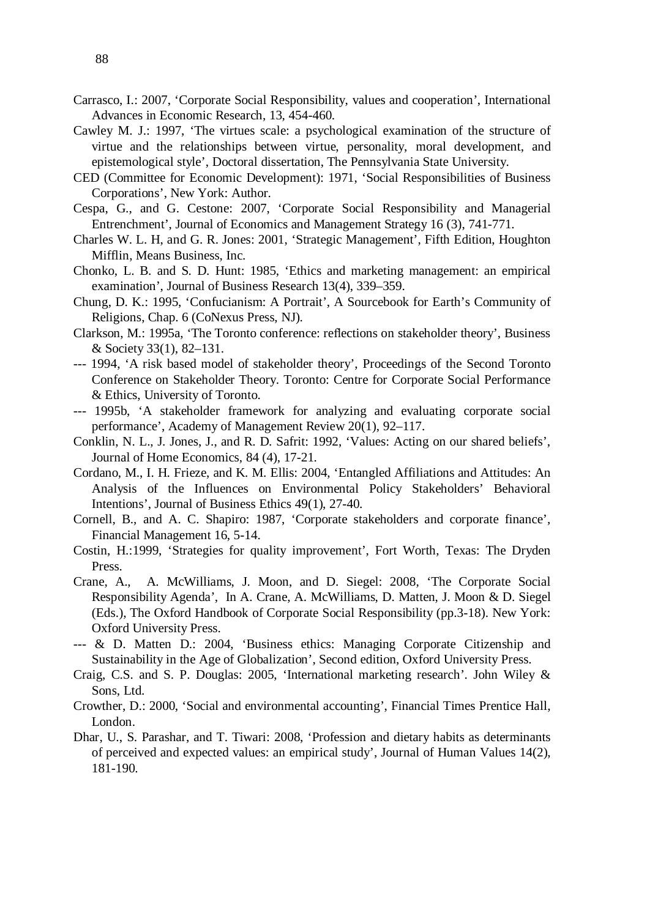Carrasco, I.: 2007, ‘Corporate Social Responsibility, values and cooperation’, International Advances in Economic Research, 13, 454-460.

Cawley M. J.: 1997, ‘The virtues scale: a psychological examination of the structure of virtue and the relationships between virtue, personality, moral development, and epistemological style’, Doctoral dissertation, The Pennsylvania State University.

CED (Committee for Economic Development): 1971, ‘Social Responsibilities of Business Corporations’, New York: Author.

Cespa, G., and G. Cestone: 2007, ‘Corporate Social Responsibility and Managerial Entrenchment’, Journal of Economics and Management Strategy 16 (3), 741-771.

Charles W. L. H, and G. R. Jones: 2001, ‘Strategic Management’, Fifth Edition, Houghton Mifflin, Means Business, Inc.

Chonko, L. B. and S. D. Hunt: 1985, ‘Ethics and marketing management: an empirical examination’, Journal of Business Research 13(4), 339–359.

Chung, D. K.: 1995, ‘Confucianism: A Portrait’, A Sourcebook for Earth’s Community of Religions, Chap. 6 (CoNexus Press, NJ).

Clarkson, M.: 1995a, ‘The Toronto conference: reflections on stakeholder theory’, Business & Society 33(1), 82–131.

--- 1994, ‘A risk based model of stakeholder theory’, Proceedings of the Second Toronto Conference on Stakeholder Theory. Toronto: Centre for Corporate Social Performance & Ethics, University of Toronto.

--- 1995b, ‘A stakeholder framework for analyzing and evaluating corporate social performance’, Academy of Management Review 20(1), 92–117.

Conklin, N. L., J. Jones, J., and R. D. Safrit: 1992, ‘Values: Acting on our shared beliefs’, Journal of Home Economics, 84 (4), 17-21.

Cordano, M., I. H. Frieze, and K. M. Ellis: 2004, ‘Entangled Affiliations and Attitudes: An Analysis of the Influences on Environmental Policy Stakeholders’ Behavioral Intentions’, Journal of Business Ethics 49(1), 27-40.

Cornell, B., and A. C. Shapiro: 1987, ‘Corporate stakeholders and corporate finance’, Financial Management 16, 5-14.

Costin, H.:1999, ‘Strategies for quality improvement’, Fort Worth, Texas: The Dryden Press.

Crane, A., A. McWilliams, J. Moon, and D. Siegel: 2008, ‘The Corporate Social Responsibility Agenda’, In A. Crane, A. McWilliams, D. Matten, J. Moon & D. Siegel (Eds.), The Oxford Handbook of Corporate Social Responsibility (pp.3-18). New York: Oxford University Press.

--- & D. Matten D.: 2004, ‘Business ethics: Managing Corporate Citizenship and Sustainability in the Age of Globalization’, Second edition, Oxford University Press.

Craig, C.S. and S. P. Douglas: 2005, ‘International marketing research’. John Wiley & Sons, Ltd.

Crowther, D.: 2000, ‘Social and environmental accounting’, Financial Times Prentice Hall, London.

Dhar, U., S. Parashar, and T. Tiwari: 2008, ‘Profession and dietary habits as determinants of perceived and expected values: an empirical study’, Journal of Human Values 14(2), 181-190.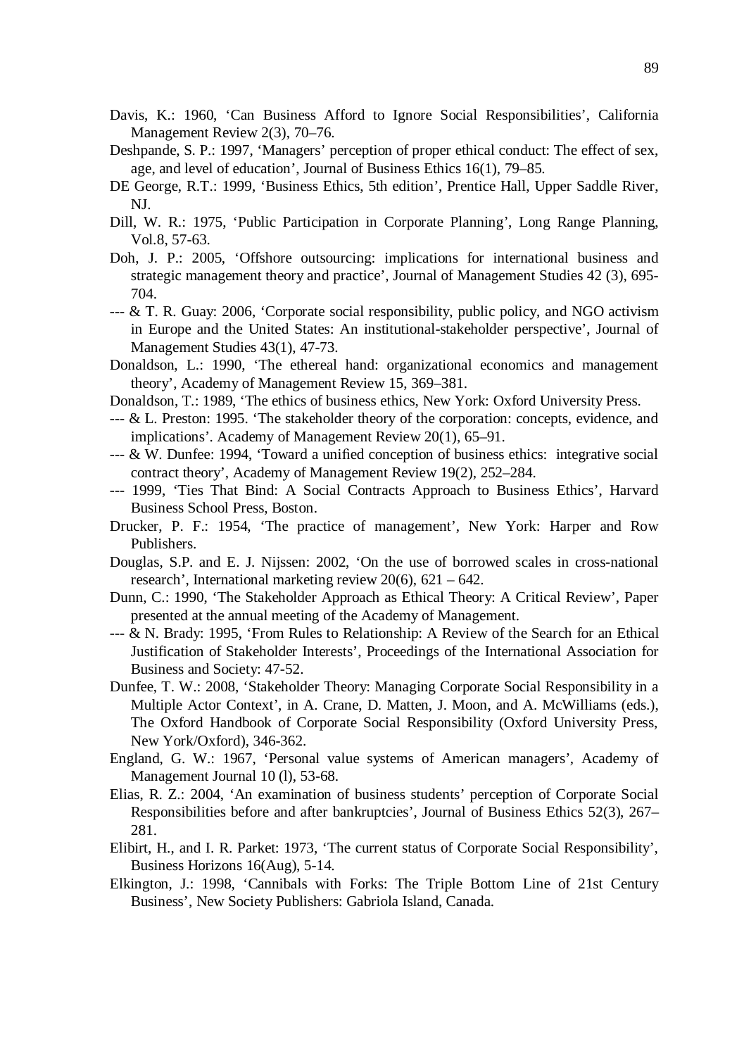Davis, K.: 1960, 'Can Business Afford to Ignore Social Responsibilities', California Management Review 2(3), 70–76.

Deshpande, S. P.: 1997, 'Managers' perception of proper ethical conduct: The effect of sex, age, and level of education', Journal of Business Ethics 16(1), 79–85.

DE George, R.T.: 1999, 'Business Ethics, 5th edition', Prentice Hall, Upper Saddle River, NJ.

Dill, W. R.: 1975, 'Public Participation in Corporate Planning', Long Range Planning, Vol.8, 57-63.

Doh, J. P.: 2005, 'Offshore outsourcing: implications for international business and strategic management theory and practice', Journal of Management Studies 42 (3), 695-704.

--- & T. R. Guay: 2006, 'Corporate social responsibility, public policy, and NGO activism in Europe and the United States: An institutional-stakeholder perspective', Journal of Management Studies 43(1), 47-73.

Donaldson, L.: 1990, 'The ethereal hand: organizational economics and management theory', Academy of Management Review 15, 369–381.

Donaldson, T.: 1989, 'The ethics of business ethics, New York: Oxford University Press.

--- & L. Preston: 1995. 'The stakeholder theory of the corporation: concepts, evidence, and implications'. Academy of Management Review 20(1), 65–91.

--- & W. Dunfee: 1994, 'Toward a unified conception of business ethics: integrative social contract theory', Academy of Management Review 19(2), 252–284.

--- 1999, 'Ties That Bind: A Social Contracts Approach to Business Ethics', Harvard Business School Press, Boston.

Drucker, P. F.: 1954, 'The practice of management', New York: Harper and Row Publishers.

Douglas, S.P. and E. J. Nijssen: 2002, 'On the use of borrowed scales in cross-national research', International marketing review 20(6), 621 – 642.

Dunn, C.: 1990, 'The Stakeholder Approach as Ethical Theory: A Critical Review', Paper presented at the annual meeting of the Academy of Management.

--- & N. Brady: 1995, 'From Rules to Relationship: A Review of the Search for an Ethical Justification of Stakeholder Interests', Proceedings of the International Association for Business and Society: 47-52.

Dunfee, T. W.: 2008, 'Stakeholder Theory: Managing Corporate Social Responsibility in a Multiple Actor Context', in A. Crane, D. Matten, J. Moon, and A. McWilliams (eds.), The Oxford Handbook of Corporate Social Responsibility (Oxford University Press, New York/Oxford), 346-362.

England, G. W.: 1967, 'Personal value systems of American managers', Academy of Management Journal 10 (l), 53-68.

Elias, R. Z.: 2004, 'An examination of business students' perception of Corporate Social Responsibilities before and after bankruptcies', Journal of Business Ethics 52(3), 267–281.

Elibirt, H., and I. R. Parket: 1973, 'The current status of Corporate Social Responsibility', Business Horizons 16(Aug), 5-14.

Elkington, J.: 1998, 'Cannibals with Forks: The Triple Bottom Line of 21st Century Business', New Society Publishers: Gabriola Island, Canada.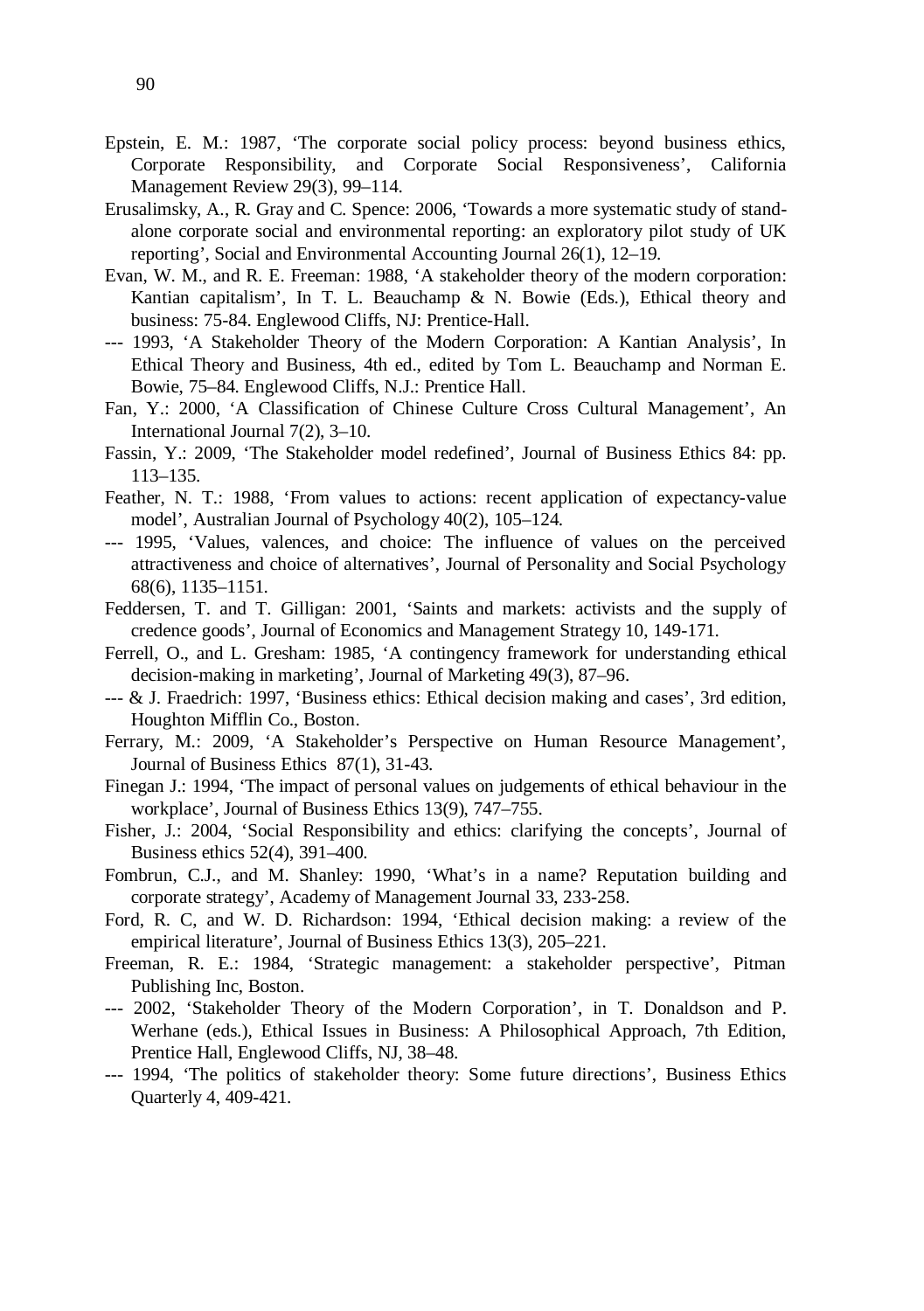Epstein, E. M.: 1987, 'The corporate social policy process: beyond business ethics, Corporate Responsibility, and Corporate Social Responsiveness', California Management Review 29(3), 99–114.

Erusalimsky, A., R. Gray and C. Spence: 2006, 'Towards a more systematic study of stand-alone corporate social and environmental reporting: an exploratory pilot study of UK reporting', Social and Environmental Accounting Journal 26(1), 12–19.

Evan, W. M., and R. E. Freeman: 1988, 'A stakeholder theory of the modern corporation: Kantian capitalism', In T. L. Beauchamp & N. Bowie (Eds.), Ethical theory and business: 75-84. Englewood Cliffs, NJ: Prentice-Hall.

--- 1993, 'A Stakeholder Theory of the Modern Corporation: A Kantian Analysis', In Ethical Theory and Business, 4th ed., edited by Tom L. Beauchamp and Norman E. Bowie, 75–84. Englewood Cliffs, N.J.: Prentice Hall.

Fan, Y.: 2000, 'A Classification of Chinese Culture Cross Cultural Management', An International Journal 7(2), 3–10.

Fassin, Y.: 2009, 'The Stakeholder model redefined', Journal of Business Ethics 84: pp. 113–135.

Feather, N. T.: 1988, 'From values to actions: recent application of expectancy-value model', Australian Journal of Psychology 40(2), 105–124.

--- 1995, 'Values, valences, and choice: The influence of values on the perceived attractiveness and choice of alternatives', Journal of Personality and Social Psychology 68(6), 1135–1151.

Feddersen, T. and T. Gilligan: 2001, 'Saints and markets: activists and the supply of credence goods', Journal of Economics and Management Strategy 10, 149-171.

Ferrell, O., and L. Gresham: 1985, 'A contingency framework for understanding ethical decision-making in marketing', Journal of Marketing 49(3), 87–96.

--- & J. Fraedrich: 1997, 'Business ethics: Ethical decision making and cases', 3rd edition, Houghton Mifflin Co., Boston.

Ferrary, M.: 2009, 'A Stakeholder's Perspective on Human Resource Management', Journal of Business Ethics 87(1), 31-43.

Finegan J.: 1994, 'The impact of personal values on judgements of ethical behaviour in the workplace', Journal of Business Ethics 13(9), 747–755.

Fisher, J.: 2004, 'Social Responsibility and ethics: clarifying the concepts', Journal of Business ethics 52(4), 391–400.

Fombrun, C.J., and M. Shanley: 1990, 'What's in a name? Reputation building and corporate strategy', Academy of Management Journal 33, 233-258.

Ford, R. C, and W. D. Richardson: 1994, 'Ethical decision making: a review of the empirical literature', Journal of Business Ethics 13(3), 205–221.

Freeman, R. E.: 1984, 'Strategic management: a stakeholder perspective', Pitman Publishing Inc, Boston.

--- 2002, 'Stakeholder Theory of the Modern Corporation', in T. Donaldson and P. Werhane (eds.), Ethical Issues in Business: A Philosophical Approach, 7th Edition, Prentice Hall, Englewood Cliffs, NJ, 38–48.

--- 1994, 'The politics of stakeholder theory: Some future directions', Business Ethics Quarterly 4, 409-421.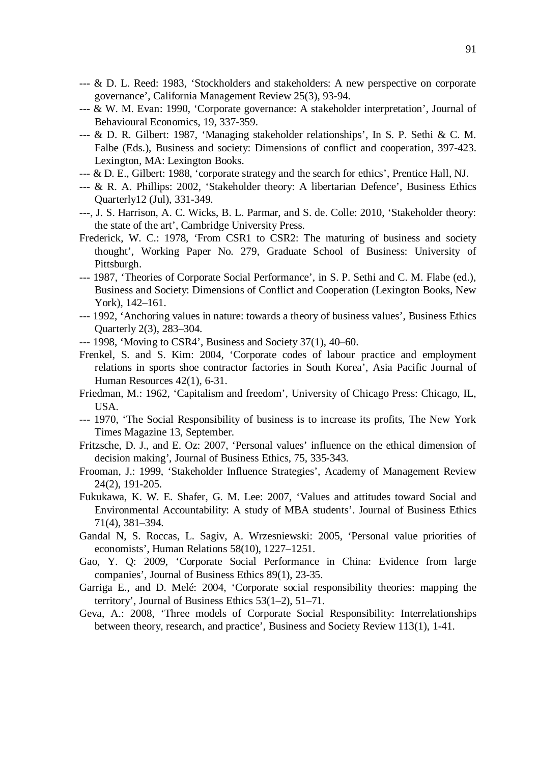--- & D. L. Reed: 1983, 'Stockholders and stakeholders: A new perspective on corporate governance', California Management Review 25(3), 93-94.

--- & W. M. Evan: 1990, 'Corporate governance: A stakeholder interpretation', Journal of Behavioural Economics, 19, 337-359.

--- & D. R. Gilbert: 1987, 'Managing stakeholder relationships', In S. P. Sethi & C. M. Falbe (Eds.), Business and society: Dimensions of conflict and cooperation, 397-423. Lexington, MA: Lexington Books.

--- & D. E., Gilbert: 1988, 'corporate strategy and the search for ethics', Prentice Hall, NJ.

--- & R. A. Phillips: 2002, 'Stakeholder theory: A libertarian Defence', Business Ethics Quarterly12 (Jul), 331-349.

---, J. S. Harrison, A. C. Wicks, B. L. Parmar, and S. de. Colle: 2010, 'Stakeholder theory: the state of the art', Cambridge University Press.

Frederick, W. C.: 1978, 'From CSR1 to CSR2: The maturing of business and society thought', Working Paper No. 279, Graduate School of Business: University of Pittsburgh.

--- 1987, 'Theories of Corporate Social Performance', in S. P. Sethi and C. M. Flabe (ed.), Business and Society: Dimensions of Conflict and Cooperation (Lexington Books, New York), 142–161.

--- 1992, 'Anchoring values in nature: towards a theory of business values', Business Ethics Quarterly 2(3), 283–304.

--- 1998, 'Moving to CSR4', Business and Society 37(1), 40–60.

Frenkel, S. and S. Kim: 2004, 'Corporate codes of labour practice and employment relations in sports shoe contractor factories in South Korea', Asia Pacific Journal of Human Resources 42(1), 6-31.

Friedman, M.: 1962, 'Capitalism and freedom', University of Chicago Press: Chicago, IL, USA.

--- 1970, 'The Social Responsibility of business is to increase its profits, The New York Times Magazine 13, September.

Fritzsche, D. J., and E. Oz: 2007, 'Personal values' influence on the ethical dimension of decision making', Journal of Business Ethics, 75, 335-343.

Frooman, J.: 1999, 'Stakeholder Influence Strategies', Academy of Management Review 24(2), 191-205.

Fukukawa, K. W. E. Shafer, G. M. Lee: 2007, 'Values and attitudes toward Social and Environmental Accountability: A study of MBA students'. Journal of Business Ethics 71(4), 381–394.

Gandal N, S. Roccas, L. Sagiv, A. Wrzesniewski: 2005, 'Personal value priorities of economists', Human Relations 58(10), 1227–1251.

Gao, Y. Q: 2009, 'Corporate Social Performance in China: Evidence from large companies', Journal of Business Ethics 89(1), 23-35.

Garriga E., and D. Melé: 2004, 'Corporate social responsibility theories: mapping the territory', Journal of Business Ethics 53(1–2), 51–71.

Geva, A.: 2008, 'Three models of Corporate Social Responsibility: Interrelationships between theory, research, and practice', Business and Society Review 113(1), 1-41.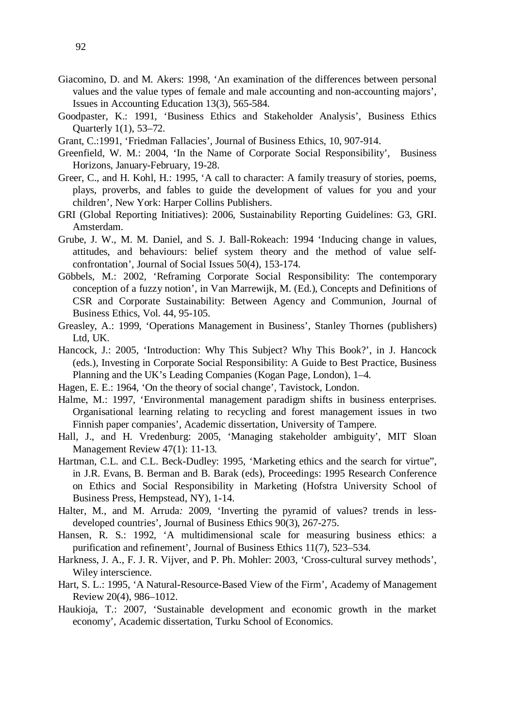Giacomino, D. and M. Akers: 1998, 'An examination of the differences between personal values and the value types of female and male accounting and non-accounting majors', Issues in Accounting Education 13(3), 565-584.

Goodpaster, K.: 1991, 'Business Ethics and Stakeholder Analysis', Business Ethics Quarterly 1(1), 53–72.

Grant, C.:1991, 'Friedman Fallacies', Journal of Business Ethics, 10, 907-914.

Greenfield, W. M.: 2004, 'In the Name of Corporate Social Responsibility', Business Horizons, January-February, 19-28.

Greer, C., and H. Kohl, H.: 1995, 'A call to character: A family treasury of stories, poems, plays, proverbs, and fables to guide the development of values for you and your children', New York: Harper Collins Publishers.

GRI (Global Reporting Initiatives): 2006, Sustainability Reporting Guidelines: G3, GRI. Amsterdam.

Grube, J. W., M. M. Daniel, and S. J. Ball-Rokeach: 1994 'Inducing change in values, attitudes, and behaviours: belief system theory and the method of value self-confrontation', Journal of Social Issues 50(4), 153-174.

Göbbels, M.: 2002, 'Reframing Corporate Social Responsibility: The contemporary conception of a fuzzy notion', in Van Marrewijk, M. (Ed.), Concepts and Definitions of CSR and Corporate Sustainability: Between Agency and Communion, Journal of Business Ethics, Vol. 44, 95-105.

Greasley, A.: 1999, 'Operations Management in Business', Stanley Thornes (publishers) Ltd, UK.

Hancock, J.: 2005, 'Introduction: Why This Subject? Why This Book?', in J. Hancock (eds.), Investing in Corporate Social Responsibility: A Guide to Best Practice, Business Planning and the UK's Leading Companies (Kogan Page, London), 1–4.

Hagen, E. E.: 1964, 'On the theory of social change', Tavistock, London.

Halme, M.: 1997, 'Environmental management paradigm shifts in business enterprises. Organisational learning relating to recycling and forest management issues in two Finnish paper companies', Academic dissertation, University of Tampere.

Hall, J., and H. Vredenburg: 2005, 'Managing stakeholder ambiguity', MIT Sloan Management Review 47(1): 11-13.

Hartman, C.L. and C.L. Beck-Dudley: 1995, 'Marketing ethics and the search for virtue", in J.R. Evans, B. Berman and B. Barak (eds), Proceedings: 1995 Research Conference on Ethics and Social Responsibility in Marketing (Hofstra University School of Business Press, Hempstead, NY), 1-14.

Halter, M., and M. Arruda: 2009, 'Inverting the pyramid of values? trends in less-developed countries', Journal of Business Ethics 90(3), 267-275.

Hansen, R. S.: 1992, 'A multidimensional scale for measuring business ethics: a purification and refinement', Journal of Business Ethics 11(7), 523–534.

Harkness, J. A., F. J. R. Vijver, and P. Ph. Mohler: 2003, 'Cross-cultural survey methods', Wiley interscience.

Hart, S. L.: 1995, 'A Natural-Resource-Based View of the Firm', Academy of Management Review 20(4), 986–1012.

Haukioja, T.: 2007, 'Sustainable development and economic growth in the market economy', Academic dissertation, Turku School of Economics.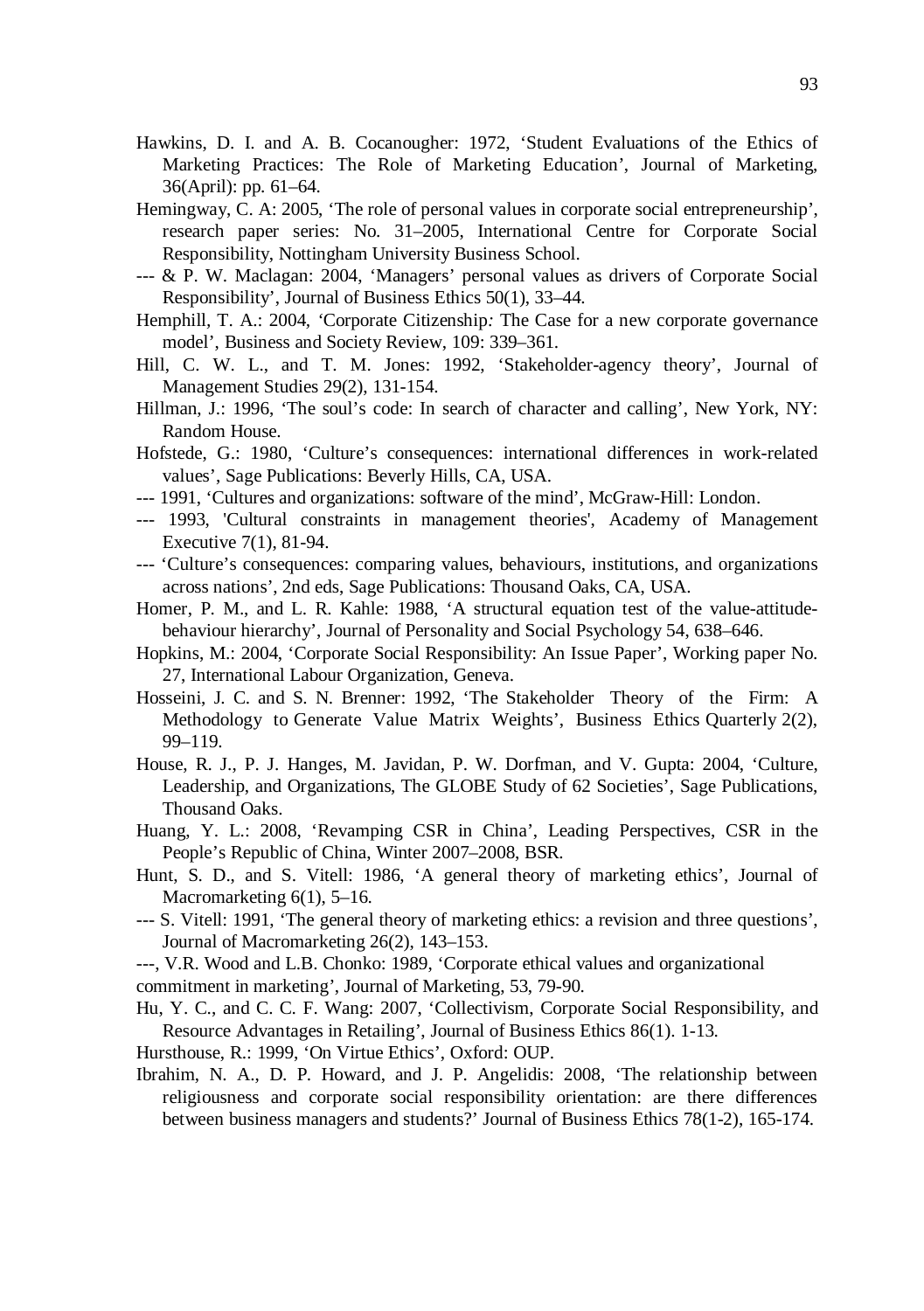Hawkins, D. I. and A. B. Cocanougher: 1972, 'Student Evaluations of the Ethics of Marketing Practices: The Role of Marketing Education', Journal of Marketing, 36(April): pp. 61–64.

Hemingway, C. A: 2005, 'The role of personal values in corporate social entrepreneurship', research paper series: No. 31–2005, International Centre for Corporate Social Responsibility, Nottingham University Business School.

--- & P. W. Maclagan: 2004, 'Managers' personal values as drivers of Corporate Social Responsibility', Journal of Business Ethics 50(1), 33–44.

Hemphill, T. A.: 2004, 'Corporate Citizenship: The Case for a new corporate governance model', Business and Society Review, 109: 339–361.

Hill, C. W. L., and T. M. Jones: 1992, 'Stakeholder-agency theory', Journal of Management Studies 29(2), 131-154.

Hillman, J.: 1996, 'The soul's code: In search of character and calling', New York, NY: Random House.

Hofstede, G.: 1980, 'Culture's consequences: international differences in work-related values', Sage Publications: Beverly Hills, CA, USA.

--- 1991, 'Cultures and organizations: software of the mind', McGraw-Hill: London.

--- 1993, 'Cultural constraints in management theories', Academy of Management Executive 7(1), 81-94.

--- 'Culture's consequences: comparing values, behaviours, institutions, and organizations across nations', 2nd eds, Sage Publications: Thousand Oaks, CA, USA.

Homer, P. M., and L. R. Kahle: 1988, 'A structural equation test of the value-attitude-behaviour hierarchy', Journal of Personality and Social Psychology 54, 638–646.

Hopkins, M.: 2004, 'Corporate Social Responsibility: An Issue Paper', Working paper No. 27, International Labour Organization, Geneva.

Hosseini, J. C. and S. N. Brenner: 1992, 'The Stakeholder Theory of the Firm: A Methodology to Generate Value Matrix Weights', Business Ethics Quarterly 2(2), 99–119.

House, R. J., P. J. Hanges, M. Javidan, P. W. Dorfman, and V. Gupta: 2004, 'Culture, Leadership, and Organizations, The GLOBE Study of 62 Societies', Sage Publications, Thousand Oaks.

Huang, Y. L.: 2008, 'Revamping CSR in China', Leading Perspectives, CSR in the People's Republic of China, Winter 2007–2008, BSR.

Hunt, S. D., and S. Vitell: 1986, 'A general theory of marketing ethics', Journal of Macromarketing 6(1), 5–16.

--- S. Vitell: 1991, 'The general theory of marketing ethics: a revision and three questions', Journal of Macromarketing 26(2), 143–153.

---, V.R. Wood and L.B. Chonko: 1989, 'Corporate ethical values and organizational commitment in marketing', Journal of Marketing, 53, 79-90.

Hu, Y. C., and C. C. F. Wang: 2007, 'Collectivism, Corporate Social Responsibility, and Resource Advantages in Retailing', Journal of Business Ethics 86(1). 1-13.

Hursthouse, R.: 1999, 'On Virtue Ethics', Oxford: OUP.

Ibrahim, N. A., D. P. Howard, and J. P. Angelidis: 2008, 'The relationship between religiousness and corporate social responsibility orientation: are there differences between business managers and students?' Journal of Business Ethics 78(1-2), 165-174.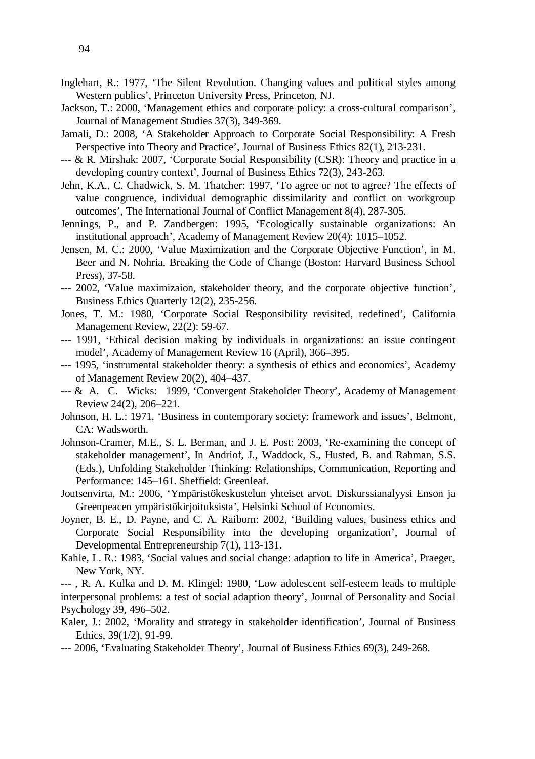Inglehart, R.: 1977, 'The Silent Revolution. Changing values and political styles among Western publics', Princeton University Press, Princeton, NJ.

Jackson, T.: 2000, 'Management ethics and corporate policy: a cross-cultural comparison', Journal of Management Studies 37(3), 349-369.

Jamali, D.: 2008, 'A Stakeholder Approach to Corporate Social Responsibility: A Fresh Perspective into Theory and Practice', Journal of Business Ethics 82(1), 213-231.

--- & R. Mirshak: 2007, 'Corporate Social Responsibility (CSR): Theory and practice in a developing country context', Journal of Business Ethics 72(3), 243-263.

Jehn, K.A., C. Chadwick, S. M. Thatcher: 1997, 'To agree or not to agree? The effects of value congruence, individual demographic dissimilarity and conflict on workgroup outcomes', The International Journal of Conflict Management 8(4), 287-305.

Jennings, P., and P. Zandbergen: 1995, 'Ecologically sustainable organizations: An institutional approach', Academy of Management Review 20(4): 1015–1052.

Jensen, M. C.: 2000, 'Value Maximization and the Corporate Objective Function', in M. Beer and N. Nohria, Breaking the Code of Change (Boston: Harvard Business School Press), 37-58.

--- 2002, 'Value maximizaion, stakeholder theory, and the corporate objective function', Business Ethics Quarterly 12(2), 235-256.

Jones, T. M.: 1980, 'Corporate Social Responsibility revisited, redefined', California Management Review, 22(2): 59-67.

--- 1991, 'Ethical decision making by individuals in organizations: an issue contingent model', Academy of Management Review 16 (April), 366–395.

--- 1995, 'instrumental stakeholder theory: a synthesis of ethics and economics', Academy of Management Review 20(2), 404–437.

--- & A. C. Wicks: 1999, 'Convergent Stakeholder Theory', Academy of Management Review 24(2), 206–221.

Johnson, H. L.: 1971, 'Business in contemporary society: framework and issues', Belmont, CA: Wadsworth.

Johnson-Cramer, M.E., S. L. Berman, and J. E. Post: 2003, 'Re-examining the concept of stakeholder management', In Andriof, J., Waddock, S., Husted, B. and Rahman, S.S. (Eds.), Unfolding Stakeholder Thinking: Relationships, Communication, Reporting and Performance: 145–161. Sheffield: Greenleaf.

Joutsenvirta, M.: 2006, 'Ympäristökeskustelun yhteiset arvot. Diskurssianalyysi Enson ja Greenpeacen ympäristökirjoituksista', Helsinki School of Economics.

Joyner, B. E., D. Payne, and C. A. Raiborn: 2002, 'Building values, business ethics and Corporate Social Responsibility into the developing organization', Journal of Developmental Entrepreneurship 7(1), 113-131.

Kahle, L. R.: 1983, 'Social values and social change: adaption to life in America', Praeger, New York, NY.

--- , R. A. Kulka and D. M. Klingel: 1980, 'Low adolescent self-esteem leads to multiple interpersonal problems: a test of social adaption theory', Journal of Personality and Social Psychology 39, 496–502.

Kaler, J.: 2002, 'Morality and strategy in stakeholder identification', Journal of Business Ethics, 39(1/2), 91-99.

--- 2006, 'Evaluating Stakeholder Theory', Journal of Business Ethics 69(3), 249-268.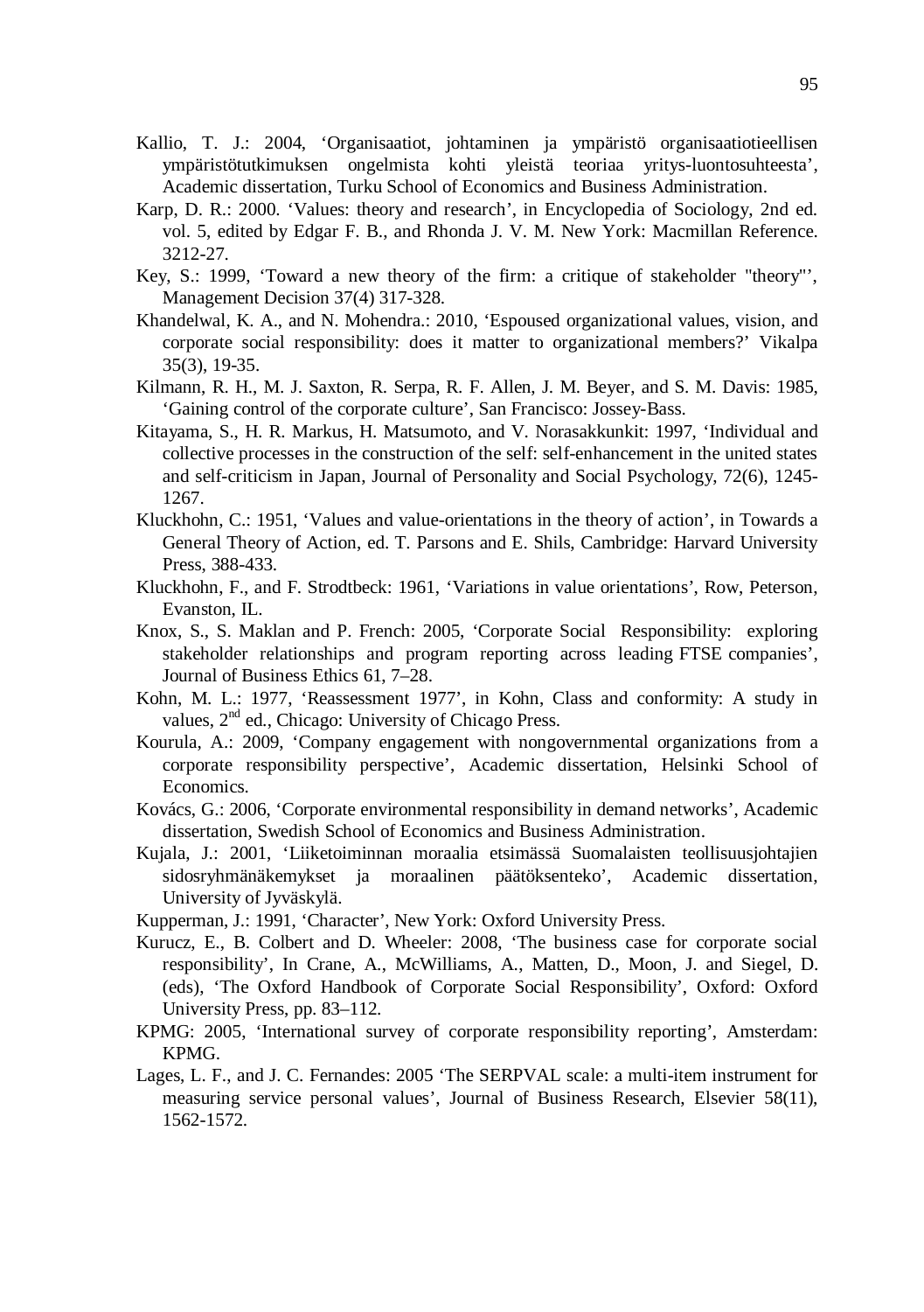Kallio, T. J.: 2004, ‘Organisaatiot, johtaminen ja ympäristö organisaatiotieellisen ympäristötutkimuksen ongelmista kohti yleistä teoriaa yritys-luontosuhteesta’, Academic dissertation, Turku School of Economics and Business Administration.

Karp, D. R.: 2000. ‘Values: theory and research’, in Encyclopedia of Sociology, 2nd ed. vol. 5, edited by Edgar F. B., and Rhonda J. V. M. New York: Macmillan Reference. 3212-27.

Key, S.: 1999, ‘Toward a new theory of the firm: a critique of stakeholder "theory"’, Management Decision 37(4) 317-328.

Khandelwal, K. A., and N. Mohendra.: 2010, ‘Espoused organizational values, vision, and corporate social responsibility: does it matter to organizational members?’ Vikalpa 35(3), 19-35.

Kilmann, R. H., M. J. Saxton, R. Serpa, R. F. Allen, J. M. Beyer, and S. M. Davis: 1985, ‘Gaining control of the corporate culture’, San Francisco: Jossey-Bass.

Kitayama, S., H. R. Markus, H. Matsumoto, and V. Norasakkunkit: 1997, ‘Individual and collective processes in the construction of the self: self-enhancement in the united states and self-criticism in Japan, Journal of Personality and Social Psychology, 72(6), 1245-1267.

Kluckhohn, C.: 1951, ‘Values and value-orientations in the theory of action’, in Towards a General Theory of Action, ed. T. Parsons and E. Shils, Cambridge: Harvard University Press, 388-433.

Kluckhohn, F., and F. Strodtbeck: 1961, ‘Variations in value orientations’, Row, Peterson, Evanston, IL.

Knox, S., S. Maklan and P. French: 2005, ‘Corporate Social Responsibility: exploring stakeholder relationships and program reporting across leading FTSE companies’, Journal of Business Ethics 61, 7–28.

Kohn, M. L.: 1977, ‘Reassessment 1977’, in Kohn, Class and conformity: A study in values, 2nd ed., Chicago: University of Chicago Press.

Kourula, A.: 2009, ‘Company engagement with nongovernmental organizations from a corporate responsibility perspective’, Academic dissertation, Helsinki School of Economics.

Kovács, G.: 2006, ‘Corporate environmental responsibility in demand networks’, Academic dissertation, Swedish School of Economics and Business Administration.

Kujala, J.: 2001, ‘Liiketoiminnan moraalia etsimässä Suomalaisten teollisuusjohtajien sidosryhmänäkemykset ja moraalinen päätöksenteko’, Academic dissertation, University of Jyväskylä.

Kupperman, J.: 1991, ‘Character’, New York: Oxford University Press.

Kurucz, E., B. Colbert and D. Wheeler: 2008, ‘The business case for corporate social responsibility’, In Crane, A., McWilliams, A., Matten, D., Moon, J. and Siegel, D. (eds), ‘The Oxford Handbook of Corporate Social Responsibility’, Oxford: Oxford University Press, pp. 83–112.

KPMG: 2005, ‘International survey of corporate responsibility reporting’, Amsterdam: KPMG.

Lages, L. F., and J. C. Fernandes: 2005 ‘The SERPVAL scale: a multi-item instrument for measuring service personal values’, Journal of Business Research, Elsevier 58(11), 1562-1572.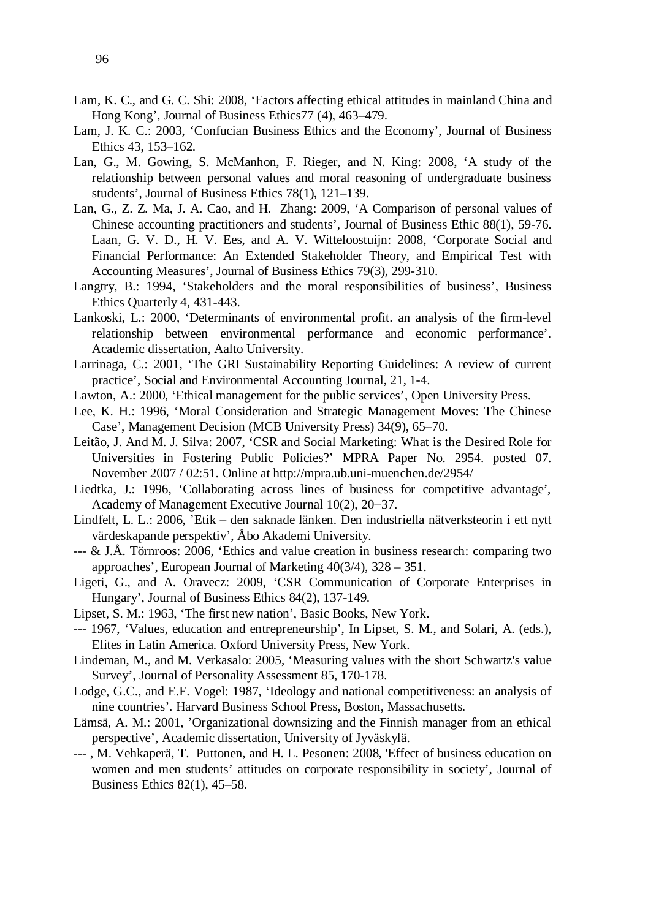Lam, K. C., and G. C. Shi: 2008, 'Factors affecting ethical attitudes in mainland China and Hong Kong', Journal of Business Ethics77 (4), 463–479.

Lam, J. K. C.: 2003, 'Confucian Business Ethics and the Economy', Journal of Business Ethics 43, 153–162.

Lan, G., M. Gowing, S. McManhon, F. Rieger, and N. King: 2008, 'A study of the relationship between personal values and moral reasoning of undergraduate business students', Journal of Business Ethics 78(1), 121–139.

Lan, G., Z. Z. Ma, J. A. Cao, and H. Zhang: 2009, 'A Comparison of personal values of Chinese accounting practitioners and students', Journal of Business Ethic 88(1), 59-76. Laan, G. V. D., H. V. Ees, and A. V. Witteloostuijn: 2008, 'Corporate Social and Financial Performance: An Extended Stakeholder Theory, and Empirical Test with Accounting Measures', Journal of Business Ethics 79(3), 299-310.

Langtry, B.: 1994, 'Stakeholders and the moral responsibilities of business', Business Ethics Quarterly 4, 431-443.

Lankoski, L.: 2000, 'Determinants of environmental profit. an analysis of the firm-level relationship between environmental performance and economic performance'. Academic dissertation, Aalto University.

Larrinaga, C.: 2001, 'The GRI Sustainability Reporting Guidelines: A review of current practice', Social and Environmental Accounting Journal, 21, 1-4.

Lawton, A.: 2000, 'Ethical management for the public services', Open University Press.

Lee, K. H.: 1996, 'Moral Consideration and Strategic Management Moves: The Chinese Case', Management Decision (MCB University Press) 34(9), 65–70.

Leitão, J. And M. J. Silva: 2007, 'CSR and Social Marketing: What is the Desired Role for Universities in Fostering Public Policies?' MPRA Paper No. 2954. posted 07. November 2007 / 02:51. Online at http://mpra.ub.uni-muenchen.de/2954/

Liedtka, J.: 1996, 'Collaborating across lines of business for competitive advantage', Academy of Management Executive Journal 10(2), 20−37.

Lindfelt, L. L.: 2006, 'Etik – den saknade länken. Den industriella nätverksteorin i ett nytt värdeskapande perspektiv', Åbo Akademi University.

--- & J.Å. Törnroos: 2006, 'Ethics and value creation in business research: comparing two approaches', European Journal of Marketing 40(3/4), 328 – 351.

Ligeti, G., and A. Oravecz: 2009, 'CSR Communication of Corporate Enterprises in Hungary', Journal of Business Ethics 84(2), 137-149.

Lipset, S. M.: 1963, 'The first new nation', Basic Books, New York.

--- 1967, 'Values, education and entrepreneurship', In Lipset, S. M., and Solari, A. (eds.), Elites in Latin America. Oxford University Press, New York.

Lindeman, M., and M. Verkasalo: 2005, 'Measuring values with the short Schwartz's value Survey', Journal of Personality Assessment 85, 170-178.

Lodge, G.C., and E.F. Vogel: 1987, 'Ideology and national competitiveness: an analysis of nine countries'. Harvard Business School Press, Boston, Massachusetts.

Lämsä, A. M.: 2001, 'Organizational downsizing and the Finnish manager from an ethical perspective', Academic dissertation, University of Jyväskylä.

--- , M. Vehkaperä, T. Puttonen, and H. L. Pesonen: 2008, 'Effect of business education on women and men students' attitudes on corporate responsibility in society', Journal of Business Ethics 82(1), 45–58.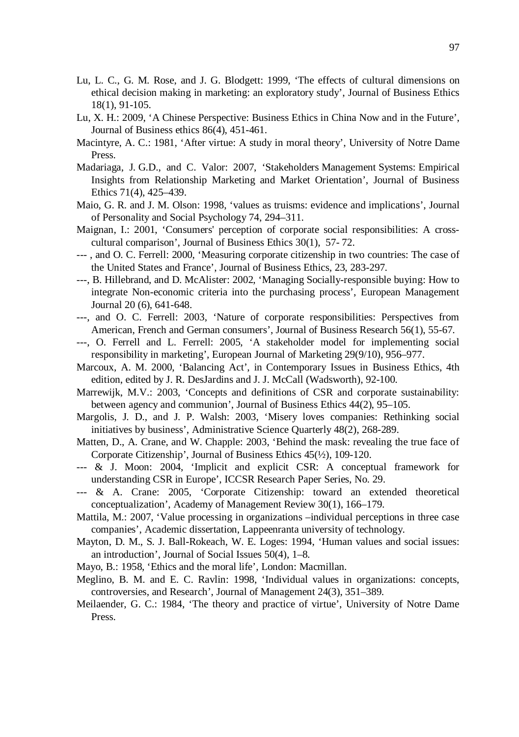Lu, L. C., G. M. Rose, and J. G. Blodgett: 1999, 'The effects of cultural dimensions on ethical decision making in marketing: an exploratory study', Journal of Business Ethics 18(1), 91-105.

Lu, X. H.: 2009, 'A Chinese Perspective: Business Ethics in China Now and in the Future', Journal of Business ethics 86(4), 451-461.

Macintyre, A. C.: 1981, 'After virtue: A study in moral theory', University of Notre Dame Press.

Madariaga, J. G.D., and C. Valor: 2007, 'Stakeholders Management Systems: Empirical Insights from Relationship Marketing and Market Orientation', Journal of Business Ethics 71(4), 425–439.

Maio, G. R. and J. M. Olson: 1998, 'values as truisms: evidence and implications', Journal of Personality and Social Psychology 74, 294–311.

Maignan, I.: 2001, 'Consumers' perception of corporate social responsibilities: A cross-cultural comparison', Journal of Business Ethics 30(1), 57- 72.

--- , and O. C. Ferrell: 2000, 'Measuring corporate citizenship in two countries: The case of the United States and France', Journal of Business Ethics, 23, 283-297.

---, B. Hillebrand, and D. McAlister: 2002, 'Managing Socially-responsible buying: How to integrate Non-economic criteria into the purchasing process', European Management Journal 20 (6), 641-648.

---, and O. C. Ferrell: 2003, 'Nature of corporate responsibilities: Perspectives from American, French and German consumers', Journal of Business Research 56(1), 55-67.

---, O. Ferrell and L. Ferrell: 2005, 'A stakeholder model for implementing social responsibility in marketing', European Journal of Marketing 29(9/10), 956–977.

Marcoux, A. M. 2000, 'Balancing Act', in Contemporary Issues in Business Ethics, 4th edition, edited by J. R. DesJardins and J. J. McCall (Wadsworth), 92-100.

Marrewijk, M.V.: 2003, 'Concepts and definitions of CSR and corporate sustainability: between agency and communion', Journal of Business Ethics 44(2), 95–105.

Margolis, J. D., and J. P. Walsh: 2003, 'Misery loves companies: Rethinking social initiatives by business', Administrative Science Quarterly 48(2), 268-289.

Matten, D., A. Crane, and W. Chapple: 2003, 'Behind the mask: revealing the true face of Corporate Citizenship', Journal of Business Ethics 45(½), 109-120.

--- & J. Moon: 2004, 'Implicit and explicit CSR: A conceptual framework for understanding CSR in Europe', ICCSR Research Paper Series, No. 29.

--- & A. Crane: 2005, 'Corporate Citizenship: toward an extended theoretical conceptualization', Academy of Management Review 30(1), 166–179.

Mattila, M.: 2007, 'Value processing in organizations –individual perceptions in three case companies', Academic dissertation, Lappeenranta university of technology.

Mayton, D. M., S. J. Ball-Rokeach, W. E. Loges: 1994, 'Human values and social issues: an introduction', Journal of Social Issues 50(4), 1–8.

Mayo, B.: 1958, 'Ethics and the moral life', London: Macmillan.

Meglino, B. M. and E. C. Ravlin: 1998, 'Individual values in organizations: concepts, controversies, and Research', Journal of Management 24(3), 351–389.

Meilaender, G. C.: 1984, 'The theory and practice of virtue', University of Notre Dame Press.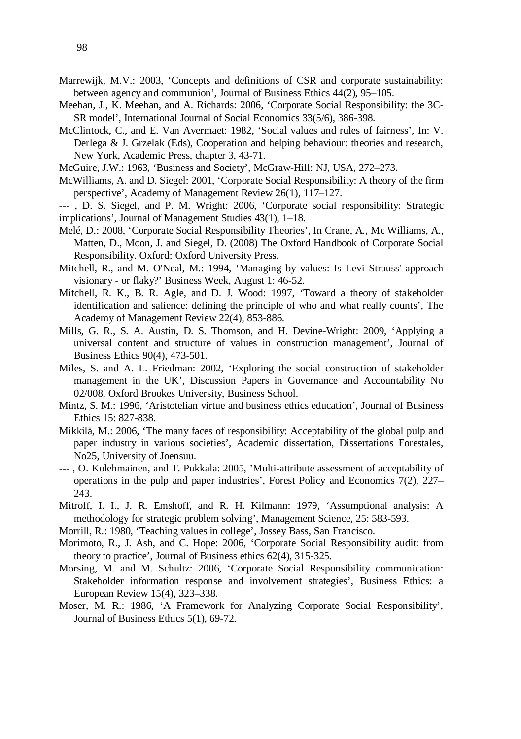Marrewijk, M.V.: 2003, 'Concepts and definitions of CSR and corporate sustainability: between agency and communion', Journal of Business Ethics 44(2), 95–105.

Meehan, J., K. Meehan, and A. Richards: 2006, 'Corporate Social Responsibility: the 3C-SR model', International Journal of Social Economics 33(5/6), 386-398.

McClintock, C., and E. Van Avermaet: 1982, 'Social values and rules of fairness', In: V. Derlega & J. Grzelak (Eds), Cooperation and helping behaviour: theories and research, New York, Academic Press, chapter 3, 43-71.

McGuire, J.W.: 1963, 'Business and Society', McGraw-Hill: NJ, USA, 272–273.

McWilliams, A. and D. Siegel: 2001, 'Corporate Social Responsibility: A theory of the firm perspective', Academy of Management Review 26(1), 117–127.

--- , D. S. Siegel, and P. M. Wright: 2006, 'Corporate social responsibility: Strategic implications', Journal of Management Studies 43(1), 1–18.

Melé, D.: 2008, 'Corporate Social Responsibility Theories', In Crane, A., Mc Williams, A., Matten, D., Moon, J. and Siegel, D. (2008) The Oxford Handbook of Corporate Social Responsibility. Oxford: Oxford University Press.

Mitchell, R., and M. O'Neal, M.: 1994, 'Managing by values: Is Levi Strauss' approach visionary - or flaky?' Business Week, August 1: 46-52.

Mitchell, R. K., B. R. Agle, and D. J. Wood: 1997, 'Toward a theory of stakeholder identification and salience: defining the principle of who and what really counts', The Academy of Management Review 22(4), 853-886.

Mills, G. R., S. A. Austin, D. S. Thomson, and H. Devine-Wright: 2009, 'Applying a universal content and structure of values in construction management', Journal of Business Ethics 90(4), 473-501.

Miles, S. and A. L. Friedman: 2002, 'Exploring the social construction of stakeholder management in the UK', Discussion Papers in Governance and Accountability No 02/008, Oxford Brookes University, Business School.

Mintz, S. M.: 1996, 'Aristotelian virtue and business ethics education', Journal of Business Ethics 15: 827-838.

Mikkilä, M.: 2006, 'The many faces of responsibility: Acceptability of the global pulp and paper industry in various societies', Academic dissertation, Dissertations Forestales, No25, University of Joensuu.

--- , O. Kolehmainen, and T. Pukkala: 2005, 'Multi-attribute assessment of acceptability of operations in the pulp and paper industries', Forest Policy and Economics 7(2), 227–243.

Mitroff, I. I., J. R. Emshoff, and R. H. Kilmann: 1979, 'Assumptional analysis: A methodology for strategic problem solving', Management Science, 25: 583-593.

Morrill, R.: 1980, 'Teaching values in college', Jossey Bass, San Francisco.

Morimoto, R., J. Ash, and C. Hope: 2006, 'Corporate Social Responsibility audit: from theory to practice', Journal of Business ethics 62(4), 315-325.

Morsing, M. and M. Schultz: 2006, 'Corporate Social Responsibility communication: Stakeholder information response and involvement strategies', Business Ethics: a European Review 15(4), 323–338.

Moser, M. R.: 1986, 'A Framework for Analyzing Corporate Social Responsibility', Journal of Business Ethics 5(1), 69-72.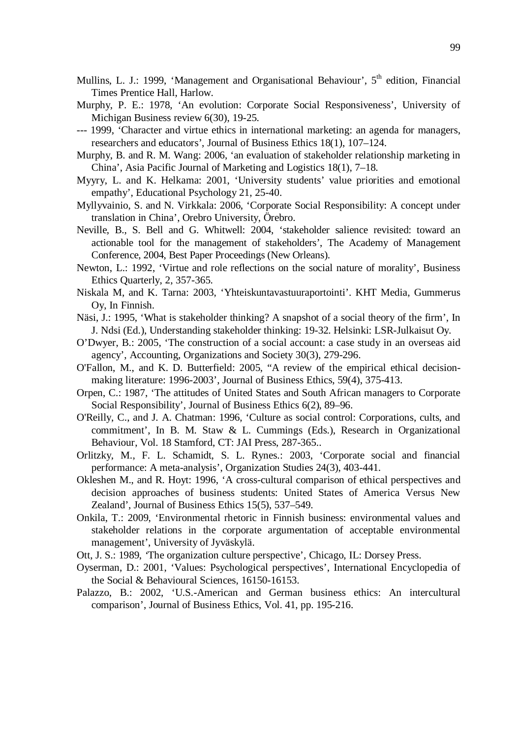Mullins, L. J.: 1999, ‘Management and Organisational Behaviour’, 5th edition, Financial Times Prentice Hall, Harlow.

Murphy, P. E.: 1978, ‘An evolution: Corporate Social Responsiveness’, University of Michigan Business review 6(30), 19-25.

--- 1999, ‘Character and virtue ethics in international marketing: an agenda for managers, researchers and educators’, Journal of Business Ethics 18(1), 107–124.

Murphy, B. and R. M. Wang: 2006, ‘an evaluation of stakeholder relationship marketing in China’, Asia Pacific Journal of Marketing and Logistics 18(1), 7–18.

Myyry, L. and K. Helkama: 2001, ‘University students’ value priorities and emotional empathy’, Educational Psychology 21, 25-40.

Myllyvainio, S. and N. Virkkala: 2006, ‘Corporate Social Responsibility: A concept under translation in China’, Orebro University, Örebro.

Neville, B., S. Bell and G. Whitwell: 2004, ‘stakeholder salience revisited: toward an actionable tool for the management of stakeholders’, The Academy of Management Conference, 2004, Best Paper Proceedings (New Orleans).

Newton, L.: 1992, ‘Virtue and role reflections on the social nature of morality’, Business Ethics Quarterly, 2, 357-365.

Niskala M, and K. Tarna: 2003, ‘Yhteiskuntavastuuraportointi’. KHT Media, Gummerus Oy, In Finnish.

Näsi, J.: 1995, ‘What is stakeholder thinking? A snapshot of a social theory of the firm’, In J. Ndsi (Ed.), Understanding stakeholder thinking: 19-32. Helsinki: LSR-Julkaisut Oy.

O’Dwyer, B.: 2005, ‘The construction of a social account: a case study in an overseas aid agency’, Accounting, Organizations and Society 30(3), 279-296.

O'Fallon, M., and K. D. Butterfield: 2005, “A review of the empirical ethical decision-making literature: 1996-2003’, Journal of Business Ethics, 59(4), 375-413.

Orpen, C.: 1987, ‘The attitudes of United States and South African managers to Corporate Social Responsibility’, Journal of Business Ethics 6(2), 89–96.

O'Reilly, C., and J. A. Chatman: 1996, ‘Culture as social control: Corporations, cults, and commitment’, In B. M. Staw & L. Cummings (Eds.), Research in Organizational Behaviour, Vol. 18 Stamford, CT: JAI Press, 287-365..

Orlitzky, M., F. L. Schamidt, S. L. Rynes.: 2003, ‘Corporate social and financial performance: A meta-analysis’, Organization Studies 24(3), 403-441.

Okleshen M., and R. Hoyt: 1996, ‘A cross-cultural comparison of ethical perspectives and decision approaches of business students: United States of America Versus New Zealand’, Journal of Business Ethics 15(5), 537–549.

Onkila, T.: 2009, ‘Environmental rhetoric in Finnish business: environmental values and stakeholder relations in the corporate argumentation of acceptable environmental management’, University of Jyväskylä.

Ott, J. S.: 1989, ‘The organization culture perspective’, Chicago, IL: Dorsey Press.

Oyserman, D.: 2001, ‘Values: Psychological perspectives’, International Encyclopedia of the Social & Behavioural Sciences, 16150-16153.

Palazzo, B.: 2002, ‘U.S.-American and German business ethics: An intercultural comparison’, Journal of Business Ethics, Vol. 41, pp. 195-216.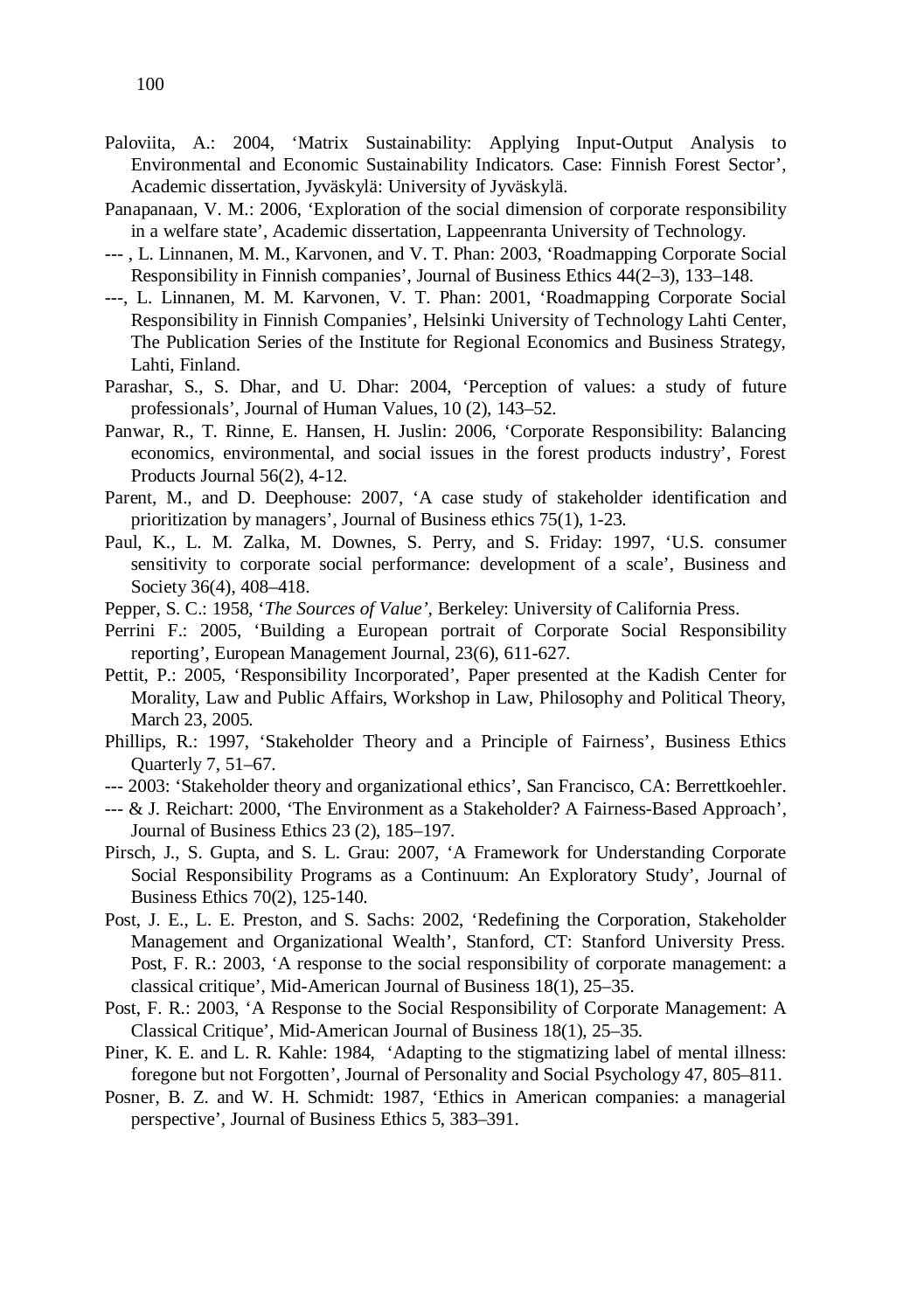Paloviita, A.: 2004, 'Matrix Sustainability: Applying Input-Output Analysis to Environmental and Economic Sustainability Indicators. Case: Finnish Forest Sector', Academic dissertation, Jyväskylä: University of Jyväskylä.

Panapanaan, V. M.: 2006, 'Exploration of the social dimension of corporate responsibility in a welfare state', Academic dissertation, Lappeenranta University of Technology.

--- , L. Linnanen, M. M., Karvonen, and V. T. Phan: 2003, 'Roadmapping Corporate Social Responsibility in Finnish companies', Journal of Business Ethics 44(2–3), 133–148.

---, L. Linnanen, M. M. Karvonen, V. T. Phan: 2001, 'Roadmapping Corporate Social Responsibility in Finnish Companies', Helsinki University of Technology Lahti Center, The Publication Series of the Institute for Regional Economics and Business Strategy, Lahti, Finland.

Parashar, S., S. Dhar, and U. Dhar: 2004, 'Perception of values: a study of future professionals', Journal of Human Values, 10 (2), 143–52.

Panwar, R., T. Rinne, E. Hansen, H. Juslin: 2006, 'Corporate Responsibility: Balancing economics, environmental, and social issues in the forest products industry', Forest Products Journal 56(2), 4-12.

Parent, M., and D. Deephouse: 2007, 'A case study of stakeholder identification and prioritization by managers', Journal of Business ethics 75(1), 1-23.

Paul, K., L. M. Zalka, M. Downes, S. Perry, and S. Friday: 1997, 'U.S. consumer sensitivity to corporate social performance: development of a scale', Business and Society 36(4), 408–418.

Pepper, S. C.: 1958, '*The Sources of Value'*, Berkeley: University of California Press.

Perrini F.: 2005, 'Building a European portrait of Corporate Social Responsibility reporting', European Management Journal, 23(6), 611-627.

Pettit, P.: 2005, 'Responsibility Incorporated', Paper presented at the Kadish Center for Morality, Law and Public Affairs, Workshop in Law, Philosophy and Political Theory, March 23, 2005.

Phillips, R.: 1997, 'Stakeholder Theory and a Principle of Fairness', Business Ethics Quarterly 7, 51–67.

--- 2003: 'Stakeholder theory and organizational ethics', San Francisco, CA: Berrettkoehler.

--- & J. Reichart: 2000, 'The Environment as a Stakeholder? A Fairness-Based Approach', Journal of Business Ethics 23 (2), 185–197.

Pirsch, J., S. Gupta, and S. L. Grau: 2007, 'A Framework for Understanding Corporate Social Responsibility Programs as a Continuum: An Exploratory Study', Journal of Business Ethics 70(2), 125-140.

Post, J. E., L. E. Preston, and S. Sachs: 2002, 'Redefining the Corporation, Stakeholder Management and Organizational Wealth', Stanford, CT: Stanford University Press. Post, F. R.: 2003, 'A response to the social responsibility of corporate management: a classical critique', Mid-American Journal of Business 18(1), 25–35.

Post, F. R.: 2003, 'A Response to the Social Responsibility of Corporate Management: A Classical Critique', Mid-American Journal of Business 18(1), 25–35.

Piner, K. E. and L. R. Kahle: 1984, 'Adapting to the stigmatizing label of mental illness: foregone but not Forgotten', Journal of Personality and Social Psychology 47, 805–811.

Posner, B. Z. and W. H. Schmidt: 1987, 'Ethics in American companies: a managerial perspective', Journal of Business Ethics 5, 383–391.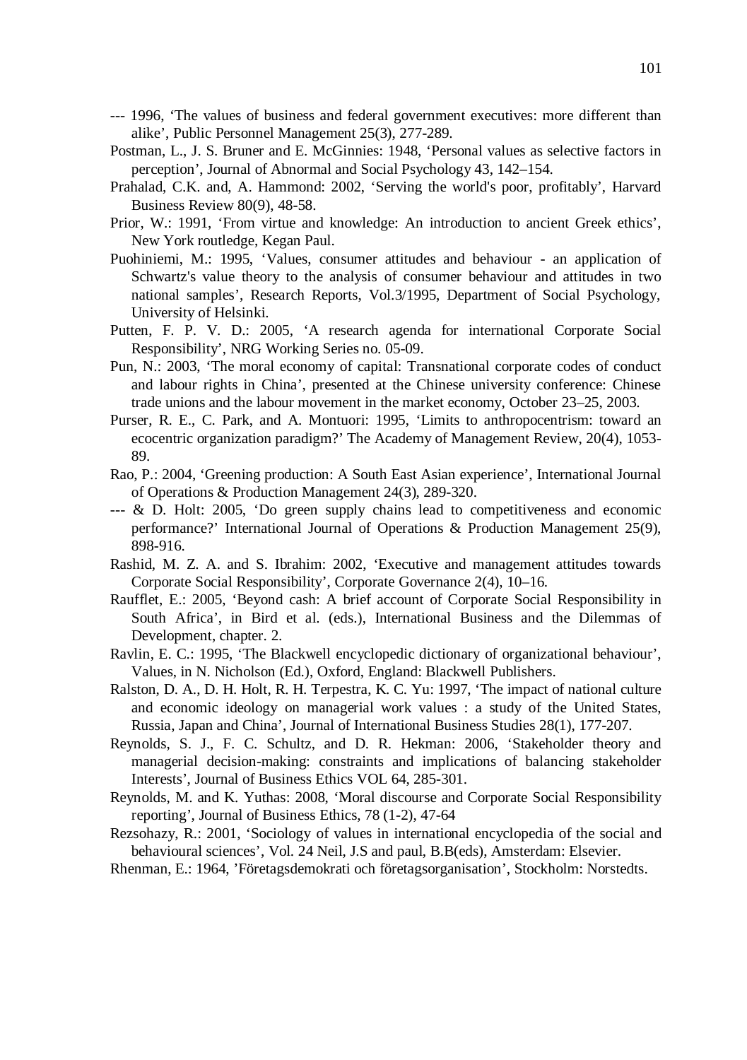--- 1996, 'The values of business and federal government executives: more different than alike', Public Personnel Management 25(3), 277-289.

Postman, L., J. S. Bruner and E. McGinnies: 1948, 'Personal values as selective factors in perception', Journal of Abnormal and Social Psychology 43, 142–154.

Prahalad, C.K. and, A. Hammond: 2002, 'Serving the world's poor, profitably', Harvard Business Review 80(9), 48-58.

Prior, W.: 1991, 'From virtue and knowledge: An introduction to ancient Greek ethics', New York routledge, Kegan Paul.

Puohiniemi, M.: 1995, 'Values, consumer attitudes and behaviour - an application of Schwartz's value theory to the analysis of consumer behaviour and attitudes in two national samples', Research Reports, Vol.3/1995, Department of Social Psychology, University of Helsinki.

Putten, F. P. V. D.: 2005, 'A research agenda for international Corporate Social Responsibility', NRG Working Series no. 05-09.

Pun, N.: 2003, 'The moral economy of capital: Transnational corporate codes of conduct and labour rights in China', presented at the Chinese university conference: Chinese trade unions and the labour movement in the market economy, October 23–25, 2003.

Purser, R. E., C. Park, and A. Montuori: 1995, 'Limits to anthropocentrism: toward an ecocentric organization paradigm?' The Academy of Management Review, 20(4), 1053-89.

Rao, P.: 2004, 'Greening production: A South East Asian experience', International Journal of Operations & Production Management 24(3), 289-320.

--- & D. Holt: 2005, 'Do green supply chains lead to competitiveness and economic performance?' International Journal of Operations & Production Management 25(9), 898-916.

Rashid, M. Z. A. and S. Ibrahim: 2002, 'Executive and management attitudes towards Corporate Social Responsibility', Corporate Governance 2(4), 10–16.

Raufflet, E.: 2005, 'Beyond cash: A brief account of Corporate Social Responsibility in South Africa', in Bird et al. (eds.), International Business and the Dilemmas of Development, chapter. 2.

Ravlin, E. C.: 1995, 'The Blackwell encyclopedic dictionary of organizational behaviour', Values, in N. Nicholson (Ed.), Oxford, England: Blackwell Publishers.

Ralston, D. A., D. H. Holt, R. H. Terpestra, K. C. Yu: 1997, 'The impact of national culture and economic ideology on managerial work values : a study of the United States, Russia, Japan and China', Journal of International Business Studies 28(1), 177-207.

Reynolds, S. J., F. C. Schultz, and D. R. Hekman: 2006, 'Stakeholder theory and managerial decision-making: constraints and implications of balancing stakeholder Interests', Journal of Business Ethics VOL 64, 285-301.

Reynolds, M. and K. Yuthas: 2008, 'Moral discourse and Corporate Social Responsibility reporting', Journal of Business Ethics, 78 (1-2), 47-64

Rezsohazy, R.: 2001, 'Sociology of values in international encyclopedia of the social and behavioural sciences', Vol. 24 Neil, J.S and paul, B.B(eds), Amsterdam: Elsevier.

Rhenman, E.: 1964, 'Företagsdemokrati och företagsorganisation', Stockholm: Norstedts.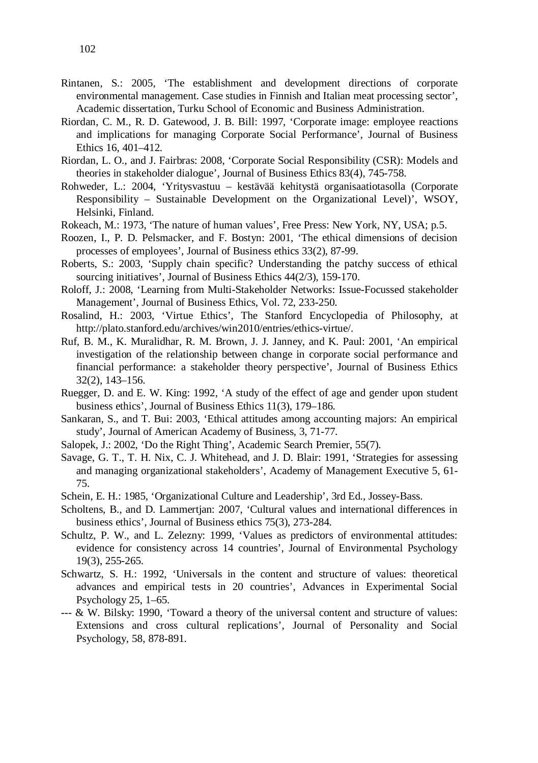Rintanen, S.: 2005, 'The establishment and development directions of corporate environmental management. Case studies in Finnish and Italian meat processing sector', Academic dissertation, Turku School of Economic and Business Administration.

Riordan, C. M., R. D. Gatewood, J. B. Bill: 1997, 'Corporate image: employee reactions and implications for managing Corporate Social Performance', Journal of Business Ethics 16, 401–412.

Riordan, L. O., and J. Fairbras: 2008, 'Corporate Social Responsibility (CSR): Models and theories in stakeholder dialogue', Journal of Business Ethics 83(4), 745-758.

Rohweder, L.: 2004, 'Yritysvastuu – kestävää kehitystä organisaatiotasolla (Corporate Responsibility – Sustainable Development on the Organizational Level)', WSOY, Helsinki, Finland.

Rokeach, M.: 1973, 'The nature of human values', Free Press: New York, NY, USA; p.5.

Roozen, I., P. D. Pelsmacker, and F. Bostyn: 2001, 'The ethical dimensions of decision processes of employees', Journal of Business ethics 33(2), 87-99.

Roberts, S.: 2003, 'Supply chain specific? Understanding the patchy success of ethical sourcing initiatives', Journal of Business Ethics 44(2/3), 159-170.

Roloff, J.: 2008, 'Learning from Multi-Stakeholder Networks: Issue-Focussed stakeholder Management', Journal of Business Ethics, Vol. 72, 233-250.

Rosalind, H.: 2003, 'Virtue Ethics', The Stanford Encyclopedia of Philosophy, at http://plato.stanford.edu/archives/win2010/entries/ethics-virtue/.

Ruf, B. M., K. Muralidhar, R. M. Brown, J. J. Janney, and K. Paul: 2001, 'An empirical investigation of the relationship between change in corporate social performance and financial performance: a stakeholder theory perspective', Journal of Business Ethics 32(2), 143–156.

Ruegger, D. and E. W. King: 1992, 'A study of the effect of age and gender upon student business ethics', Journal of Business Ethics 11(3), 179–186.

Sankaran, S., and T. Bui: 2003, 'Ethical attitudes among accounting majors: An empirical study', Journal of American Academy of Business, 3, 71-77.

Salopek, J.: 2002, 'Do the Right Thing', Academic Search Premier, 55(7).

Savage, G. T., T. H. Nix, C. J. Whitehead, and J. D. Blair: 1991, 'Strategies for assessing and managing organizational stakeholders', Academy of Management Executive 5, 61-75.

Schein, E. H.: 1985, 'Organizational Culture and Leadership', 3rd Ed., Jossey-Bass.

Scholtens, B., and D. Lammertjan: 2007, 'Cultural values and international differences in business ethics', Journal of Business ethics 75(3), 273-284.

Schultz, P. W., and L. Zelezny: 1999, 'Values as predictors of environmental attitudes: evidence for consistency across 14 countries', Journal of Environmental Psychology 19(3), 255-265.

Schwartz, S. H.: 1992, 'Universals in the content and structure of values: theoretical advances and empirical tests in 20 countries', Advances in Experimental Social Psychology 25, 1–65.

--- & W. Bilsky: 1990, 'Toward a theory of the universal content and structure of values: Extensions and cross cultural replications', Journal of Personality and Social Psychology, 58, 878-891.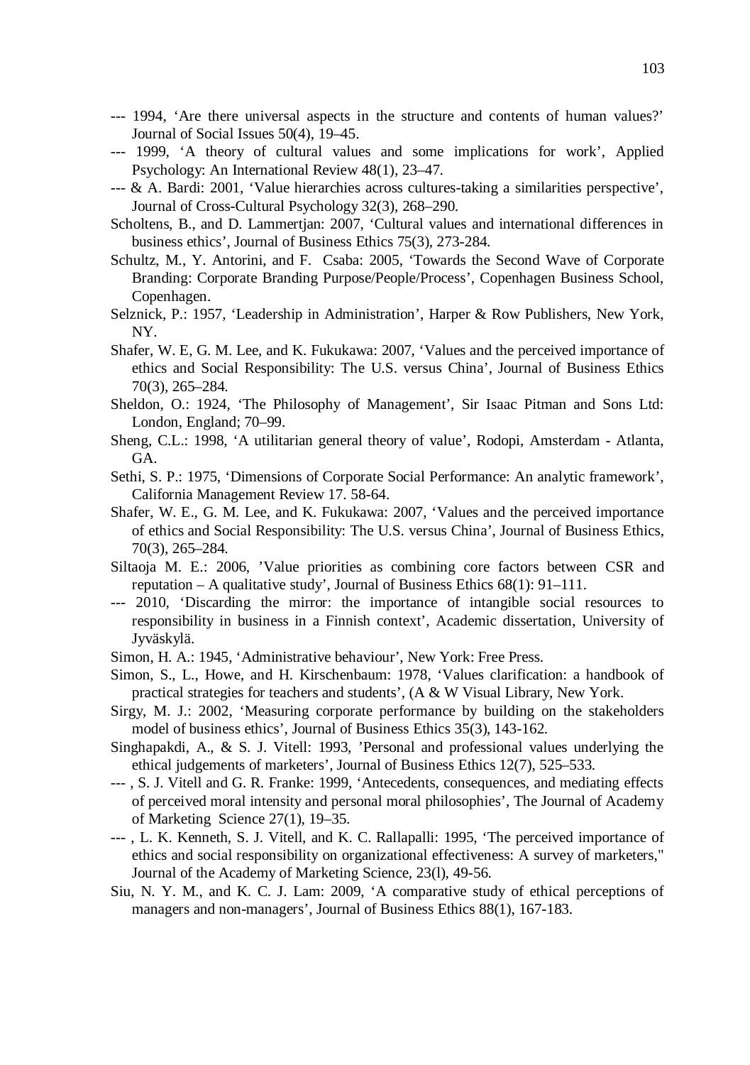--- 1994, 'Are there universal aspects in the structure and contents of human values?' Journal of Social Issues 50(4), 19–45.

--- 1999, 'A theory of cultural values and some implications for work', Applied Psychology: An International Review 48(1), 23–47.

--- & A. Bardi: 2001, 'Value hierarchies across cultures-taking a similarities perspective', Journal of Cross-Cultural Psychology 32(3), 268–290.

Scholtens, B., and D. Lammertjan: 2007, 'Cultural values and international differences in business ethics', Journal of Business Ethics 75(3), 273-284.

Schultz, M., Y. Antorini, and F. Csaba: 2005, 'Towards the Second Wave of Corporate Branding: Corporate Branding Purpose/People/Process', Copenhagen Business School, Copenhagen.

Selznick, P.: 1957, 'Leadership in Administration', Harper & Row Publishers, New York, NY.

Shafer, W. E, G. M. Lee, and K. Fukukawa: 2007, 'Values and the perceived importance of ethics and Social Responsibility: The U.S. versus China', Journal of Business Ethics 70(3), 265–284.

Sheldon, O.: 1924, 'The Philosophy of Management', Sir Isaac Pitman and Sons Ltd: London, England; 70–99.

Sheng, C.L.: 1998, 'A utilitarian general theory of value', Rodopi, Amsterdam - Atlanta, GA.

Sethi, S. P.: 1975, 'Dimensions of Corporate Social Performance: An analytic framework', California Management Review 17. 58-64.

Shafer, W. E., G. M. Lee, and K. Fukukawa: 2007, 'Values and the perceived importance of ethics and Social Responsibility: The U.S. versus China', Journal of Business Ethics, 70(3), 265–284.

Siltaoja M. E.: 2006, 'Value priorities as combining core factors between CSR and reputation – A qualitative study', Journal of Business Ethics 68(1): 91–111.

--- 2010, 'Discarding the mirror: the importance of intangible social resources to responsibility in business in a Finnish context', Academic dissertation, University of Jyväskylä.

Simon, H. A.: 1945, 'Administrative behaviour', New York: Free Press.

Simon, S., L., Howe, and H. Kirschenbaum: 1978, 'Values clarification: a handbook of practical strategies for teachers and students', (A & W Visual Library, New York.

Sirgy, M. J.: 2002, 'Measuring corporate performance by building on the stakeholders model of business ethics', Journal of Business Ethics 35(3), 143-162.

Singhapakdi, A., & S. J. Vitell: 1993, 'Personal and professional values underlying the ethical judgements of marketers', Journal of Business Ethics 12(7), 525–533.

--- , S. J. Vitell and G. R. Franke: 1999, 'Antecedents, consequences, and mediating effects of perceived moral intensity and personal moral philosophies', The Journal of Academy of Marketing Science 27(1), 19–35.

--- , L. K. Kenneth, S. J. Vitell, and K. C. Rallapalli: 1995, 'The perceived importance of ethics and social responsibility on organizational effectiveness: A survey of marketers," Journal of the Academy of Marketing Science, 23(l), 49-56.

Siu, N. Y. M., and K. C. J. Lam: 2009, 'A comparative study of ethical perceptions of managers and non-managers', Journal of Business Ethics 88(1), 167-183.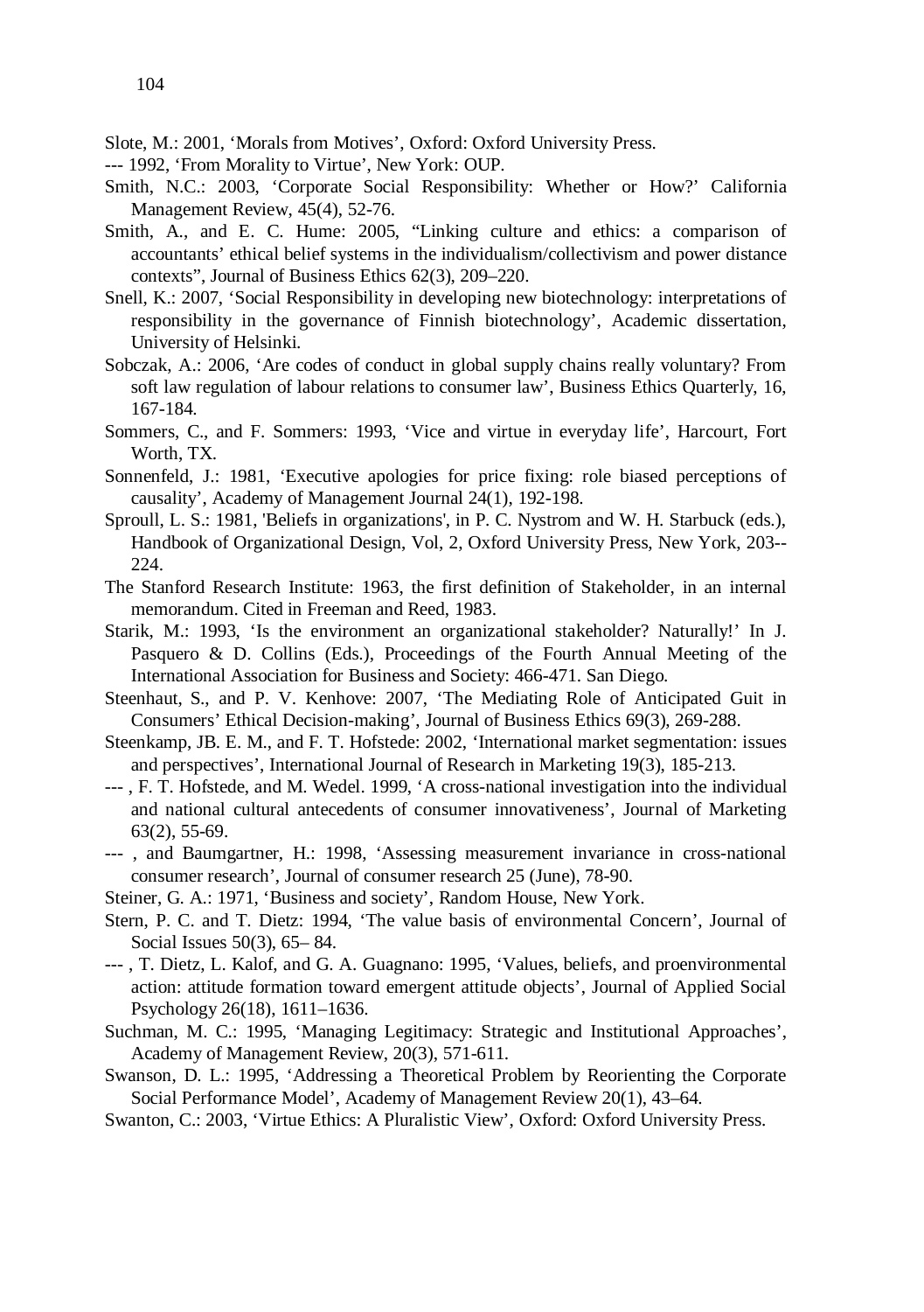Slote, M.: 2001, 'Morals from Motives', Oxford: Oxford University Press.

--- 1992, 'From Morality to Virtue', New York: OUP.

Smith, N.C.: 2003, 'Corporate Social Responsibility: Whether or How?' California Management Review, 45(4), 52-76.

Smith, A., and E. C. Hume: 2005, "Linking culture and ethics: a comparison of accountants' ethical belief systems in the individualism/collectivism and power distance contexts", Journal of Business Ethics 62(3), 209–220.

Snell, K.: 2007, 'Social Responsibility in developing new biotechnology: interpretations of responsibility in the governance of Finnish biotechnology', Academic dissertation, University of Helsinki.

Sobczak, A.: 2006, 'Are codes of conduct in global supply chains really voluntary? From soft law regulation of labour relations to consumer law', Business Ethics Quarterly, 16, 167-184.

Sommers, C., and F. Sommers: 1993, 'Vice and virtue in everyday life', Harcourt, Fort Worth, TX.

Sonnenfeld, J.: 1981, 'Executive apologies for price fixing: role biased perceptions of causality', Academy of Management Journal 24(1), 192-198.

Sproull, L. S.: 1981, 'Beliefs in organizations', in P. C. Nystrom and W. H. Starbuck (eds.), Handbook of Organizational Design, Vol, 2, Oxford University Press, New York, 203--224.

The Stanford Research Institute: 1963, the first definition of Stakeholder, in an internal memorandum. Cited in Freeman and Reed, 1983.

Starik, M.: 1993, 'Is the environment an organizational stakeholder? Naturally!' In J. Pasquero & D. Collins (Eds.), Proceedings of the Fourth Annual Meeting of the International Association for Business and Society: 466-471. San Diego.

Steenhaut, S., and P. V. Kenhove: 2007, 'The Mediating Role of Anticipated Guit in Consumers' Ethical Decision-making', Journal of Business Ethics 69(3), 269-288.

Steenkamp, JB. E. M., and F. T. Hofstede: 2002, 'International market segmentation: issues and perspectives', International Journal of Research in Marketing 19(3), 185-213.

--- , F. T. Hofstede, and M. Wedel. 1999, 'A cross-national investigation into the individual and national cultural antecedents of consumer innovativeness', Journal of Marketing 63(2), 55-69.

--- , and Baumgartner, H.: 1998, 'Assessing measurement invariance in cross-national consumer research', Journal of consumer research 25 (June), 78-90.

Steiner, G. A.: 1971, 'Business and society', Random House, New York.

Stern, P. C. and T. Dietz: 1994, 'The value basis of environmental Concern', Journal of Social Issues 50(3), 65– 84.

--- , T. Dietz, L. Kalof, and G. A. Guagnano: 1995, 'Values, beliefs, and proenvironmental action: attitude formation toward emergent attitude objects', Journal of Applied Social Psychology 26(18), 1611–1636.

Suchman, M. C.: 1995, 'Managing Legitimacy: Strategic and Institutional Approaches', Academy of Management Review, 20(3), 571-611.

Swanson, D. L.: 1995, 'Addressing a Theoretical Problem by Reorienting the Corporate Social Performance Model', Academy of Management Review 20(1), 43–64.

Swanton, C.: 2003, 'Virtue Ethics: A Pluralistic View', Oxford: Oxford University Press.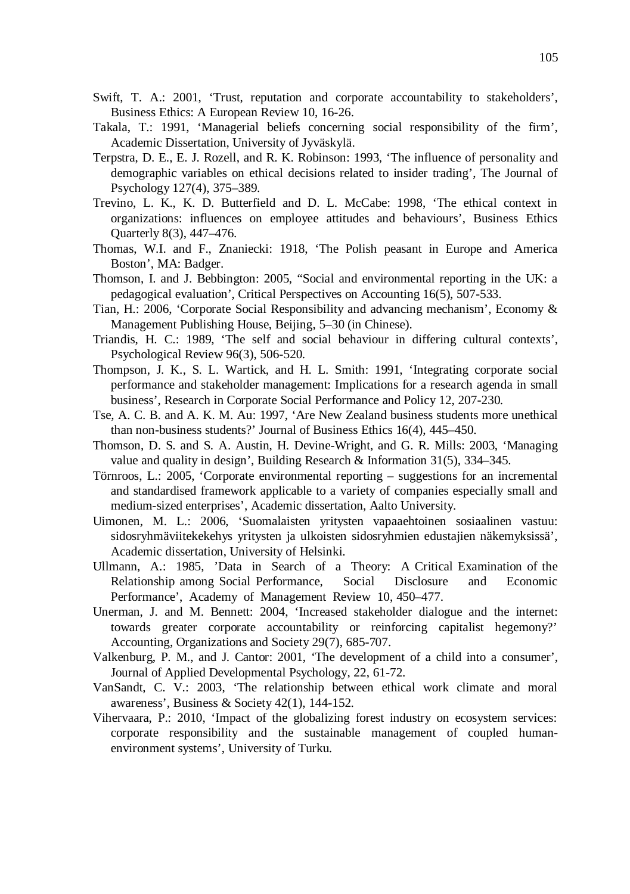Swift, T. A.: 2001, ‘Trust, reputation and corporate accountability to stakeholders’, Business Ethics: A European Review 10, 16-26.

Takala, T.: 1991, ‘Managerial beliefs concerning social responsibility of the firm’, Academic Dissertation, University of Jyväskylä.

Terpstra, D. E., E. J. Rozell, and R. K. Robinson: 1993, ‘The influence of personality and demographic variables on ethical decisions related to insider trading’, The Journal of Psychology 127(4), 375–389.

Trevino, L. K., K. D. Butterfield and D. L. McCabe: 1998, ‘The ethical context in organizations: influences on employee attitudes and behaviours’, Business Ethics Quarterly 8(3), 447–476.

Thomas, W.I. and F., Znaniecki: 1918, ‘The Polish peasant in Europe and America Boston’, MA: Badger.

Thomson, I. and J. Bebbington: 2005, “Social and environmental reporting in the UK: a pedagogical evaluation’, Critical Perspectives on Accounting 16(5), 507-533.

Tian, H.: 2006, ‘Corporate Social Responsibility and advancing mechanism’, Economy & Management Publishing House, Beijing, 5–30 (in Chinese).

Triandis, H. C.: 1989, ‘The self and social behaviour in differing cultural contexts’, Psychological Review 96(3), 506-520.

Thompson, J. K., S. L. Wartick, and H. L. Smith: 1991, ‘Integrating corporate social performance and stakeholder management: Implications for a research agenda in small business’, Research in Corporate Social Performance and Policy 12, 207-230.

Tse, A. C. B. and A. K. M. Au: 1997, ‘Are New Zealand business students more unethical than non-business students?’ Journal of Business Ethics 16(4), 445–450.

Thomson, D. S. and S. A. Austin, H. Devine-Wright, and G. R. Mills: 2003, ‘Managing value and quality in design’, Building Research & Information 31(5), 334–345.

Törnroos, L.: 2005, ‘Corporate environmental reporting – suggestions for an incremental and standardised framework applicable to a variety of companies especially small and medium-sized enterprises’, Academic dissertation, Aalto University.

Uimonen, M. L.: 2006, ‘Suomalaisten yritysten vapaaehtoinen sosiaalinen vastuu: sidosryhmäviitekekehys yritysten ja ulkoisten sidosryhmien edustajien näkemyksissä’, Academic dissertation, University of Helsinki.

Ullmann, A.: 1985, ’Data in Search of a Theory: A Critical Examination of the Relationship among Social Performance, Social Disclosure and Economic Performance’, Academy of Management Review 10, 450–477.

Unerman, J. and M. Bennett: 2004, ‘Increased stakeholder dialogue and the internet: towards greater corporate accountability or reinforcing capitalist hegemony?’ Accounting, Organizations and Society 29(7), 685-707.

Valkenburg, P. M., and J. Cantor: 2001, ‘The development of a child into a consumer’, Journal of Applied Developmental Psychology, 22, 61-72.

VanSandt, C. V.: 2003, ‘The relationship between ethical work climate and moral awareness’, Business & Society 42(1), 144-152.

Vihervaara, P.: 2010, ‘Impact of the globalizing forest industry on ecosystem services: corporate responsibility and the sustainable management of coupled human-environment systems’, University of Turku.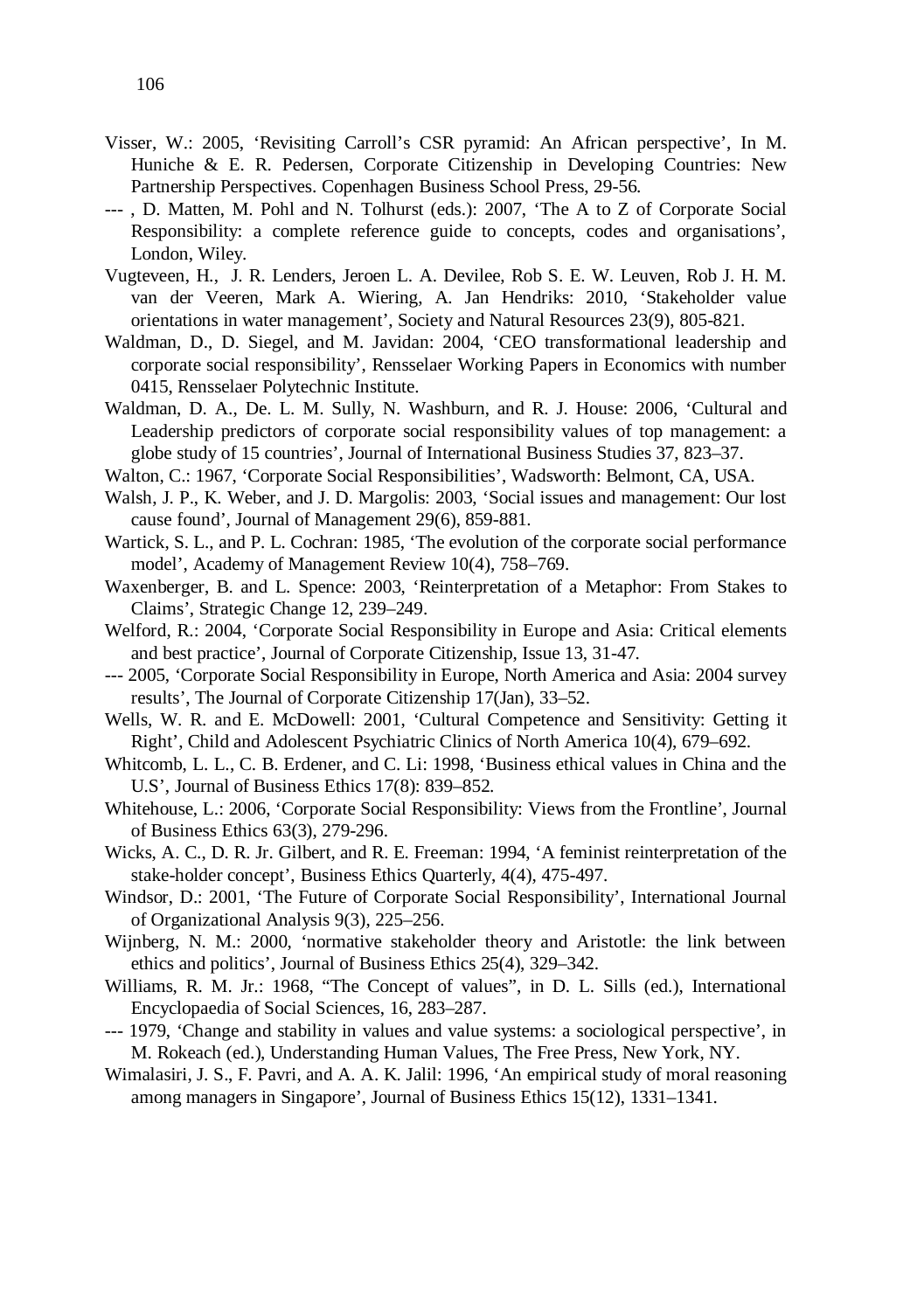Visser, W.: 2005, 'Revisiting Carroll's CSR pyramid: An African perspective', In M. Huniche & E. R. Pedersen, Corporate Citizenship in Developing Countries: New Partnership Perspectives. Copenhagen Business School Press, 29-56.

--- , D. Matten, M. Pohl and N. Tolhurst (eds.): 2007, 'The A to Z of Corporate Social Responsibility: a complete reference guide to concepts, codes and organisations', London, Wiley.

Vugteveen, H., J. R. Lenders, Jeroen L. A. Devilee, Rob S. E. W. Leuven, Rob J. H. M. van der Veeren, Mark A. Wiering, A. Jan Hendriks: 2010, 'Stakeholder value orientations in water management', Society and Natural Resources 23(9), 805-821.

Waldman, D., D. Siegel, and M. Javidan: 2004, 'CEO transformational leadership and corporate social responsibility', Rensselaer Working Papers in Economics with number 0415, Rensselaer Polytechnic Institute.

Waldman, D. A., De. L. M. Sully, N. Washburn, and R. J. House: 2006, 'Cultural and Leadership predictors of corporate social responsibility values of top management: a globe study of 15 countries', Journal of International Business Studies 37, 823–37.

Walton, C.: 1967, 'Corporate Social Responsibilities', Wadsworth: Belmont, CA, USA.

Walsh, J. P., K. Weber, and J. D. Margolis: 2003, 'Social issues and management: Our lost cause found', Journal of Management 29(6), 859-881.

Wartick, S. L., and P. L. Cochran: 1985, 'The evolution of the corporate social performance model', Academy of Management Review 10(4), 758–769.

Waxenberger, B. and L. Spence: 2003, 'Reinterpretation of a Metaphor: From Stakes to Claims', Strategic Change 12, 239–249.

Welford, R.: 2004, 'Corporate Social Responsibility in Europe and Asia: Critical elements and best practice', Journal of Corporate Citizenship, Issue 13, 31-47.

--- 2005, 'Corporate Social Responsibility in Europe, North America and Asia: 2004 survey results', The Journal of Corporate Citizenship 17(Jan), 33–52.

Wells, W. R. and E. McDowell: 2001, 'Cultural Competence and Sensitivity: Getting it Right', Child and Adolescent Psychiatric Clinics of North America 10(4), 679–692.

Whitcomb, L. L., C. B. Erdener, and C. Li: 1998, 'Business ethical values in China and the U.S', Journal of Business Ethics 17(8): 839–852.

Whitehouse, L.: 2006, 'Corporate Social Responsibility: Views from the Frontline', Journal of Business Ethics 63(3), 279-296.

Wicks, A. C., D. R. Jr. Gilbert, and R. E. Freeman: 1994, 'A feminist reinterpretation of the stake-holder concept', Business Ethics Quarterly, 4(4), 475-497.

Windsor, D.: 2001, 'The Future of Corporate Social Responsibility', International Journal of Organizational Analysis 9(3), 225–256.

Wijnberg, N. M.: 2000, 'normative stakeholder theory and Aristotle: the link between ethics and politics', Journal of Business Ethics 25(4), 329–342.

Williams, R. M. Jr.: 1968, "The Concept of values", in D. L. Sills (ed.), International Encyclopaedia of Social Sciences, 16, 283–287.

--- 1979, 'Change and stability in values and value systems: a sociological perspective', in M. Rokeach (ed.), Understanding Human Values, The Free Press, New York, NY.

Wimalasiri, J. S., F. Pavri, and A. A. K. Jalil: 1996, 'An empirical study of moral reasoning among managers in Singapore', Journal of Business Ethics 15(12), 1331–1341.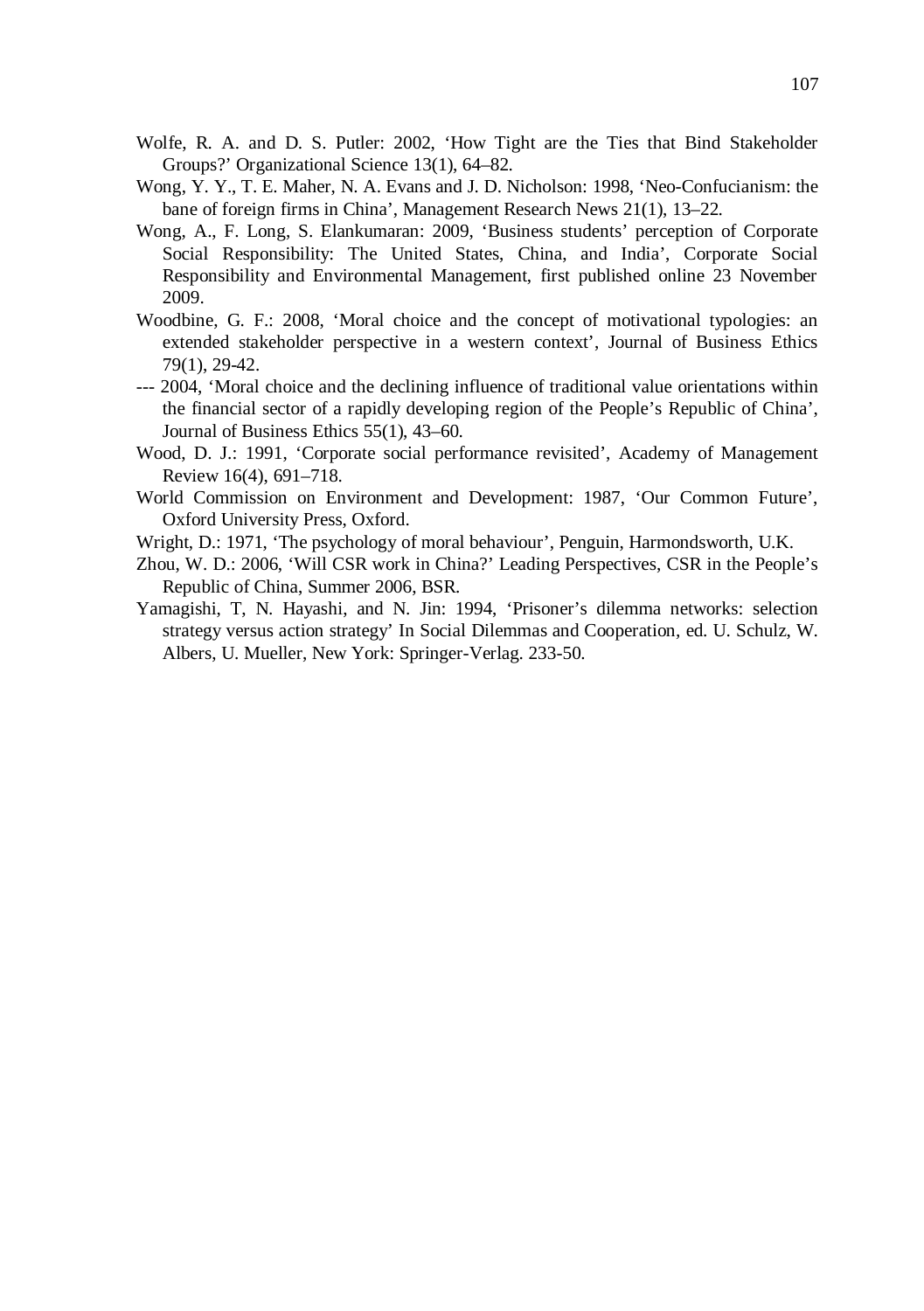Wolfe, R. A. and D. S. Putler: 2002, 'How Tight are the Ties that Bind Stakeholder Groups?' Organizational Science 13(1), 64–82.

Wong, Y. Y., T. E. Maher, N. A. Evans and J. D. Nicholson: 1998, 'Neo-Confucianism: the bane of foreign firms in China', Management Research News 21(1), 13–22.

Wong, A., F. Long, S. Elankumaran: 2009, 'Business students' perception of Corporate Social Responsibility: The United States, China, and India', Corporate Social Responsibility and Environmental Management, first published online 23 November 2009.

Woodbine, G. F.: 2008, 'Moral choice and the concept of motivational typologies: an extended stakeholder perspective in a western context', Journal of Business Ethics 79(1), 29-42.

--- 2004, 'Moral choice and the declining influence of traditional value orientations within the financial sector of a rapidly developing region of the People's Republic of China', Journal of Business Ethics 55(1), 43–60.

Wood, D. J.: 1991, 'Corporate social performance revisited', Academy of Management Review 16(4), 691–718.

World Commission on Environment and Development: 1987, 'Our Common Future', Oxford University Press, Oxford.

Wright, D.: 1971, 'The psychology of moral behaviour', Penguin, Harmondsworth, U.K.

Zhou, W. D.: 2006, 'Will CSR work in China?' Leading Perspectives, CSR in the People's Republic of China, Summer 2006, BSR.

Yamagishi, T, N. Hayashi, and N. Jin: 1994, 'Prisoner's dilemma networks: selection strategy versus action strategy' In Social Dilemmas and Cooperation, ed. U. Schulz, W. Albers, U. Mueller, New York: Springer-Verlag. 233-50.